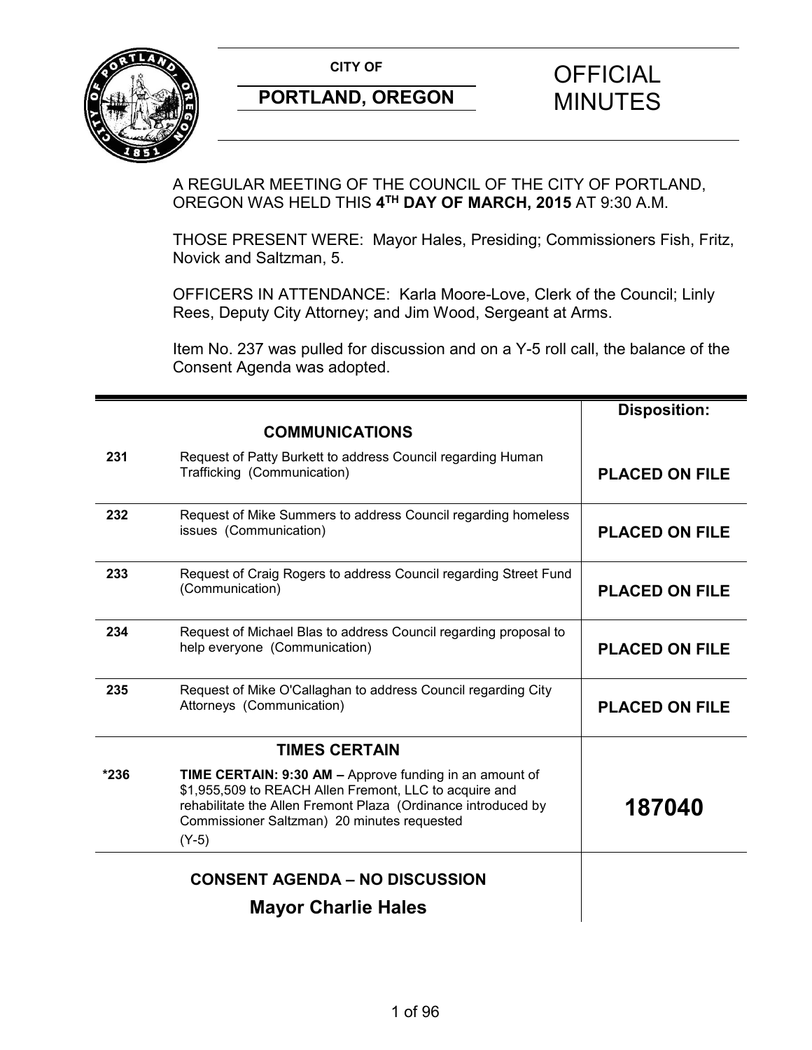**CITY OF**

**PORTLAND, OREGON**

# OFFICIAL MINUTES

A REGULAR MEETING OF THE COUNCIL OF THE CITY OF PORTLAND, OREGON WAS HELD THIS **4TH DAY OF MARCH, 2015** AT 9:30 A.M.

THOSE PRESENT WERE: Mayor Hales, Presiding; Commissioners Fish, Fritz, Novick and Saltzman, 5.

OFFICERS IN ATTENDANCE: Karla Moore-Love, Clerk of the Council; Linly Rees, Deputy City Attorney; and Jim Wood, Sergeant at Arms.

Item No. 237 was pulled for discussion and on a Y-5 roll call, the balance of the Consent Agenda was adopted.

| | | **Disposition:** |
|---|---|---|
| | **COMMUNICATIONS** | |
| **231** | Request of Patty Burkett to address Council regarding Human Trafficking (Communication) | **PLACED ON FILE** |
| **232** | Request of Mike Summers to address Council regarding homeless issues (Communication) | **PLACED ON FILE** |
| **233** | Request of Craig Rogers to address Council regarding Street Fund (Communication) | **PLACED ON FILE** |
| **234** | Request of Michael Blas to address Council regarding proposal to help everyone (Communication) | **PLACED ON FILE** |
| **235** | Request of Mike O'Callaghan to address Council regarding City Attorneys (Communication) | **PLACED ON FILE** |
| | **TIMES CERTAIN** | |
| **\*236** | **TIME CERTAIN: 9:30 AM –** Approve funding in an amount of $1,955,509 to REACH Allen Fremont, LLC to acquire and rehabilitate the Allen Fremont Plaza (Ordinance introduced by Commissioner Saltzman) 20 minutes requested (Y-5) | **187040** |
| | **CONSENT AGENDA – NO DISCUSSION** | |
| | **Mayor Charlie Hales** | |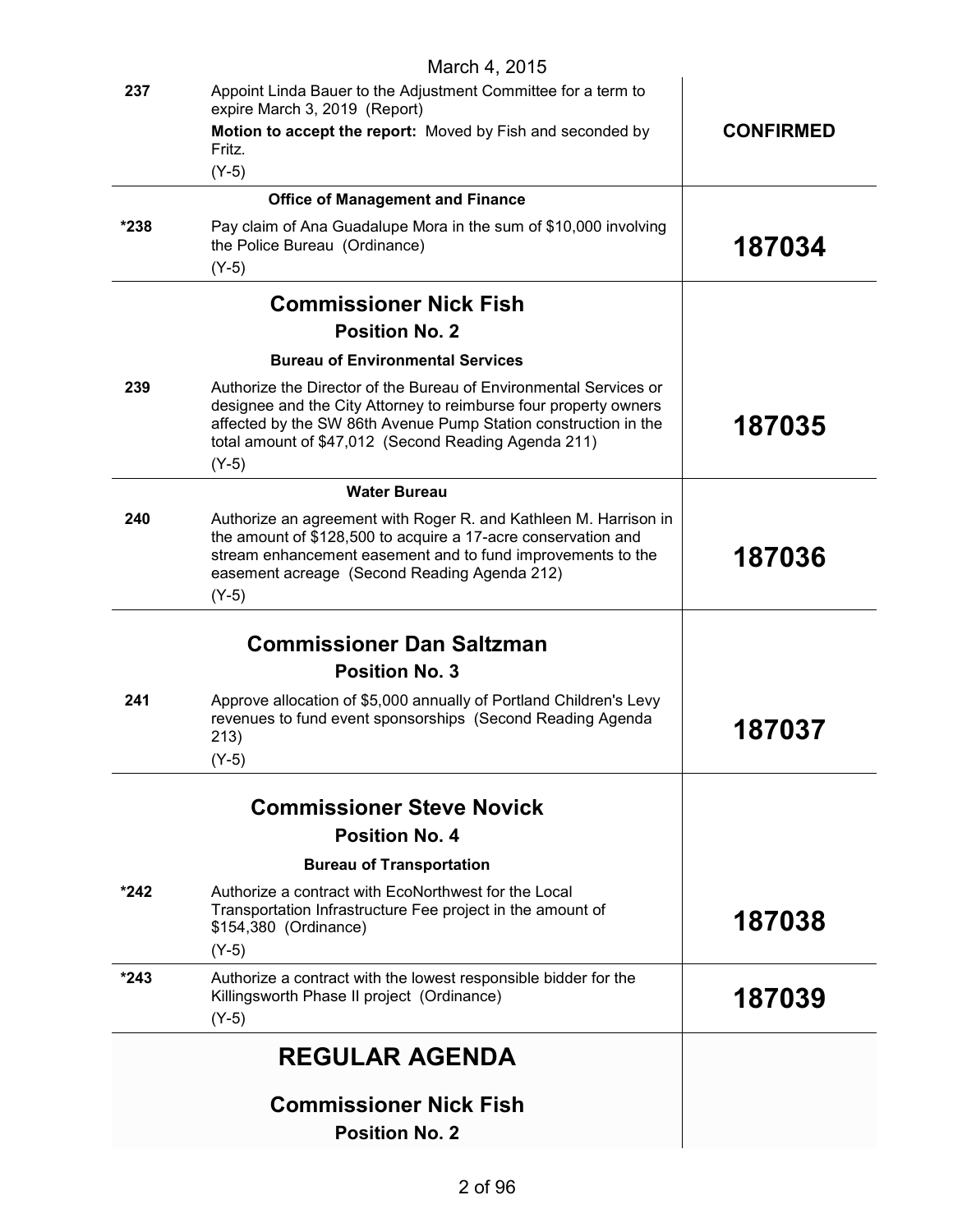| | | |
|---|---|---|
| 237 | Appoint Linda Bauer to the Adjustment Committee for a term to expire March 3, 2019 (Report)<br>**Motion to accept the report:** Moved by Fish and seconded by Fritz.<br>(Y-5) | **CONFIRMED** |
| | **Office of Management and Finance** | |
| *238 | Pay claim of Ana Guadalupe Mora in the sum of $10,000 involving the Police Bureau (Ordinance)<br>(Y-5) | **187034** |
| | **Commissioner Nick Fish**<br>**Position No. 2** | |
| | **Bureau of Environmental Services** | |
| 239 | Authorize the Director of the Bureau of Environmental Services or designee and the City Attorney to reimburse four property owners affected by the SW 86th Avenue Pump Station construction in the total amount of $47,012 (Second Reading Agenda 211)<br>(Y-5) | **187035** |
| | **Water Bureau** | |
| 240 | Authorize an agreement with Roger R. and Kathleen M. Harrison in the amount of $128,500 to acquire a 17-acre conservation and stream enhancement easement and to fund improvements to the easement acreage (Second Reading Agenda 212)<br>(Y-5) | **187036** |
| | **Commissioner Dan Saltzman**<br>**Position No. 3** | |
| 241 | Approve allocation of $5,000 annually of Portland Children's Levy revenues to fund event sponsorships (Second Reading Agenda 213)<br>(Y-5) | **187037** |
| | **Commissioner Steve Novick**<br>**Position No. 4** | |
| | **Bureau of Transportation** | |
| *242 | Authorize a contract with EcoNorthwest for the Local Transportation Infrastructure Fee project in the amount of $154,380 (Ordinance)<br>(Y-5) | **187038** |
| *243 | Authorize a contract with the lowest responsible bidder for the Killingsworth Phase II project (Ordinance)<br>(Y-5) | **187039** |

## REGULAR AGENDA

### Commissioner Nick Fish

**Position No. 2**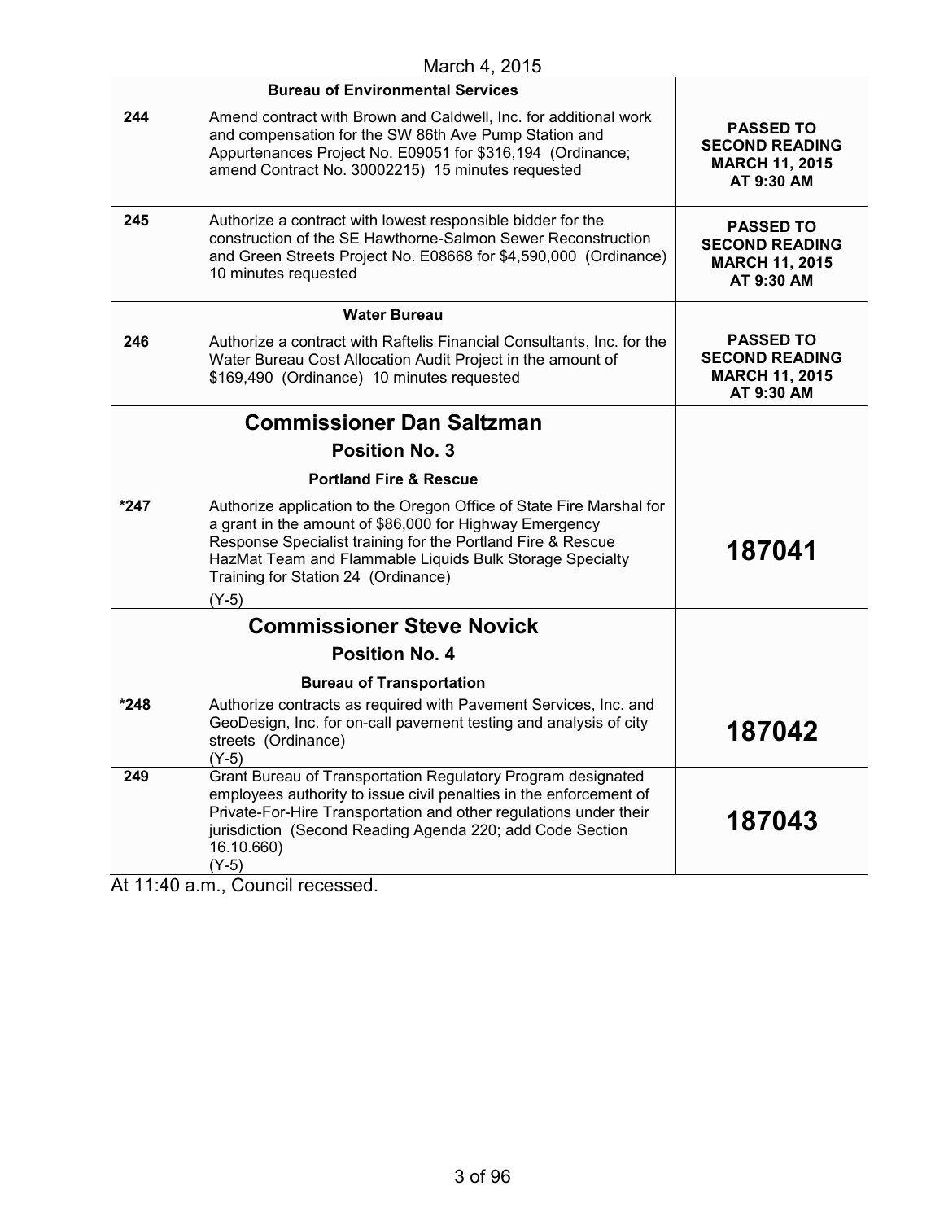March 4, 2015

| | | |
|---|---|---|
| | **Bureau of Environmental Services** | |
| **244** | Amend contract with Brown and Caldwell, Inc. for additional work and compensation for the SW 86th Ave Pump Station and Appurtenances Project No. E09051 for $316,194 (Ordinance; amend Contract No. 30002215) 15 minutes requested | **PASSED TO SECOND READING MARCH 11, 2015 AT 9:30 AM** |
| **245** | Authorize a contract with lowest responsible bidder for the construction of the SE Hawthorne-Salmon Sewer Reconstruction and Green Streets Project No. E08668 for $4,590,000 (Ordinance) 10 minutes requested | **PASSED TO SECOND READING MARCH 11, 2015 AT 9:30 AM** |
| | **Water Bureau** | |
| **246** | Authorize a contract with Raftelis Financial Consultants, Inc. for the Water Bureau Cost Allocation Audit Project in the amount of $169,490 (Ordinance) 10 minutes requested | **PASSED TO SECOND READING MARCH 11, 2015 AT 9:30 AM** |
| | **Commissioner Dan Saltzman** | |
| | **Position No. 3** | |
| | **Portland Fire & Rescue** | |
| ***247** | Authorize application to the Oregon Office of State Fire Marshal for a grant in the amount of $86,000 for Highway Emergency Response Specialist training for the Portland Fire & Rescue HazMat Team and Flammable Liquids Bulk Storage Specialty Training for Station 24 (Ordinance) (Y-5) | **187041** |
| | **Commissioner Steve Novick** | |
| | **Position No. 4** | |
| | **Bureau of Transportation** | |
| ***248** | Authorize contracts as required with Pavement Services, Inc. and GeoDesign, Inc. for on-call pavement testing and analysis of city streets (Ordinance) (Y-5) | **187042** |
| **249** | Grant Bureau of Transportation Regulatory Program designated employees authority to issue civil penalties in the enforcement of Private-For-Hire Transportation and other regulations under their jurisdiction (Second Reading Agenda 220; add Code Section 16.10.660) (Y-5) | **187043** |

At 11:40 a.m., Council recessed.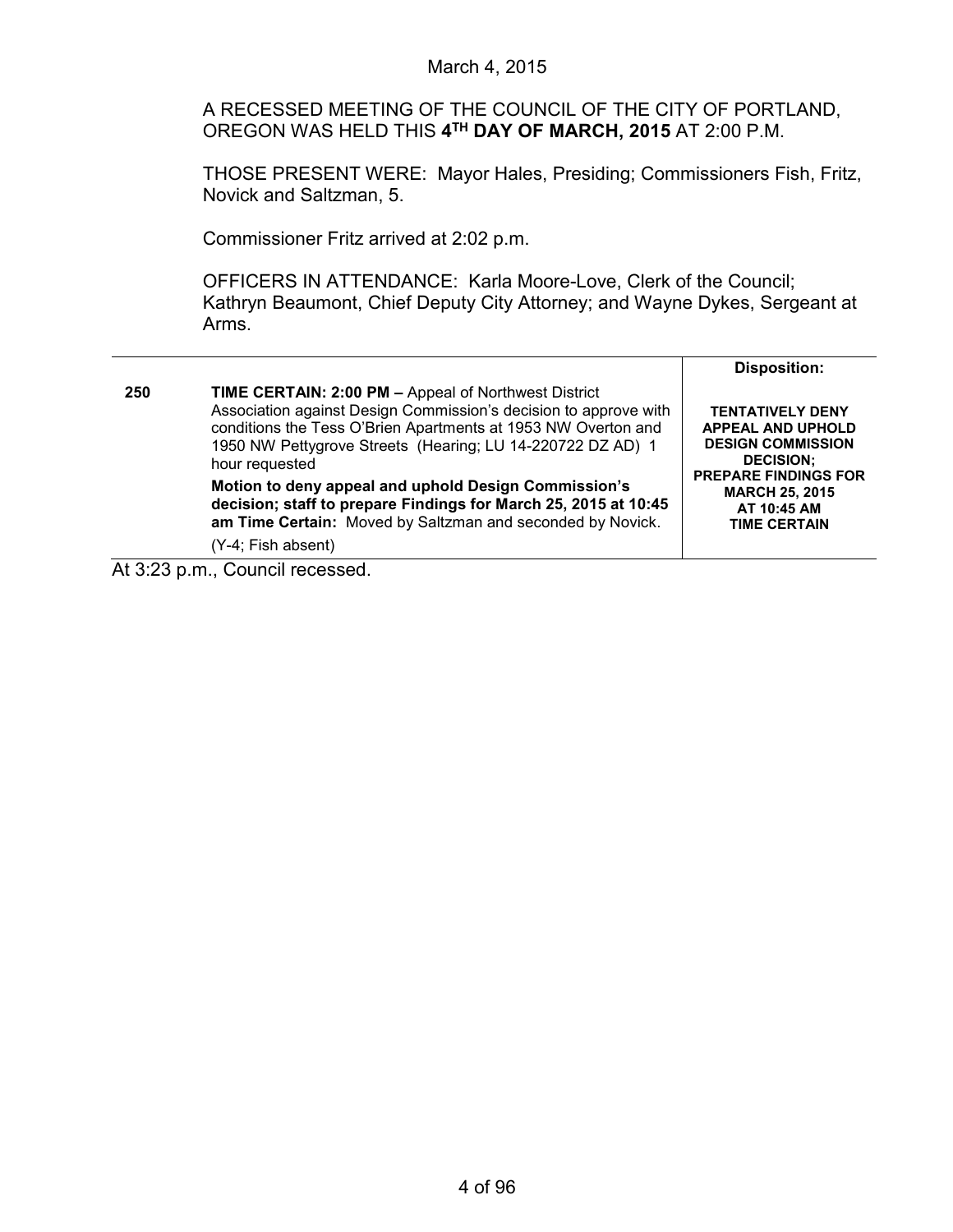March 4, 2015

A RECESSED MEETING OF THE COUNCIL OF THE CITY OF PORTLAND, OREGON WAS HELD THIS **4TH DAY OF MARCH, 2015** AT 2:00 P.M.

THOSE PRESENT WERE: Mayor Hales, Presiding; Commissioners Fish, Fritz, Novick and Saltzman, 5.

Commissioner Fritz arrived at 2:02 p.m.

OFFICERS IN ATTENDANCE: Karla Moore-Love, Clerk of the Council; Kathryn Beaumont, Chief Deputy City Attorney; and Wayne Dykes, Sergeant at Arms.

| | | **Disposition:** |
|---|---|---|
| **250** | **TIME CERTAIN: 2:00 PM –** Appeal of Northwest District Association against Design Commission's decision to approve with conditions the Tess O'Brien Apartments at 1953 NW Overton and 1950 NW Pettygrove Streets (Hearing; LU 14-220722 DZ AD) 1 hour requested<br><br>**Motion to deny appeal and uphold Design Commission's decision; staff to prepare Findings for March 25, 2015 at 10:45 am Time Certain:** Moved by Saltzman and seconded by Novick.<br><br>(Y-4; Fish absent) | **TENTATIVELY DENY APPEAL AND UPHOLD DESIGN COMMISSION DECISION; PREPARE FINDINGS FOR MARCH 25, 2015 AT 10:45 AM TIME CERTAIN** |

At 3:23 p.m., Council recessed.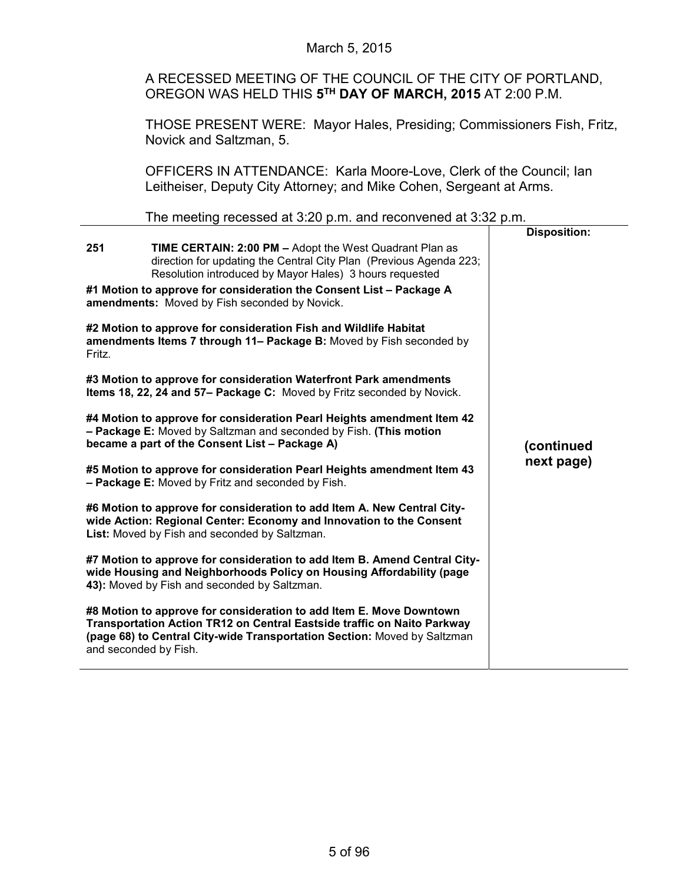March 5, 2015

A RECESSED MEETING OF THE COUNCIL OF THE CITY OF PORTLAND, OREGON WAS HELD THIS **5TH DAY OF MARCH, 2015** AT 2:00 P.M.

THOSE PRESENT WERE: Mayor Hales, Presiding; Commissioners Fish, Fritz, Novick and Saltzman, 5.

OFFICERS IN ATTENDANCE: Karla Moore-Love, Clerk of the Council; Ian Leitheiser, Deputy City Attorney; and Mike Cohen, Sergeant at Arms.

The meeting recessed at 3:20 p.m. and reconvened at 3:32 p.m.

| | | Disposition: |
|---|---|---|
| 251 | **TIME CERTAIN: 2:00 PM –** Adopt the West Quadrant Plan as direction for updating the Central City Plan (Previous Agenda 223; Resolution introduced by Mayor Hales) 3 hours requested<br><br>**#1 Motion to approve for consideration the Consent List – Package A amendments:** Moved by Fish seconded by Novick.<br><br>**#2 Motion to approve for consideration Fish and Wildlife Habitat amendments Items 7 through 11– Package B:** Moved by Fish seconded by Fritz.<br><br>**#3 Motion to approve for consideration Waterfront Park amendments Items 18, 22, 24 and 57– Package C:** Moved by Fritz seconded by Novick.<br><br>**#4 Motion to approve for consideration Pearl Heights amendment Item 42 – Package E:** Moved by Saltzman and seconded by Fish. **(This motion became a part of the Consent List – Package A)**<br><br>**#5 Motion to approve for consideration Pearl Heights amendment Item 43 – Package E:** Moved by Fritz and seconded by Fish.<br><br>**#6 Motion to approve for consideration to add Item A. New Central City-wide Action: Regional Center: Economy and Innovation to the Consent List:** Moved by Fish and seconded by Saltzman.<br><br>**#7 Motion to approve for consideration to add Item B. Amend Central City-wide Housing and Neighborhoods Policy on Housing Affordability (page 43):** Moved by Fish and seconded by Saltzman.<br><br>**#8 Motion to approve for consideration to add Item E. Move Downtown Transportation Action TR12 on Central Eastside traffic on Naito Parkway (page 68) to Central City-wide Transportation Section:** Moved by Saltzman and seconded by Fish. | **(continued next page)** |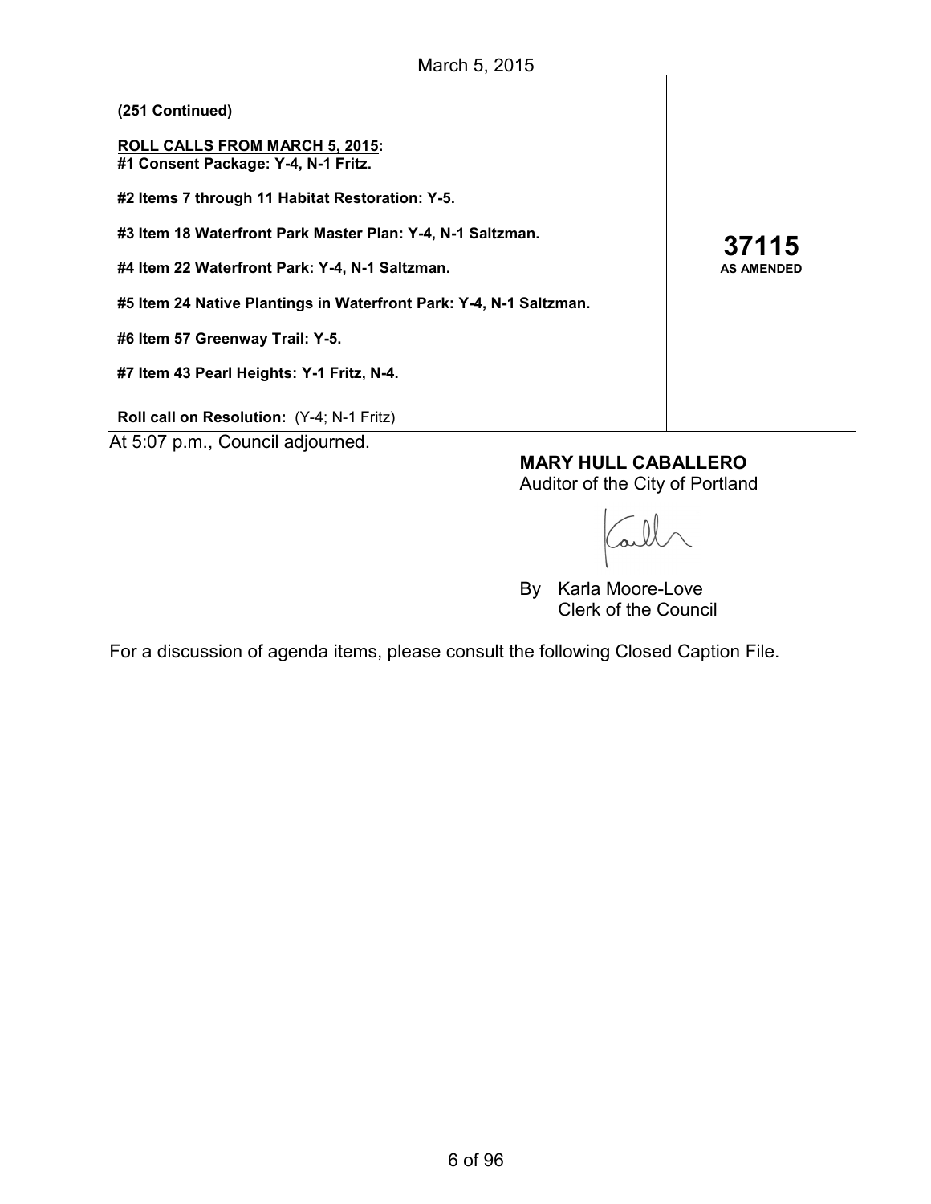**(251 Continued)**

**ROLL CALLS FROM MARCH 5, 2015:**
**#1 Consent Package: Y-4, N-1 Fritz.**

**#2 Items 7 through 11 Habitat Restoration: Y-5.**

**#3 Item 18 Waterfront Park Master Plan: Y-4, N-1 Saltzman.**

**#4 Item 22 Waterfront Park: Y-4, N-1 Saltzman.**

**#5 Item 24 Native Plantings in Waterfront Park: Y-4, N-1 Saltzman.**

**#6 Item 57 Greenway Trail: Y-5.**

**#7 Item 43 Pearl Heights: Y-1 Fritz, N-4.**

**Roll call on Resolution:** (Y-4; N-1 Fritz)

**37115**
**AS AMENDED**

At 5:07 p.m., Council adjourned.

**MARY HULL CABALLERO**
Auditor of the City of Portland

By Karla Moore-Love
Clerk of the Council

For a discussion of agenda items, please consult the following Closed Caption File.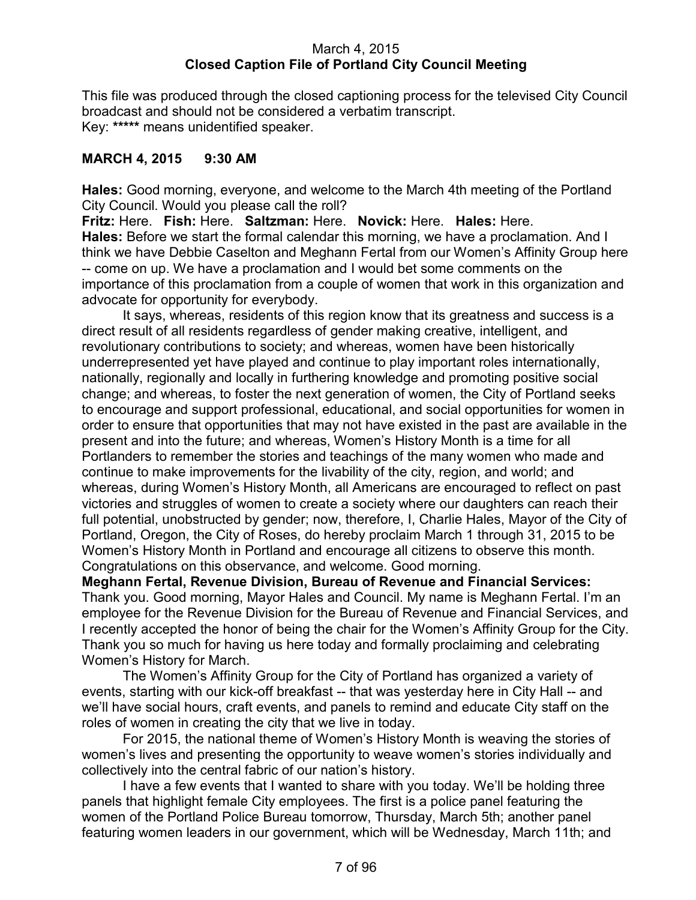March 4, 2015
**Closed Caption File of Portland City Council Meeting**

This file was produced through the closed captioning process for the televised City Council broadcast and should not be considered a verbatim transcript.
Key: ***** means unidentified speaker.

**MARCH 4, 2015 9:30 AM**

**Hales:** Good morning, everyone, and welcome to the March 4th meeting of the Portland City Council. Would you please call the roll?
**Fritz:** Here. **Fish:** Here. **Saltzman:** Here. **Novick:** Here. **Hales:** Here.
**Hales:** Before we start the formal calendar this morning, we have a proclamation. And I think we have Debbie Caselton and Meghann Fertal from our Women's Affinity Group here -- come on up. We have a proclamation and I would bet some comments on the importance of this proclamation from a couple of women that work in this organization and advocate for opportunity for everybody.

It says, whereas, residents of this region know that its greatness and success is a direct result of all residents regardless of gender making creative, intelligent, and revolutionary contributions to society; and whereas, women have been historically underrepresented yet have played and continue to play important roles internationally, nationally, regionally and locally in furthering knowledge and promoting positive social change; and whereas, to foster the next generation of women, the City of Portland seeks to encourage and support professional, educational, and social opportunities for women in order to ensure that opportunities that may not have existed in the past are available in the present and into the future; and whereas, Women's History Month is a time for all Portlanders to remember the stories and teachings of the many women who made and continue to make improvements for the livability of the city, region, and world; and whereas, during Women's History Month, all Americans are encouraged to reflect on past victories and struggles of women to create a society where our daughters can reach their full potential, unobstructed by gender; now, therefore, I, Charlie Hales, Mayor of the City of Portland, Oregon, the City of Roses, do hereby proclaim March 1 through 31, 2015 to be Women's History Month in Portland and encourage all citizens to observe this month. Congratulations on this observance, and welcome. Good morning.

**Meghann Fertal, Revenue Division, Bureau of Revenue and Financial Services:** Thank you. Good morning, Mayor Hales and Council. My name is Meghann Fertal. I'm an employee for the Revenue Division for the Bureau of Revenue and Financial Services, and I recently accepted the honor of being the chair for the Women's Affinity Group for the City. Thank you so much for having us here today and formally proclaiming and celebrating Women's History for March.

The Women's Affinity Group for the City of Portland has organized a variety of events, starting with our kick-off breakfast -- that was yesterday here in City Hall -- and we'll have social hours, craft events, and panels to remind and educate City staff on the roles of women in creating the city that we live in today.

For 2015, the national theme of Women's History Month is weaving the stories of women's lives and presenting the opportunity to weave women's stories individually and collectively into the central fabric of our nation's history.

I have a few events that I wanted to share with you today. We'll be holding three panels that highlight female City employees. The first is a police panel featuring the women of the Portland Police Bureau tomorrow, Thursday, March 5th; another panel featuring women leaders in our government, which will be Wednesday, March 11th; and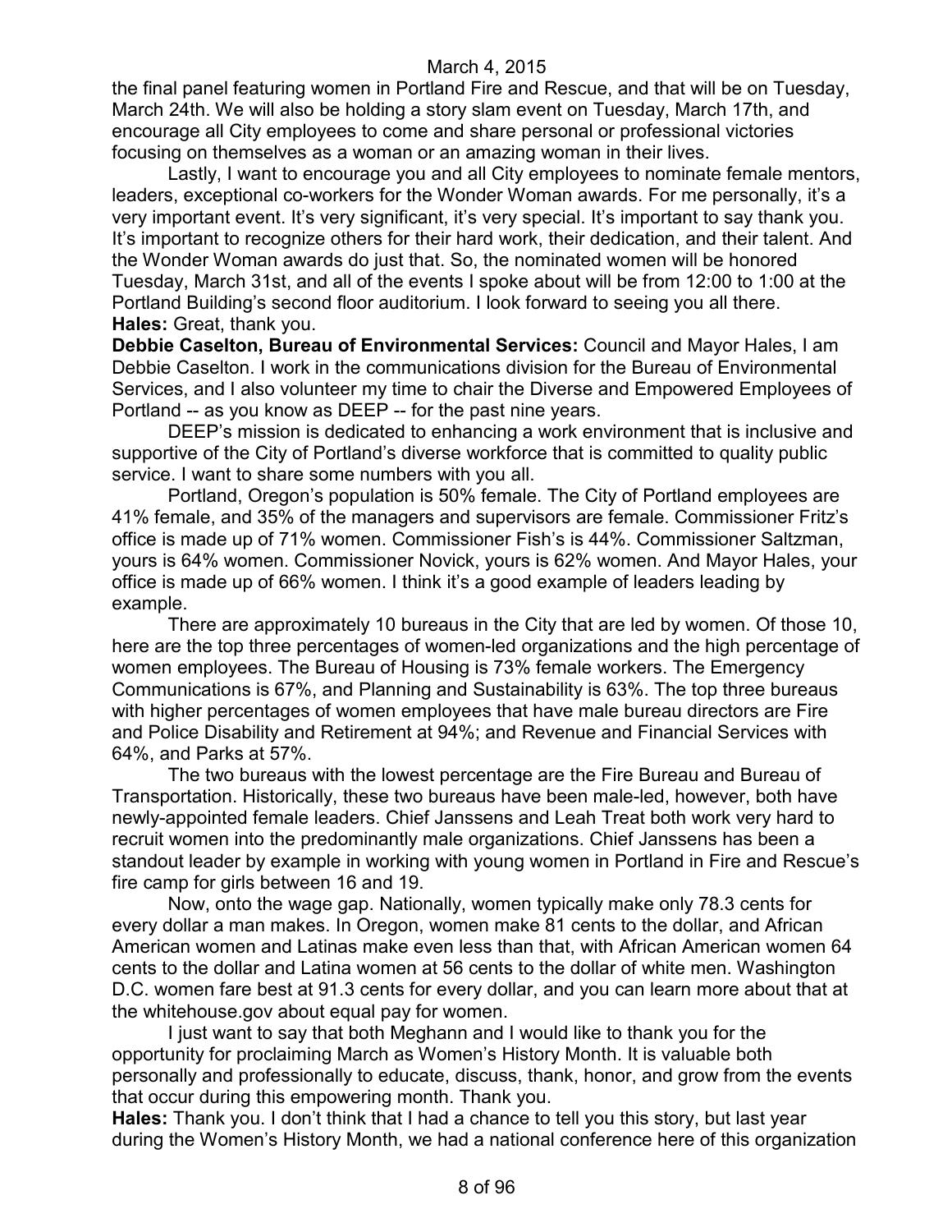the final panel featuring women in Portland Fire and Rescue, and that will be on Tuesday, March 24th. We will also be holding a story slam event on Tuesday, March 17th, and encourage all City employees to come and share personal or professional victories focusing on themselves as a woman or an amazing woman in their lives.

Lastly, I want to encourage you and all City employees to nominate female mentors, leaders, exceptional co-workers for the Wonder Woman awards. For me personally, it's a very important event. It's very significant, it's very special. It's important to say thank you. It's important to recognize others for their hard work, their dedication, and their talent. And the Wonder Woman awards do just that. So, the nominated women will be honored Tuesday, March 31st, and all of the events I spoke about will be from 12:00 to 1:00 at the Portland Building's second floor auditorium. I look forward to seeing you all there.

**Hales:** Great, thank you.

**Debbie Caselton, Bureau of Environmental Services:** Council and Mayor Hales, I am Debbie Caselton. I work in the communications division for the Bureau of Environmental Services, and I also volunteer my time to chair the Diverse and Empowered Employees of Portland -- as you know as DEEP -- for the past nine years.

DEEP's mission is dedicated to enhancing a work environment that is inclusive and supportive of the City of Portland's diverse workforce that is committed to quality public service. I want to share some numbers with you all.

Portland, Oregon's population is 50% female. The City of Portland employees are 41% female, and 35% of the managers and supervisors are female. Commissioner Fritz's office is made up of 71% women. Commissioner Fish's is 44%. Commissioner Saltzman, yours is 64% women. Commissioner Novick, yours is 62% women. And Mayor Hales, your office is made up of 66% women. I think it's a good example of leaders leading by example.

There are approximately 10 bureaus in the City that are led by women. Of those 10, here are the top three percentages of women-led organizations and the high percentage of women employees. The Bureau of Housing is 73% female workers. The Emergency Communications is 67%, and Planning and Sustainability is 63%. The top three bureaus with higher percentages of women employees that have male bureau directors are Fire and Police Disability and Retirement at 94%; and Revenue and Financial Services with 64%, and Parks at 57%.

The two bureaus with the lowest percentage are the Fire Bureau and Bureau of Transportation. Historically, these two bureaus have been male-led, however, both have newly-appointed female leaders. Chief Janssens and Leah Treat both work very hard to recruit women into the predominantly male organizations. Chief Janssens has been a standout leader by example in working with young women in Portland in Fire and Rescue's fire camp for girls between 16 and 19.

Now, onto the wage gap. Nationally, women typically make only 78.3 cents for every dollar a man makes. In Oregon, women make 81 cents to the dollar, and African American women and Latinas make even less than that, with African American women 64 cents to the dollar and Latina women at 56 cents to the dollar of white men. Washington D.C. women fare best at 91.3 cents for every dollar, and you can learn more about that at the whitehouse.gov about equal pay for women.

I just want to say that both Meghann and I would like to thank you for the opportunity for proclaiming March as Women's History Month. It is valuable both personally and professionally to educate, discuss, thank, honor, and grow from the events that occur during this empowering month. Thank you.

**Hales:** Thank you. I don't think that I had a chance to tell you this story, but last year during the Women's History Month, we had a national conference here of this organization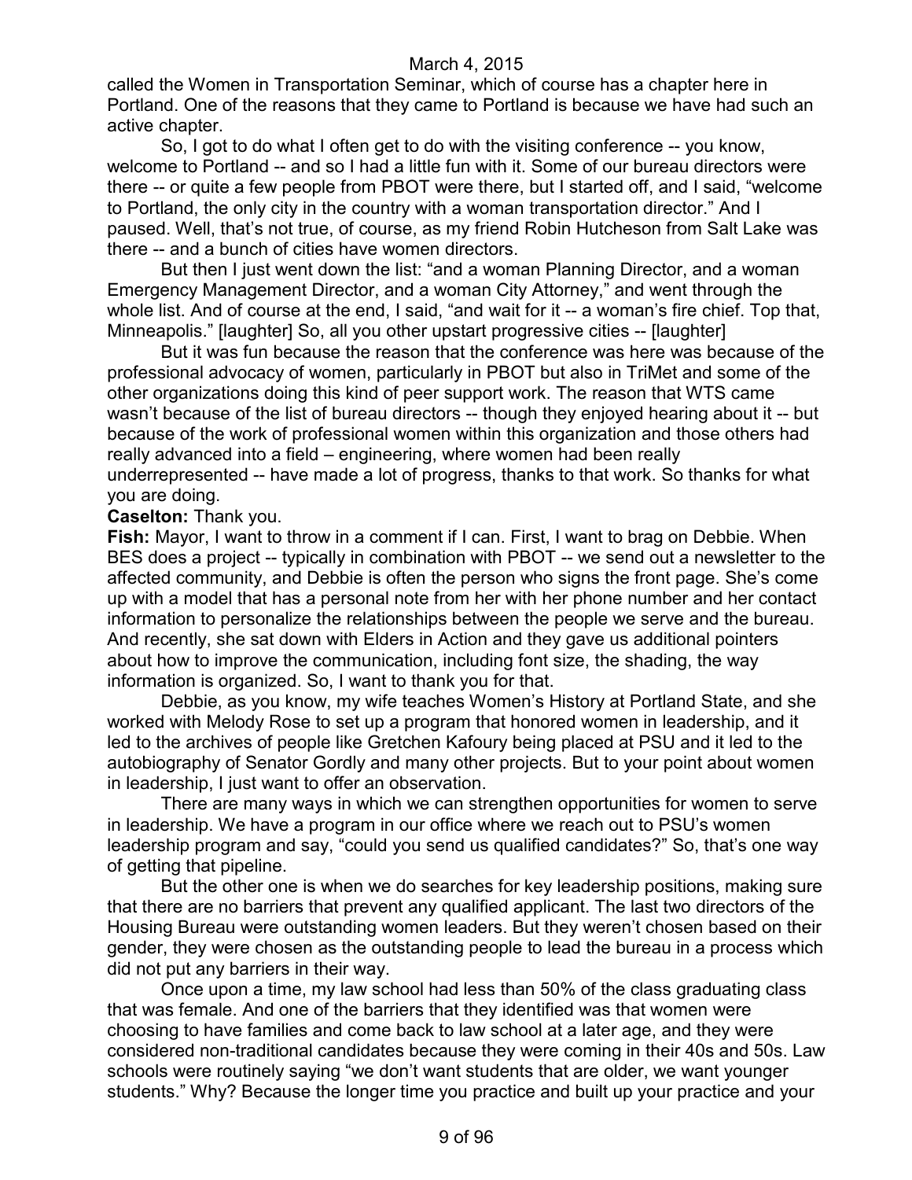called the Women in Transportation Seminar, which of course has a chapter here in Portland. One of the reasons that they came to Portland is because we have had such an active chapter.

So, I got to do what I often get to do with the visiting conference -- you know, welcome to Portland -- and so I had a little fun with it. Some of our bureau directors were there -- or quite a few people from PBOT were there, but I started off, and I said, "welcome to Portland, the only city in the country with a woman transportation director." And I paused. Well, that's not true, of course, as my friend Robin Hutcheson from Salt Lake was there -- and a bunch of cities have women directors.

But then I just went down the list: "and a woman Planning Director, and a woman Emergency Management Director, and a woman City Attorney," and went through the whole list. And of course at the end, I said, "and wait for it -- a woman's fire chief. Top that, Minneapolis." [laughter] So, all you other upstart progressive cities -- [laughter]

But it was fun because the reason that the conference was here was because of the professional advocacy of women, particularly in PBOT but also in TriMet and some of the other organizations doing this kind of peer support work. The reason that WTS came wasn't because of the list of bureau directors -- though they enjoyed hearing about it -- but because of the work of professional women within this organization and those others had really advanced into a field – engineering, where women had been really underrepresented -- have made a lot of progress, thanks to that work. So thanks for what you are doing.

**Caselton:** Thank you.

**Fish:** Mayor, I want to throw in a comment if I can. First, I want to brag on Debbie. When BES does a project -- typically in combination with PBOT -- we send out a newsletter to the affected community, and Debbie is often the person who signs the front page. She's come up with a model that has a personal note from her with her phone number and her contact information to personalize the relationships between the people we serve and the bureau. And recently, she sat down with Elders in Action and they gave us additional pointers about how to improve the communication, including font size, the shading, the way information is organized. So, I want to thank you for that.

Debbie, as you know, my wife teaches Women's History at Portland State, and she worked with Melody Rose to set up a program that honored women in leadership, and it led to the archives of people like Gretchen Kafoury being placed at PSU and it led to the autobiography of Senator Gordly and many other projects. But to your point about women in leadership, I just want to offer an observation.

There are many ways in which we can strengthen opportunities for women to serve in leadership. We have a program in our office where we reach out to PSU's women leadership program and say, "could you send us qualified candidates?" So, that's one way of getting that pipeline.

But the other one is when we do searches for key leadership positions, making sure that there are no barriers that prevent any qualified applicant. The last two directors of the Housing Bureau were outstanding women leaders. But they weren't chosen based on their gender, they were chosen as the outstanding people to lead the bureau in a process which did not put any barriers in their way.

Once upon a time, my law school had less than 50% of the class graduating class that was female. And one of the barriers that they identified was that women were choosing to have families and come back to law school at a later age, and they were considered non-traditional candidates because they were coming in their 40s and 50s. Law schools were routinely saying "we don't want students that are older, we want younger students." Why? Because the longer time you practice and built up your practice and your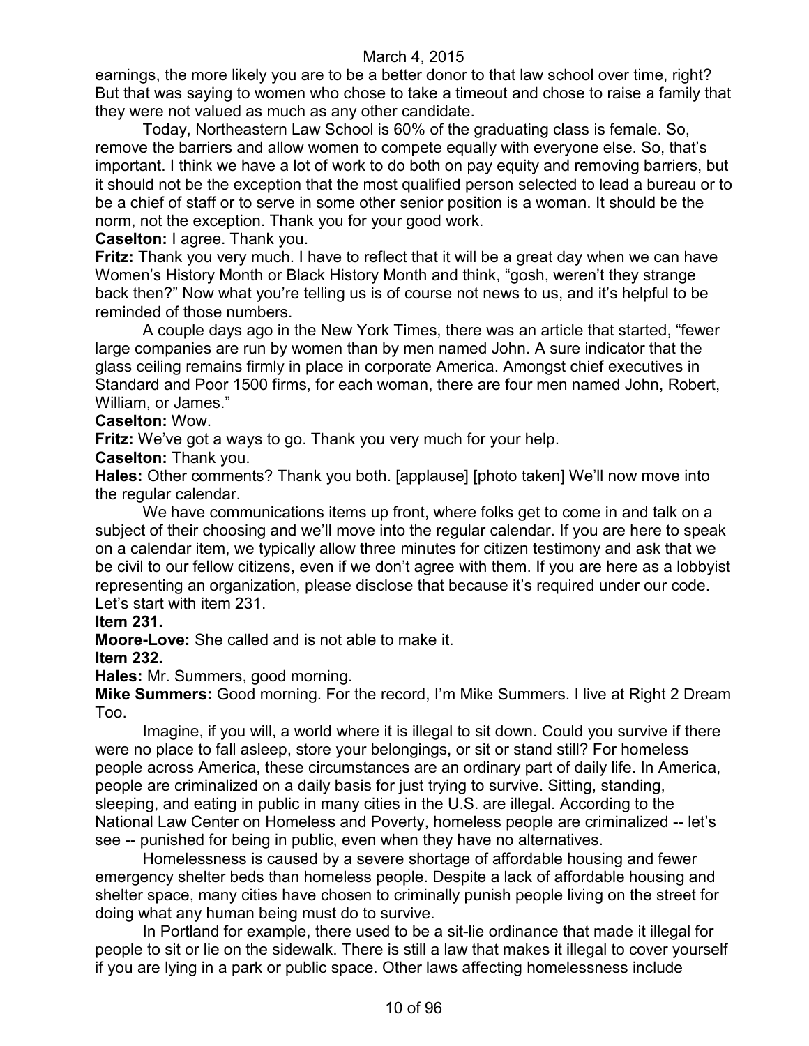earnings, the more likely you are to be a better donor to that law school over time, right? But that was saying to women who chose to take a timeout and chose to raise a family that they were not valued as much as any other candidate.

Today, Northeastern Law School is 60% of the graduating class is female. So, remove the barriers and allow women to compete equally with everyone else. So, that's important. I think we have a lot of work to do both on pay equity and removing barriers, but it should not be the exception that the most qualified person selected to lead a bureau or to be a chief of staff or to serve in some other senior position is a woman. It should be the norm, not the exception. Thank you for your good work.

**Caselton:** I agree. Thank you.

**Fritz:** Thank you very much. I have to reflect that it will be a great day when we can have Women's History Month or Black History Month and think, "gosh, weren't they strange back then?" Now what you're telling us is of course not news to us, and it's helpful to be reminded of those numbers.

A couple days ago in the New York Times, there was an article that started, "fewer large companies are run by women than by men named John. A sure indicator that the glass ceiling remains firmly in place in corporate America. Amongst chief executives in Standard and Poor 1500 firms, for each woman, there are four men named John, Robert, William, or James."

**Caselton:** Wow.

**Fritz:** We've got a ways to go. Thank you very much for your help.

**Caselton:** Thank you.

**Hales:** Other comments? Thank you both. [applause] [photo taken] We'll now move into the regular calendar.

We have communications items up front, where folks get to come in and talk on a subject of their choosing and we'll move into the regular calendar. If you are here to speak on a calendar item, we typically allow three minutes for citizen testimony and ask that we be civil to our fellow citizens, even if we don't agree with them. If you are here as a lobbyist representing an organization, please disclose that because it's required under our code. Let's start with item 231.

**Item 231.**

**Moore-Love:** She called and is not able to make it.

**Item 232.**

**Hales:** Mr. Summers, good morning.

**Mike Summers:** Good morning. For the record, I'm Mike Summers. I live at Right 2 Dream Too.

Imagine, if you will, a world where it is illegal to sit down. Could you survive if there were no place to fall asleep, store your belongings, or sit or stand still? For homeless people across America, these circumstances are an ordinary part of daily life. In America, people are criminalized on a daily basis for just trying to survive. Sitting, standing, sleeping, and eating in public in many cities in the U.S. are illegal. According to the National Law Center on Homeless and Poverty, homeless people are criminalized -- let's see -- punished for being in public, even when they have no alternatives.

Homelessness is caused by a severe shortage of affordable housing and fewer emergency shelter beds than homeless people. Despite a lack of affordable housing and shelter space, many cities have chosen to criminally punish people living on the street for doing what any human being must do to survive.

In Portland for example, there used to be a sit-lie ordinance that made it illegal for people to sit or lie on the sidewalk. There is still a law that makes it illegal to cover yourself if you are lying in a park or public space. Other laws affecting homelessness include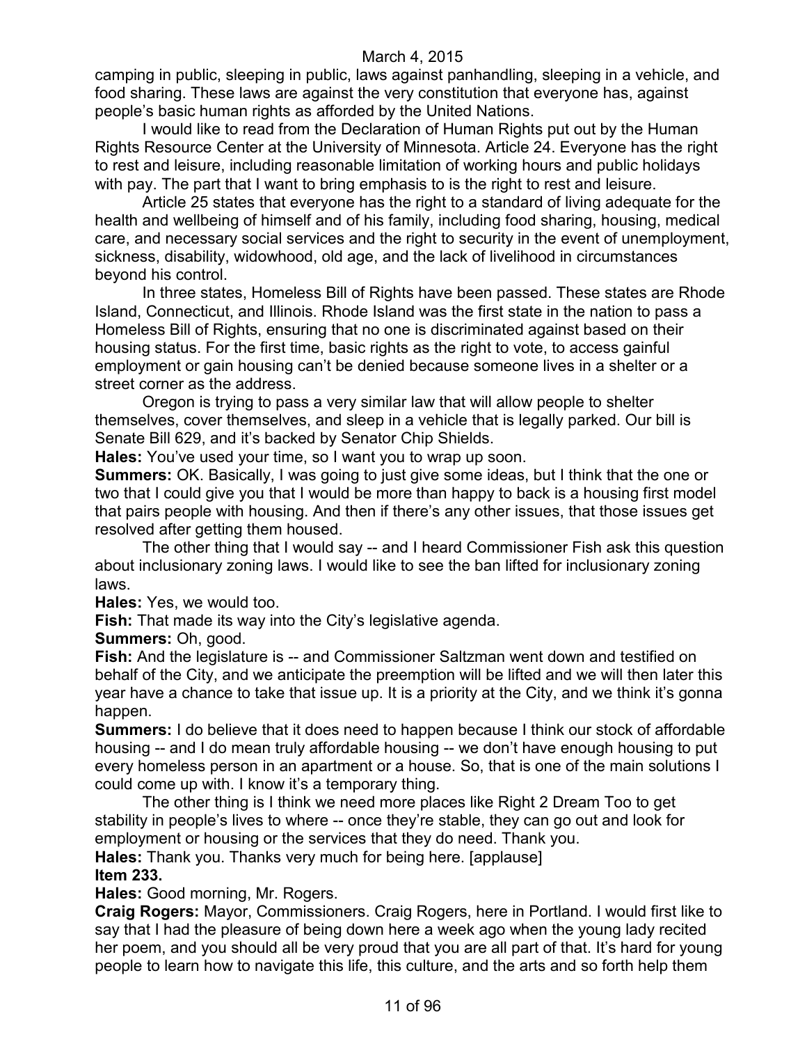camping in public, sleeping in public, laws against panhandling, sleeping in a vehicle, and food sharing. These laws are against the very constitution that everyone has, against people's basic human rights as afforded by the United Nations.

I would like to read from the Declaration of Human Rights put out by the Human Rights Resource Center at the University of Minnesota. Article 24. Everyone has the right to rest and leisure, including reasonable limitation of working hours and public holidays with pay. The part that I want to bring emphasis to is the right to rest and leisure.

Article 25 states that everyone has the right to a standard of living adequate for the health and wellbeing of himself and of his family, including food sharing, housing, medical care, and necessary social services and the right to security in the event of unemployment, sickness, disability, widowhood, old age, and the lack of livelihood in circumstances beyond his control.

In three states, Homeless Bill of Rights have been passed. These states are Rhode Island, Connecticut, and Illinois. Rhode Island was the first state in the nation to pass a Homeless Bill of Rights, ensuring that no one is discriminated against based on their housing status. For the first time, basic rights as the right to vote, to access gainful employment or gain housing can't be denied because someone lives in a shelter or a street corner as the address.

Oregon is trying to pass a very similar law that will allow people to shelter themselves, cover themselves, and sleep in a vehicle that is legally parked. Our bill is Senate Bill 629, and it's backed by Senator Chip Shields.

**Hales:** You've used your time, so I want you to wrap up soon.

**Summers:** OK. Basically, I was going to just give some ideas, but I think that the one or two that I could give you that I would be more than happy to back is a housing first model that pairs people with housing. And then if there's any other issues, that those issues get resolved after getting them housed.

The other thing that I would say -- and I heard Commissioner Fish ask this question about inclusionary zoning laws. I would like to see the ban lifted for inclusionary zoning laws.

**Hales:** Yes, we would too.

**Fish:** That made its way into the City's legislative agenda.

**Summers:** Oh, good.

**Fish:** And the legislature is -- and Commissioner Saltzman went down and testified on behalf of the City, and we anticipate the preemption will be lifted and we will then later this year have a chance to take that issue up. It is a priority at the City, and we think it's gonna happen.

**Summers:** I do believe that it does need to happen because I think our stock of affordable housing -- and I do mean truly affordable housing -- we don't have enough housing to put every homeless person in an apartment or a house. So, that is one of the main solutions I could come up with. I know it's a temporary thing.

The other thing is I think we need more places like Right 2 Dream Too to get stability in people's lives to where -- once they're stable, they can go out and look for employment or housing or the services that they do need. Thank you.

**Hales:** Thank you. Thanks very much for being here. [applause]

**Item 233.**

**Hales:** Good morning, Mr. Rogers.

**Craig Rogers:** Mayor, Commissioners. Craig Rogers, here in Portland. I would first like to say that I had the pleasure of being down here a week ago when the young lady recited her poem, and you should all be very proud that you are all part of that. It's hard for young people to learn how to navigate this life, this culture, and the arts and so forth help them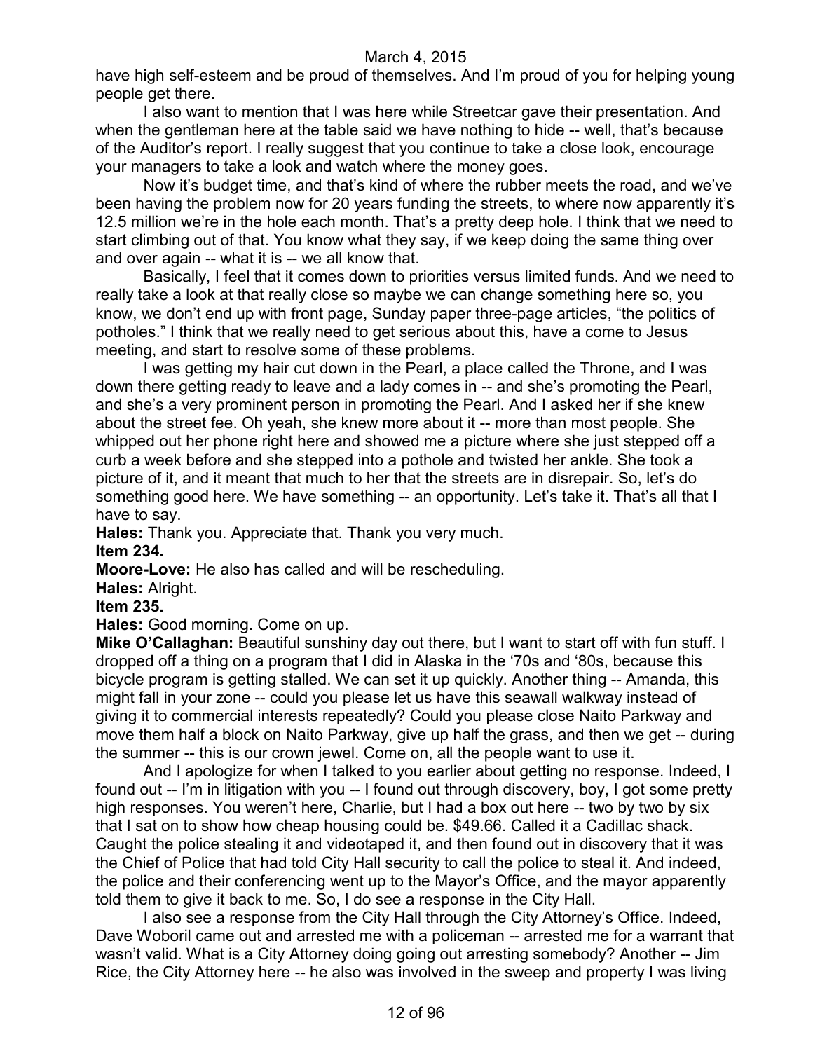have high self-esteem and be proud of themselves. And I'm proud of you for helping young people get there.

I also want to mention that I was here while Streetcar gave their presentation. And when the gentleman here at the table said we have nothing to hide -- well, that's because of the Auditor's report. I really suggest that you continue to take a close look, encourage your managers to take a look and watch where the money goes.

Now it's budget time, and that's kind of where the rubber meets the road, and we've been having the problem now for 20 years funding the streets, to where now apparently it's 12.5 million we're in the hole each month. That's a pretty deep hole. I think that we need to start climbing out of that. You know what they say, if we keep doing the same thing over and over again -- what it is -- we all know that.

Basically, I feel that it comes down to priorities versus limited funds. And we need to really take a look at that really close so maybe we can change something here so, you know, we don't end up with front page, Sunday paper three-page articles, "the politics of potholes." I think that we really need to get serious about this, have a come to Jesus meeting, and start to resolve some of these problems.

I was getting my hair cut down in the Pearl, a place called the Throne, and I was down there getting ready to leave and a lady comes in -- and she's promoting the Pearl, and she's a very prominent person in promoting the Pearl. And I asked her if she knew about the street fee. Oh yeah, she knew more about it -- more than most people. She whipped out her phone right here and showed me a picture where she just stepped off a curb a week before and she stepped into a pothole and twisted her ankle. She took a picture of it, and it meant that much to her that the streets are in disrepair. So, let's do something good here. We have something -- an opportunity. Let's take it. That's all that I have to say.

**Hales:** Thank you. Appreciate that. Thank you very much.

**Item 234.**

**Moore-Love:** He also has called and will be rescheduling.

**Hales:** Alright.

**Item 235.**

**Hales:** Good morning. Come on up.

**Mike O'Callaghan:** Beautiful sunshiny day out there, but I want to start off with fun stuff. I dropped off a thing on a program that I did in Alaska in the '70s and '80s, because this bicycle program is getting stalled. We can set it up quickly. Another thing -- Amanda, this might fall in your zone -- could you please let us have this seawall walkway instead of giving it to commercial interests repeatedly? Could you please close Naito Parkway and move them half a block on Naito Parkway, give up half the grass, and then we get -- during the summer -- this is our crown jewel. Come on, all the people want to use it.

And I apologize for when I talked to you earlier about getting no response. Indeed, I found out -- I'm in litigation with you -- I found out through discovery, boy, I got some pretty high responses. You weren't here, Charlie, but I had a box out here -- two by two by six that I sat on to show how cheap housing could be. $49.66. Called it a Cadillac shack. Caught the police stealing it and videotaped it, and then found out in discovery that it was the Chief of Police that had told City Hall security to call the police to steal it. And indeed, the police and their conferencing went up to the Mayor's Office, and the mayor apparently told them to give it back to me. So, I do see a response in the City Hall.

I also see a response from the City Hall through the City Attorney's Office. Indeed, Dave Woboril came out and arrested me with a policeman -- arrested me for a warrant that wasn't valid. What is a City Attorney doing going out arresting somebody? Another -- Jim Rice, the City Attorney here -- he also was involved in the sweep and property I was living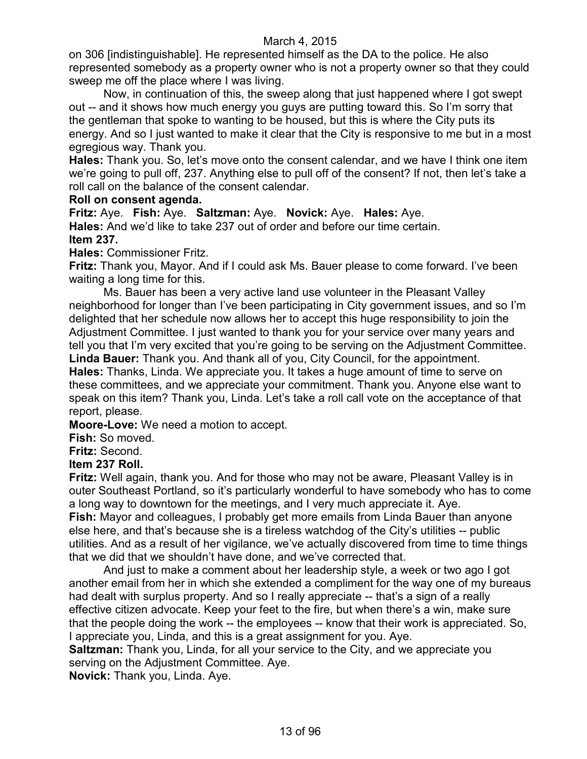on 306 [indistinguishable]. He represented himself as the DA to the police. He also represented somebody as a property owner who is not a property owner so that they could sweep me off the place where I was living.

Now, in continuation of this, the sweep along that just happened where I got swept out -- and it shows how much energy you guys are putting toward this. So I'm sorry that the gentleman that spoke to wanting to be housed, but this is where the City puts its energy. And so I just wanted to make it clear that the City is responsive to me but in a most egregious way. Thank you.

**Hales:** Thank you. So, let's move onto the consent calendar, and we have I think one item we're going to pull off, 237. Anything else to pull off of the consent? If not, then let's take a roll call on the balance of the consent calendar.

**Roll on consent agenda.**

**Fritz:** Aye. **Fish:** Aye. **Saltzman:** Aye. **Novick:** Aye. **Hales:** Aye.

**Hales:** And we'd like to take 237 out of order and before our time certain.

**Item 237.**

**Hales:** Commissioner Fritz.

**Fritz:** Thank you, Mayor. And if I could ask Ms. Bauer please to come forward. I've been waiting a long time for this.

Ms. Bauer has been a very active land use volunteer in the Pleasant Valley neighborhood for longer than I've been participating in City government issues, and so I'm delighted that her schedule now allows her to accept this huge responsibility to join the Adjustment Committee. I just wanted to thank you for your service over many years and tell you that I'm very excited that you're going to be serving on the Adjustment Committee.

**Linda Bauer:** Thank you. And thank all of you, City Council, for the appointment.

**Hales:** Thanks, Linda. We appreciate you. It takes a huge amount of time to serve on these committees, and we appreciate your commitment. Thank you. Anyone else want to speak on this item? Thank you, Linda. Let's take a roll call vote on the acceptance of that report, please.

**Moore-Love:** We need a motion to accept.

**Fish:** So moved.

**Fritz:** Second.

**Item 237 Roll.**

**Fritz:** Well again, thank you. And for those who may not be aware, Pleasant Valley is in outer Southeast Portland, so it's particularly wonderful to have somebody who has to come a long way to downtown for the meetings, and I very much appreciate it. Aye.

**Fish:** Mayor and colleagues, I probably get more emails from Linda Bauer than anyone else here, and that's because she is a tireless watchdog of the City's utilities -- public utilities. And as a result of her vigilance, we've actually discovered from time to time things that we did that we shouldn't have done, and we've corrected that.

And just to make a comment about her leadership style, a week or two ago I got another email from her in which she extended a compliment for the way one of my bureaus had dealt with surplus property. And so I really appreciate -- that's a sign of a really effective citizen advocate. Keep your feet to the fire, but when there's a win, make sure that the people doing the work -- the employees -- know that their work is appreciated. So, I appreciate you, Linda, and this is a great assignment for you. Aye.

**Saltzman:** Thank you, Linda, for all your service to the City, and we appreciate you serving on the Adjustment Committee. Aye.

**Novick:** Thank you, Linda. Aye.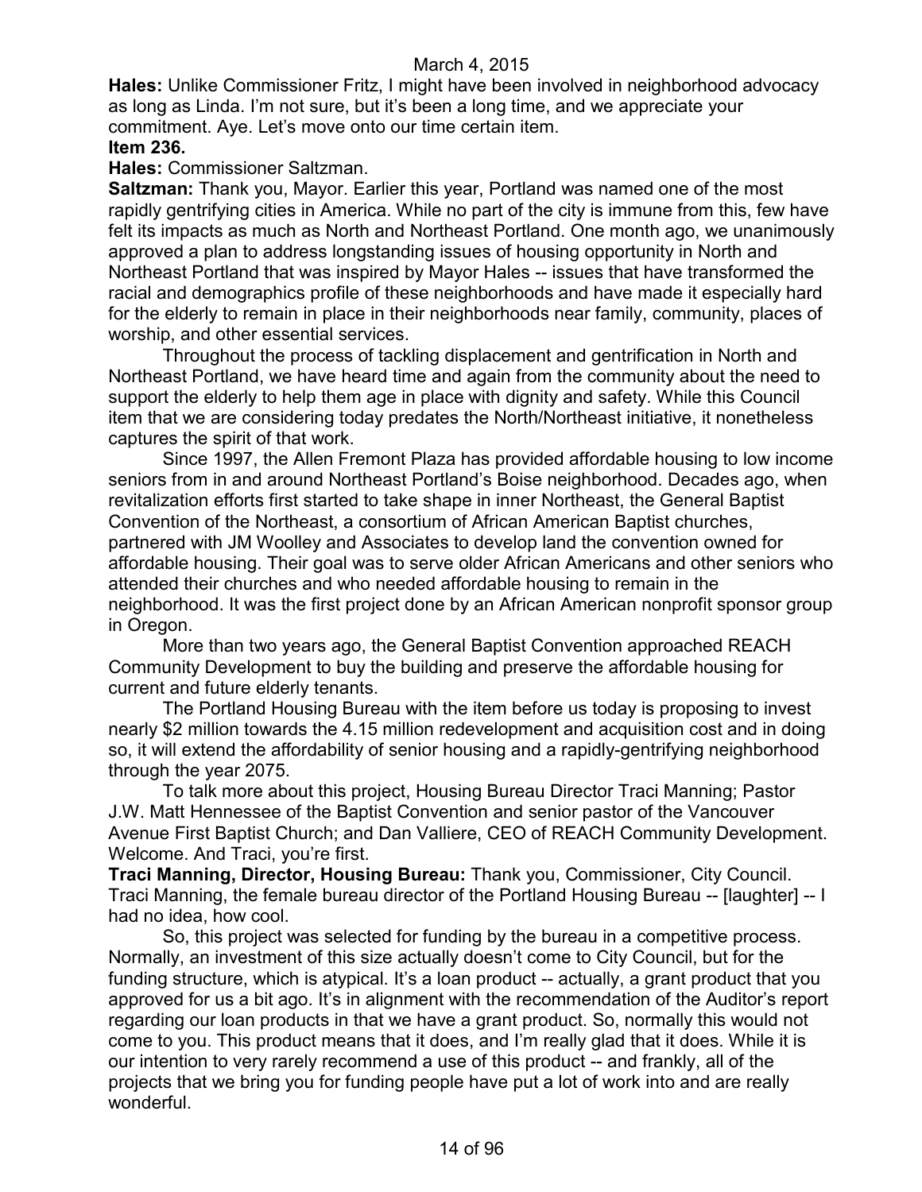**Hales:** Unlike Commissioner Fritz, I might have been involved in neighborhood advocacy as long as Linda. I'm not sure, but it's been a long time, and we appreciate your commitment. Aye. Let's move onto our time certain item.

**Item 236.**

**Hales:** Commissioner Saltzman.

**Saltzman:** Thank you, Mayor. Earlier this year, Portland was named one of the most rapidly gentrifying cities in America. While no part of the city is immune from this, few have felt its impacts as much as North and Northeast Portland. One month ago, we unanimously approved a plan to address longstanding issues of housing opportunity in North and Northeast Portland that was inspired by Mayor Hales -- issues that have transformed the racial and demographics profile of these neighborhoods and have made it especially hard for the elderly to remain in place in their neighborhoods near family, community, places of worship, and other essential services.

Throughout the process of tackling displacement and gentrification in North and Northeast Portland, we have heard time and again from the community about the need to support the elderly to help them age in place with dignity and safety. While this Council item that we are considering today predates the North/Northeast initiative, it nonetheless captures the spirit of that work.

Since 1997, the Allen Fremont Plaza has provided affordable housing to low income seniors from in and around Northeast Portland's Boise neighborhood. Decades ago, when revitalization efforts first started to take shape in inner Northeast, the General Baptist Convention of the Northeast, a consortium of African American Baptist churches, partnered with JM Woolley and Associates to develop land the convention owned for affordable housing. Their goal was to serve older African Americans and other seniors who attended their churches and who needed affordable housing to remain in the neighborhood. It was the first project done by an African American nonprofit sponsor group in Oregon.

More than two years ago, the General Baptist Convention approached REACH Community Development to buy the building and preserve the affordable housing for current and future elderly tenants.

The Portland Housing Bureau with the item before us today is proposing to invest nearly $2 million towards the 4.15 million redevelopment and acquisition cost and in doing so, it will extend the affordability of senior housing and a rapidly-gentrifying neighborhood through the year 2075.

To talk more about this project, Housing Bureau Director Traci Manning; Pastor J.W. Matt Hennessee of the Baptist Convention and senior pastor of the Vancouver Avenue First Baptist Church; and Dan Valliere, CEO of REACH Community Development. Welcome. And Traci, you're first.

**Traci Manning, Director, Housing Bureau:** Thank you, Commissioner, City Council. Traci Manning, the female bureau director of the Portland Housing Bureau -- [laughter] -- I had no idea, how cool.

So, this project was selected for funding by the bureau in a competitive process. Normally, an investment of this size actually doesn't come to City Council, but for the funding structure, which is atypical. It's a loan product -- actually, a grant product that you approved for us a bit ago. It's in alignment with the recommendation of the Auditor's report regarding our loan products in that we have a grant product. So, normally this would not come to you. This product means that it does, and I'm really glad that it does. While it is our intention to very rarely recommend a use of this product -- and frankly, all of the projects that we bring you for funding people have put a lot of work into and are really wonderful.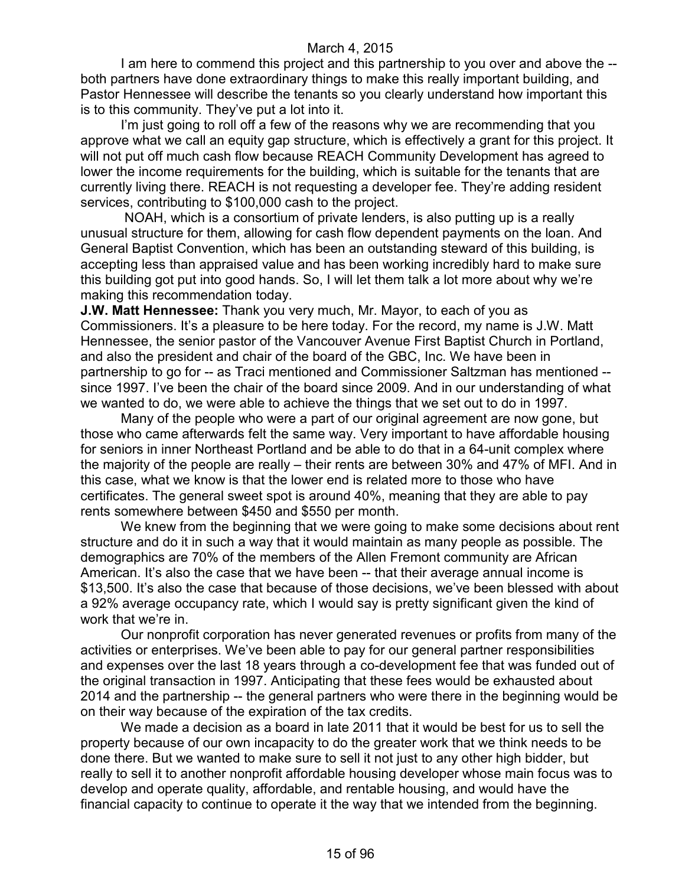I am here to commend this project and this partnership to you over and above the -- both partners have done extraordinary things to make this really important building, and Pastor Hennessee will describe the tenants so you clearly understand how important this is to this community. They've put a lot into it.

I'm just going to roll off a few of the reasons why we are recommending that you approve what we call an equity gap structure, which is effectively a grant for this project. It will not put off much cash flow because REACH Community Development has agreed to lower the income requirements for the building, which is suitable for the tenants that are currently living there. REACH is not requesting a developer fee. They're adding resident services, contributing to $100,000 cash to the project.

NOAH, which is a consortium of private lenders, is also putting up is a really unusual structure for them, allowing for cash flow dependent payments on the loan. And General Baptist Convention, which has been an outstanding steward of this building, is accepting less than appraised value and has been working incredibly hard to make sure this building got put into good hands. So, I will let them talk a lot more about why we're making this recommendation today.

**J.W. Matt Hennessee:** Thank you very much, Mr. Mayor, to each of you as Commissioners. It's a pleasure to be here today. For the record, my name is J.W. Matt Hennessee, the senior pastor of the Vancouver Avenue First Baptist Church in Portland, and also the president and chair of the board of the GBC, Inc. We have been in partnership to go for -- as Traci mentioned and Commissioner Saltzman has mentioned -- since 1997. I've been the chair of the board since 2009. And in our understanding of what we wanted to do, we were able to achieve the things that we set out to do in 1997.

Many of the people who were a part of our original agreement are now gone, but those who came afterwards felt the same way. Very important to have affordable housing for seniors in inner Northeast Portland and be able to do that in a 64-unit complex where the majority of the people are really – their rents are between 30% and 47% of MFI. And in this case, what we know is that the lower end is related more to those who have certificates. The general sweet spot is around 40%, meaning that they are able to pay rents somewhere between $450 and $550 per month.

We knew from the beginning that we were going to make some decisions about rent structure and do it in such a way that it would maintain as many people as possible. The demographics are 70% of the members of the Allen Fremont community are African American. It's also the case that we have been -- that their average annual income is $13,500. It's also the case that because of those decisions, we've been blessed with about a 92% average occupancy rate, which I would say is pretty significant given the kind of work that we're in.

Our nonprofit corporation has never generated revenues or profits from many of the activities or enterprises. We've been able to pay for our general partner responsibilities and expenses over the last 18 years through a co-development fee that was funded out of the original transaction in 1997. Anticipating that these fees would be exhausted about 2014 and the partnership -- the general partners who were there in the beginning would be on their way because of the expiration of the tax credits.

We made a decision as a board in late 2011 that it would be best for us to sell the property because of our own incapacity to do the greater work that we think needs to be done there. But we wanted to make sure to sell it not just to any other high bidder, but really to sell it to another nonprofit affordable housing developer whose main focus was to develop and operate quality, affordable, and rentable housing, and would have the financial capacity to continue to operate it the way that we intended from the beginning.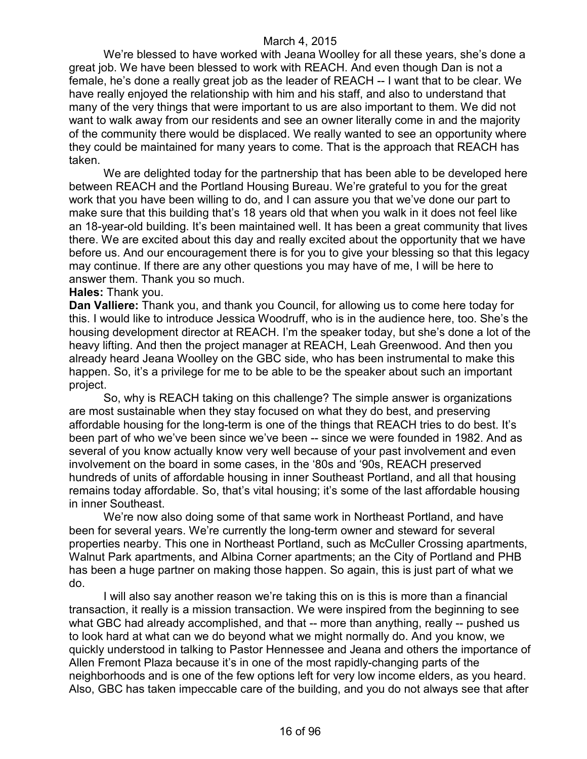We're blessed to have worked with Jeana Woolley for all these years, she's done a great job. We have been blessed to work with REACH. And even though Dan is not a female, he's done a really great job as the leader of REACH -- I want that to be clear. We have really enjoyed the relationship with him and his staff, and also to understand that many of the very things that were important to us are also important to them. We did not want to walk away from our residents and see an owner literally come in and the majority of the community there would be displaced. We really wanted to see an opportunity where they could be maintained for many years to come. That is the approach that REACH has taken.

We are delighted today for the partnership that has been able to be developed here between REACH and the Portland Housing Bureau. We're grateful to you for the great work that you have been willing to do, and I can assure you that we've done our part to make sure that this building that's 18 years old that when you walk in it does not feel like an 18-year-old building. It's been maintained well. It has been a great community that lives there. We are excited about this day and really excited about the opportunity that we have before us. And our encouragement there is for you to give your blessing so that this legacy may continue. If there are any other questions you may have of me, I will be here to answer them. Thank you so much.

**Hales:** Thank you.

**Dan Valliere:** Thank you, and thank you Council, for allowing us to come here today for this. I would like to introduce Jessica Woodruff, who is in the audience here, too. She's the housing development director at REACH. I'm the speaker today, but she's done a lot of the heavy lifting. And then the project manager at REACH, Leah Greenwood. And then you already heard Jeana Woolley on the GBC side, who has been instrumental to make this happen. So, it's a privilege for me to be able to be the speaker about such an important project.

So, why is REACH taking on this challenge? The simple answer is organizations are most sustainable when they stay focused on what they do best, and preserving affordable housing for the long-term is one of the things that REACH tries to do best. It's been part of who we've been since we've been -- since we were founded in 1982. And as several of you know actually know very well because of your past involvement and even involvement on the board in some cases, in the '80s and '90s, REACH preserved hundreds of units of affordable housing in inner Southeast Portland, and all that housing remains today affordable. So, that's vital housing; it's some of the last affordable housing in inner Southeast.

We're now also doing some of that same work in Northeast Portland, and have been for several years. We're currently the long-term owner and steward for several properties nearby. This one in Northeast Portland, such as McCuller Crossing apartments, Walnut Park apartments, and Albina Corner apartments; an the City of Portland and PHB has been a huge partner on making those happen. So again, this is just part of what we do.

I will also say another reason we're taking this on is this is more than a financial transaction, it really is a mission transaction. We were inspired from the beginning to see what GBC had already accomplished, and that -- more than anything, really -- pushed us to look hard at what can we do beyond what we might normally do. And you know, we quickly understood in talking to Pastor Hennessee and Jeana and others the importance of Allen Fremont Plaza because it's in one of the most rapidly-changing parts of the neighborhoods and is one of the few options left for very low income elders, as you heard. Also, GBC has taken impeccable care of the building, and you do not always see that after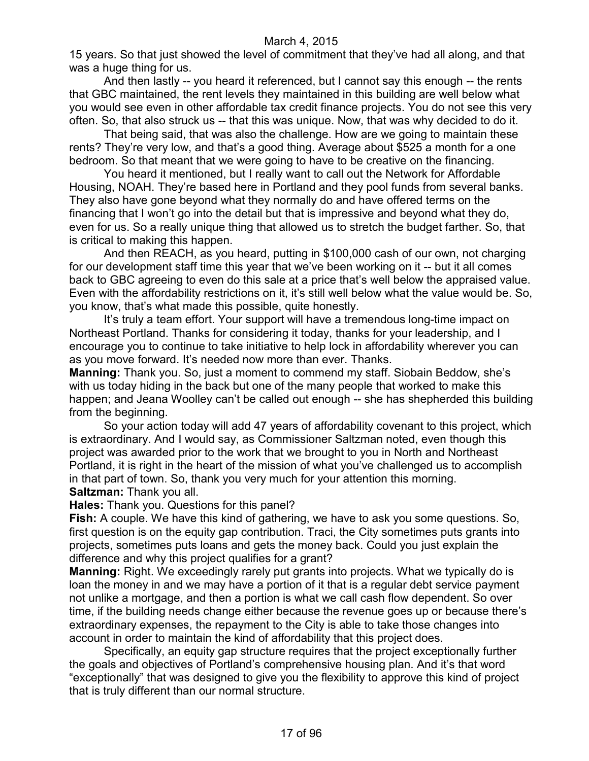15 years. So that just showed the level of commitment that they've had all along, and that was a huge thing for us.

And then lastly -- you heard it referenced, but I cannot say this enough -- the rents that GBC maintained, the rent levels they maintained in this building are well below what you would see even in other affordable tax credit finance projects. You do not see this very often. So, that also struck us -- that this was unique. Now, that was why decided to do it.

That being said, that was also the challenge. How are we going to maintain these rents? They're very low, and that's a good thing. Average about $525 a month for a one bedroom. So that meant that we were going to have to be creative on the financing.

You heard it mentioned, but I really want to call out the Network for Affordable Housing, NOAH. They're based here in Portland and they pool funds from several banks. They also have gone beyond what they normally do and have offered terms on the financing that I won't go into the detail but that is impressive and beyond what they do, even for us. So a really unique thing that allowed us to stretch the budget farther. So, that is critical to making this happen.

And then REACH, as you heard, putting in $100,000 cash of our own, not charging for our development staff time this year that we've been working on it -- but it all comes back to GBC agreeing to even do this sale at a price that's well below the appraised value. Even with the affordability restrictions on it, it's still well below what the value would be. So, you know, that's what made this possible, quite honestly.

It's truly a team effort. Your support will have a tremendous long-time impact on Northeast Portland. Thanks for considering it today, thanks for your leadership, and I encourage you to continue to take initiative to help lock in affordability wherever you can as you move forward. It's needed now more than ever. Thanks.

**Manning:** Thank you. So, just a moment to commend my staff. Siobain Beddow, she's with us today hiding in the back but one of the many people that worked to make this happen; and Jeana Woolley can't be called out enough -- she has shepherded this building from the beginning.

So your action today will add 47 years of affordability covenant to this project, which is extraordinary. And I would say, as Commissioner Saltzman noted, even though this project was awarded prior to the work that we brought to you in North and Northeast Portland, it is right in the heart of the mission of what you've challenged us to accomplish in that part of town. So, thank you very much for your attention this morning.

**Saltzman:** Thank you all.

**Hales:** Thank you. Questions for this panel?

**Fish:** A couple. We have this kind of gathering, we have to ask you some questions. So, first question is on the equity gap contribution. Traci, the City sometimes puts grants into projects, sometimes puts loans and gets the money back. Could you just explain the difference and why this project qualifies for a grant?

**Manning:** Right. We exceedingly rarely put grants into projects. What we typically do is loan the money in and we may have a portion of it that is a regular debt service payment not unlike a mortgage, and then a portion is what we call cash flow dependent. So over time, if the building needs change either because the revenue goes up or because there's extraordinary expenses, the repayment to the City is able to take those changes into account in order to maintain the kind of affordability that this project does.

Specifically, an equity gap structure requires that the project exceptionally further the goals and objectives of Portland's comprehensive housing plan. And it's that word "exceptionally" that was designed to give you the flexibility to approve this kind of project that is truly different than our normal structure.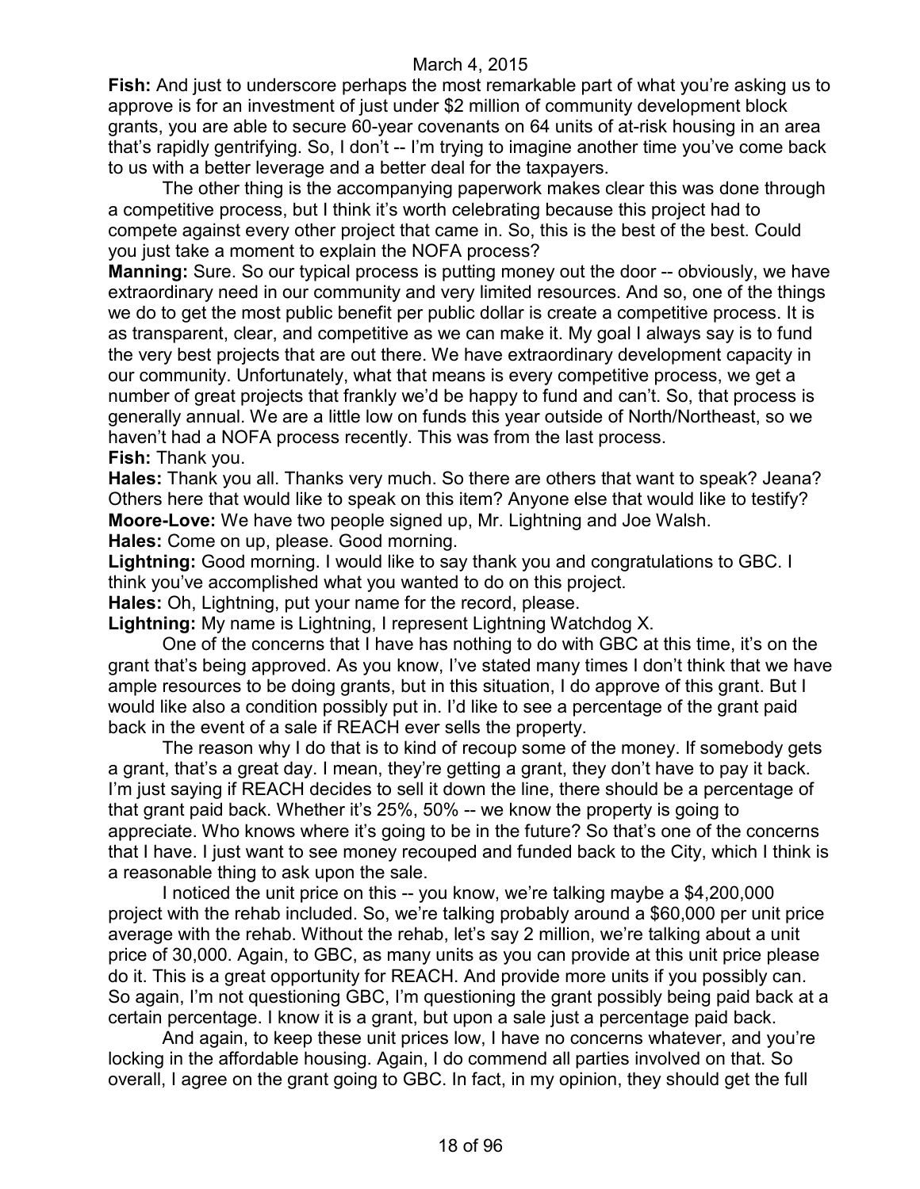**Fish:** And just to underscore perhaps the most remarkable part of what you're asking us to approve is for an investment of just under $2 million of community development block grants, you are able to secure 60-year covenants on 64 units of at-risk housing in an area that's rapidly gentrifying. So, I don't -- I'm trying to imagine another time you've come back to us with a better leverage and a better deal for the taxpayers.

The other thing is the accompanying paperwork makes clear this was done through a competitive process, but I think it's worth celebrating because this project had to compete against every other project that came in. So, this is the best of the best. Could you just take a moment to explain the NOFA process?

**Manning:** Sure. So our typical process is putting money out the door -- obviously, we have extraordinary need in our community and very limited resources. And so, one of the things we do to get the most public benefit per public dollar is create a competitive process. It is as transparent, clear, and competitive as we can make it. My goal I always say is to fund the very best projects that are out there. We have extraordinary development capacity in our community. Unfortunately, what that means is every competitive process, we get a number of great projects that frankly we'd be happy to fund and can't. So, that process is generally annual. We are a little low on funds this year outside of North/Northeast, so we haven't had a NOFA process recently. This was from the last process.

**Fish:** Thank you.

**Hales:** Thank you all. Thanks very much. So there are others that want to speak? Jeana? Others here that would like to speak on this item? Anyone else that would like to testify?

**Moore-Love:** We have two people signed up, Mr. Lightning and Joe Walsh.

**Hales:** Come on up, please. Good morning.

**Lightning:** Good morning. I would like to say thank you and congratulations to GBC. I think you've accomplished what you wanted to do on this project.

**Hales:** Oh, Lightning, put your name for the record, please.

**Lightning:** My name is Lightning, I represent Lightning Watchdog X.

One of the concerns that I have has nothing to do with GBC at this time, it's on the grant that's being approved. As you know, I've stated many times I don't think that we have ample resources to be doing grants, but in this situation, I do approve of this grant. But I would like also a condition possibly put in. I'd like to see a percentage of the grant paid back in the event of a sale if REACH ever sells the property.

The reason why I do that is to kind of recoup some of the money. If somebody gets a grant, that's a great day. I mean, they're getting a grant, they don't have to pay it back. I'm just saying if REACH decides to sell it down the line, there should be a percentage of that grant paid back. Whether it's 25%, 50% -- we know the property is going to appreciate. Who knows where it's going to be in the future? So that's one of the concerns that I have. I just want to see money recouped and funded back to the City, which I think is a reasonable thing to ask upon the sale.

I noticed the unit price on this -- you know, we're talking maybe a $4,200,000 project with the rehab included. So, we're talking probably around a $60,000 per unit price average with the rehab. Without the rehab, let's say 2 million, we're talking about a unit price of 30,000. Again, to GBC, as many units as you can provide at this unit price please do it. This is a great opportunity for REACH. And provide more units if you possibly can. So again, I'm not questioning GBC, I'm questioning the grant possibly being paid back at a certain percentage. I know it is a grant, but upon a sale just a percentage paid back.

And again, to keep these unit prices low, I have no concerns whatever, and you're locking in the affordable housing. Again, I do commend all parties involved on that. So overall, I agree on the grant going to GBC. In fact, in my opinion, they should get the full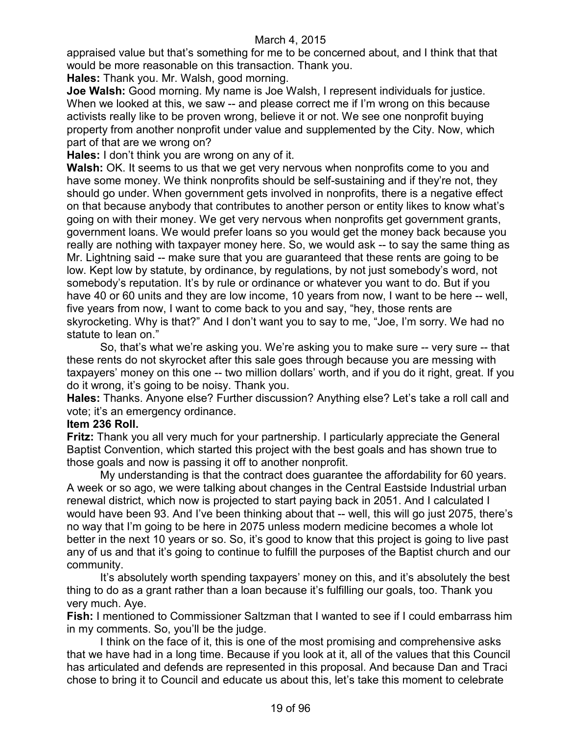appraised value but that's something for me to be concerned about, and I think that that would be more reasonable on this transaction. Thank you.

**Hales:** Thank you. Mr. Walsh, good morning.

**Joe Walsh:** Good morning. My name is Joe Walsh, I represent individuals for justice. When we looked at this, we saw -- and please correct me if I'm wrong on this because activists really like to be proven wrong, believe it or not. We see one nonprofit buying property from another nonprofit under value and supplemented by the City. Now, which part of that are we wrong on?

**Hales:** I don't think you are wrong on any of it.

**Walsh:** OK. It seems to us that we get very nervous when nonprofits come to you and have some money. We think nonprofits should be self-sustaining and if they're not, they should go under. When government gets involved in nonprofits, there is a negative effect on that because anybody that contributes to another person or entity likes to know what's going on with their money. We get very nervous when nonprofits get government grants, government loans. We would prefer loans so you would get the money back because you really are nothing with taxpayer money here. So, we would ask -- to say the same thing as Mr. Lightning said -- make sure that you are guaranteed that these rents are going to be low. Kept low by statute, by ordinance, by regulations, by not just somebody's word, not somebody's reputation. It's by rule or ordinance or whatever you want to do. But if you have 40 or 60 units and they are low income, 10 years from now, I want to be here -- well, five years from now, I want to come back to you and say, "hey, those rents are skyrocketing. Why is that?" And I don't want you to say to me, "Joe, I'm sorry. We had no statute to lean on."

So, that's what we're asking you. We're asking you to make sure -- very sure -- that these rents do not skyrocket after this sale goes through because you are messing with taxpayers' money on this one -- two million dollars' worth, and if you do it right, great. If you do it wrong, it's going to be noisy. Thank you.

**Hales:** Thanks. Anyone else? Further discussion? Anything else? Let's take a roll call and vote; it's an emergency ordinance.

**Item 236 Roll.**

**Fritz:** Thank you all very much for your partnership. I particularly appreciate the General Baptist Convention, which started this project with the best goals and has shown true to those goals and now is passing it off to another nonprofit.

My understanding is that the contract does guarantee the affordability for 60 years. A week or so ago, we were talking about changes in the Central Eastside Industrial urban renewal district, which now is projected to start paying back in 2051. And I calculated I would have been 93. And I've been thinking about that -- well, this will go just 2075, there's no way that I'm going to be here in 2075 unless modern medicine becomes a whole lot better in the next 10 years or so. So, it's good to know that this project is going to live past any of us and that it's going to continue to fulfill the purposes of the Baptist church and our community.

It's absolutely worth spending taxpayers' money on this, and it's absolutely the best thing to do as a grant rather than a loan because it's fulfilling our goals, too. Thank you very much. Aye.

**Fish:** I mentioned to Commissioner Saltzman that I wanted to see if I could embarrass him in my comments. So, you'll be the judge.

I think on the face of it, this is one of the most promising and comprehensive asks that we have had in a long time. Because if you look at it, all of the values that this Council has articulated and defends are represented in this proposal. And because Dan and Traci chose to bring it to Council and educate us about this, let's take this moment to celebrate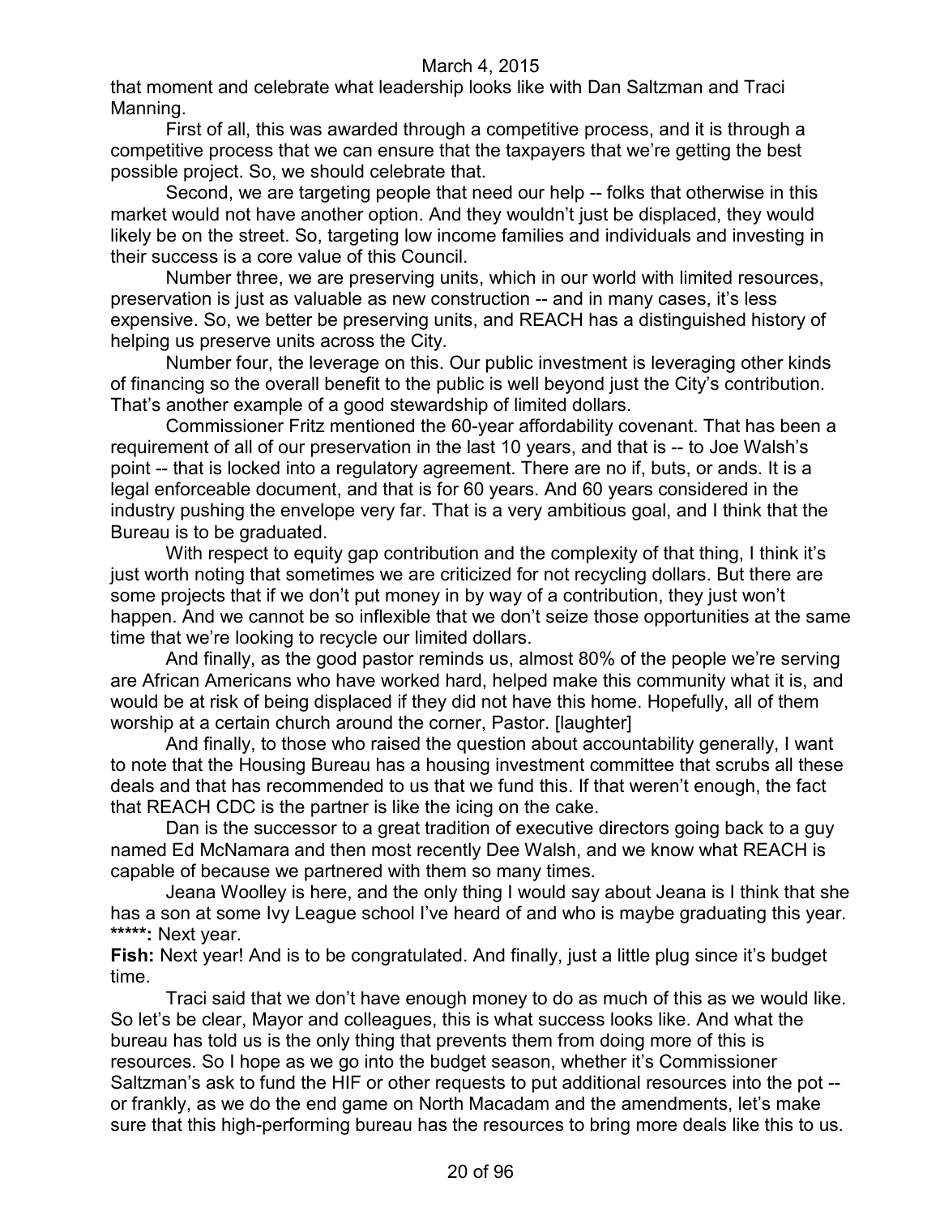that moment and celebrate what leadership looks like with Dan Saltzman and Traci Manning.

First of all, this was awarded through a competitive process, and it is through a competitive process that we can ensure that the taxpayers that we're getting the best possible project. So, we should celebrate that.

Second, we are targeting people that need our help -- folks that otherwise in this market would not have another option. And they wouldn't just be displaced, they would likely be on the street. So, targeting low income families and individuals and investing in their success is a core value of this Council.

Number three, we are preserving units, which in our world with limited resources, preservation is just as valuable as new construction -- and in many cases, it's less expensive. So, we better be preserving units, and REACH has a distinguished history of helping us preserve units across the City.

Number four, the leverage on this. Our public investment is leveraging other kinds of financing so the overall benefit to the public is well beyond just the City's contribution. That's another example of a good stewardship of limited dollars.

Commissioner Fritz mentioned the 60-year affordability covenant. That has been a requirement of all of our preservation in the last 10 years, and that is -- to Joe Walsh's point -- that is locked into a regulatory agreement. There are no if, buts, or ands. It is a legal enforceable document, and that is for 60 years. And 60 years considered in the industry pushing the envelope very far. That is a very ambitious goal, and I think that the Bureau is to be graduated.

With respect to equity gap contribution and the complexity of that thing, I think it's just worth noting that sometimes we are criticized for not recycling dollars. But there are some projects that if we don't put money in by way of a contribution, they just won't happen. And we cannot be so inflexible that we don't seize those opportunities at the same time that we're looking to recycle our limited dollars.

And finally, as the good pastor reminds us, almost 80% of the people we're serving are African Americans who have worked hard, helped make this community what it is, and would be at risk of being displaced if they did not have this home. Hopefully, all of them worship at a certain church around the corner, Pastor. [laughter]

And finally, to those who raised the question about accountability generally, I want to note that the Housing Bureau has a housing investment committee that scrubs all these deals and that has recommended to us that we fund this. If that weren't enough, the fact that REACH CDC is the partner is like the icing on the cake.

Dan is the successor to a great tradition of executive directors going back to a guy named Ed McNamara and then most recently Dee Walsh, and we know what REACH is capable of because we partnered with them so many times.

Jeana Woolley is here, and the only thing I would say about Jeana is I think that she has a son at some Ivy League school I've heard of and who is maybe graduating this year.

**\*\*\*\*\*:** Next year.

**Fish:** Next year! And is to be congratulated. And finally, just a little plug since it's budget time.

Traci said that we don't have enough money to do as much of this as we would like. So let's be clear, Mayor and colleagues, this is what success looks like. And what the bureau has told us is the only thing that prevents them from doing more of this is resources. So I hope as we go into the budget season, whether it's Commissioner Saltzman's ask to fund the HIF or other requests to put additional resources into the pot -- or frankly, as we do the end game on North Macadam and the amendments, let's make sure that this high-performing bureau has the resources to bring more deals like this to us.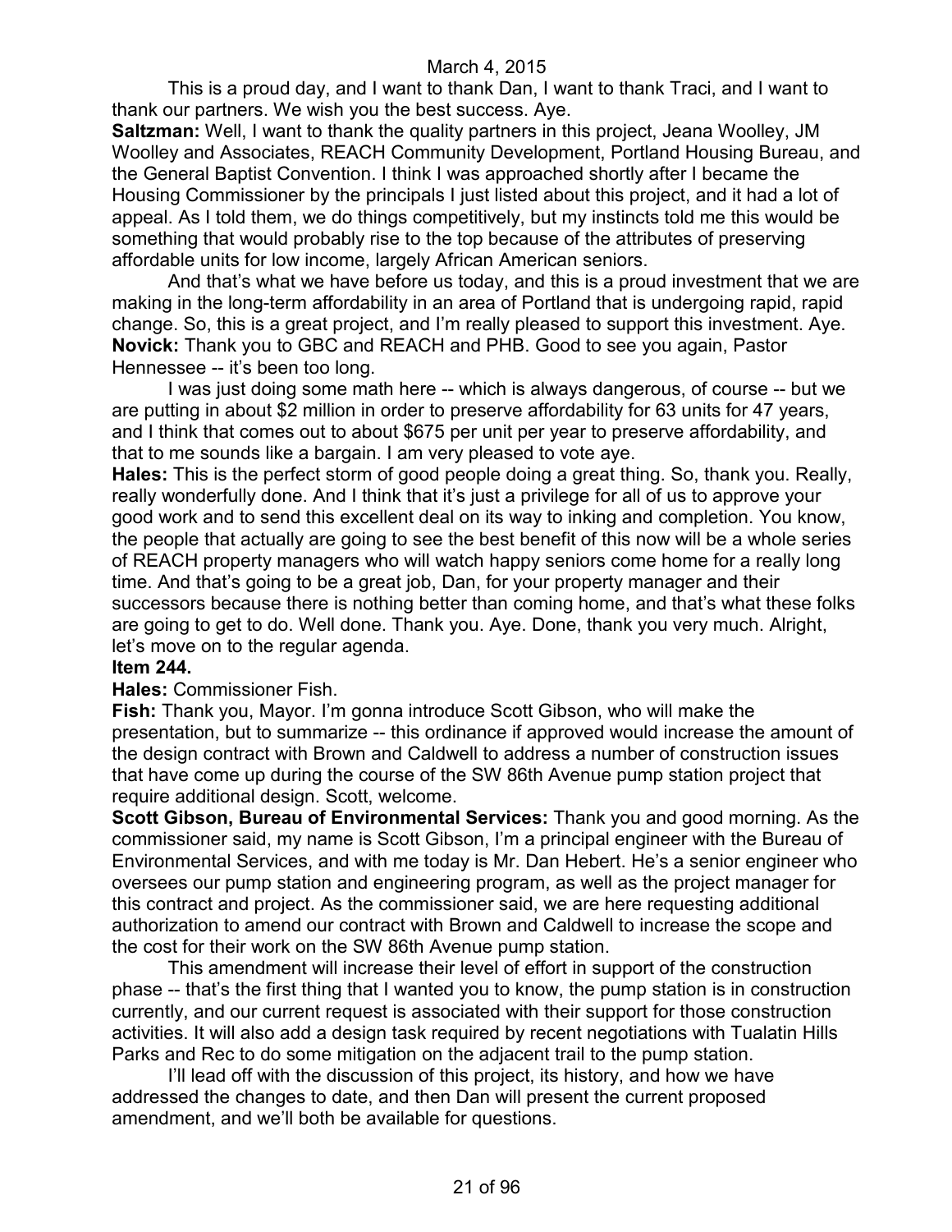This is a proud day, and I want to thank Dan, I want to thank Traci, and I want to thank our partners. We wish you the best success. Aye.

**Saltzman:** Well, I want to thank the quality partners in this project, Jeana Woolley, JM Woolley and Associates, REACH Community Development, Portland Housing Bureau, and the General Baptist Convention. I think I was approached shortly after I became the Housing Commissioner by the principals I just listed about this project, and it had a lot of appeal. As I told them, we do things competitively, but my instincts told me this would be something that would probably rise to the top because of the attributes of preserving affordable units for low income, largely African American seniors.

And that's what we have before us today, and this is a proud investment that we are making in the long-term affordability in an area of Portland that is undergoing rapid, rapid change. So, this is a great project, and I'm really pleased to support this investment. Aye.

**Novick:** Thank you to GBC and REACH and PHB. Good to see you again, Pastor Hennessee -- it's been too long.

I was just doing some math here -- which is always dangerous, of course -- but we are putting in about $2 million in order to preserve affordability for 63 units for 47 years, and I think that comes out to about $675 per unit per year to preserve affordability, and that to me sounds like a bargain. I am very pleased to vote aye.

**Hales:** This is the perfect storm of good people doing a great thing. So, thank you. Really, really wonderfully done. And I think that it's just a privilege for all of us to approve your good work and to send this excellent deal on its way to inking and completion. You know, the people that actually are going to see the best benefit of this now will be a whole series of REACH property managers who will watch happy seniors come home for a really long time. And that's going to be a great job, Dan, for your property manager and their successors because there is nothing better than coming home, and that's what these folks are going to get to do. Well done. Thank you. Aye. Done, thank you very much. Alright, let's move on to the regular agenda.

**Item 244.**

**Hales:** Commissioner Fish.

**Fish:** Thank you, Mayor. I'm gonna introduce Scott Gibson, who will make the presentation, but to summarize -- this ordinance if approved would increase the amount of the design contract with Brown and Caldwell to address a number of construction issues that have come up during the course of the SW 86th Avenue pump station project that require additional design. Scott, welcome.

**Scott Gibson, Bureau of Environmental Services:** Thank you and good morning. As the commissioner said, my name is Scott Gibson, I'm a principal engineer with the Bureau of Environmental Services, and with me today is Mr. Dan Hebert. He's a senior engineer who oversees our pump station and engineering program, as well as the project manager for this contract and project. As the commissioner said, we are here requesting additional authorization to amend our contract with Brown and Caldwell to increase the scope and the cost for their work on the SW 86th Avenue pump station.

This amendment will increase their level of effort in support of the construction phase -- that's the first thing that I wanted you to know, the pump station is in construction currently, and our current request is associated with their support for those construction activities. It will also add a design task required by recent negotiations with Tualatin Hills Parks and Rec to do some mitigation on the adjacent trail to the pump station.

I'll lead off with the discussion of this project, its history, and how we have addressed the changes to date, and then Dan will present the current proposed amendment, and we'll both be available for questions.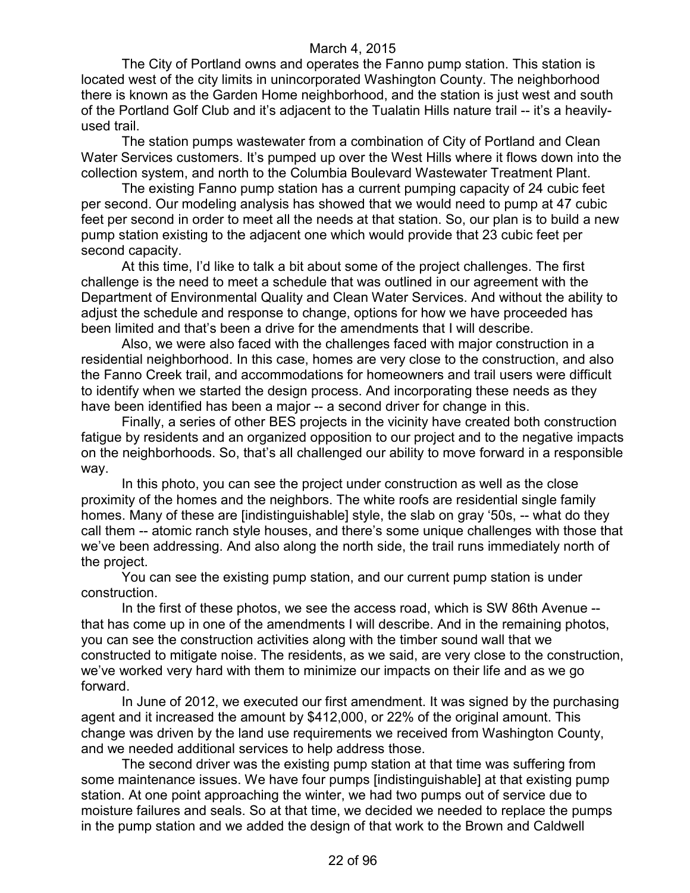The City of Portland owns and operates the Fanno pump station. This station is located west of the city limits in unincorporated Washington County. The neighborhood there is known as the Garden Home neighborhood, and the station is just west and south of the Portland Golf Club and it's adjacent to the Tualatin Hills nature trail -- it's a heavily-used trail.

The station pumps wastewater from a combination of City of Portland and Clean Water Services customers. It's pumped up over the West Hills where it flows down into the collection system, and north to the Columbia Boulevard Wastewater Treatment Plant.

The existing Fanno pump station has a current pumping capacity of 24 cubic feet per second. Our modeling analysis has showed that we would need to pump at 47 cubic feet per second in order to meet all the needs at that station. So, our plan is to build a new pump station existing to the adjacent one which would provide that 23 cubic feet per second capacity.

At this time, I'd like to talk a bit about some of the project challenges. The first challenge is the need to meet a schedule that was outlined in our agreement with the Department of Environmental Quality and Clean Water Services. And without the ability to adjust the schedule and response to change, options for how we have proceeded has been limited and that's been a drive for the amendments that I will describe.

Also, we were also faced with the challenges faced with major construction in a residential neighborhood. In this case, homes are very close to the construction, and also the Fanno Creek trail, and accommodations for homeowners and trail users were difficult to identify when we started the design process. And incorporating these needs as they have been identified has been a major -- a second driver for change in this.

Finally, a series of other BES projects in the vicinity have created both construction fatigue by residents and an organized opposition to our project and to the negative impacts on the neighborhoods. So, that's all challenged our ability to move forward in a responsible way.

In this photo, you can see the project under construction as well as the close proximity of the homes and the neighbors. The white roofs are residential single family homes. Many of these are [indistinguishable] style, the slab on gray '50s, -- what do they call them -- atomic ranch style houses, and there's some unique challenges with those that we've been addressing. And also along the north side, the trail runs immediately north of the project.

You can see the existing pump station, and our current pump station is under construction.

In the first of these photos, we see the access road, which is SW 86th Avenue -- that has come up in one of the amendments I will describe. And in the remaining photos, you can see the construction activities along with the timber sound wall that we constructed to mitigate noise. The residents, as we said, are very close to the construction, we've worked very hard with them to minimize our impacts on their life and as we go forward.

In June of 2012, we executed our first amendment. It was signed by the purchasing agent and it increased the amount by $412,000, or 22% of the original amount. This change was driven by the land use requirements we received from Washington County, and we needed additional services to help address those.

The second driver was the existing pump station at that time was suffering from some maintenance issues. We have four pumps [indistinguishable] at that existing pump station. At one point approaching the winter, we had two pumps out of service due to moisture failures and seals. So at that time, we decided we needed to replace the pumps in the pump station and we added the design of that work to the Brown and Caldwell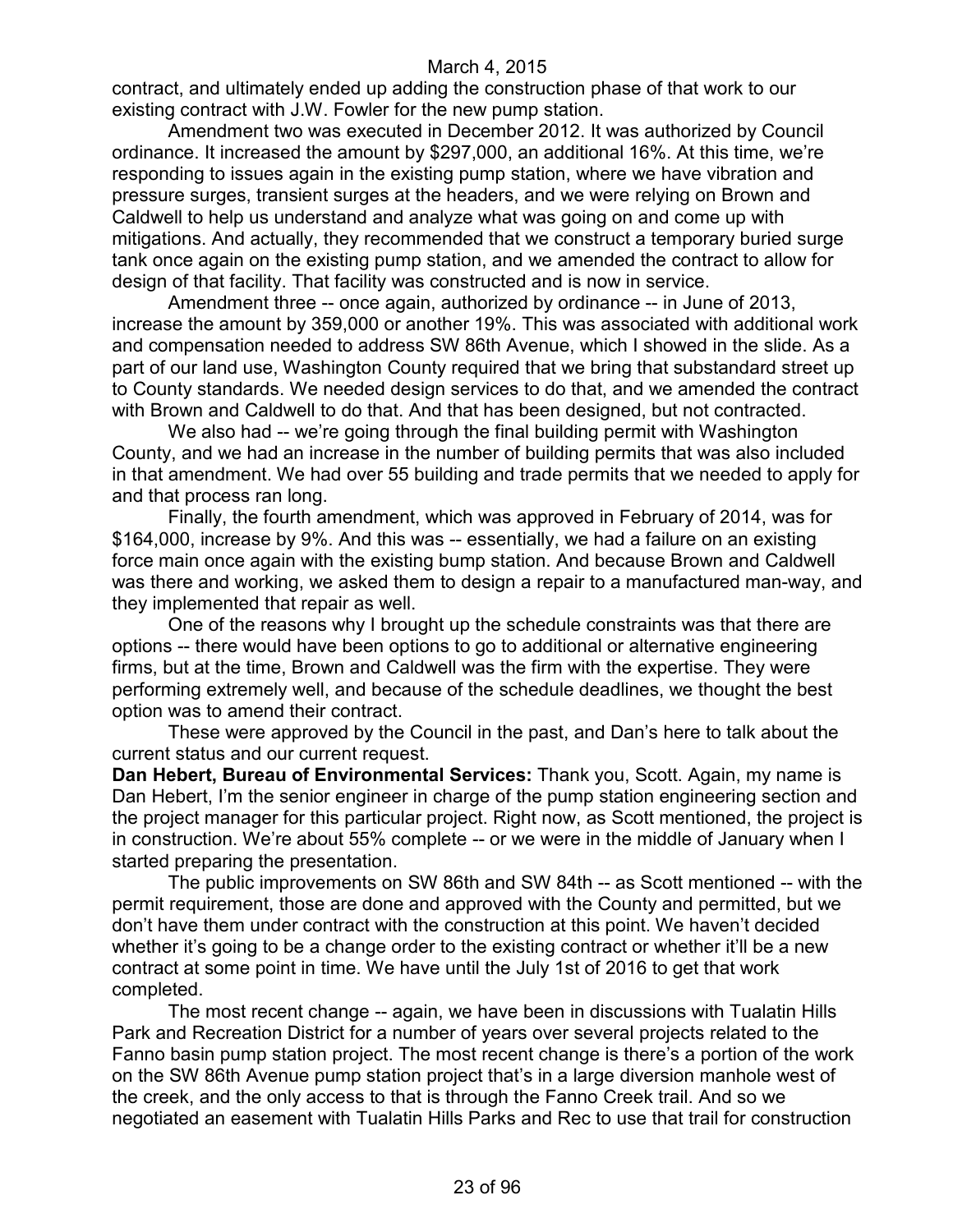contract, and ultimately ended up adding the construction phase of that work to our existing contract with J.W. Fowler for the new pump station.

Amendment two was executed in December 2012. It was authorized by Council ordinance. It increased the amount by $297,000, an additional 16%. At this time, we're responding to issues again in the existing pump station, where we have vibration and pressure surges, transient surges at the headers, and we were relying on Brown and Caldwell to help us understand and analyze what was going on and come up with mitigations. And actually, they recommended that we construct a temporary buried surge tank once again on the existing pump station, and we amended the contract to allow for design of that facility. That facility was constructed and is now in service.

Amendment three -- once again, authorized by ordinance -- in June of 2013, increase the amount by 359,000 or another 19%. This was associated with additional work and compensation needed to address SW 86th Avenue, which I showed in the slide. As a part of our land use, Washington County required that we bring that substandard street up to County standards. We needed design services to do that, and we amended the contract with Brown and Caldwell to do that. And that has been designed, but not contracted.

We also had -- we're going through the final building permit with Washington County, and we had an increase in the number of building permits that was also included in that amendment. We had over 55 building and trade permits that we needed to apply for and that process ran long.

Finally, the fourth amendment, which was approved in February of 2014, was for $164,000, increase by 9%. And this was -- essentially, we had a failure on an existing force main once again with the existing bump station. And because Brown and Caldwell was there and working, we asked them to design a repair to a manufactured man-way, and they implemented that repair as well.

One of the reasons why I brought up the schedule constraints was that there are options -- there would have been options to go to additional or alternative engineering firms, but at the time, Brown and Caldwell was the firm with the expertise. They were performing extremely well, and because of the schedule deadlines, we thought the best option was to amend their contract.

These were approved by the Council in the past, and Dan's here to talk about the current status and our current request.

**Dan Hebert, Bureau of Environmental Services:** Thank you, Scott. Again, my name is Dan Hebert, I'm the senior engineer in charge of the pump station engineering section and the project manager for this particular project. Right now, as Scott mentioned, the project is in construction. We're about 55% complete -- or we were in the middle of January when I started preparing the presentation.

The public improvements on SW 86th and SW 84th -- as Scott mentioned -- with the permit requirement, those are done and approved with the County and permitted, but we don't have them under contract with the construction at this point. We haven't decided whether it's going to be a change order to the existing contract or whether it'll be a new contract at some point in time. We have until the July 1st of 2016 to get that work completed.

The most recent change -- again, we have been in discussions with Tualatin Hills Park and Recreation District for a number of years over several projects related to the Fanno basin pump station project. The most recent change is there's a portion of the work on the SW 86th Avenue pump station project that's in a large diversion manhole west of the creek, and the only access to that is through the Fanno Creek trail. And so we negotiated an easement with Tualatin Hills Parks and Rec to use that trail for construction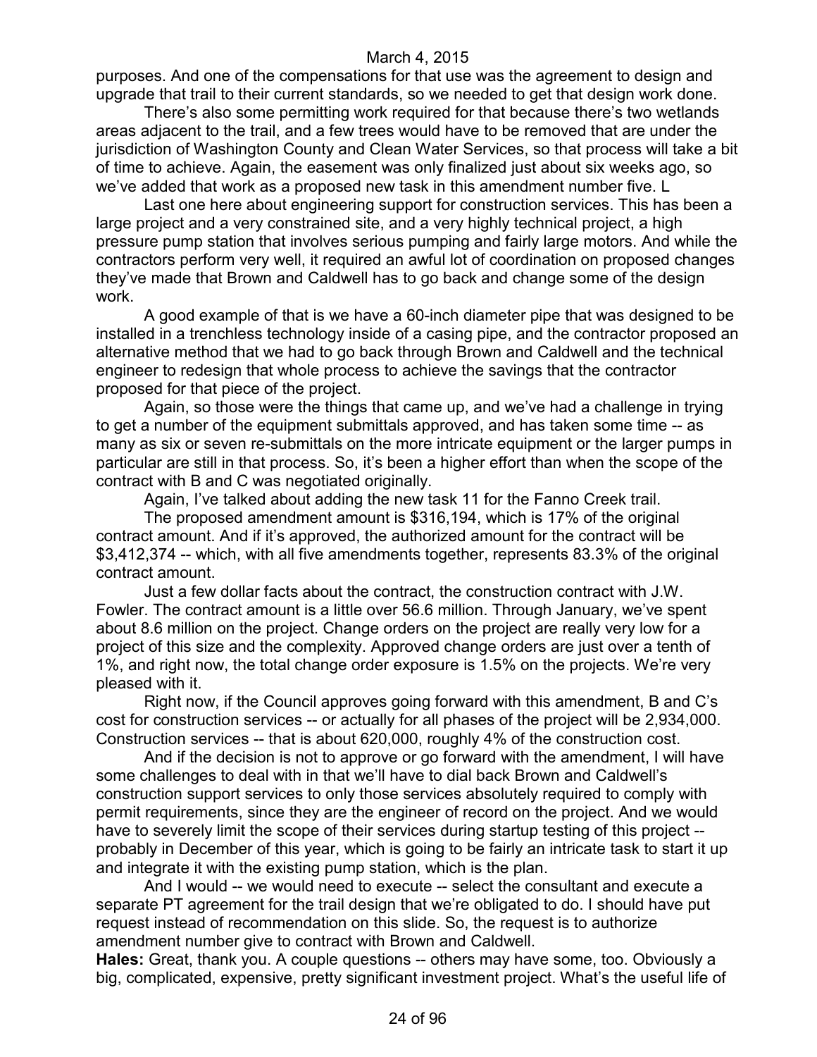purposes. And one of the compensations for that use was the agreement to design and upgrade that trail to their current standards, so we needed to get that design work done.

There's also some permitting work required for that because there's two wetlands areas adjacent to the trail, and a few trees would have to be removed that are under the jurisdiction of Washington County and Clean Water Services, so that process will take a bit of time to achieve. Again, the easement was only finalized just about six weeks ago, so we've added that work as a proposed new task in this amendment number five. L

Last one here about engineering support for construction services. This has been a large project and a very constrained site, and a very highly technical project, a high pressure pump station that involves serious pumping and fairly large motors. And while the contractors perform very well, it required an awful lot of coordination on proposed changes they've made that Brown and Caldwell has to go back and change some of the design work.

A good example of that is we have a 60-inch diameter pipe that was designed to be installed in a trenchless technology inside of a casing pipe, and the contractor proposed an alternative method that we had to go back through Brown and Caldwell and the technical engineer to redesign that whole process to achieve the savings that the contractor proposed for that piece of the project.

Again, so those were the things that came up, and we've had a challenge in trying to get a number of the equipment submittals approved, and has taken some time -- as many as six or seven re-submittals on the more intricate equipment or the larger pumps in particular are still in that process. So, it's been a higher effort than when the scope of the contract with B and C was negotiated originally.

Again, I've talked about adding the new task 11 for the Fanno Creek trail.

The proposed amendment amount is $316,194, which is 17% of the original contract amount. And if it's approved, the authorized amount for the contract will be $3,412,374 -- which, with all five amendments together, represents 83.3% of the original contract amount.

Just a few dollar facts about the contract, the construction contract with J.W. Fowler. The contract amount is a little over 56.6 million. Through January, we've spent about 8.6 million on the project. Change orders on the project are really very low for a project of this size and the complexity. Approved change orders are just over a tenth of 1%, and right now, the total change order exposure is 1.5% on the projects. We're very pleased with it.

Right now, if the Council approves going forward with this amendment, B and C's cost for construction services -- or actually for all phases of the project will be 2,934,000. Construction services -- that is about 620,000, roughly 4% of the construction cost.

And if the decision is not to approve or go forward with the amendment, I will have some challenges to deal with in that we'll have to dial back Brown and Caldwell's construction support services to only those services absolutely required to comply with permit requirements, since they are the engineer of record on the project. And we would have to severely limit the scope of their services during startup testing of this project -- probably in December of this year, which is going to be fairly an intricate task to start it up and integrate it with the existing pump station, which is the plan.

And I would -- we would need to execute -- select the consultant and execute a separate PT agreement for the trail design that we're obligated to do. I should have put request instead of recommendation on this slide. So, the request is to authorize amendment number give to contract with Brown and Caldwell.

**Hales:** Great, thank you. A couple questions -- others may have some, too. Obviously a big, complicated, expensive, pretty significant investment project. What's the useful life of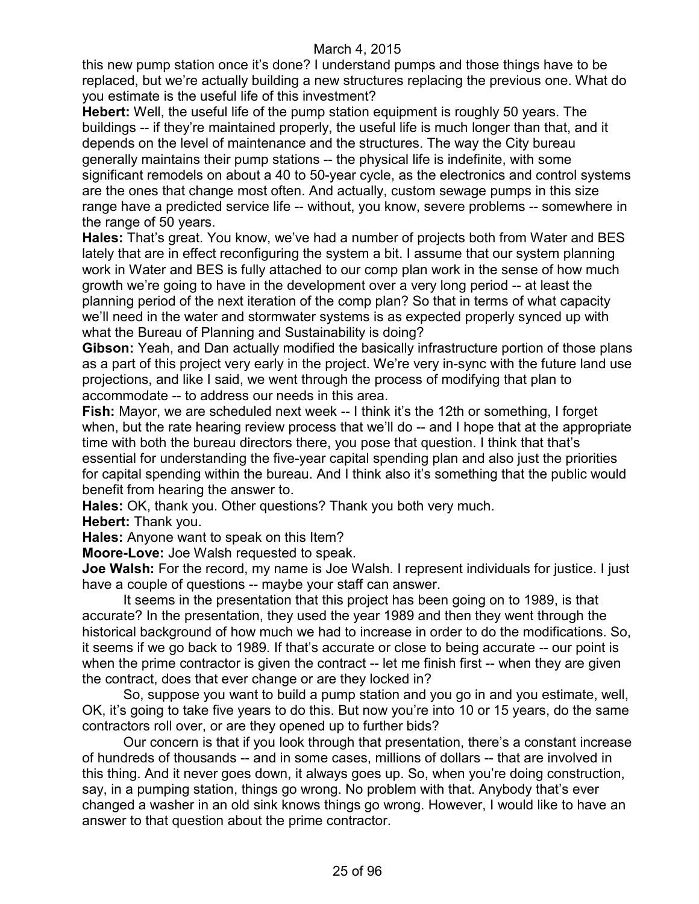this new pump station once it's done? I understand pumps and those things have to be replaced, but we're actually building a new structures replacing the previous one. What do you estimate is the useful life of this investment?

**Hebert:** Well, the useful life of the pump station equipment is roughly 50 years. The buildings -- if they're maintained properly, the useful life is much longer than that, and it depends on the level of maintenance and the structures. The way the City bureau generally maintains their pump stations -- the physical life is indefinite, with some significant remodels on about a 40 to 50-year cycle, as the electronics and control systems are the ones that change most often. And actually, custom sewage pumps in this size range have a predicted service life -- without, you know, severe problems -- somewhere in the range of 50 years.

**Hales:** That's great. You know, we've had a number of projects both from Water and BES lately that are in effect reconfiguring the system a bit. I assume that our system planning work in Water and BES is fully attached to our comp plan work in the sense of how much growth we're going to have in the development over a very long period -- at least the planning period of the next iteration of the comp plan? So that in terms of what capacity we'll need in the water and stormwater systems is as expected properly synced up with what the Bureau of Planning and Sustainability is doing?

**Gibson:** Yeah, and Dan actually modified the basically infrastructure portion of those plans as a part of this project very early in the project. We're very in-sync with the future land use projections, and like I said, we went through the process of modifying that plan to accommodate -- to address our needs in this area.

**Fish:** Mayor, we are scheduled next week -- I think it's the 12th or something, I forget when, but the rate hearing review process that we'll do -- and I hope that at the appropriate time with both the bureau directors there, you pose that question. I think that that's essential for understanding the five-year capital spending plan and also just the priorities for capital spending within the bureau. And I think also it's something that the public would benefit from hearing the answer to.

**Hales:** OK, thank you. Other questions? Thank you both very much.

**Hebert:** Thank you.

**Hales:** Anyone want to speak on this Item?

**Moore-Love:** Joe Walsh requested to speak.

**Joe Walsh:** For the record, my name is Joe Walsh. I represent individuals for justice. I just have a couple of questions -- maybe your staff can answer.

It seems in the presentation that this project has been going on to 1989, is that accurate? In the presentation, they used the year 1989 and then they went through the historical background of how much we had to increase in order to do the modifications. So, it seems if we go back to 1989. If that's accurate or close to being accurate -- our point is when the prime contractor is given the contract -- let me finish first -- when they are given the contract, does that ever change or are they locked in?

So, suppose you want to build a pump station and you go in and you estimate, well, OK, it's going to take five years to do this. But now you're into 10 or 15 years, do the same contractors roll over, or are they opened up to further bids?

Our concern is that if you look through that presentation, there's a constant increase of hundreds of thousands -- and in some cases, millions of dollars -- that are involved in this thing. And it never goes down, it always goes up. So, when you're doing construction, say, in a pumping station, things go wrong. No problem with that. Anybody that's ever changed a washer in an old sink knows things go wrong. However, I would like to have an answer to that question about the prime contractor.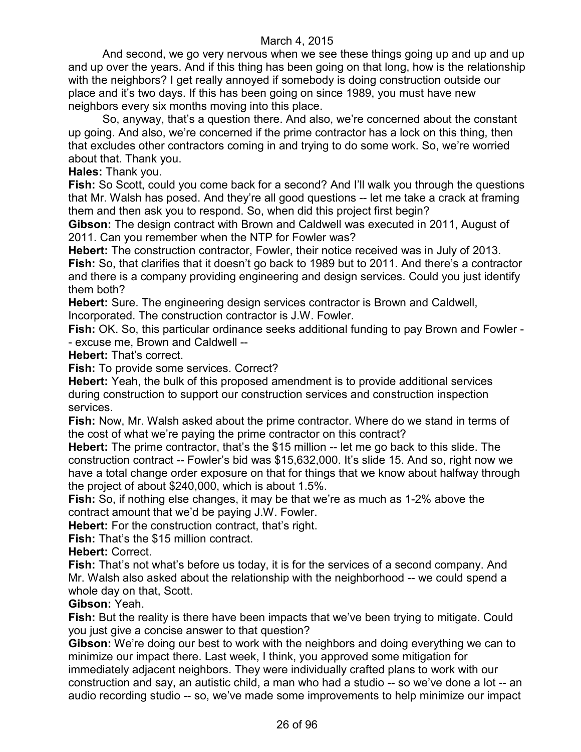And second, we go very nervous when we see these things going up and up and up and up and up over the years. And if this thing has been going on that long, how is the relationship with the neighbors? I get really annoyed if somebody is doing construction outside our place and it's two days. If this has been going on since 1989, you must have new neighbors every six months moving into this place.

So, anyway, that's a question there. And also, we're concerned about the constant up going. And also, we're concerned if the prime contractor has a lock on this thing, then that excludes other contractors coming in and trying to do some work. So, we're worried about that. Thank you.

**Hales:** Thank you.

**Fish:** So Scott, could you come back for a second? And I'll walk you through the questions that Mr. Walsh has posed. And they're all good questions -- let me take a crack at framing them and then ask you to respond. So, when did this project first begin?

**Gibson:** The design contract with Brown and Caldwell was executed in 2011, August of 2011. Can you remember when the NTP for Fowler was?

**Hebert:** The construction contractor, Fowler, their notice received was in July of 2013.

**Fish:** So, that clarifies that it doesn't go back to 1989 but to 2011. And there's a contractor and there is a company providing engineering and design services. Could you just identify them both?

**Hebert:** Sure. The engineering design services contractor is Brown and Caldwell, Incorporated. The construction contractor is J.W. Fowler.

**Fish:** OK. So, this particular ordinance seeks additional funding to pay Brown and Fowler -- excuse me, Brown and Caldwell --

**Hebert:** That's correct.

**Fish:** To provide some services. Correct?

**Hebert:** Yeah, the bulk of this proposed amendment is to provide additional services during construction to support our construction services and construction inspection services.

**Fish:** Now, Mr. Walsh asked about the prime contractor. Where do we stand in terms of the cost of what we're paying the prime contractor on this contract?

**Hebert:** The prime contractor, that's the $15 million -- let me go back to this slide. The construction contract -- Fowler's bid was $15,632,000. It's slide 15. And so, right now we have a total change order exposure on that for things that we know about halfway through the project of about $240,000, which is about 1.5%.

**Fish:** So, if nothing else changes, it may be that we're as much as 1-2% above the contract amount that we'd be paying J.W. Fowler.

**Hebert:** For the construction contract, that's right.

**Fish:** That's the $15 million contract.

**Hebert:** Correct.

**Fish:** That's not what's before us today, it is for the services of a second company. And Mr. Walsh also asked about the relationship with the neighborhood -- we could spend a whole day on that, Scott.

**Gibson:** Yeah.

**Fish:** But the reality is there have been impacts that we've been trying to mitigate. Could you just give a concise answer to that question?

**Gibson:** We're doing our best to work with the neighbors and doing everything we can to minimize our impact there. Last week, I think, you approved some mitigation for immediately adjacent neighbors. They were individually crafted plans to work with our construction and say, an autistic child, a man who had a studio -- so we've done a lot -- an audio recording studio -- so, we've made some improvements to help minimize our impact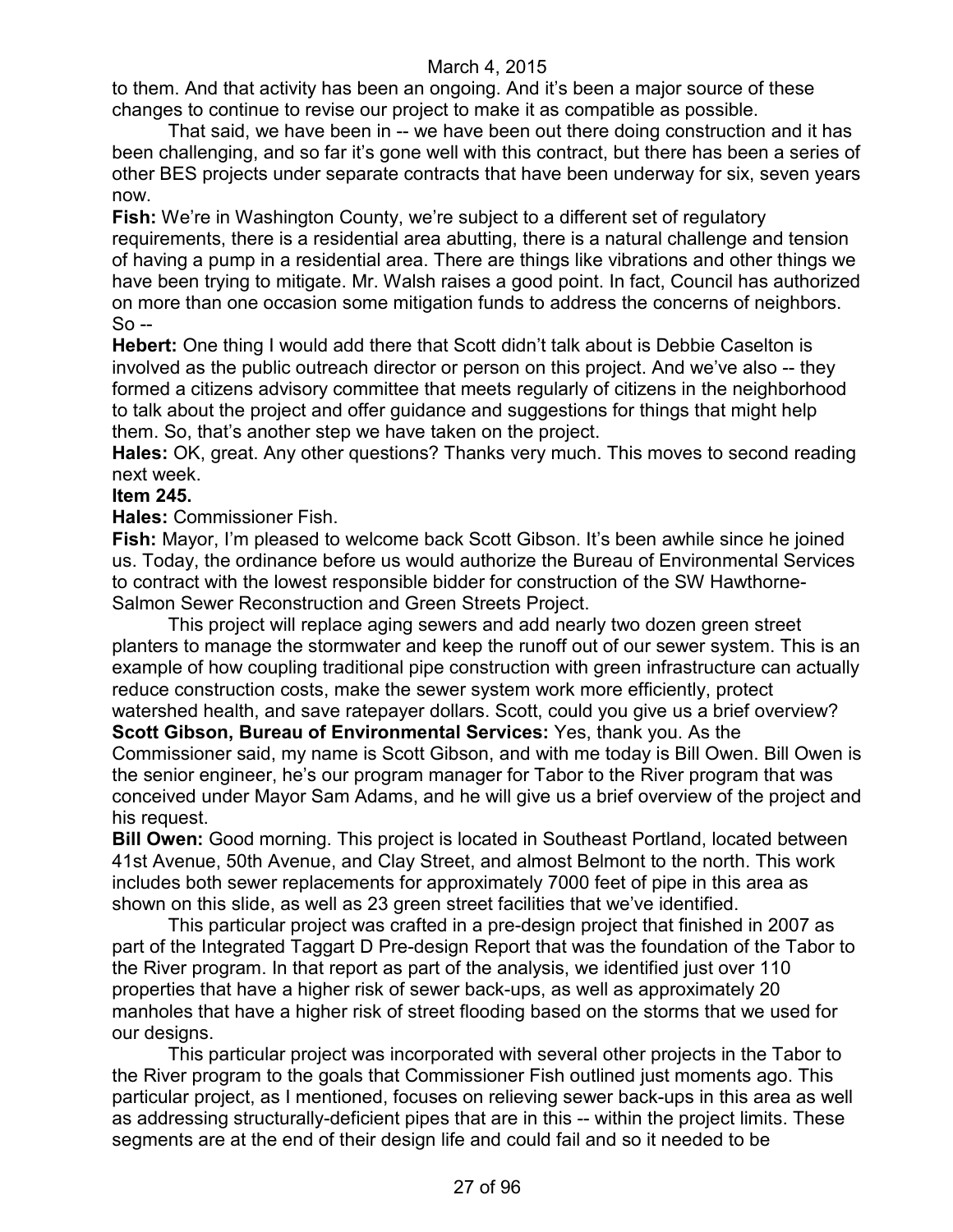to them. And that activity has been an ongoing. And it's been a major source of these changes to continue to revise our project to make it as compatible as possible.

That said, we have been in -- we have been out there doing construction and it has been challenging, and so far it's gone well with this contract, but there has been a series of other BES projects under separate contracts that have been underway for six, seven years now.

**Fish:** We're in Washington County, we're subject to a different set of regulatory requirements, there is a residential area abutting, there is a natural challenge and tension of having a pump in a residential area. There are things like vibrations and other things we have been trying to mitigate. Mr. Walsh raises a good point. In fact, Council has authorized on more than one occasion some mitigation funds to address the concerns of neighbors. So --

**Hebert:** One thing I would add there that Scott didn't talk about is Debbie Caselton is involved as the public outreach director or person on this project. And we've also -- they formed a citizens advisory committee that meets regularly of citizens in the neighborhood to talk about the project and offer guidance and suggestions for things that might help them. So, that's another step we have taken on the project.

**Hales:** OK, great. Any other questions? Thanks very much. This moves to second reading next week.

**Item 245.**

**Hales:** Commissioner Fish.

**Fish:** Mayor, I'm pleased to welcome back Scott Gibson. It's been awhile since he joined us. Today, the ordinance before us would authorize the Bureau of Environmental Services to contract with the lowest responsible bidder for construction of the SW Hawthorne-Salmon Sewer Reconstruction and Green Streets Project.

This project will replace aging sewers and add nearly two dozen green street planters to manage the stormwater and keep the runoff out of our sewer system. This is an example of how coupling traditional pipe construction with green infrastructure can actually reduce construction costs, make the sewer system work more efficiently, protect watershed health, and save ratepayer dollars. Scott, could you give us a brief overview?

**Scott Gibson, Bureau of Environmental Services:** Yes, thank you. As the Commissioner said, my name is Scott Gibson, and with me today is Bill Owen. Bill Owen is the senior engineer, he's our program manager for Tabor to the River program that was conceived under Mayor Sam Adams, and he will give us a brief overview of the project and his request.

**Bill Owen:** Good morning. This project is located in Southeast Portland, located between 41st Avenue, 50th Avenue, and Clay Street, and almost Belmont to the north. This work includes both sewer replacements for approximately 7000 feet of pipe in this area as shown on this slide, as well as 23 green street facilities that we've identified.

This particular project was crafted in a pre-design project that finished in 2007 as part of the Integrated Taggart D Pre-design Report that was the foundation of the Tabor to the River program. In that report as part of the analysis, we identified just over 110 properties that have a higher risk of sewer back-ups, as well as approximately 20 manholes that have a higher risk of street flooding based on the storms that we used for our designs.

This particular project was incorporated with several other projects in the Tabor to the River program to the goals that Commissioner Fish outlined just moments ago. This particular project, as I mentioned, focuses on relieving sewer back-ups in this area as well as addressing structurally-deficient pipes that are in this -- within the project limits. These segments are at the end of their design life and could fail and so it needed to be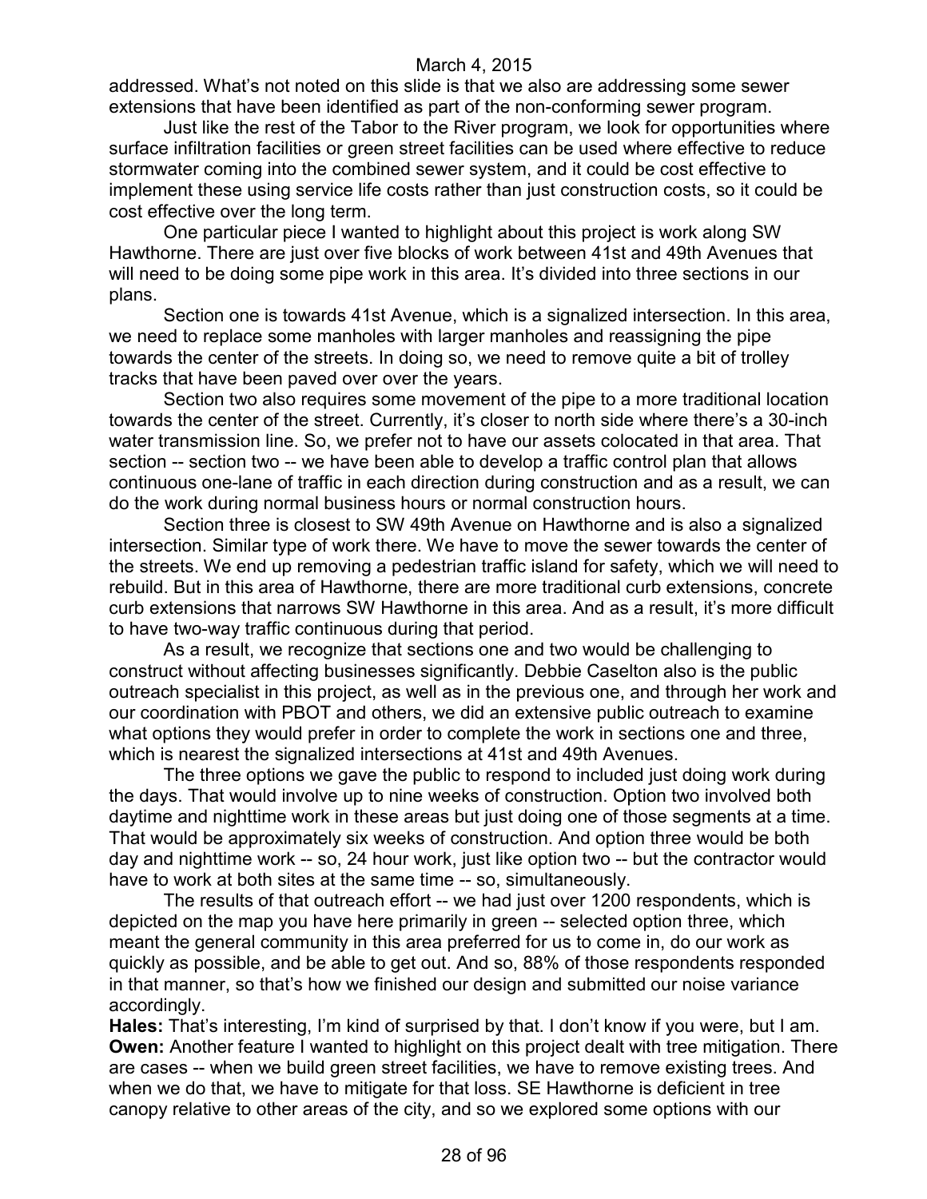addressed. What's not noted on this slide is that we also are addressing some sewer extensions that have been identified as part of the non-conforming sewer program.

Just like the rest of the Tabor to the River program, we look for opportunities where surface infiltration facilities or green street facilities can be used where effective to reduce stormwater coming into the combined sewer system, and it could be cost effective to implement these using service life costs rather than just construction costs, so it could be cost effective over the long term.

One particular piece I wanted to highlight about this project is work along SW Hawthorne. There are just over five blocks of work between 41st and 49th Avenues that will need to be doing some pipe work in this area. It's divided into three sections in our plans.

Section one is towards 41st Avenue, which is a signalized intersection. In this area, we need to replace some manholes with larger manholes and reassigning the pipe towards the center of the streets. In doing so, we need to remove quite a bit of trolley tracks that have been paved over over the years.

Section two also requires some movement of the pipe to a more traditional location towards the center of the street. Currently, it's closer to north side where there's a 30-inch water transmission line. So, we prefer not to have our assets colocated in that area. That section -- section two -- we have been able to develop a traffic control plan that allows continuous one-lane of traffic in each direction during construction and as a result, we can do the work during normal business hours or normal construction hours.

Section three is closest to SW 49th Avenue on Hawthorne and is also a signalized intersection. Similar type of work there. We have to move the sewer towards the center of the streets. We end up removing a pedestrian traffic island for safety, which we will need to rebuild. But in this area of Hawthorne, there are more traditional curb extensions, concrete curb extensions that narrows SW Hawthorne in this area. And as a result, it's more difficult to have two-way traffic continuous during that period.

As a result, we recognize that sections one and two would be challenging to construct without affecting businesses significantly. Debbie Caselton also is the public outreach specialist in this project, as well as in the previous one, and through her work and our coordination with PBOT and others, we did an extensive public outreach to examine what options they would prefer in order to complete the work in sections one and three, which is nearest the signalized intersections at 41st and 49th Avenues.

The three options we gave the public to respond to included just doing work during the days. That would involve up to nine weeks of construction. Option two involved both daytime and nighttime work in these areas but just doing one of those segments at a time. That would be approximately six weeks of construction. And option three would be both day and nighttime work -- so, 24 hour work, just like option two -- but the contractor would have to work at both sites at the same time -- so, simultaneously.

The results of that outreach effort -- we had just over 1200 respondents, which is depicted on the map you have here primarily in green -- selected option three, which meant the general community in this area preferred for us to come in, do our work as quickly as possible, and be able to get out. And so, 88% of those respondents responded in that manner, so that's how we finished our design and submitted our noise variance accordingly.

**Hales:** That's interesting, I'm kind of surprised by that. I don't know if you were, but I am.

**Owen:** Another feature I wanted to highlight on this project dealt with tree mitigation. There are cases -- when we build green street facilities, we have to remove existing trees. And when we do that, we have to mitigate for that loss. SE Hawthorne is deficient in tree canopy relative to other areas of the city, and so we explored some options with our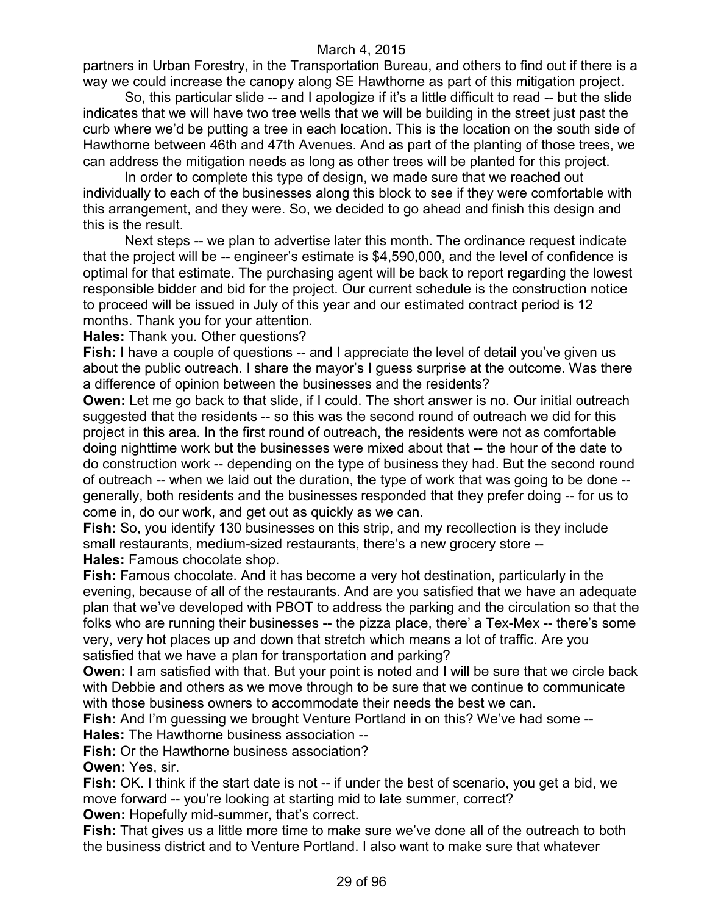partners in Urban Forestry, in the Transportation Bureau, and others to find out if there is a way we could increase the canopy along SE Hawthorne as part of this mitigation project.

So, this particular slide -- and I apologize if it's a little difficult to read -- but the slide indicates that we will have two tree wells that we will be building in the street just past the curb where we'd be putting a tree in each location. This is the location on the south side of Hawthorne between 46th and 47th Avenues. And as part of the planting of those trees, we can address the mitigation needs as long as other trees will be planted for this project.

In order to complete this type of design, we made sure that we reached out individually to each of the businesses along this block to see if they were comfortable with this arrangement, and they were. So, we decided to go ahead and finish this design and this is the result.

Next steps -- we plan to advertise later this month. The ordinance request indicate that the project will be -- engineer's estimate is $4,590,000, and the level of confidence is optimal for that estimate. The purchasing agent will be back to report regarding the lowest responsible bidder and bid for the project. Our current schedule is the construction notice to proceed will be issued in July of this year and our estimated contract period is 12 months. Thank you for your attention.

**Hales:** Thank you. Other questions?

**Fish:** I have a couple of questions -- and I appreciate the level of detail you've given us about the public outreach. I share the mayor's I guess surprise at the outcome. Was there a difference of opinion between the businesses and the residents?

**Owen:** Let me go back to that slide, if I could. The short answer is no. Our initial outreach suggested that the residents -- so this was the second round of outreach we did for this project in this area. In the first round of outreach, the residents were not as comfortable doing nighttime work but the businesses were mixed about that -- the hour of the date to do construction work -- depending on the type of business they had. But the second round of outreach -- when we laid out the duration, the type of work that was going to be done -- generally, both residents and the businesses responded that they prefer doing -- for us to come in, do our work, and get out as quickly as we can.

**Fish:** So, you identify 130 businesses on this strip, and my recollection is they include small restaurants, medium-sized restaurants, there's a new grocery store --

**Hales:** Famous chocolate shop.

**Fish:** Famous chocolate. And it has become a very hot destination, particularly in the evening, because of all of the restaurants. And are you satisfied that we have an adequate plan that we've developed with PBOT to address the parking and the circulation so that the folks who are running their businesses -- the pizza place, there' a Tex-Mex -- there's some very, very hot places up and down that stretch which means a lot of traffic. Are you satisfied that we have a plan for transportation and parking?

**Owen:** I am satisfied with that. But your point is noted and I will be sure that we circle back with Debbie and others as we move through to be sure that we continue to communicate with those business owners to accommodate their needs the best we can.

**Fish:** And I'm guessing we brought Venture Portland in on this? We've had some --

**Hales:** The Hawthorne business association --

**Fish:** Or the Hawthorne business association?

**Owen:** Yes, sir.

**Fish:** OK. I think if the start date is not -- if under the best of scenario, you get a bid, we move forward -- you're looking at starting mid to late summer, correct?

**Owen:** Hopefully mid-summer, that's correct.

**Fish:** That gives us a little more time to make sure we've done all of the outreach to both the business district and to Venture Portland. I also want to make sure that whatever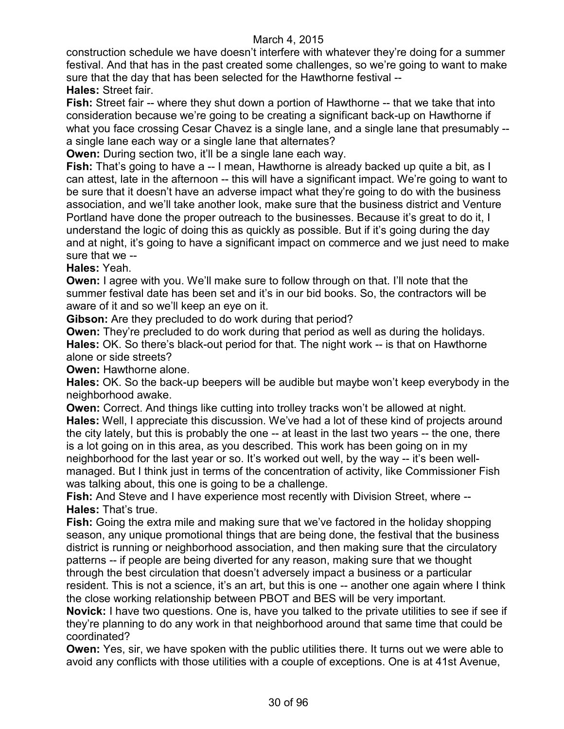construction schedule we have doesn't interfere with whatever they're doing for a summer festival. And that has in the past created some challenges, so we're going to want to make sure that the day that has been selected for the Hawthorne festival --

**Hales:** Street fair.

**Fish:** Street fair -- where they shut down a portion of Hawthorne -- that we take that into consideration because we're going to be creating a significant back-up on Hawthorne if what you face crossing Cesar Chavez is a single lane, and a single lane that presumably -- a single lane each way or a single lane that alternates?

**Owen:** During section two, it'll be a single lane each way.

**Fish:** That's going to have a -- I mean, Hawthorne is already backed up quite a bit, as I can attest, late in the afternoon -- this will have a significant impact. We're going to want to be sure that it doesn't have an adverse impact what they're going to do with the business association, and we'll take another look, make sure that the business district and Venture Portland have done the proper outreach to the businesses. Because it's great to do it, I understand the logic of doing this as quickly as possible. But if it's going during the day and at night, it's going to have a significant impact on commerce and we just need to make sure that we --

**Hales:** Yeah.

**Owen:** I agree with you. We'll make sure to follow through on that. I'll note that the summer festival date has been set and it's in our bid books. So, the contractors will be aware of it and so we'll keep an eye on it.

**Gibson:** Are they precluded to do work during that period?

**Owen:** They're precluded to do work during that period as well as during the holidays.

**Hales:** OK. So there's black-out period for that. The night work -- is that on Hawthorne alone or side streets?

**Owen:** Hawthorne alone.

**Hales:** OK. So the back-up beepers will be audible but maybe won't keep everybody in the neighborhood awake.

**Owen:** Correct. And things like cutting into trolley tracks won't be allowed at night.

**Hales:** Well, I appreciate this discussion. We've had a lot of these kind of projects around the city lately, but this is probably the one -- at least in the last two years -- the one, there is a lot going on in this area, as you described. This work has been going on in my neighborhood for the last year or so. It's worked out well, by the way -- it's been well-managed. But I think just in terms of the concentration of activity, like Commissioner Fish was talking about, this one is going to be a challenge.

**Fish:** And Steve and I have experience most recently with Division Street, where --

**Hales:** That's true.

**Fish:** Going the extra mile and making sure that we've factored in the holiday shopping season, any unique promotional things that are being done, the festival that the business district is running or neighborhood association, and then making sure that the circulatory patterns -- if people are being diverted for any reason, making sure that we thought through the best circulation that doesn't adversely impact a business or a particular resident. This is not a science, it's an art, but this is one -- another one again where I think the close working relationship between PBOT and BES will be very important.

**Novick:** I have two questions. One is, have you talked to the private utilities to see if see if they're planning to do any work in that neighborhood around that same time that could be coordinated?

**Owen:** Yes, sir, we have spoken with the public utilities there. It turns out we were able to avoid any conflicts with those utilities with a couple of exceptions. One is at 41st Avenue,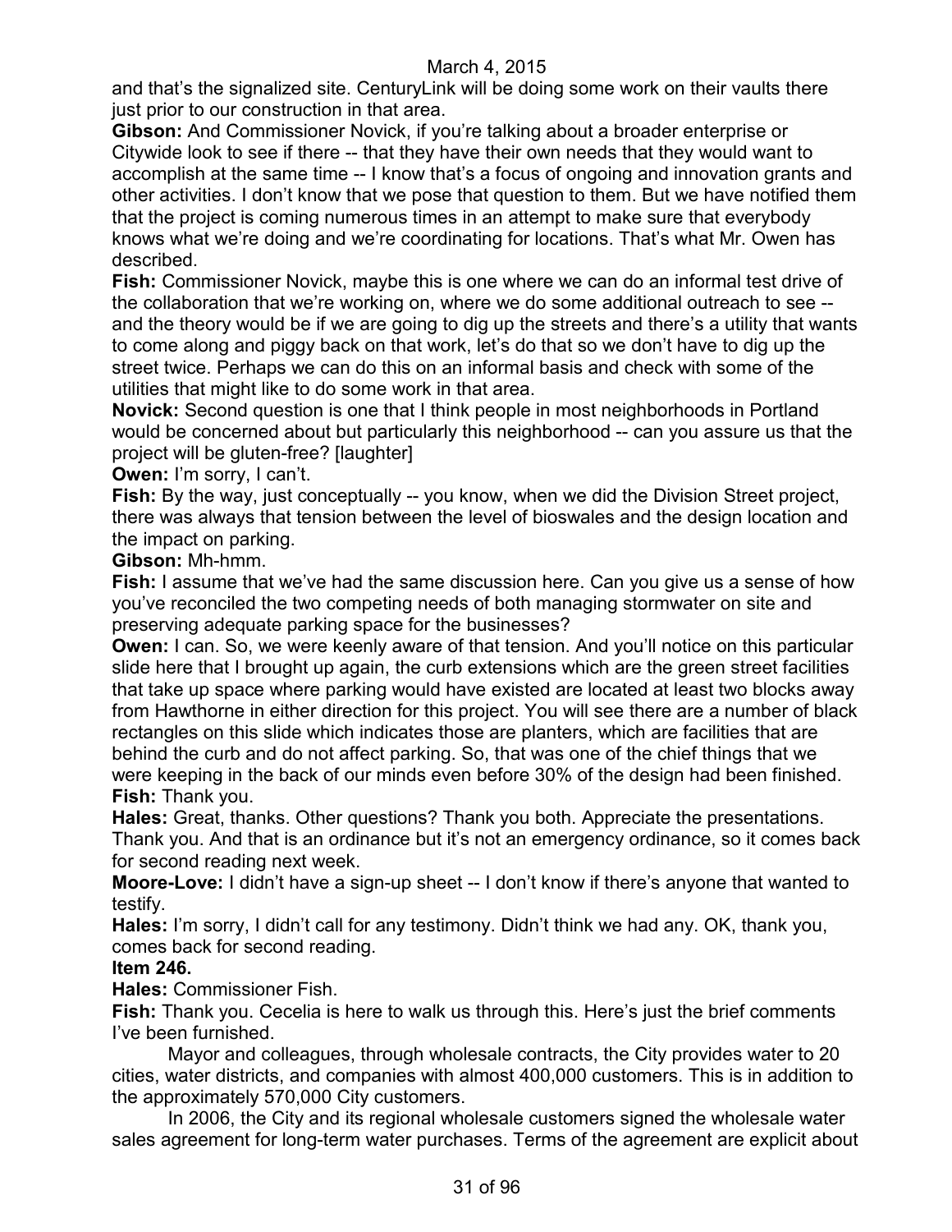and that's the signalized site. CenturyLink will be doing some work on their vaults there just prior to our construction in that area.

**Gibson:** And Commissioner Novick, if you're talking about a broader enterprise or Citywide look to see if there -- that they have their own needs that they would want to accomplish at the same time -- I know that's a focus of ongoing and innovation grants and other activities. I don't know that we pose that question to them. But we have notified them that the project is coming numerous times in an attempt to make sure that everybody knows what we're doing and we're coordinating for locations. That's what Mr. Owen has described.

**Fish:** Commissioner Novick, maybe this is one where we can do an informal test drive of the collaboration that we're working on, where we do some additional outreach to see -- and the theory would be if we are going to dig up the streets and there's a utility that wants to come along and piggy back on that work, let's do that so we don't have to dig up the street twice. Perhaps we can do this on an informal basis and check with some of the utilities that might like to do some work in that area.

**Novick:** Second question is one that I think people in most neighborhoods in Portland would be concerned about but particularly this neighborhood -- can you assure us that the project will be gluten-free? [laughter]

**Owen:** I'm sorry, I can't.

**Fish:** By the way, just conceptually -- you know, when we did the Division Street project, there was always that tension between the level of bioswales and the design location and the impact on parking.

**Gibson:** Mh-hmm.

**Fish:** I assume that we've had the same discussion here. Can you give us a sense of how you've reconciled the two competing needs of both managing stormwater on site and preserving adequate parking space for the businesses?

**Owen:** I can. So, we were keenly aware of that tension. And you'll notice on this particular slide here that I brought up again, the curb extensions which are the green street facilities that take up space where parking would have existed are located at least two blocks away from Hawthorne in either direction for this project. You will see there are a number of black rectangles on this slide which indicates those are planters, which are facilities that are behind the curb and do not affect parking. So, that was one of the chief things that we were keeping in the back of our minds even before 30% of the design had been finished.

**Fish:** Thank you.

**Hales:** Great, thanks. Other questions? Thank you both. Appreciate the presentations. Thank you. And that is an ordinance but it's not an emergency ordinance, so it comes back for second reading next week.

**Moore-Love:** I didn't have a sign-up sheet -- I don't know if there's anyone that wanted to testify.

**Hales:** I'm sorry, I didn't call for any testimony. Didn't think we had any. OK, thank you, comes back for second reading.

**Item 246.**

**Hales:** Commissioner Fish.

**Fish:** Thank you. Cecelia is here to walk us through this. Here's just the brief comments I've been furnished.

Mayor and colleagues, through wholesale contracts, the City provides water to 20 cities, water districts, and companies with almost 400,000 customers. This is in addition to the approximately 570,000 City customers.

In 2006, the City and its regional wholesale customers signed the wholesale water sales agreement for long-term water purchases. Terms of the agreement are explicit about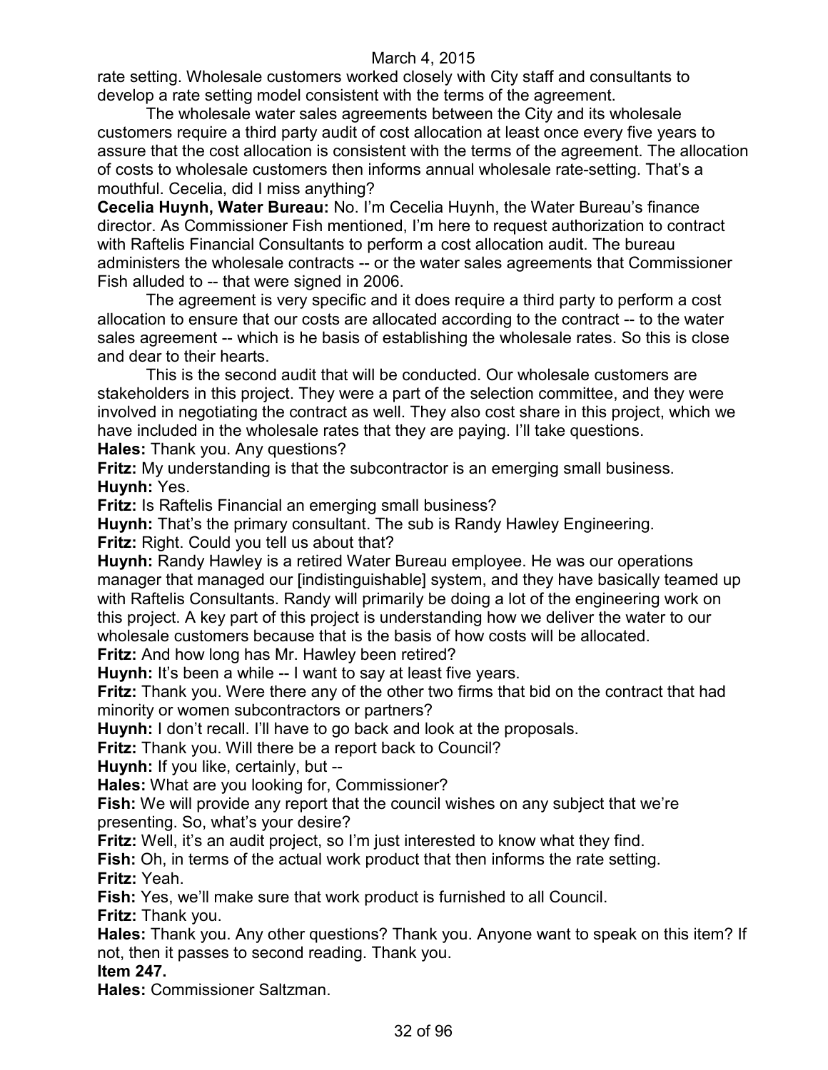rate setting. Wholesale customers worked closely with City staff and consultants to develop a rate setting model consistent with the terms of the agreement.

The wholesale water sales agreements between the City and its wholesale customers require a third party audit of cost allocation at least once every five years to assure that the cost allocation is consistent with the terms of the agreement. The allocation of costs to wholesale customers then informs annual wholesale rate-setting. That's a mouthful. Cecelia, did I miss anything?

**Cecelia Huynh, Water Bureau:** No. I'm Cecelia Huynh, the Water Bureau's finance director. As Commissioner Fish mentioned, I'm here to request authorization to contract with Raftelis Financial Consultants to perform a cost allocation audit. The bureau administers the wholesale contracts -- or the water sales agreements that Commissioner Fish alluded to -- that were signed in 2006.

The agreement is very specific and it does require a third party to perform a cost allocation to ensure that our costs are allocated according to the contract -- to the water sales agreement -- which is he basis of establishing the wholesale rates. So this is close and dear to their hearts.

This is the second audit that will be conducted. Our wholesale customers are stakeholders in this project. They were a part of the selection committee, and they were involved in negotiating the contract as well. They also cost share in this project, which we have included in the wholesale rates that they are paying. I'll take questions.

**Hales:** Thank you. Any questions?

**Fritz:** My understanding is that the subcontractor is an emerging small business.

**Huynh:** Yes.

**Fritz:** Is Raftelis Financial an emerging small business?

**Huynh:** That's the primary consultant. The sub is Randy Hawley Engineering.

**Fritz:** Right. Could you tell us about that?

**Huynh:** Randy Hawley is a retired Water Bureau employee. He was our operations manager that managed our [indistinguishable] system, and they have basically teamed up with Raftelis Consultants. Randy will primarily be doing a lot of the engineering work on this project. A key part of this project is understanding how we deliver the water to our wholesale customers because that is the basis of how costs will be allocated.

**Fritz:** And how long has Mr. Hawley been retired?

**Huynh:** It's been a while -- I want to say at least five years.

**Fritz:** Thank you. Were there any of the other two firms that bid on the contract that had minority or women subcontractors or partners?

**Huynh:** I don't recall. I'll have to go back and look at the proposals.

**Fritz:** Thank you. Will there be a report back to Council?

**Huynh:** If you like, certainly, but --

**Hales:** What are you looking for, Commissioner?

**Fish:** We will provide any report that the council wishes on any subject that we're presenting. So, what's your desire?

**Fritz:** Well, it's an audit project, so I'm just interested to know what they find.

**Fish:** Oh, in terms of the actual work product that then informs the rate setting.

**Fritz:** Yeah.

**Fish:** Yes, we'll make sure that work product is furnished to all Council.

**Fritz:** Thank you.

**Hales:** Thank you. Any other questions? Thank you. Anyone want to speak on this item? If not, then it passes to second reading. Thank you.

**Item 247.**

**Hales:** Commissioner Saltzman.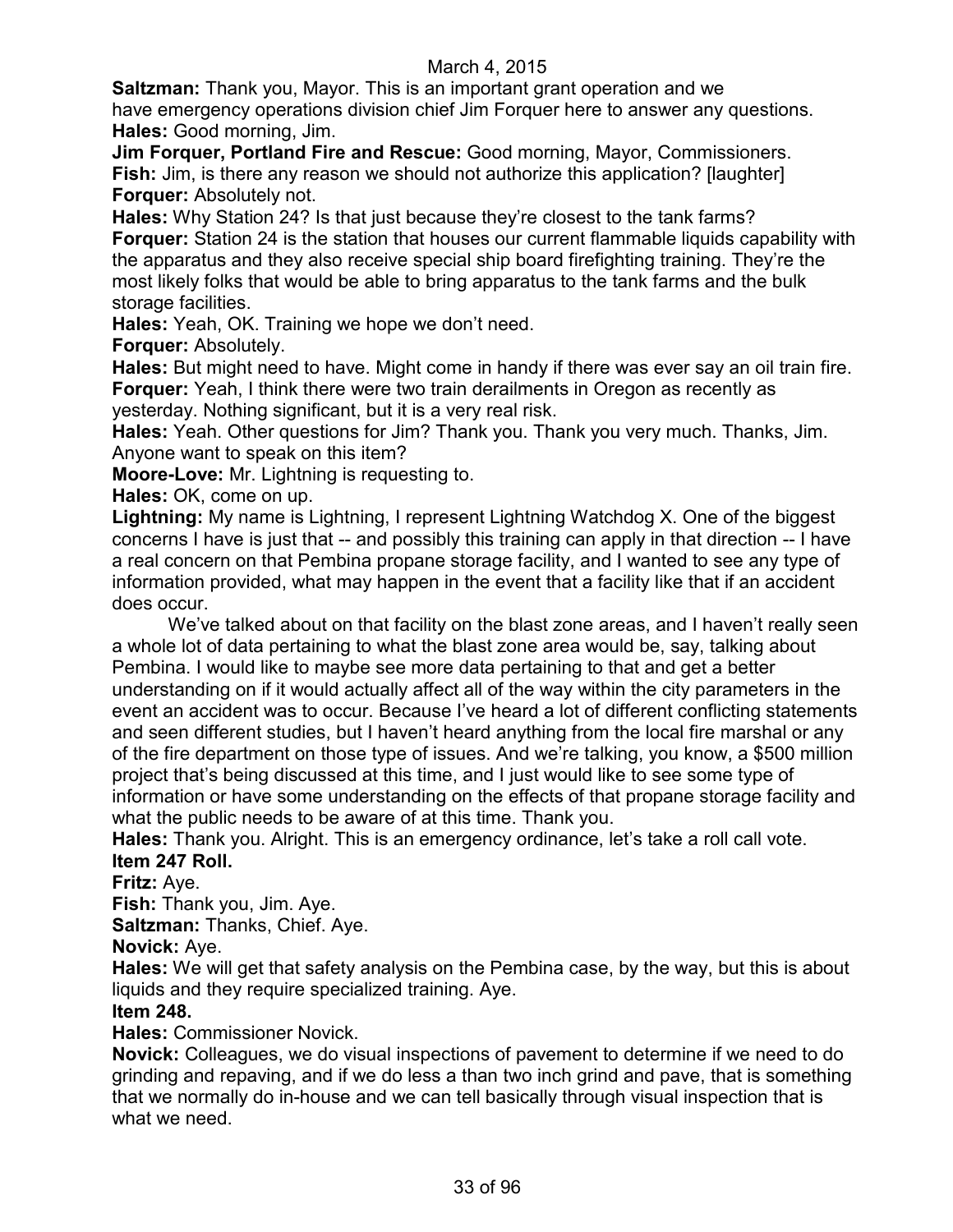**Saltzman:** Thank you, Mayor. This is an important grant operation and we have emergency operations division chief Jim Forquer here to answer any questions.

**Hales:** Good morning, Jim.

**Jim Forquer, Portland Fire and Rescue:** Good morning, Mayor, Commissioners.

**Fish:** Jim, is there any reason we should not authorize this application? [laughter]

**Forquer:** Absolutely not.

**Hales:** Why Station 24? Is that just because they're closest to the tank farms?

**Forquer:** Station 24 is the station that houses our current flammable liquids capability with the apparatus and they also receive special ship board firefighting training. They're the most likely folks that would be able to bring apparatus to the tank farms and the bulk storage facilities.

**Hales:** Yeah, OK. Training we hope we don't need.

**Forquer:** Absolutely.

**Hales:** But might need to have. Might come in handy if there was ever say an oil train fire.

**Forquer:** Yeah, I think there were two train derailments in Oregon as recently as yesterday. Nothing significant, but it is a very real risk.

**Hales:** Yeah. Other questions for Jim? Thank you. Thank you very much. Thanks, Jim. Anyone want to speak on this item?

**Moore-Love:** Mr. Lightning is requesting to.

**Hales:** OK, come on up.

**Lightning:** My name is Lightning, I represent Lightning Watchdog X. One of the biggest concerns I have is just that -- and possibly this training can apply in that direction -- I have a real concern on that Pembina propane storage facility, and I wanted to see any type of information provided, what may happen in the event that a facility like that if an accident does occur.

We've talked about on that facility on the blast zone areas, and I haven't really seen a whole lot of data pertaining to what the blast zone area would be, say, talking about Pembina. I would like to maybe see more data pertaining to that and get a better understanding on if it would actually affect all of the way within the city parameters in the event an accident was to occur. Because I've heard a lot of different conflicting statements and seen different studies, but I haven't heard anything from the local fire marshal or any of the fire department on those type of issues. And we're talking, you know, a $500 million project that's being discussed at this time, and I just would like to see some type of information or have some understanding on the effects of that propane storage facility and what the public needs to be aware of at this time. Thank you.

**Hales:** Thank you. Alright. This is an emergency ordinance, let's take a roll call vote.

**Item 247 Roll.**

**Fritz:** Aye.

**Fish:** Thank you, Jim. Aye.

**Saltzman:** Thanks, Chief. Aye.

**Novick:** Aye.

**Hales:** We will get that safety analysis on the Pembina case, by the way, but this is about liquids and they require specialized training. Aye.

**Item 248.**

**Hales:** Commissioner Novick.

**Novick:** Colleagues, we do visual inspections of pavement to determine if we need to do grinding and repaving, and if we do less a than two inch grind and pave, that is something that we normally do in-house and we can tell basically through visual inspection that is what we need.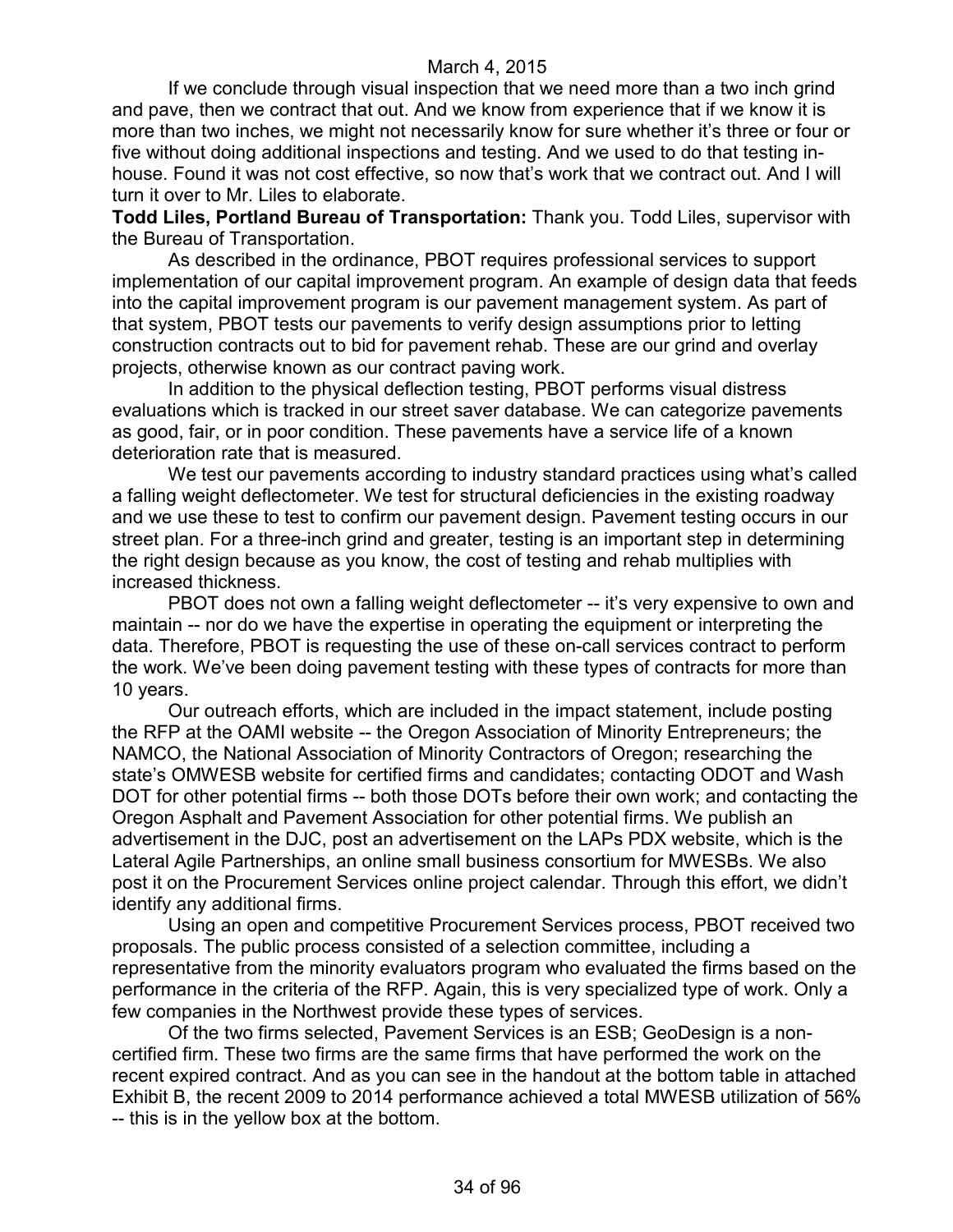If we conclude through visual inspection that we need more than a two inch grind and pave, then we contract that out. And we know from experience that if we know it is more than two inches, we might not necessarily know for sure whether it's three or four or five without doing additional inspections and testing. And we used to do that testing in-house. Found it was not cost effective, so now that's work that we contract out. And I will turn it over to Mr. Liles to elaborate.

**Todd Liles, Portland Bureau of Transportation:** Thank you. Todd Liles, supervisor with the Bureau of Transportation.

As described in the ordinance, PBOT requires professional services to support implementation of our capital improvement program. An example of design data that feeds into the capital improvement program is our pavement management system. As part of that system, PBOT tests our pavements to verify design assumptions prior to letting construction contracts out to bid for pavement rehab. These are our grind and overlay projects, otherwise known as our contract paving work.

In addition to the physical deflection testing, PBOT performs visual distress evaluations which is tracked in our street saver database. We can categorize pavements as good, fair, or in poor condition. These pavements have a service life of a known deterioration rate that is measured.

We test our pavements according to industry standard practices using what's called a falling weight deflectometer. We test for structural deficiencies in the existing roadway and we use these to test to confirm our pavement design. Pavement testing occurs in our street plan. For a three-inch grind and greater, testing is an important step in determining the right design because as you know, the cost of testing and rehab multiplies with increased thickness.

PBOT does not own a falling weight deflectometer -- it's very expensive to own and maintain -- nor do we have the expertise in operating the equipment or interpreting the data. Therefore, PBOT is requesting the use of these on-call services contract to perform the work. We've been doing pavement testing with these types of contracts for more than 10 years.

Our outreach efforts, which are included in the impact statement, include posting the RFP at the OAMI website -- the Oregon Association of Minority Entrepreneurs; the NAMCO, the National Association of Minority Contractors of Oregon; researching the state's OMWESB website for certified firms and candidates; contacting ODOT and Wash DOT for other potential firms -- both those DOTs before their own work; and contacting the Oregon Asphalt and Pavement Association for other potential firms. We publish an advertisement in the DJC, post an advertisement on the LAPs PDX website, which is the Lateral Agile Partnerships, an online small business consortium for MWESBs. We also post it on the Procurement Services online project calendar. Through this effort, we didn't identify any additional firms.

Using an open and competitive Procurement Services process, PBOT received two proposals. The public process consisted of a selection committee, including a representative from the minority evaluators program who evaluated the firms based on the performance in the criteria of the RFP. Again, this is very specialized type of work. Only a few companies in the Northwest provide these types of services.

Of the two firms selected, Pavement Services is an ESB; GeoDesign is a non-certified firm. These two firms are the same firms that have performed the work on the recent expired contract. And as you can see in the handout at the bottom table in attached Exhibit B, the recent 2009 to 2014 performance achieved a total MWESB utilization of 56% -- this is in the yellow box at the bottom.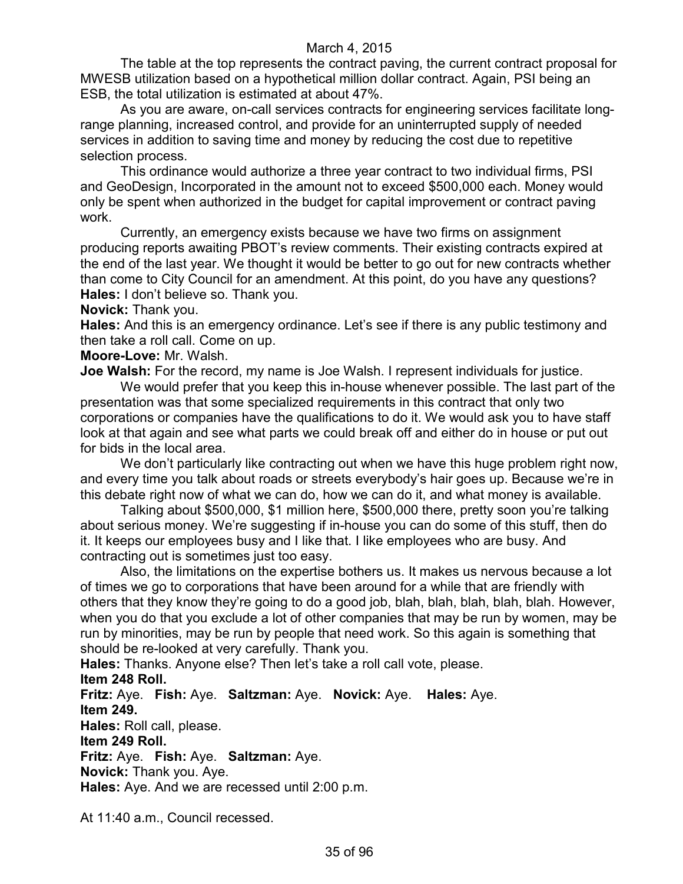The table at the top represents the contract paving, the current contract proposal for MWESB utilization based on a hypothetical million dollar contract. Again, PSI being an ESB, the total utilization is estimated at about 47%.

As you are aware, on-call services contracts for engineering services facilitate long-range planning, increased control, and provide for an uninterrupted supply of needed services in addition to saving time and money by reducing the cost due to repetitive selection process.

This ordinance would authorize a three year contract to two individual firms, PSI and GeoDesign, Incorporated in the amount not to exceed $500,000 each. Money would only be spent when authorized in the budget for capital improvement or contract paving work.

Currently, an emergency exists because we have two firms on assignment producing reports awaiting PBOT's review comments. Their existing contracts expired at the end of the last year. We thought it would be better to go out for new contracts whether than come to City Council for an amendment. At this point, do you have any questions?

**Hales:** I don't believe so. Thank you.

**Novick:** Thank you.

**Hales:** And this is an emergency ordinance. Let's see if there is any public testimony and then take a roll call. Come on up.

**Moore-Love:** Mr. Walsh.

**Joe Walsh:** For the record, my name is Joe Walsh. I represent individuals for justice.

We would prefer that you keep this in-house whenever possible. The last part of the presentation was that some specialized requirements in this contract that only two corporations or companies have the qualifications to do it. We would ask you to have staff look at that again and see what parts we could break off and either do in house or put out for bids in the local area.

We don't particularly like contracting out when we have this huge problem right now, and every time you talk about roads or streets everybody's hair goes up. Because we're in this debate right now of what we can do, how we can do it, and what money is available.

Talking about $500,000, $1 million here, $500,000 there, pretty soon you're talking about serious money. We're suggesting if in-house you can do some of this stuff, then do it. It keeps our employees busy and I like that. I like employees who are busy. And contracting out is sometimes just too easy.

Also, the limitations on the expertise bothers us. It makes us nervous because a lot of times we go to corporations that have been around for a while that are friendly with others that they know they're going to do a good job, blah, blah, blah, blah, blah. However, when you do that you exclude a lot of other companies that may be run by women, may be run by minorities, may be run by people that need work. So this again is something that should be re-looked at very carefully. Thank you.

**Hales:** Thanks. Anyone else? Then let's take a roll call vote, please.

**Item 248 Roll.**

**Fritz:** Aye. **Fish:** Aye. **Saltzman:** Aye. **Novick:** Aye. **Hales:** Aye.

**Item 249.**

**Hales:** Roll call, please.

**Item 249 Roll.**

**Fritz:** Aye. **Fish:** Aye. **Saltzman:** Aye.

**Novick:** Thank you. Aye.

**Hales:** Aye. And we are recessed until 2:00 p.m.

At 11:40 a.m., Council recessed.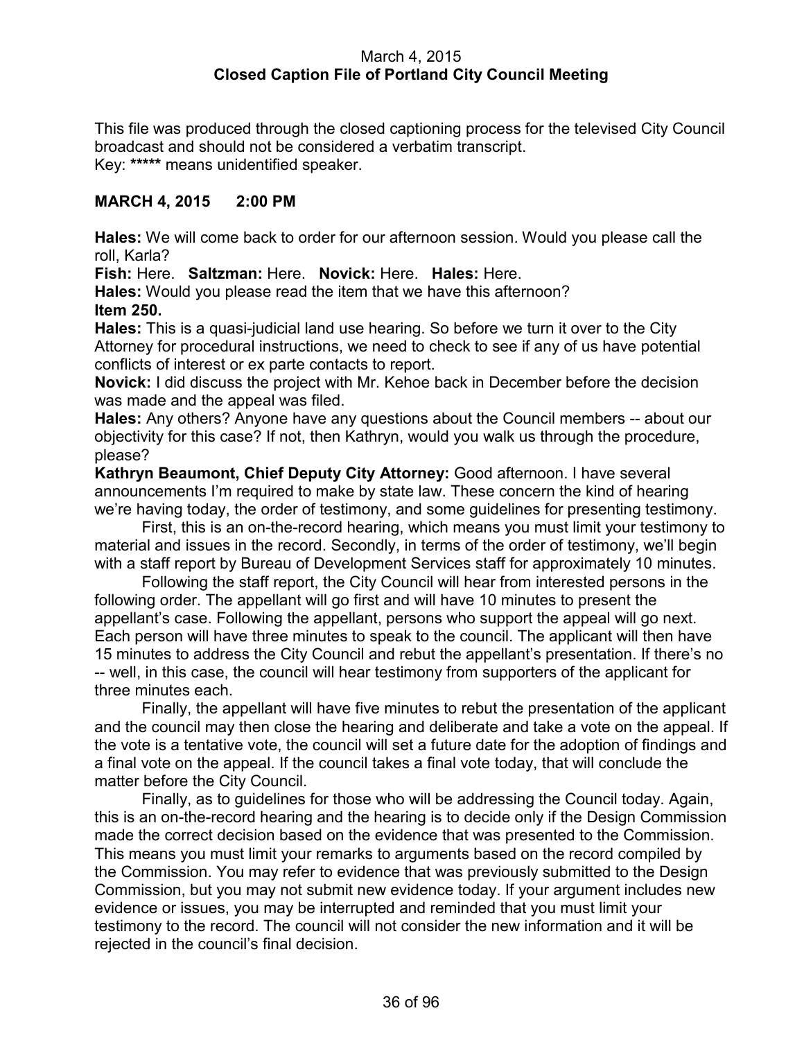March 4, 2015
**Closed Caption File of Portland City Council Meeting**

This file was produced through the closed captioning process for the televised City Council broadcast and should not be considered a verbatim transcript.
Key: ***** means unidentified speaker.

**MARCH 4, 2015 2:00 PM**

**Hales:** We will come back to order for our afternoon session. Would you please call the roll, Karla?
**Fish:** Here. **Saltzman:** Here. **Novick:** Here. **Hales:** Here.
**Hales:** Would you please read the item that we have this afternoon?
**Item 250.**
**Hales:** This is a quasi-judicial land use hearing. So before we turn it over to the City Attorney for procedural instructions, we need to check to see if any of us have potential conflicts of interest or ex parte contacts to report.
**Novick:** I did discuss the project with Mr. Kehoe back in December before the decision was made and the appeal was filed.
**Hales:** Any others? Anyone have any questions about the Council members -- about our objectivity for this case? If not, then Kathryn, would you walk us through the procedure, please?
**Kathryn Beaumont, Chief Deputy City Attorney:** Good afternoon. I have several announcements I'm required to make by state law. These concern the kind of hearing we're having today, the order of testimony, and some guidelines for presenting testimony.

First, this is an on-the-record hearing, which means you must limit your testimony to material and issues in the record. Secondly, in terms of the order of testimony, we'll begin with a staff report by Bureau of Development Services staff for approximately 10 minutes.

Following the staff report, the City Council will hear from interested persons in the following order. The appellant will go first and will have 10 minutes to present the appellant's case. Following the appellant, persons who support the appeal will go next. Each person will have three minutes to speak to the council. The applicant will then have 15 minutes to address the City Council and rebut the appellant's presentation. If there's no -- well, in this case, the council will hear testimony from supporters of the applicant for three minutes each.

Finally, the appellant will have five minutes to rebut the presentation of the applicant and the council may then close the hearing and deliberate and take a vote on the appeal. If the vote is a tentative vote, the council will set a future date for the adoption of findings and a final vote on the appeal. If the council takes a final vote today, that will conclude the matter before the City Council.

Finally, as to guidelines for those who will be addressing the Council today. Again, this is an on-the-record hearing and the hearing is to decide only if the Design Commission made the correct decision based on the evidence that was presented to the Commission. This means you must limit your remarks to arguments based on the record compiled by the Commission. You may refer to evidence that was previously submitted to the Design Commission, but you may not submit new evidence today. If your argument includes new evidence or issues, you may be interrupted and reminded that you must limit your testimony to the record. The council will not consider the new information and it will be rejected in the council's final decision.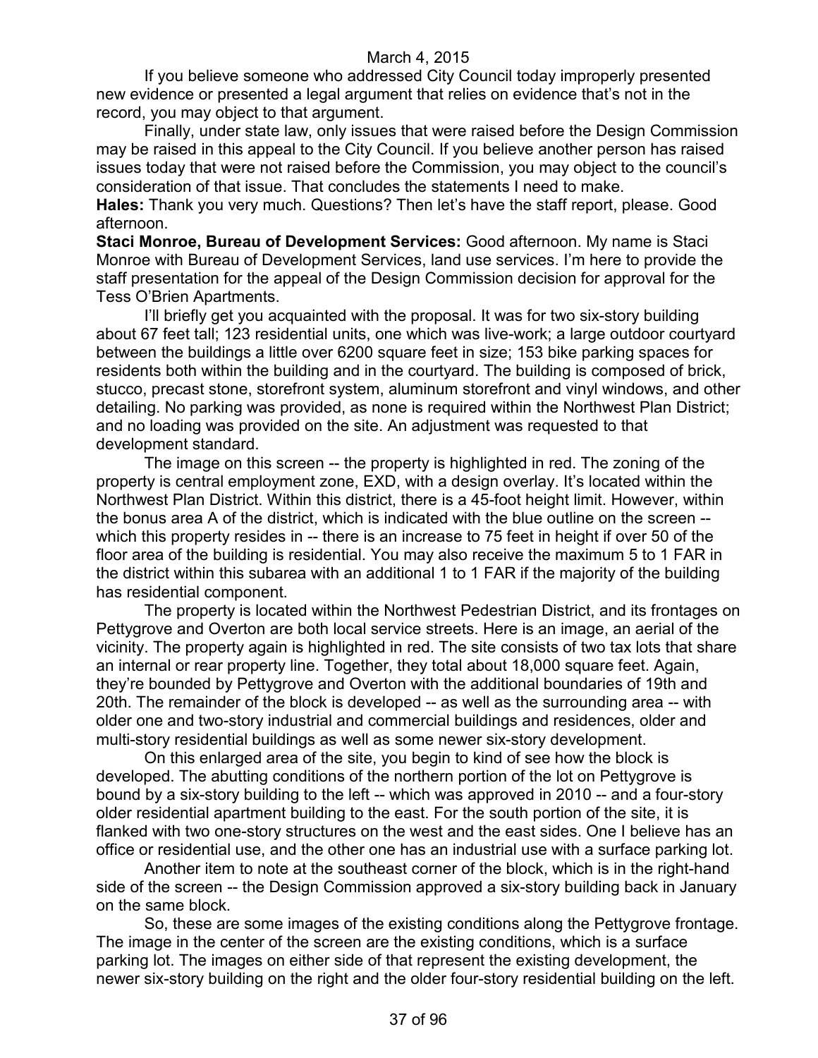If you believe someone who addressed City Council today improperly presented new evidence or presented a legal argument that relies on evidence that's not in the record, you may object to that argument.

Finally, under state law, only issues that were raised before the Design Commission may be raised in this appeal to the City Council. If you believe another person has raised issues today that were not raised before the Commission, you may object to the council's consideration of that issue. That concludes the statements I need to make.

**Hales:** Thank you very much. Questions? Then let's have the staff report, please. Good afternoon.

**Staci Monroe, Bureau of Development Services:** Good afternoon. My name is Staci Monroe with Bureau of Development Services, land use services. I'm here to provide the staff presentation for the appeal of the Design Commission decision for approval for the Tess O'Brien Apartments.

I'll briefly get you acquainted with the proposal. It was for two six-story building about 67 feet tall; 123 residential units, one which was live-work; a large outdoor courtyard between the buildings a little over 6200 square feet in size; 153 bike parking spaces for residents both within the building and in the courtyard. The building is composed of brick, stucco, precast stone, storefront system, aluminum storefront and vinyl windows, and other detailing. No parking was provided, as none is required within the Northwest Plan District; and no loading was provided on the site. An adjustment was requested to that development standard.

The image on this screen -- the property is highlighted in red. The zoning of the property is central employment zone, EXD, with a design overlay. It's located within the Northwest Plan District. Within this district, there is a 45-foot height limit. However, within the bonus area A of the district, which is indicated with the blue outline on the screen -- which this property resides in -- there is an increase to 75 feet in height if over 50 of the floor area of the building is residential. You may also receive the maximum 5 to 1 FAR in the district within this subarea with an additional 1 to 1 FAR if the majority of the building has residential component.

The property is located within the Northwest Pedestrian District, and its frontages on Pettygrove and Overton are both local service streets. Here is an image, an aerial of the vicinity. The property again is highlighted in red. The site consists of two tax lots that share an internal or rear property line. Together, they total about 18,000 square feet. Again, they're bounded by Pettygrove and Overton with the additional boundaries of 19th and 20th. The remainder of the block is developed -- as well as the surrounding area -- with older one and two-story industrial and commercial buildings and residences, older and multi-story residential buildings as well as some newer six-story development.

On this enlarged area of the site, you begin to kind of see how the block is developed. The abutting conditions of the northern portion of the lot on Pettygrove is bound by a six-story building to the left -- which was approved in 2010 -- and a four-story older residential apartment building to the east. For the south portion of the site, it is flanked with two one-story structures on the west and the east sides. One I believe has an office or residential use, and the other one has an industrial use with a surface parking lot.

Another item to note at the southeast corner of the block, which is in the right-hand side of the screen -- the Design Commission approved a six-story building back in January on the same block.

So, these are some images of the existing conditions along the Pettygrove frontage. The image in the center of the screen are the existing conditions, which is a surface parking lot. The images on either side of that represent the existing development, the newer six-story building on the right and the older four-story residential building on the left.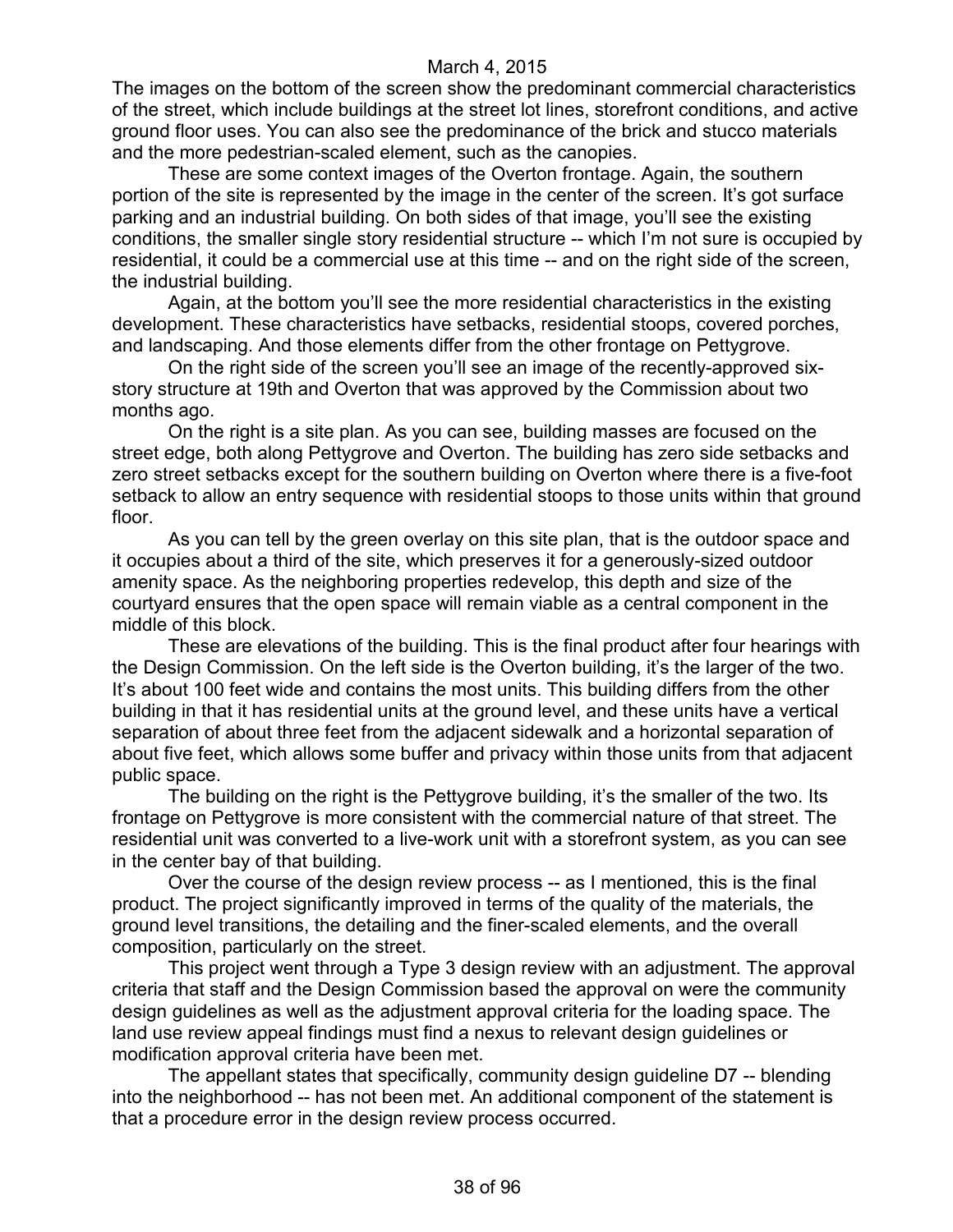The images on the bottom of the screen show the predominant commercial characteristics of the street, which include buildings at the street lot lines, storefront conditions, and active ground floor uses. You can also see the predominance of the brick and stucco materials and the more pedestrian-scaled element, such as the canopies.

These are some context images of the Overton frontage. Again, the southern portion of the site is represented by the image in the center of the screen. It's got surface parking and an industrial building. On both sides of that image, you'll see the existing conditions, the smaller single story residential structure -- which I'm not sure is occupied by residential, it could be a commercial use at this time -- and on the right side of the screen, the industrial building.

Again, at the bottom you'll see the more residential characteristics in the existing development. These characteristics have setbacks, residential stoops, covered porches, and landscaping. And those elements differ from the other frontage on Pettygrove.

On the right side of the screen you'll see an image of the recently-approved six-story structure at 19th and Overton that was approved by the Commission about two months ago.

On the right is a site plan. As you can see, building masses are focused on the street edge, both along Pettygrove and Overton. The building has zero side setbacks and zero street setbacks except for the southern building on Overton where there is a five-foot setback to allow an entry sequence with residential stoops to those units within that ground floor.

As you can tell by the green overlay on this site plan, that is the outdoor space and it occupies about a third of the site, which preserves it for a generously-sized outdoor amenity space. As the neighboring properties redevelop, this depth and size of the courtyard ensures that the open space will remain viable as a central component in the middle of this block.

These are elevations of the building. This is the final product after four hearings with the Design Commission. On the left side is the Overton building, it's the larger of the two. It's about 100 feet wide and contains the most units. This building differs from the other building in that it has residential units at the ground level, and these units have a vertical separation of about three feet from the adjacent sidewalk and a horizontal separation of about five feet, which allows some buffer and privacy within those units from that adjacent public space.

The building on the right is the Pettygrove building, it's the smaller of the two. Its frontage on Pettygrove is more consistent with the commercial nature of that street. The residential unit was converted to a live-work unit with a storefront system, as you can see in the center bay of that building.

Over the course of the design review process -- as I mentioned, this is the final product. The project significantly improved in terms of the quality of the materials, the ground level transitions, the detailing and the finer-scaled elements, and the overall composition, particularly on the street.

This project went through a Type 3 design review with an adjustment. The approval criteria that staff and the Design Commission based the approval on were the community design guidelines as well as the adjustment approval criteria for the loading space. The land use review appeal findings must find a nexus to relevant design guidelines or modification approval criteria have been met.

The appellant states that specifically, community design guideline D7 -- blending into the neighborhood -- has not been met. An additional component of the statement is that a procedure error in the design review process occurred.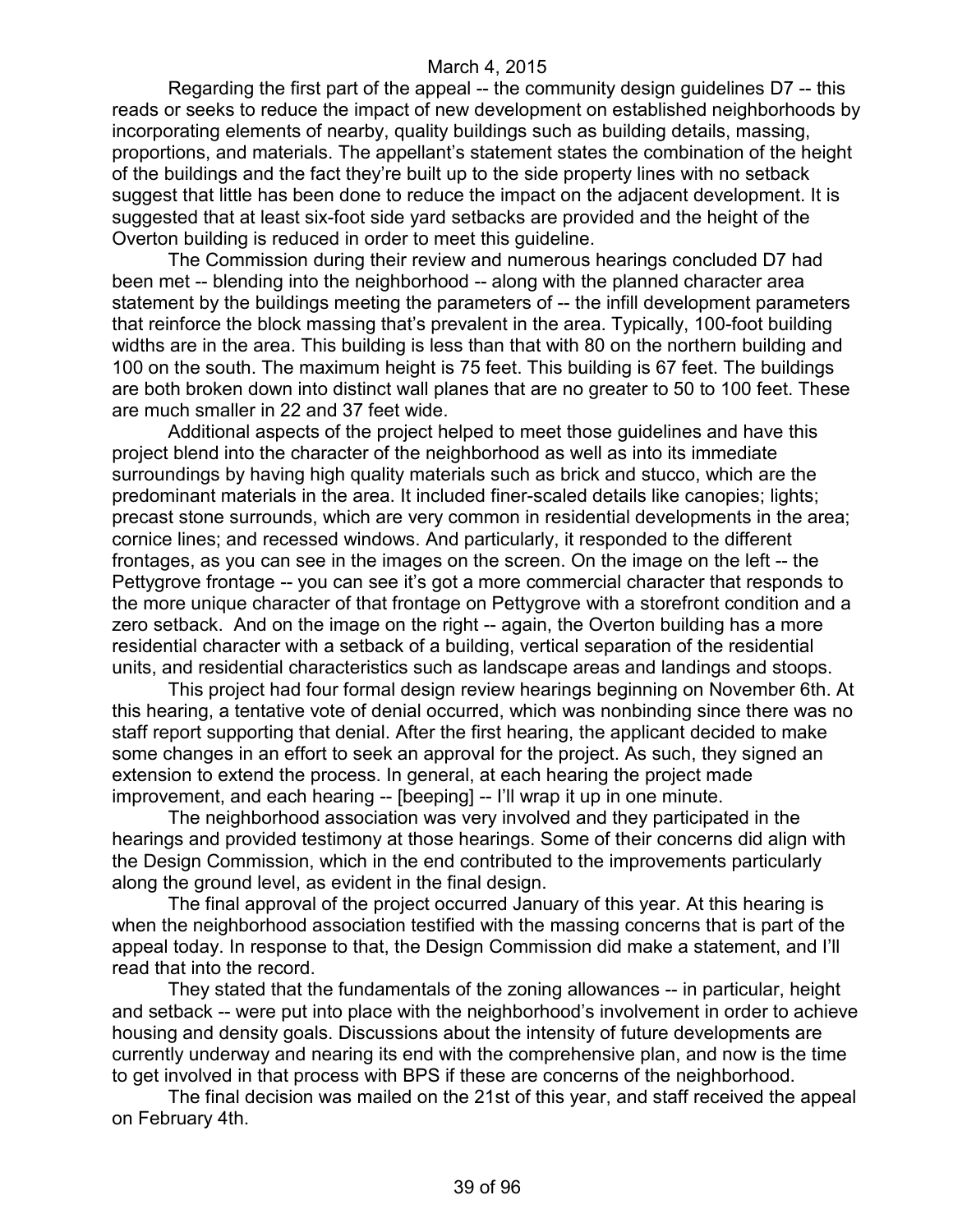Regarding the first part of the appeal -- the community design guidelines D7 -- this reads or seeks to reduce the impact of new development on established neighborhoods by incorporating elements of nearby, quality buildings such as building details, massing, proportions, and materials. The appellant's statement states the combination of the height of the buildings and the fact they're built up to the side property lines with no setback suggest that little has been done to reduce the impact on the adjacent development. It is suggested that at least six-foot side yard setbacks are provided and the height of the Overton building is reduced in order to meet this guideline.

The Commission during their review and numerous hearings concluded D7 had been met -- blending into the neighborhood -- along with the planned character area statement by the buildings meeting the parameters of -- the infill development parameters that reinforce the block massing that's prevalent in the area. Typically, 100-foot building widths are in the area. This building is less than that with 80 on the northern building and 100 on the south. The maximum height is 75 feet. This building is 67 feet. The buildings are both broken down into distinct wall planes that are no greater to 50 to 100 feet. These are much smaller in 22 and 37 feet wide.

Additional aspects of the project helped to meet those guidelines and have this project blend into the character of the neighborhood as well as into its immediate surroundings by having high quality materials such as brick and stucco, which are the predominant materials in the area. It included finer-scaled details like canopies; lights; precast stone surrounds, which are very common in residential developments in the area; cornice lines; and recessed windows. And particularly, it responded to the different frontages, as you can see in the images on the screen. On the image on the left -- the Pettygrove frontage -- you can see it's got a more commercial character that responds to the more unique character of that frontage on Pettygrove with a storefront condition and a zero setback. And on the image on the right -- again, the Overton building has a more residential character with a setback of a building, vertical separation of the residential units, and residential characteristics such as landscape areas and landings and stoops.

This project had four formal design review hearings beginning on November 6th. At this hearing, a tentative vote of denial occurred, which was nonbinding since there was no staff report supporting that denial. After the first hearing, the applicant decided to make some changes in an effort to seek an approval for the project. As such, they signed an extension to extend the process. In general, at each hearing the project made improvement, and each hearing -- [beeping] -- I'll wrap it up in one minute.

The neighborhood association was very involved and they participated in the hearings and provided testimony at those hearings. Some of their concerns did align with the Design Commission, which in the end contributed to the improvements particularly along the ground level, as evident in the final design.

The final approval of the project occurred January of this year. At this hearing is when the neighborhood association testified with the massing concerns that is part of the appeal today. In response to that, the Design Commission did make a statement, and I'll read that into the record.

They stated that the fundamentals of the zoning allowances -- in particular, height and setback -- were put into place with the neighborhood's involvement in order to achieve housing and density goals. Discussions about the intensity of future developments are currently underway and nearing its end with the comprehensive plan, and now is the time to get involved in that process with BPS if these are concerns of the neighborhood.

The final decision was mailed on the 21st of this year, and staff received the appeal on February 4th.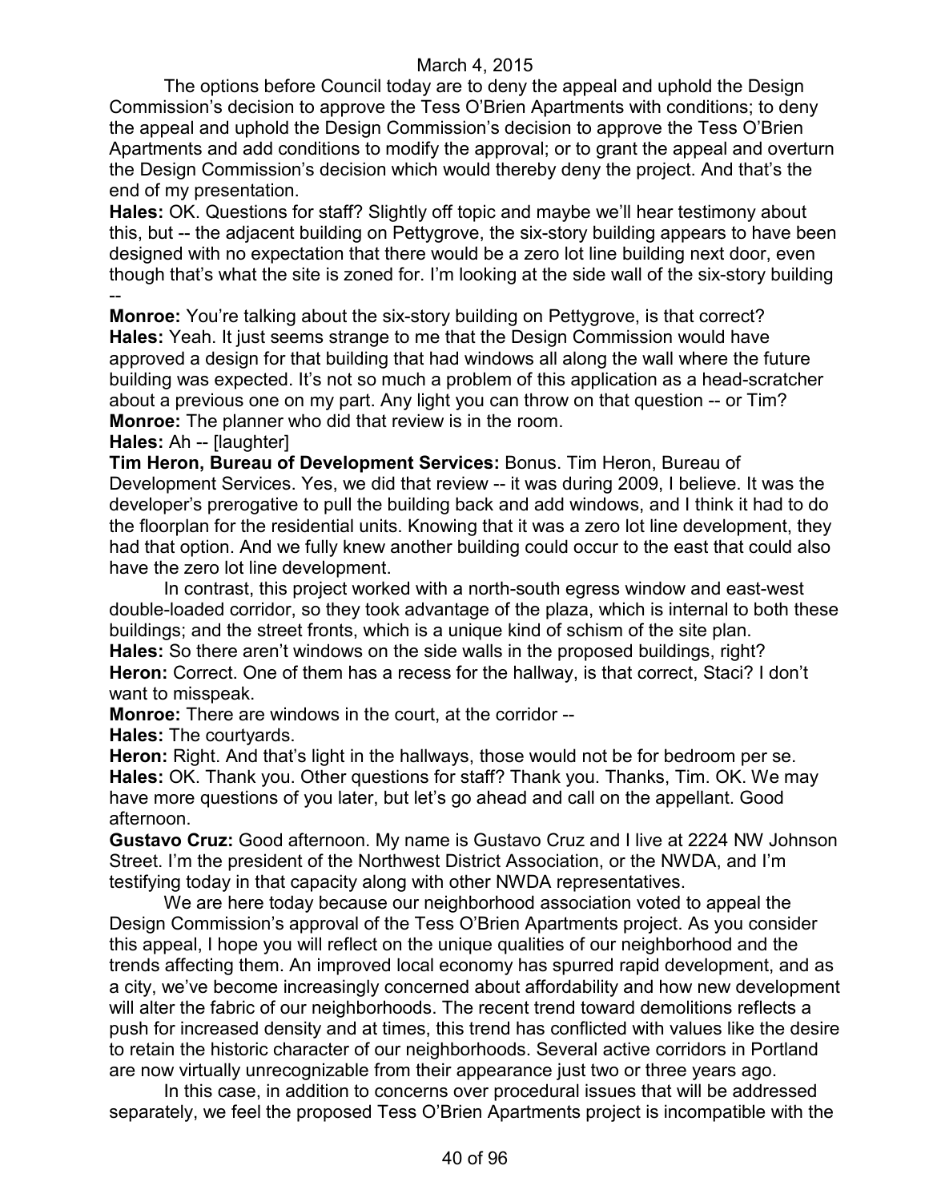The options before Council today are to deny the appeal and uphold the Design Commission's decision to approve the Tess O'Brien Apartments with conditions; to deny the appeal and uphold the Design Commission's decision to approve the Tess O'Brien Apartments and add conditions to modify the approval; or to grant the appeal and overturn the Design Commission's decision which would thereby deny the project. And that's the end of my presentation.

**Hales:** OK. Questions for staff? Slightly off topic and maybe we'll hear testimony about this, but -- the adjacent building on Pettygrove, the six-story building appears to have been designed with no expectation that there would be a zero lot line building next door, even though that's what the site is zoned for. I'm looking at the side wall of the six-story building --

**Monroe:** You're talking about the six-story building on Pettygrove, is that correct?

**Hales:** Yeah. It just seems strange to me that the Design Commission would have approved a design for that building that had windows all along the wall where the future building was expected. It's not so much a problem of this application as a head-scratcher about a previous one on my part. Any light you can throw on that question -- or Tim?

**Monroe:** The planner who did that review is in the room.

**Hales:** Ah -- [laughter]

**Tim Heron, Bureau of Development Services:** Bonus. Tim Heron, Bureau of Development Services. Yes, we did that review -- it was during 2009, I believe. It was the developer's prerogative to pull the building back and add windows, and I think it had to do the floorplan for the residential units. Knowing that it was a zero lot line development, they had that option. And we fully knew another building could occur to the east that could also have the zero lot line development.

In contrast, this project worked with a north-south egress window and east-west double-loaded corridor, so they took advantage of the plaza, which is internal to both these buildings; and the street fronts, which is a unique kind of schism of the site plan.

**Hales:** So there aren't windows on the side walls in the proposed buildings, right?

**Heron:** Correct. One of them has a recess for the hallway, is that correct, Staci? I don't want to misspeak.

**Monroe:** There are windows in the court, at the corridor --

**Hales:** The courtyards.

**Heron:** Right. And that's light in the hallways, those would not be for bedroom per se.

**Hales:** OK. Thank you. Other questions for staff? Thank you. Thanks, Tim. OK. We may have more questions of you later, but let's go ahead and call on the appellant. Good afternoon.

**Gustavo Cruz:** Good afternoon. My name is Gustavo Cruz and I live at 2224 NW Johnson Street. I'm the president of the Northwest District Association, or the NWDA, and I'm testifying today in that capacity along with other NWDA representatives.

We are here today because our neighborhood association voted to appeal the Design Commission's approval of the Tess O'Brien Apartments project. As you consider this appeal, I hope you will reflect on the unique qualities of our neighborhood and the trends affecting them. An improved local economy has spurred rapid development, and as a city, we've become increasingly concerned about affordability and how new development will alter the fabric of our neighborhoods. The recent trend toward demolitions reflects a push for increased density and at times, this trend has conflicted with values like the desire to retain the historic character of our neighborhoods. Several active corridors in Portland are now virtually unrecognizable from their appearance just two or three years ago.

In this case, in addition to concerns over procedural issues that will be addressed separately, we feel the proposed Tess O'Brien Apartments project is incompatible with the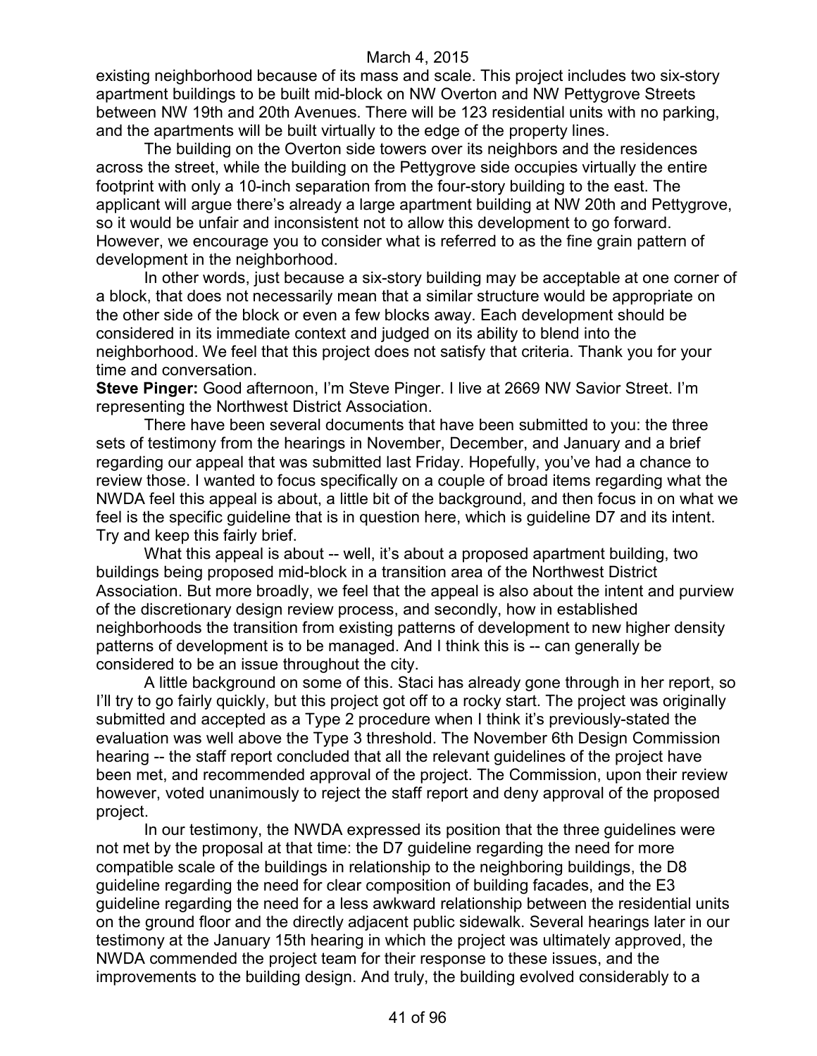existing neighborhood because of its mass and scale. This project includes two six-story apartment buildings to be built mid-block on NW Overton and NW Pettygrove Streets between NW 19th and 20th Avenues. There will be 123 residential units with no parking, and the apartments will be built virtually to the edge of the property lines.

The building on the Overton side towers over its neighbors and the residences across the street, while the building on the Pettygrove side occupies virtually the entire footprint with only a 10-inch separation from the four-story building to the east. The applicant will argue there's already a large apartment building at NW 20th and Pettygrove, so it would be unfair and inconsistent not to allow this development to go forward. However, we encourage you to consider what is referred to as the fine grain pattern of development in the neighborhood.

In other words, just because a six-story building may be acceptable at one corner of a block, that does not necessarily mean that a similar structure would be appropriate on the other side of the block or even a few blocks away. Each development should be considered in its immediate context and judged on its ability to blend into the neighborhood. We feel that this project does not satisfy that criteria. Thank you for your time and conversation.

**Steve Pinger:** Good afternoon, I'm Steve Pinger. I live at 2669 NW Savior Street. I'm representing the Northwest District Association.

There have been several documents that have been submitted to you: the three sets of testimony from the hearings in November, December, and January and a brief regarding our appeal that was submitted last Friday. Hopefully, you've had a chance to review those. I wanted to focus specifically on a couple of broad items regarding what the NWDA feel this appeal is about, a little bit of the background, and then focus in on what we feel is the specific guideline that is in question here, which is guideline D7 and its intent. Try and keep this fairly brief.

What this appeal is about -- well, it's about a proposed apartment building, two buildings being proposed mid-block in a transition area of the Northwest District Association. But more broadly, we feel that the appeal is also about the intent and purview of the discretionary design review process, and secondly, how in established neighborhoods the transition from existing patterns of development to new higher density patterns of development is to be managed. And I think this is -- can generally be considered to be an issue throughout the city.

A little background on some of this. Staci has already gone through in her report, so I'll try to go fairly quickly, but this project got off to a rocky start. The project was originally submitted and accepted as a Type 2 procedure when I think it's previously-stated the evaluation was well above the Type 3 threshold. The November 6th Design Commission hearing -- the staff report concluded that all the relevant guidelines of the project have been met, and recommended approval of the project. The Commission, upon their review however, voted unanimously to reject the staff report and deny approval of the proposed project.

In our testimony, the NWDA expressed its position that the three guidelines were not met by the proposal at that time: the D7 guideline regarding the need for more compatible scale of the buildings in relationship to the neighboring buildings, the D8 guideline regarding the need for clear composition of building facades, and the E3 guideline regarding the need for a less awkward relationship between the residential units on the ground floor and the directly adjacent public sidewalk. Several hearings later in our testimony at the January 15th hearing in which the project was ultimately approved, the NWDA commended the project team for their response to these issues, and the improvements to the building design. And truly, the building evolved considerably to a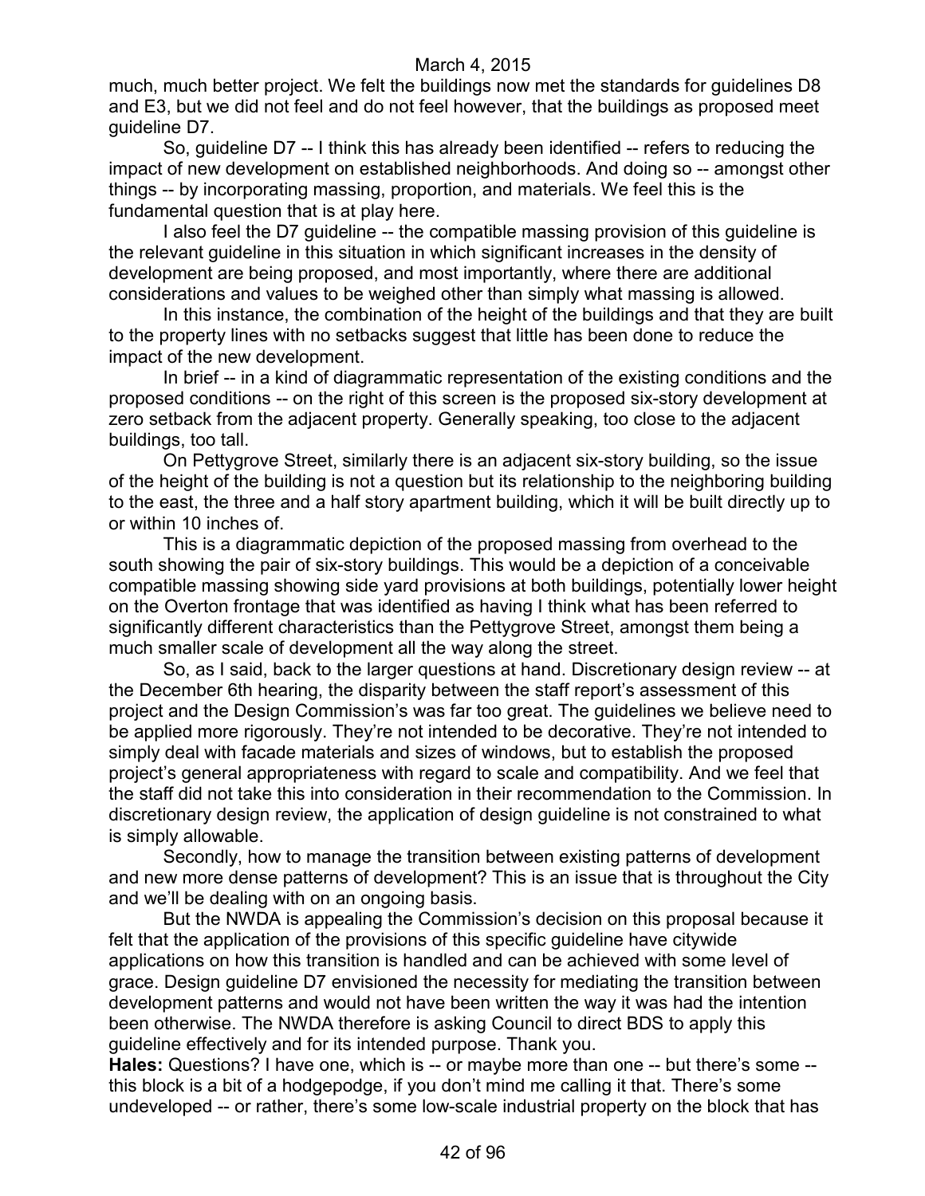much, much better project. We felt the buildings now met the standards for guidelines D8 and E3, but we did not feel and do not feel however, that the buildings as proposed meet guideline D7.

So, guideline D7 -- I think this has already been identified -- refers to reducing the impact of new development on established neighborhoods. And doing so -- amongst other things -- by incorporating massing, proportion, and materials. We feel this is the fundamental question that is at play here.

I also feel the D7 guideline -- the compatible massing provision of this guideline is the relevant guideline in this situation in which significant increases in the density of development are being proposed, and most importantly, where there are additional considerations and values to be weighed other than simply what massing is allowed.

In this instance, the combination of the height of the buildings and that they are built to the property lines with no setbacks suggest that little has been done to reduce the impact of the new development.

In brief -- in a kind of diagrammatic representation of the existing conditions and the proposed conditions -- on the right of this screen is the proposed six-story development at zero setback from the adjacent property. Generally speaking, too close to the adjacent buildings, too tall.

On Pettygrove Street, similarly there is an adjacent six-story building, so the issue of the height of the building is not a question but its relationship to the neighboring building to the east, the three and a half story apartment building, which it will be built directly up to or within 10 inches of.

This is a diagrammatic depiction of the proposed massing from overhead to the south showing the pair of six-story buildings. This would be a depiction of a conceivable compatible massing showing side yard provisions at both buildings, potentially lower height on the Overton frontage that was identified as having I think what has been referred to significantly different characteristics than the Pettygrove Street, amongst them being a much smaller scale of development all the way along the street.

So, as I said, back to the larger questions at hand. Discretionary design review -- at the December 6th hearing, the disparity between the staff report's assessment of this project and the Design Commission's was far too great. The guidelines we believe need to be applied more rigorously. They're not intended to be decorative. They're not intended to simply deal with facade materials and sizes of windows, but to establish the proposed project's general appropriateness with regard to scale and compatibility. And we feel that the staff did not take this into consideration in their recommendation to the Commission. In discretionary design review, the application of design guideline is not constrained to what is simply allowable.

Secondly, how to manage the transition between existing patterns of development and new more dense patterns of development? This is an issue that is throughout the City and we'll be dealing with on an ongoing basis.

But the NWDA is appealing the Commission's decision on this proposal because it felt that the application of the provisions of this specific guideline have citywide applications on how this transition is handled and can be achieved with some level of grace. Design guideline D7 envisioned the necessity for mediating the transition between development patterns and would not have been written the way it was had the intention been otherwise. The NWDA therefore is asking Council to direct BDS to apply this guideline effectively and for its intended purpose. Thank you.

**Hales:** Questions? I have one, which is -- or maybe more than one -- but there's some -- this block is a bit of a hodgepodge, if you don't mind me calling it that. There's some undeveloped -- or rather, there's some low-scale industrial property on the block that has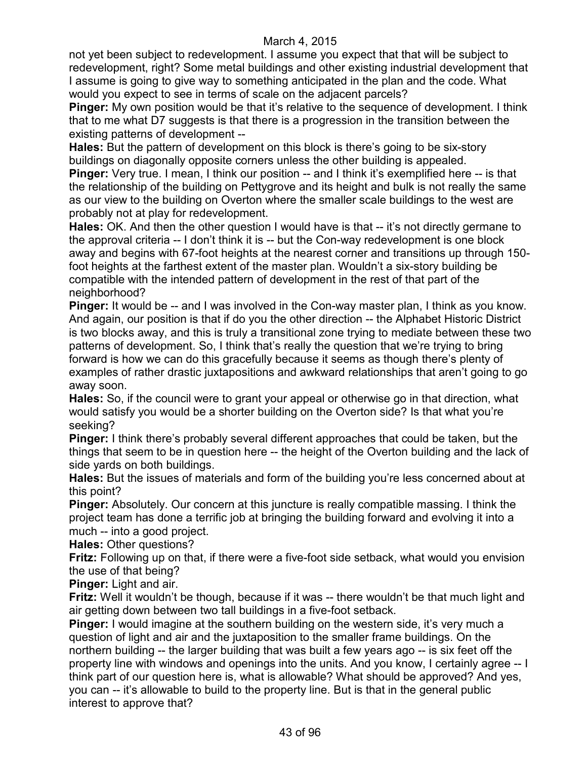not yet been subject to redevelopment. I assume you expect that that will be subject to redevelopment, right? Some metal buildings and other existing industrial development that I assume is going to give way to something anticipated in the plan and the code. What would you expect to see in terms of scale on the adjacent parcels?

**Pinger:** My own position would be that it's relative to the sequence of development. I think that to me what D7 suggests is that there is a progression in the transition between the existing patterns of development --

**Hales:** But the pattern of development on this block is there's going to be six-story buildings on diagonally opposite corners unless the other building is appealed.

**Pinger:** Very true. I mean, I think our position -- and I think it's exemplified here -- is that the relationship of the building on Pettygrove and its height and bulk is not really the same as our view to the building on Overton where the smaller scale buildings to the west are probably not at play for redevelopment.

**Hales:** OK. And then the other question I would have is that -- it's not directly germane to the approval criteria -- I don't think it is -- but the Con-way redevelopment is one block away and begins with 67-foot heights at the nearest corner and transitions up through 150-foot heights at the farthest extent of the master plan. Wouldn't a six-story building be compatible with the intended pattern of development in the rest of that part of the neighborhood?

**Pinger:** It would be -- and I was involved in the Con-way master plan, I think as you know. And again, our position is that if do you the other direction -- the Alphabet Historic District is two blocks away, and this is truly a transitional zone trying to mediate between these two patterns of development. So, I think that's really the question that we're trying to bring forward is how we can do this gracefully because it seems as though there's plenty of examples of rather drastic juxtapositions and awkward relationships that aren't going to go away soon.

**Hales:** So, if the council were to grant your appeal or otherwise go in that direction, what would satisfy you would be a shorter building on the Overton side? Is that what you're seeking?

**Pinger:** I think there's probably several different approaches that could be taken, but the things that seem to be in question here -- the height of the Overton building and the lack of side yards on both buildings.

**Hales:** But the issues of materials and form of the building you're less concerned about at this point?

**Pinger:** Absolutely. Our concern at this juncture is really compatible massing. I think the project team has done a terrific job at bringing the building forward and evolving it into a much -- into a good project.

**Hales:** Other questions?

**Fritz:** Following up on that, if there were a five-foot side setback, what would you envision the use of that being?

**Pinger:** Light and air.

**Fritz:** Well it wouldn't be though, because if it was -- there wouldn't be that much light and air getting down between two tall buildings in a five-foot setback.

**Pinger:** I would imagine at the southern building on the western side, it's very much a question of light and air and the juxtaposition to the smaller frame buildings. On the northern building -- the larger building that was built a few years ago -- is six feet off the property line with windows and openings into the units. And you know, I certainly agree -- I think part of our question here is, what is allowable? What should be approved? And yes, you can -- it's allowable to build to the property line. But is that in the general public interest to approve that?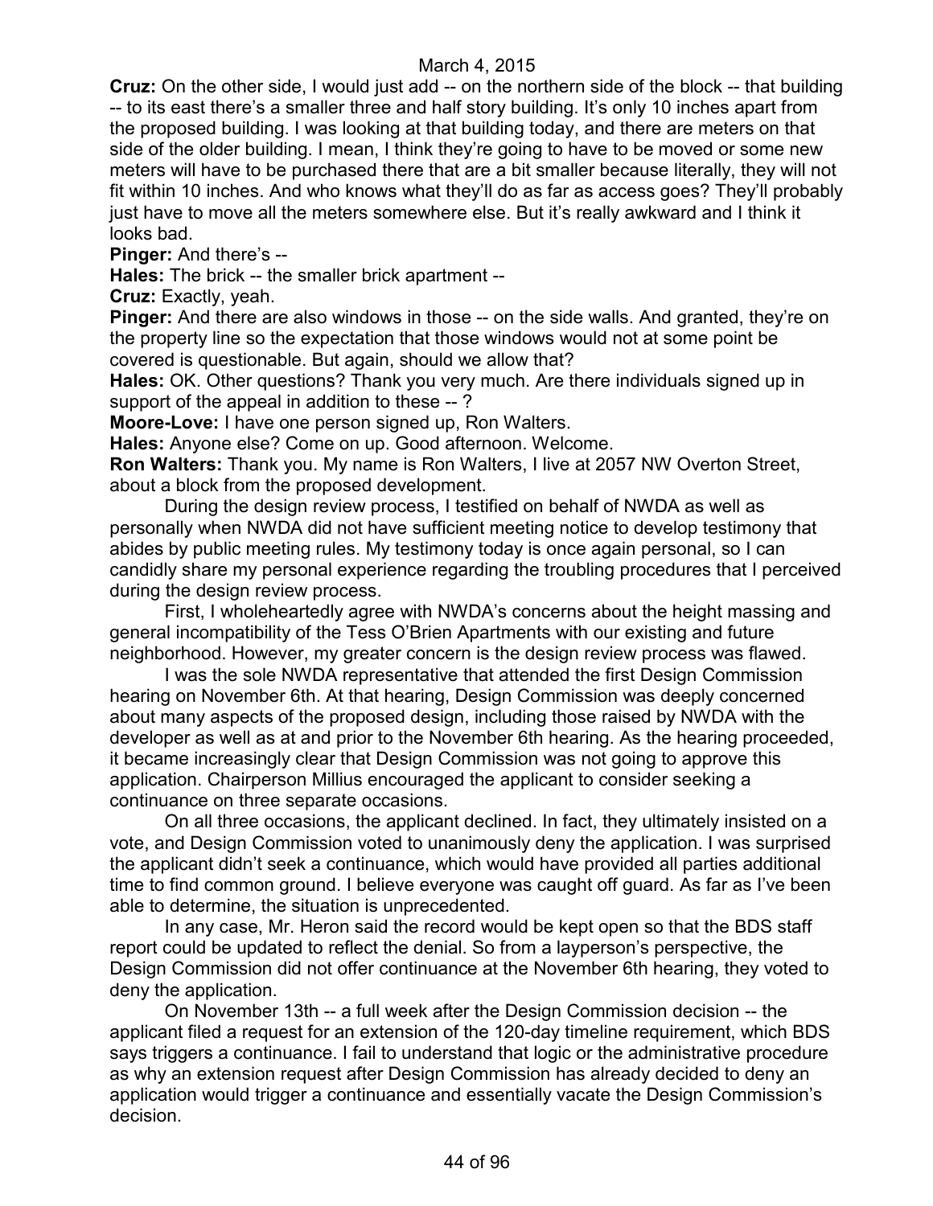**Cruz:** On the other side, I would just add -- on the northern side of the block -- that building -- to its east there's a smaller three and half story building. It's only 10 inches apart from the proposed building. I was looking at that building today, and there are meters on that side of the older building. I mean, I think they're going to have to be moved or some new meters will have to be purchased there that are a bit smaller because literally, they will not fit within 10 inches. And who knows what they'll do as far as access goes? They'll probably just have to move all the meters somewhere else. But it's really awkward and I think it looks bad.

**Pinger:** And there's --

**Hales:** The brick -- the smaller brick apartment --

**Cruz:** Exactly, yeah.

**Pinger:** And there are also windows in those -- on the side walls. And granted, they're on the property line so the expectation that those windows would not at some point be covered is questionable. But again, should we allow that?

**Hales:** OK. Other questions? Thank you very much. Are there individuals signed up in support of the appeal in addition to these -- ?

**Moore-Love:** I have one person signed up, Ron Walters.

**Hales:** Anyone else? Come on up. Good afternoon. Welcome.

**Ron Walters:** Thank you. My name is Ron Walters, I live at 2057 NW Overton Street, about a block from the proposed development.

During the design review process, I testified on behalf of NWDA as well as personally when NWDA did not have sufficient meeting notice to develop testimony that abides by public meeting rules. My testimony today is once again personal, so I can candidly share my personal experience regarding the troubling procedures that I perceived during the design review process.

First, I wholeheartedly agree with NWDA's concerns about the height massing and general incompatibility of the Tess O'Brien Apartments with our existing and future neighborhood. However, my greater concern is the design review process was flawed.

I was the sole NWDA representative that attended the first Design Commission hearing on November 6th. At that hearing, Design Commission was deeply concerned about many aspects of the proposed design, including those raised by NWDA with the developer as well as at and prior to the November 6th hearing. As the hearing proceeded, it became increasingly clear that Design Commission was not going to approve this application. Chairperson Millius encouraged the applicant to consider seeking a continuance on three separate occasions.

On all three occasions, the applicant declined. In fact, they ultimately insisted on a vote, and Design Commission voted to unanimously deny the application. I was surprised the applicant didn't seek a continuance, which would have provided all parties additional time to find common ground. I believe everyone was caught off guard. As far as I've been able to determine, the situation is unprecedented.

In any case, Mr. Heron said the record would be kept open so that the BDS staff report could be updated to reflect the denial. So from a layperson's perspective, the Design Commission did not offer continuance at the November 6th hearing, they voted to deny the application.

On November 13th -- a full week after the Design Commission decision -- the applicant filed a request for an extension of the 120-day timeline requirement, which BDS says triggers a continuance. I fail to understand that logic or the administrative procedure as why an extension request after Design Commission has already decided to deny an application would trigger a continuance and essentially vacate the Design Commission's decision.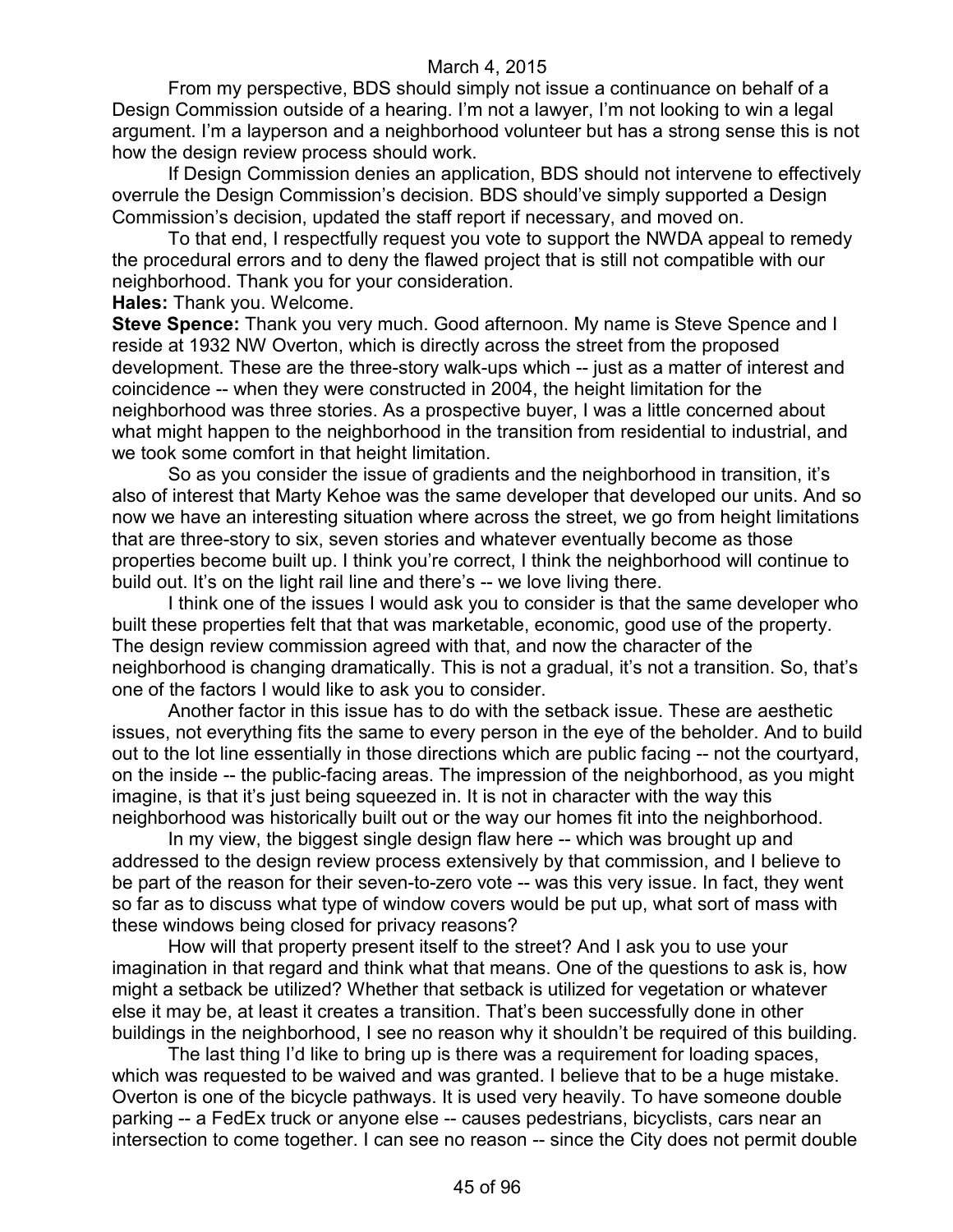From my perspective, BDS should simply not issue a continuance on behalf of a Design Commission outside of a hearing. I'm not a lawyer, I'm not looking to win a legal argument. I'm a layperson and a neighborhood volunteer but has a strong sense this is not how the design review process should work.

If Design Commission denies an application, BDS should not intervene to effectively overrule the Design Commission's decision. BDS should've simply supported a Design Commission's decision, updated the staff report if necessary, and moved on.

To that end, I respectfully request you vote to support the NWDA appeal to remedy the procedural errors and to deny the flawed project that is still not compatible with our neighborhood. Thank you for your consideration.

**Hales:** Thank you. Welcome.

**Steve Spence:** Thank you very much. Good afternoon. My name is Steve Spence and I reside at 1932 NW Overton, which is directly across the street from the proposed development. These are the three-story walk-ups which -- just as a matter of interest and coincidence -- when they were constructed in 2004, the height limitation for the neighborhood was three stories. As a prospective buyer, I was a little concerned about what might happen to the neighborhood in the transition from residential to industrial, and we took some comfort in that height limitation.

So as you consider the issue of gradients and the neighborhood in transition, it's also of interest that Marty Kehoe was the same developer that developed our units. And so now we have an interesting situation where across the street, we go from height limitations that are three-story to six, seven stories and whatever eventually become as those properties become built up. I think you're correct, I think the neighborhood will continue to build out. It's on the light rail line and there's -- we love living there.

I think one of the issues I would ask you to consider is that the same developer who built these properties felt that that was marketable, economic, good use of the property. The design review commission agreed with that, and now the character of the neighborhood is changing dramatically. This is not a gradual, it's not a transition. So, that's one of the factors I would like to ask you to consider.

Another factor in this issue has to do with the setback issue. These are aesthetic issues, not everything fits the same to every person in the eye of the beholder. And to build out to the lot line essentially in those directions which are public facing -- not the courtyard, on the inside -- the public-facing areas. The impression of the neighborhood, as you might imagine, is that it's just being squeezed in. It is not in character with the way this neighborhood was historically built out or the way our homes fit into the neighborhood.

In my view, the biggest single design flaw here -- which was brought up and addressed to the design review process extensively by that commission, and I believe to be part of the reason for their seven-to-zero vote -- was this very issue. In fact, they went so far as to discuss what type of window covers would be put up, what sort of mass with these windows being closed for privacy reasons?

How will that property present itself to the street? And I ask you to use your imagination in that regard and think what that means. One of the questions to ask is, how might a setback be utilized? Whether that setback is utilized for vegetation or whatever else it may be, at least it creates a transition. That's been successfully done in other buildings in the neighborhood, I see no reason why it shouldn't be required of this building.

The last thing I'd like to bring up is there was a requirement for loading spaces, which was requested to be waived and was granted. I believe that to be a huge mistake. Overton is one of the bicycle pathways. It is used very heavily. To have someone double parking -- a FedEx truck or anyone else -- causes pedestrians, bicyclists, cars near an intersection to come together. I can see no reason -- since the City does not permit double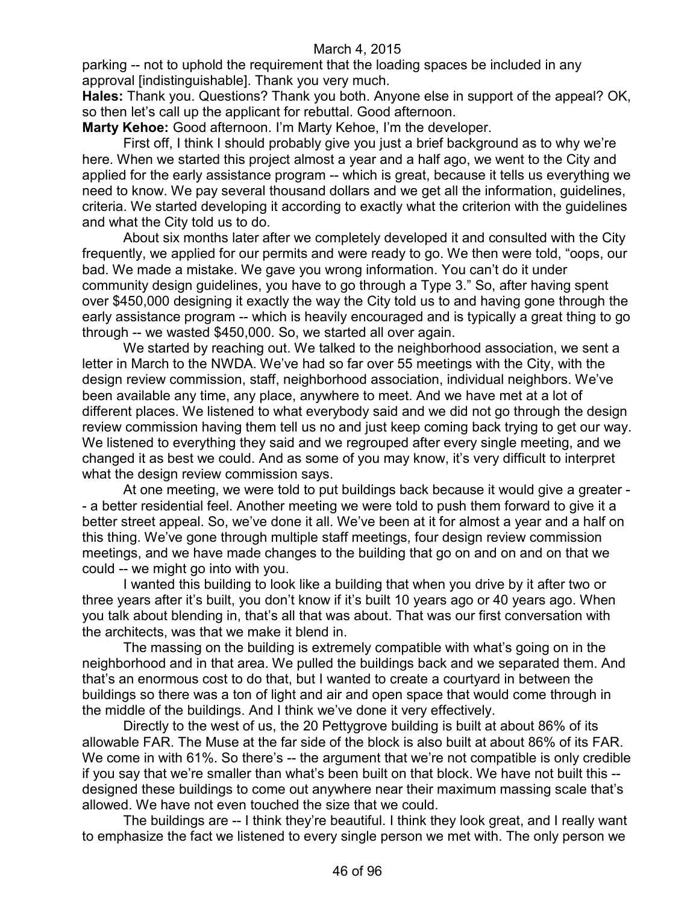parking -- not to uphold the requirement that the loading spaces be included in any approval [indistinguishable]. Thank you very much.

**Hales:** Thank you. Questions? Thank you both. Anyone else in support of the appeal? OK, so then let's call up the applicant for rebuttal. Good afternoon.

**Marty Kehoe:** Good afternoon. I'm Marty Kehoe, I'm the developer.

First off, I think I should probably give you just a brief background as to why we're here. When we started this project almost a year and a half ago, we went to the City and applied for the early assistance program -- which is great, because it tells us everything we need to know. We pay several thousand dollars and we get all the information, guidelines, criteria. We started developing it according to exactly what the criterion with the guidelines and what the City told us to do.

About six months later after we completely developed it and consulted with the City frequently, we applied for our permits and were ready to go. We then were told, "oops, our bad. We made a mistake. We gave you wrong information. You can't do it under community design guidelines, you have to go through a Type 3." So, after having spent over $450,000 designing it exactly the way the City told us to and having gone through the early assistance program -- which is heavily encouraged and is typically a great thing to go through -- we wasted $450,000. So, we started all over again.

We started by reaching out. We talked to the neighborhood association, we sent a letter in March to the NWDA. We've had so far over 55 meetings with the City, with the design review commission, staff, neighborhood association, individual neighbors. We've been available any time, any place, anywhere to meet. And we have met at a lot of different places. We listened to what everybody said and we did not go through the design review commission having them tell us no and just keep coming back trying to get our way. We listened to everything they said and we regrouped after every single meeting, and we changed it as best we could. And as some of you may know, it's very difficult to interpret what the design review commission says.

At one meeting, we were told to put buildings back because it would give a greater -- a better residential feel. Another meeting we were told to push them forward to give it a better street appeal. So, we've done it all. We've been at it for almost a year and a half on this thing. We've gone through multiple staff meetings, four design review commission meetings, and we have made changes to the building that go on and on and on that we could -- we might go into with you.

I wanted this building to look like a building that when you drive by it after two or three years after it's built, you don't know if it's built 10 years ago or 40 years ago. When you talk about blending in, that's all that was about. That was our first conversation with the architects, was that we make it blend in.

The massing on the building is extremely compatible with what's going on in the neighborhood and in that area. We pulled the buildings back and we separated them. And that's an enormous cost to do that, but I wanted to create a courtyard in between the buildings so there was a ton of light and air and open space that would come through in the middle of the buildings. And I think we've done it very effectively.

Directly to the west of us, the 20 Pettygrove building is built at about 86% of its allowable FAR. The Muse at the far side of the block is also built at about 86% of its FAR. We come in with 61%. So there's -- the argument that we're not compatible is only credible if you say that we're smaller than what's been built on that block. We have not built this -- designed these buildings to come out anywhere near their maximum massing scale that's allowed. We have not even touched the size that we could.

The buildings are -- I think they're beautiful. I think they look great, and I really want to emphasize the fact we listened to every single person we met with. The only person we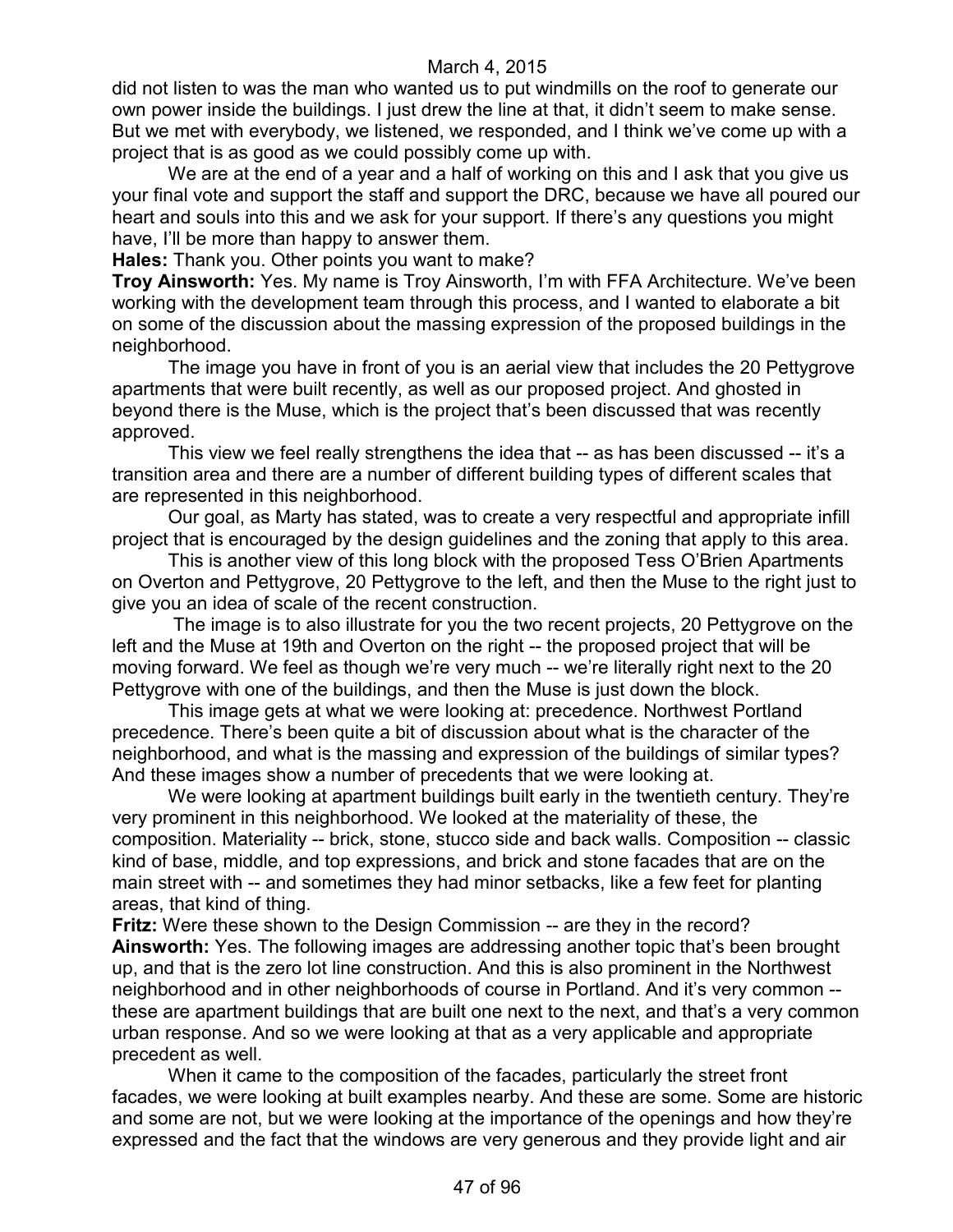did not listen to was the man who wanted us to put windmills on the roof to generate our own power inside the buildings. I just drew the line at that, it didn't seem to make sense. But we met with everybody, we listened, we responded, and I think we've come up with a project that is as good as we could possibly come up with.

We are at the end of a year and a half of working on this and I ask that you give us your final vote and support the staff and support the DRC, because we have all poured our heart and souls into this and we ask for your support. If there's any questions you might have, I'll be more than happy to answer them.

**Hales:** Thank you. Other points you want to make?

**Troy Ainsworth:** Yes. My name is Troy Ainsworth, I'm with FFA Architecture. We've been working with the development team through this process, and I wanted to elaborate a bit on some of the discussion about the massing expression of the proposed buildings in the neighborhood.

The image you have in front of you is an aerial view that includes the 20 Pettygrove apartments that were built recently, as well as our proposed project. And ghosted in beyond there is the Muse, which is the project that's been discussed that was recently approved.

This view we feel really strengthens the idea that -- as has been discussed -- it's a transition area and there are a number of different building types of different scales that are represented in this neighborhood.

Our goal, as Marty has stated, was to create a very respectful and appropriate infill project that is encouraged by the design guidelines and the zoning that apply to this area.

This is another view of this long block with the proposed Tess O'Brien Apartments on Overton and Pettygrove, 20 Pettygrove to the left, and then the Muse to the right just to give you an idea of scale of the recent construction.

The image is to also illustrate for you the two recent projects, 20 Pettygrove on the left and the Muse at 19th and Overton on the right -- the proposed project that will be moving forward. We feel as though we're very much -- we're literally right next to the 20 Pettygrove with one of the buildings, and then the Muse is just down the block.

This image gets at what we were looking at: precedence. Northwest Portland precedence. There's been quite a bit of discussion about what is the character of the neighborhood, and what is the massing and expression of the buildings of similar types? And these images show a number of precedents that we were looking at.

We were looking at apartment buildings built early in the twentieth century. They're very prominent in this neighborhood. We looked at the materiality of these, the composition. Materiality -- brick, stone, stucco side and back walls. Composition -- classic kind of base, middle, and top expressions, and brick and stone facades that are on the main street with -- and sometimes they had minor setbacks, like a few feet for planting areas, that kind of thing.

**Fritz:** Were these shown to the Design Commission -- are they in the record?

**Ainsworth:** Yes. The following images are addressing another topic that's been brought up, and that is the zero lot line construction. And this is also prominent in the Northwest neighborhood and in other neighborhoods of course in Portland. And it's very common -- these are apartment buildings that are built one next to the next, and that's a very common urban response. And so we were looking at that as a very applicable and appropriate precedent as well.

When it came to the composition of the facades, particularly the street front facades, we were looking at built examples nearby. And these are some. Some are historic and some are not, but we were looking at the importance of the openings and how they're expressed and the fact that the windows are very generous and they provide light and air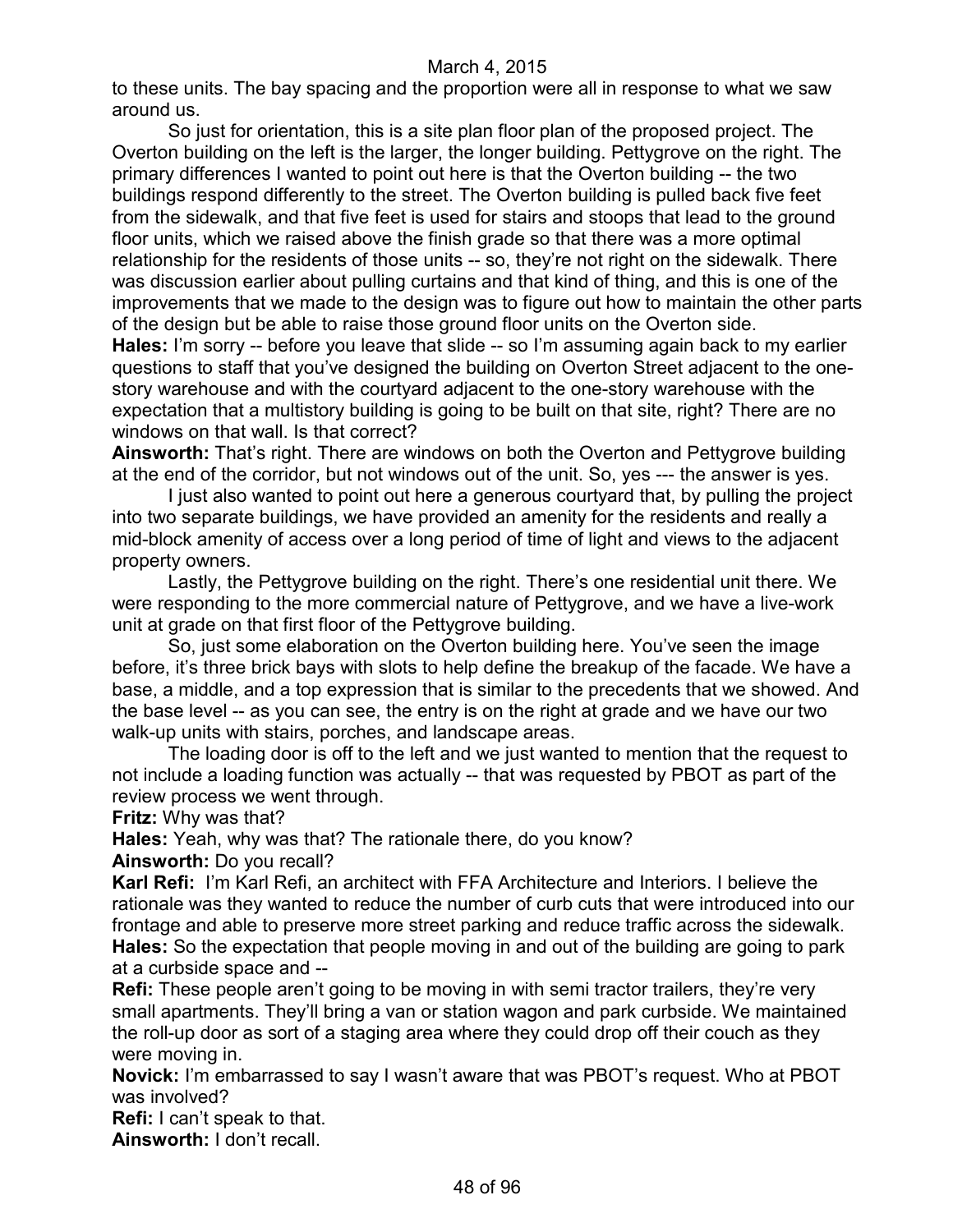to these units. The bay spacing and the proportion were all in response to what we saw around us.

So just for orientation, this is a site plan floor plan of the proposed project. The Overton building on the left is the larger, the longer building. Pettygrove on the right. The primary differences I wanted to point out here is that the Overton building -- the two buildings respond differently to the street. The Overton building is pulled back five feet from the sidewalk, and that five feet is used for stairs and stoops that lead to the ground floor units, which we raised above the finish grade so that there was a more optimal relationship for the residents of those units -- so, they're not right on the sidewalk. There was discussion earlier about pulling curtains and that kind of thing, and this is one of the improvements that we made to the design was to figure out how to maintain the other parts of the design but be able to raise those ground floor units on the Overton side.

**Hales:** I'm sorry -- before you leave that slide -- so I'm assuming again back to my earlier questions to staff that you've designed the building on Overton Street adjacent to the one-story warehouse and with the courtyard adjacent to the one-story warehouse with the expectation that a multistory building is going to be built on that site, right? There are no windows on that wall. Is that correct?

**Ainsworth:** That's right. There are windows on both the Overton and Pettygrove building at the end of the corridor, but not windows out of the unit. So, yes --- the answer is yes.

I just also wanted to point out here a generous courtyard that, by pulling the project into two separate buildings, we have provided an amenity for the residents and really a mid-block amenity of access over a long period of time of light and views to the adjacent property owners.

Lastly, the Pettygrove building on the right. There's one residential unit there. We were responding to the more commercial nature of Pettygrove, and we have a live-work unit at grade on that first floor of the Pettygrove building.

So, just some elaboration on the Overton building here. You've seen the image before, it's three brick bays with slots to help define the breakup of the facade. We have a base, a middle, and a top expression that is similar to the precedents that we showed. And the base level -- as you can see, the entry is on the right at grade and we have our two walk-up units with stairs, porches, and landscape areas.

The loading door is off to the left and we just wanted to mention that the request to not include a loading function was actually -- that was requested by PBOT as part of the review process we went through.

**Fritz:** Why was that?

**Hales:** Yeah, why was that? The rationale there, do you know?

**Ainsworth:** Do you recall?

**Karl Refi:** I'm Karl Refi, an architect with FFA Architecture and Interiors. I believe the rationale was they wanted to reduce the number of curb cuts that were introduced into our frontage and able to preserve more street parking and reduce traffic across the sidewalk.

**Hales:** So the expectation that people moving in and out of the building are going to park at a curbside space and --

**Refi:** These people aren't going to be moving in with semi tractor trailers, they're very small apartments. They'll bring a van or station wagon and park curbside. We maintained the roll-up door as sort of a staging area where they could drop off their couch as they were moving in.

**Novick:** I'm embarrassed to say I wasn't aware that was PBOT's request. Who at PBOT was involved?

**Refi:** I can't speak to that.

**Ainsworth:** I don't recall.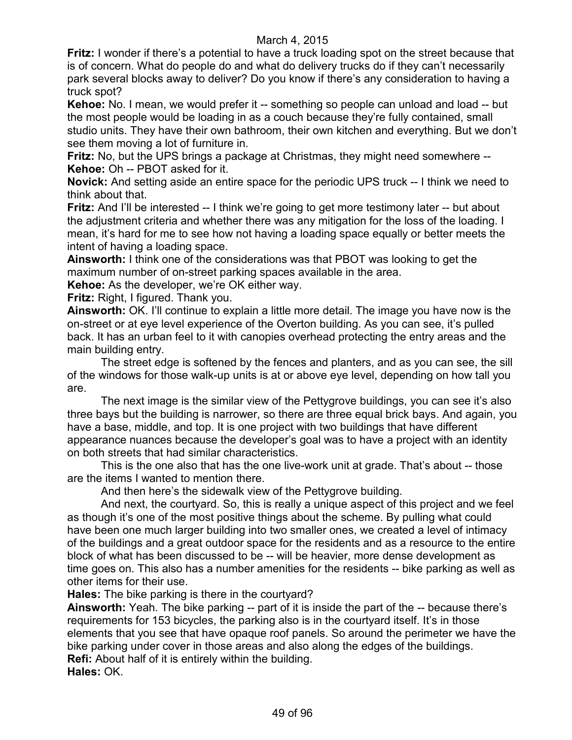**Fritz:** I wonder if there's a potential to have a truck loading spot on the street because that is of concern. What do people do and what do delivery trucks do if they can't necessarily park several blocks away to deliver? Do you know if there's any consideration to having a truck spot?

**Kehoe:** No. I mean, we would prefer it -- something so people can unload and load -- but the most people would be loading in as a couch because they're fully contained, small studio units. They have their own bathroom, their own kitchen and everything. But we don't see them moving a lot of furniture in.

**Fritz:** No, but the UPS brings a package at Christmas, they might need somewhere --

**Kehoe:** Oh -- PBOT asked for it.

**Novick:** And setting aside an entire space for the periodic UPS truck -- I think we need to think about that.

**Fritz:** And I'll be interested -- I think we're going to get more testimony later -- but about the adjustment criteria and whether there was any mitigation for the loss of the loading. I mean, it's hard for me to see how not having a loading space equally or better meets the intent of having a loading space.

**Ainsworth:** I think one of the considerations was that PBOT was looking to get the maximum number of on-street parking spaces available in the area.

**Kehoe:** As the developer, we're OK either way.

**Fritz:** Right, I figured. Thank you.

**Ainsworth:** OK. I'll continue to explain a little more detail. The image you have now is the on-street or at eye level experience of the Overton building. As you can see, it's pulled back. It has an urban feel to it with canopies overhead protecting the entry areas and the main building entry.

The street edge is softened by the fences and planters, and as you can see, the sill of the windows for those walk-up units is at or above eye level, depending on how tall you are.

The next image is the similar view of the Pettygrove buildings, you can see it's also three bays but the building is narrower, so there are three equal brick bays. And again, you have a base, middle, and top. It is one project with two buildings that have different appearance nuances because the developer's goal was to have a project with an identity on both streets that had similar characteristics.

This is the one also that has the one live-work unit at grade. That's about -- those are the items I wanted to mention there.

And then here's the sidewalk view of the Pettygrove building.

And next, the courtyard. So, this is really a unique aspect of this project and we feel as though it's one of the most positive things about the scheme. By pulling what could have been one much larger building into two smaller ones, we created a level of intimacy of the buildings and a great outdoor space for the residents and as a resource to the entire block of what has been discussed to be -- will be heavier, more dense development as time goes on. This also has a number amenities for the residents -- bike parking as well as other items for their use.

**Hales:** The bike parking is there in the courtyard?

**Ainsworth:** Yeah. The bike parking -- part of it is inside the part of the -- because there's requirements for 153 bicycles, the parking also is in the courtyard itself. It's in those elements that you see that have opaque roof panels. So around the perimeter we have the bike parking under cover in those areas and also along the edges of the buildings.

**Refi:** About half of it is entirely within the building.

**Hales:** OK.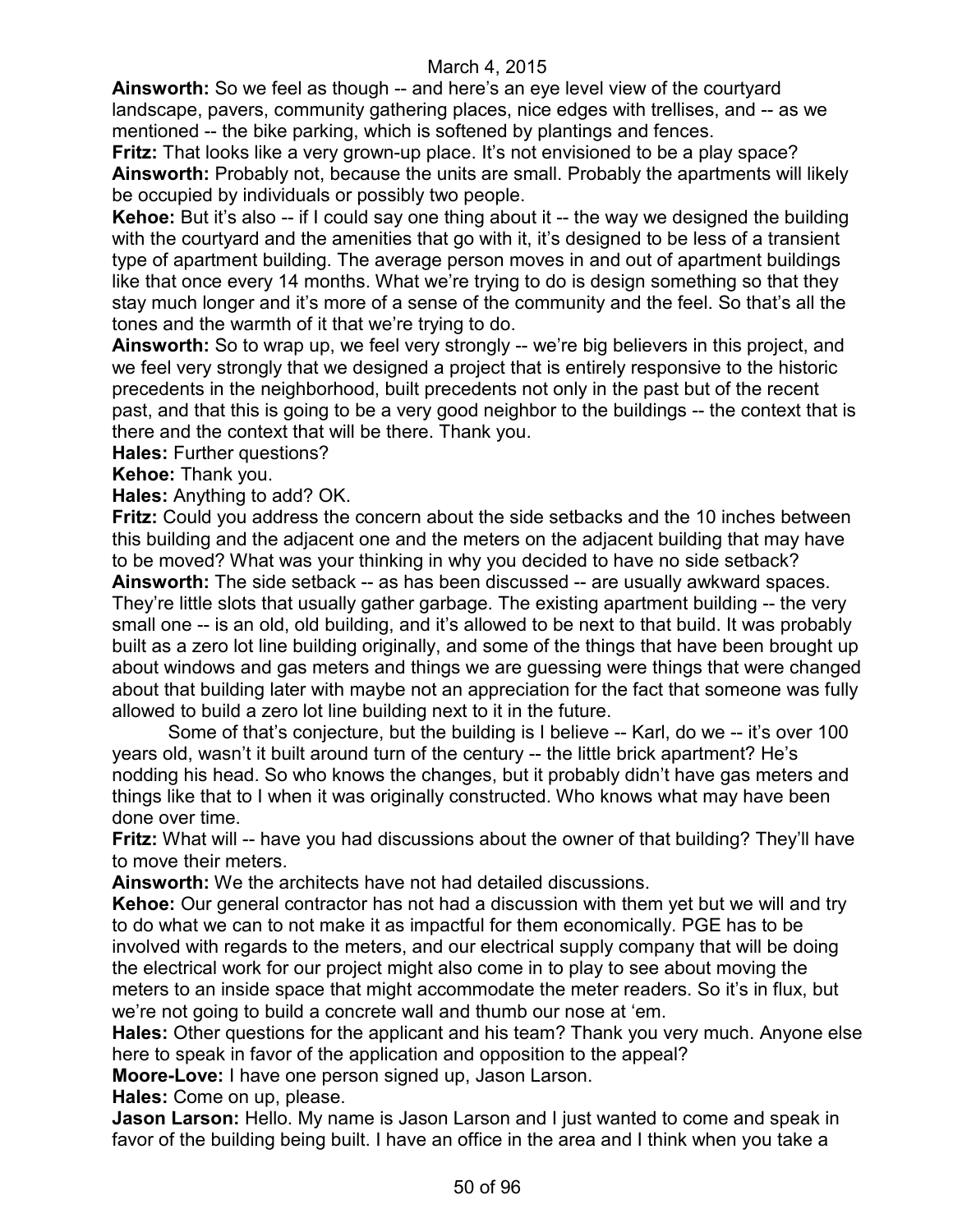**Ainsworth:** So we feel as though -- and here's an eye level view of the courtyard landscape, pavers, community gathering places, nice edges with trellises, and -- as we mentioned -- the bike parking, which is softened by plantings and fences.

**Fritz:** That looks like a very grown-up place. It's not envisioned to be a play space?

**Ainsworth:** Probably not, because the units are small. Probably the apartments will likely be occupied by individuals or possibly two people.

**Kehoe:** But it's also -- if I could say one thing about it -- the way we designed the building with the courtyard and the amenities that go with it, it's designed to be less of a transient type of apartment building. The average person moves in and out of apartment buildings like that once every 14 months. What we're trying to do is design something so that they stay much longer and it's more of a sense of the community and the feel. So that's all the tones and the warmth of it that we're trying to do.

**Ainsworth:** So to wrap up, we feel very strongly -- we're big believers in this project, and we feel very strongly that we designed a project that is entirely responsive to the historic precedents in the neighborhood, built precedents not only in the past but of the recent past, and that this is going to be a very good neighbor to the buildings -- the context that is there and the context that will be there. Thank you.

**Hales:** Further questions?

**Kehoe:** Thank you.

**Hales:** Anything to add? OK.

**Fritz:** Could you address the concern about the side setbacks and the 10 inches between this building and the adjacent one and the meters on the adjacent building that may have to be moved? What was your thinking in why you decided to have no side setback?

**Ainsworth:** The side setback -- as has been discussed -- are usually awkward spaces. They're little slots that usually gather garbage. The existing apartment building -- the very small one -- is an old, old building, and it's allowed to be next to that build. It was probably built as a zero lot line building originally, and some of the things that have been brought up about windows and gas meters and things we are guessing were things that were changed about that building later with maybe not an appreciation for the fact that someone was fully allowed to build a zero lot line building next to it in the future.

Some of that's conjecture, but the building is I believe -- Karl, do we -- it's over 100 years old, wasn't it built around turn of the century -- the little brick apartment? He's nodding his head. So who knows the changes, but it probably didn't have gas meters and things like that to I when it was originally constructed. Who knows what may have been done over time.

**Fritz:** What will -- have you had discussions about the owner of that building? They'll have to move their meters.

**Ainsworth:** We the architects have not had detailed discussions.

**Kehoe:** Our general contractor has not had a discussion with them yet but we will and try to do what we can to not make it as impactful for them economically. PGE has to be involved with regards to the meters, and our electrical supply company that will be doing the electrical work for our project might also come in to play to see about moving the meters to an inside space that might accommodate the meter readers. So it's in flux, but we're not going to build a concrete wall and thumb our nose at 'em.

**Hales:** Other questions for the applicant and his team? Thank you very much. Anyone else here to speak in favor of the application and opposition to the appeal?

**Moore-Love:** I have one person signed up, Jason Larson.

**Hales:** Come on up, please.

**Jason Larson:** Hello. My name is Jason Larson and I just wanted to come and speak in favor of the building being built. I have an office in the area and I think when you take a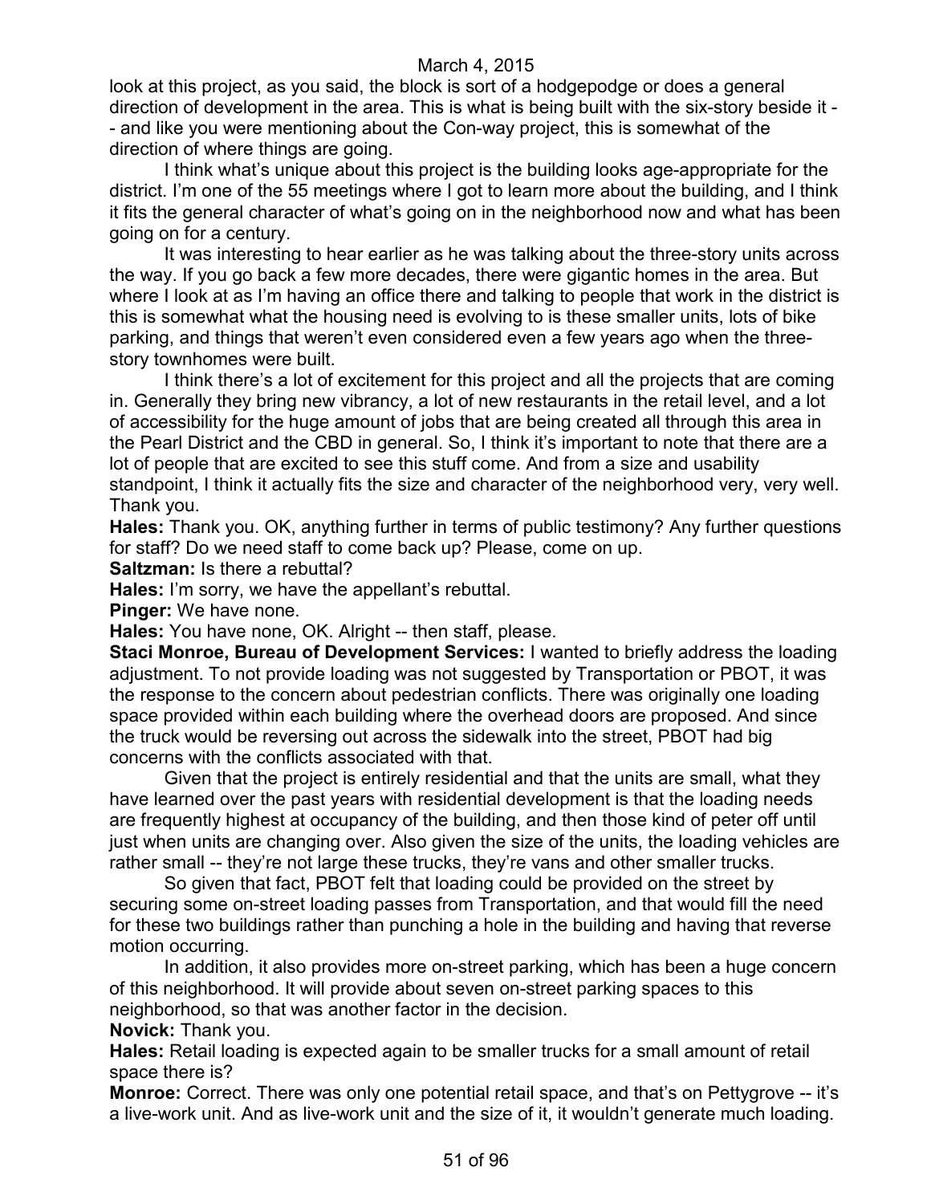look at this project, as you said, the block is sort of a hodgepodge or does a general direction of development in the area. This is what is being built with the six-story beside it -- and like you were mentioning about the Con-way project, this is somewhat of the direction of where things are going.

I think what's unique about this project is the building looks age-appropriate for the district. I'm one of the 55 meetings where I got to learn more about the building, and I think it fits the general character of what's going on in the neighborhood now and what has been going on for a century.

It was interesting to hear earlier as he was talking about the three-story units across the way. If you go back a few more decades, there were gigantic homes in the area. But where I look at as I'm having an office there and talking to people that work in the district is this is somewhat what the housing need is evolving to is these smaller units, lots of bike parking, and things that weren't even considered even a few years ago when the three-story townhomes were built.

I think there's a lot of excitement for this project and all the projects that are coming in. Generally they bring new vibrancy, a lot of new restaurants in the retail level, and a lot of accessibility for the huge amount of jobs that are being created all through this area in the Pearl District and the CBD in general. So, I think it's important to note that there are a lot of people that are excited to see this stuff come. And from a size and usability standpoint, I think it actually fits the size and character of the neighborhood very, very well. Thank you.

**Hales:** Thank you. OK, anything further in terms of public testimony? Any further questions for staff? Do we need staff to come back up? Please, come on up.

**Saltzman:** Is there a rebuttal?

**Hales:** I'm sorry, we have the appellant's rebuttal.

**Pinger:** We have none.

**Hales:** You have none, OK. Alright -- then staff, please.

**Staci Monroe, Bureau of Development Services:** I wanted to briefly address the loading adjustment. To not provide loading was not suggested by Transportation or PBOT, it was the response to the concern about pedestrian conflicts. There was originally one loading space provided within each building where the overhead doors are proposed. And since the truck would be reversing out across the sidewalk into the street, PBOT had big concerns with the conflicts associated with that.

Given that the project is entirely residential and that the units are small, what they have learned over the past years with residential development is that the loading needs are frequently highest at occupancy of the building, and then those kind of peter off until just when units are changing over. Also given the size of the units, the loading vehicles are rather small -- they're not large these trucks, they're vans and other smaller trucks.

So given that fact, PBOT felt that loading could be provided on the street by securing some on-street loading passes from Transportation, and that would fill the need for these two buildings rather than punching a hole in the building and having that reverse motion occurring.

In addition, it also provides more on-street parking, which has been a huge concern of this neighborhood. It will provide about seven on-street parking spaces to this neighborhood, so that was another factor in the decision.

**Novick:** Thank you.

**Hales:** Retail loading is expected again to be smaller trucks for a small amount of retail space there is?

**Monroe:** Correct. There was only one potential retail space, and that's on Pettygrove -- it's a live-work unit. And as live-work unit and the size of it, it wouldn't generate much loading.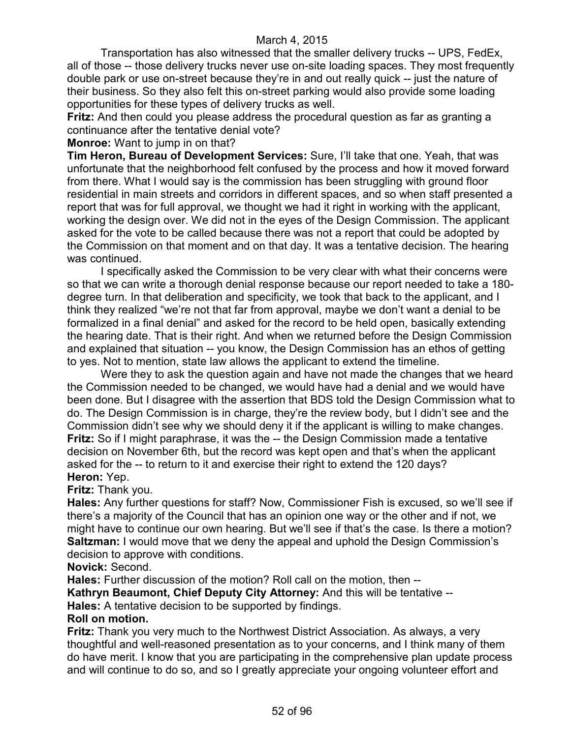Transportation has also witnessed that the smaller delivery trucks -- UPS, FedEx, all of those -- those delivery trucks never use on-site loading spaces. They most frequently double park or use on-street because they're in and out really quick -- just the nature of their business. So they also felt this on-street parking would also provide some loading opportunities for these types of delivery trucks as well.

**Fritz:** And then could you please address the procedural question as far as granting a continuance after the tentative denial vote?

**Monroe:** Want to jump in on that?

**Tim Heron, Bureau of Development Services:** Sure, I'll take that one. Yeah, that was unfortunate that the neighborhood felt confused by the process and how it moved forward from there. What I would say is the commission has been struggling with ground floor residential in main streets and corridors in different spaces, and so when staff presented a report that was for full approval, we thought we had it right in working with the applicant, working the design over. We did not in the eyes of the Design Commission. The applicant asked for the vote to be called because there was not a report that could be adopted by the Commission on that moment and on that day. It was a tentative decision. The hearing was continued.

I specifically asked the Commission to be very clear with what their concerns were so that we can write a thorough denial response because our report needed to take a 180-degree turn. In that deliberation and specificity, we took that back to the applicant, and I think they realized "we're not that far from approval, maybe we don't want a denial to be formalized in a final denial" and asked for the record to be held open, basically extending the hearing date. That is their right. And when we returned before the Design Commission and explained that situation -- you know, the Design Commission has an ethos of getting to yes. Not to mention, state law allows the applicant to extend the timeline.

Were they to ask the question again and have not made the changes that we heard the Commission needed to be changed, we would have had a denial and we would have been done. But I disagree with the assertion that BDS told the Design Commission what to do. The Design Commission is in charge, they're the review body, but I didn't see and the Commission didn't see why we should deny it if the applicant is willing to make changes.

**Fritz:** So if I might paraphrase, it was the -- the Design Commission made a tentative decision on November 6th, but the record was kept open and that's when the applicant asked for the -- to return to it and exercise their right to extend the 120 days?

**Heron:** Yep.

**Fritz:** Thank you.

**Hales:** Any further questions for staff? Now, Commissioner Fish is excused, so we'll see if there's a majority of the Council that has an opinion one way or the other and if not, we might have to continue our own hearing. But we'll see if that's the case. Is there a motion?

**Saltzman:** I would move that we deny the appeal and uphold the Design Commission's decision to approve with conditions.

**Novick:** Second.

**Hales:** Further discussion of the motion? Roll call on the motion, then --

**Kathryn Beaumont, Chief Deputy City Attorney:** And this will be tentative --

**Hales:** A tentative decision to be supported by findings.

**Roll on motion.**

**Fritz:** Thank you very much to the Northwest District Association. As always, a very thoughtful and well-reasoned presentation as to your concerns, and I think many of them do have merit. I know that you are participating in the comprehensive plan update process and will continue to do so, and so I greatly appreciate your ongoing volunteer effort and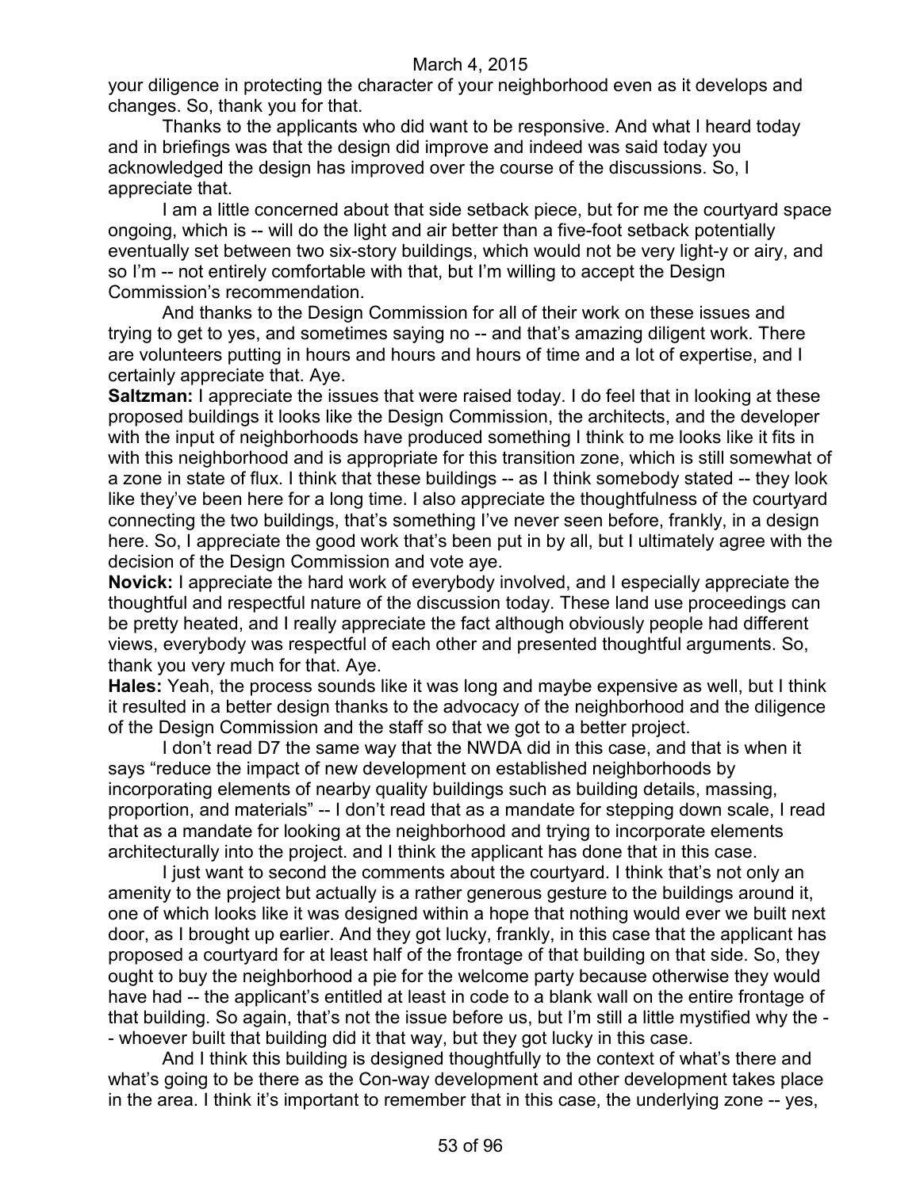your diligence in protecting the character of your neighborhood even as it develops and changes. So, thank you for that.

Thanks to the applicants who did want to be responsive. And what I heard today and in briefings was that the design did improve and indeed was said today you acknowledged the design has improved over the course of the discussions. So, I appreciate that.

I am a little concerned about that side setback piece, but for me the courtyard space ongoing, which is -- will do the light and air better than a five-foot setback potentially eventually set between two six-story buildings, which would not be very light-y or airy, and so I'm -- not entirely comfortable with that, but I'm willing to accept the Design Commission's recommendation.

And thanks to the Design Commission for all of their work on these issues and trying to get to yes, and sometimes saying no -- and that's amazing diligent work. There are volunteers putting in hours and hours and hours of time and a lot of expertise, and I certainly appreciate that. Aye.

**Saltzman:** I appreciate the issues that were raised today. I do feel that in looking at these proposed buildings it looks like the Design Commission, the architects, and the developer with the input of neighborhoods have produced something I think to me looks like it fits in with this neighborhood and is appropriate for this transition zone, which is still somewhat of a zone in state of flux. I think that these buildings -- as I think somebody stated -- they look like they've been here for a long time. I also appreciate the thoughtfulness of the courtyard connecting the two buildings, that's something I've never seen before, frankly, in a design here. So, I appreciate the good work that's been put in by all, but I ultimately agree with the decision of the Design Commission and vote aye.

**Novick:** I appreciate the hard work of everybody involved, and I especially appreciate the thoughtful and respectful nature of the discussion today. These land use proceedings can be pretty heated, and I really appreciate the fact although obviously people had different views, everybody was respectful of each other and presented thoughtful arguments. So, thank you very much for that. Aye.

**Hales:** Yeah, the process sounds like it was long and maybe expensive as well, but I think it resulted in a better design thanks to the advocacy of the neighborhood and the diligence of the Design Commission and the staff so that we got to a better project.

I don't read D7 the same way that the NWDA did in this case, and that is when it says "reduce the impact of new development on established neighborhoods by incorporating elements of nearby quality buildings such as building details, massing, proportion, and materials" -- I don't read that as a mandate for stepping down scale, I read that as a mandate for looking at the neighborhood and trying to incorporate elements architecturally into the project. and I think the applicant has done that in this case.

I just want to second the comments about the courtyard. I think that's not only an amenity to the project but actually is a rather generous gesture to the buildings around it, one of which looks like it was designed within a hope that nothing would ever we built next door, as I brought up earlier. And they got lucky, frankly, in this case that the applicant has proposed a courtyard for at least half of the frontage of that building on that side. So, they ought to buy the neighborhood a pie for the welcome party because otherwise they would have had -- the applicant's entitled at least in code to a blank wall on the entire frontage of that building. So again, that's not the issue before us, but I'm still a little mystified why the -- whoever built that building did it that way, but they got lucky in this case.

And I think this building is designed thoughtfully to the context of what's there and what's going to be there as the Con-way development and other development takes place in the area. I think it's important to remember that in this case, the underlying zone -- yes,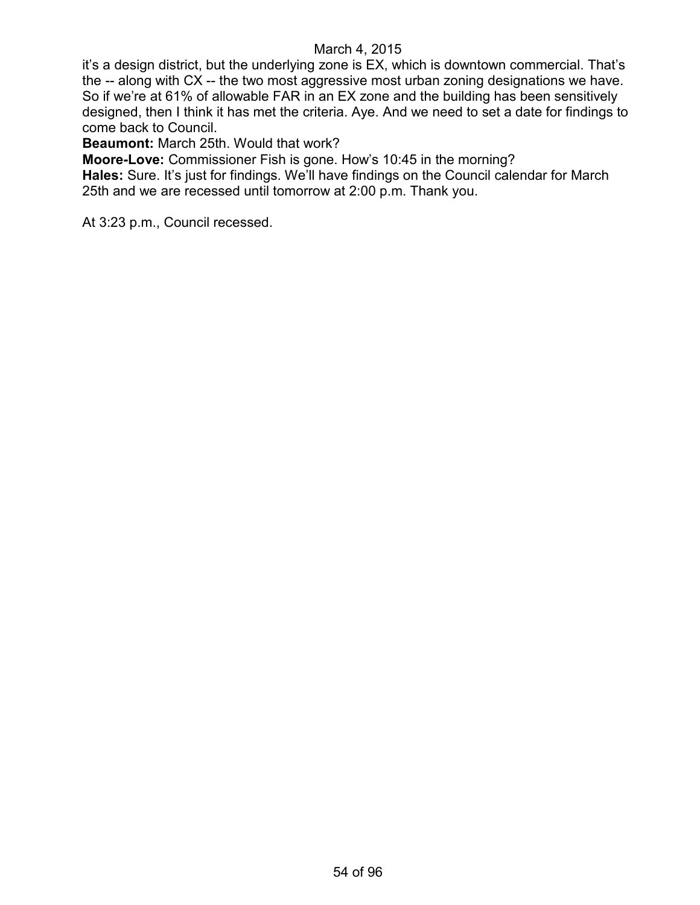it's a design district, but the underlying zone is EX, which is downtown commercial. That's the -- along with CX -- the two most aggressive most urban zoning designations we have. So if we're at 61% of allowable FAR in an EX zone and the building has been sensitively designed, then I think it has met the criteria. Aye. And we need to set a date for findings to come back to Council.

**Beaumont:** March 25th. Would that work?

**Moore-Love:** Commissioner Fish is gone. How's 10:45 in the morning?

**Hales:** Sure. It's just for findings. We'll have findings on the Council calendar for March 25th and we are recessed until tomorrow at 2:00 p.m. Thank you.

At 3:23 p.m., Council recessed.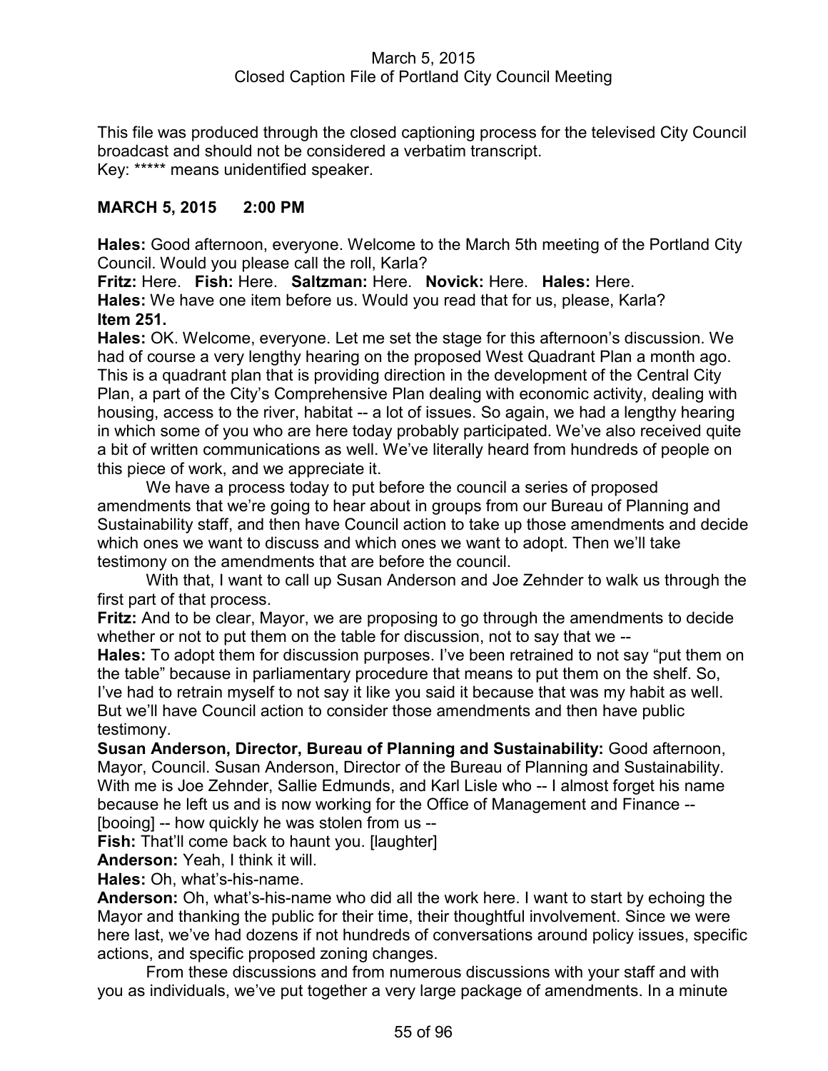March 5, 2015
Closed Caption File of Portland City Council Meeting

This file was produced through the closed captioning process for the televised City Council broadcast and should not be considered a verbatim transcript.
Key: ***** means unidentified speaker.

**MARCH 5, 2015 2:00 PM**

**Hales:** Good afternoon, everyone. Welcome to the March 5th meeting of the Portland City Council. Would you please call the roll, Karla?
**Fritz:** Here. **Fish:** Here. **Saltzman:** Here. **Novick:** Here. **Hales:** Here.
**Hales:** We have one item before us. Would you read that for us, please, Karla?
**Item 251.**
**Hales:** OK. Welcome, everyone. Let me set the stage for this afternoon's discussion. We had of course a very lengthy hearing on the proposed West Quadrant Plan a month ago. This is a quadrant plan that is providing direction in the development of the Central City Plan, a part of the City's Comprehensive Plan dealing with economic activity, dealing with housing, access to the river, habitat -- a lot of issues. So again, we had a lengthy hearing in which some of you who are here today probably participated. We've also received quite a bit of written communications as well. We've literally heard from hundreds of people on this piece of work, and we appreciate it.

We have a process today to put before the council a series of proposed amendments that we're going to hear about in groups from our Bureau of Planning and Sustainability staff, and then have Council action to take up those amendments and decide which ones we want to discuss and which ones we want to adopt. Then we'll take testimony on the amendments that are before the council.

With that, I want to call up Susan Anderson and Joe Zehnder to walk us through the first part of that process.
**Fritz:** And to be clear, Mayor, we are proposing to go through the amendments to decide whether or not to put them on the table for discussion, not to say that we --
**Hales:** To adopt them for discussion purposes. I've been retrained to not say "put them on the table" because in parliamentary procedure that means to put them on the shelf. So, I've had to retrain myself to not say it like you said it because that was my habit as well. But we'll have Council action to consider those amendments and then have public testimony.
**Susan Anderson, Director, Bureau of Planning and Sustainability:** Good afternoon, Mayor, Council. Susan Anderson, Director of the Bureau of Planning and Sustainability. With me is Joe Zehnder, Sallie Edmunds, and Karl Lisle who -- I almost forget his name because he left us and is now working for the Office of Management and Finance -- [booing] -- how quickly he was stolen from us --
**Fish:** That'll come back to haunt you. [laughter]
**Anderson:** Yeah, I think it will.
**Hales:** Oh, what's-his-name.
**Anderson:** Oh, what's-his-name who did all the work here. I want to start by echoing the Mayor and thanking the public for their time, their thoughtful involvement. Since we were here last, we've had dozens if not hundreds of conversations around policy issues, specific actions, and specific proposed zoning changes.

From these discussions and from numerous discussions with your staff and with you as individuals, we've put together a very large package of amendments. In a minute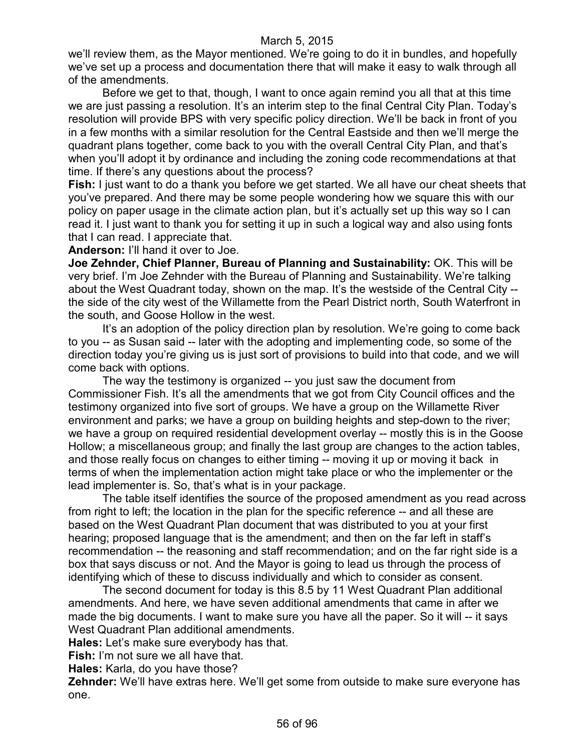we'll review them, as the Mayor mentioned. We're going to do it in bundles, and hopefully we've set up a process and documentation there that will make it easy to walk through all of the amendments.

Before we get to that, though, I want to once again remind you all that at this time we are just passing a resolution. It's an interim step to the final Central City Plan. Today's resolution will provide BPS with very specific policy direction. We'll be back in front of you in a few months with a similar resolution for the Central Eastside and then we'll merge the quadrant plans together, come back to you with the overall Central City Plan, and that's when you'll adopt it by ordinance and including the zoning code recommendations at that time. If there's any questions about the process?

**Fish:** I just want to do a thank you before we get started. We all have our cheat sheets that you've prepared. And there may be some people wondering how we square this with our policy on paper usage in the climate action plan, but it's actually set up this way so I can read it. I just want to thank you for setting it up in such a logical way and also using fonts that I can read. I appreciate that.

**Anderson:** I'll hand it over to Joe.

**Joe Zehnder, Chief Planner, Bureau of Planning and Sustainability:** OK. This will be very brief. I'm Joe Zehnder with the Bureau of Planning and Sustainability. We're talking about the West Quadrant today, shown on the map. It's the westside of the Central City -- the side of the city west of the Willamette from the Pearl District north, South Waterfront in the south, and Goose Hollow in the west.

It's an adoption of the policy direction plan by resolution. We're going to come back to you -- as Susan said -- later with the adopting and implementing code, so some of the direction today you're giving us is just sort of provisions to build into that code, and we will come back with options.

The way the testimony is organized -- you just saw the document from Commissioner Fish. It's all the amendments that we got from City Council offices and the testimony organized into five sort of groups. We have a group on the Willamette River environment and parks; we have a group on building heights and step-down to the river; we have a group on required residential development overlay -- mostly this is in the Goose Hollow; a miscellaneous group; and finally the last group are changes to the action tables, and those really focus on changes to either timing -- moving it up or moving it back in terms of when the implementation action might take place or who the implementer or the lead implementer is. So, that's what is in your package.

The table itself identifies the source of the proposed amendment as you read across from right to left; the location in the plan for the specific reference -- and all these are based on the West Quadrant Plan document that was distributed to you at your first hearing; proposed language that is the amendment; and then on the far left in staff's recommendation -- the reasoning and staff recommendation; and on the far right side is a box that says discuss or not. And the Mayor is going to lead us through the process of identifying which of these to discuss individually and which to consider as consent.

The second document for today is this 8.5 by 11 West Quadrant Plan additional amendments. And here, we have seven additional amendments that came in after we made the big documents. I want to make sure you have all the paper. So it will -- it says West Quadrant Plan additional amendments.

**Hales:** Let's make sure everybody has that.

**Fish:** I'm not sure we all have that.

**Hales:** Karla, do you have those?

**Zehnder:** We'll have extras here. We'll get some from outside to make sure everyone has one.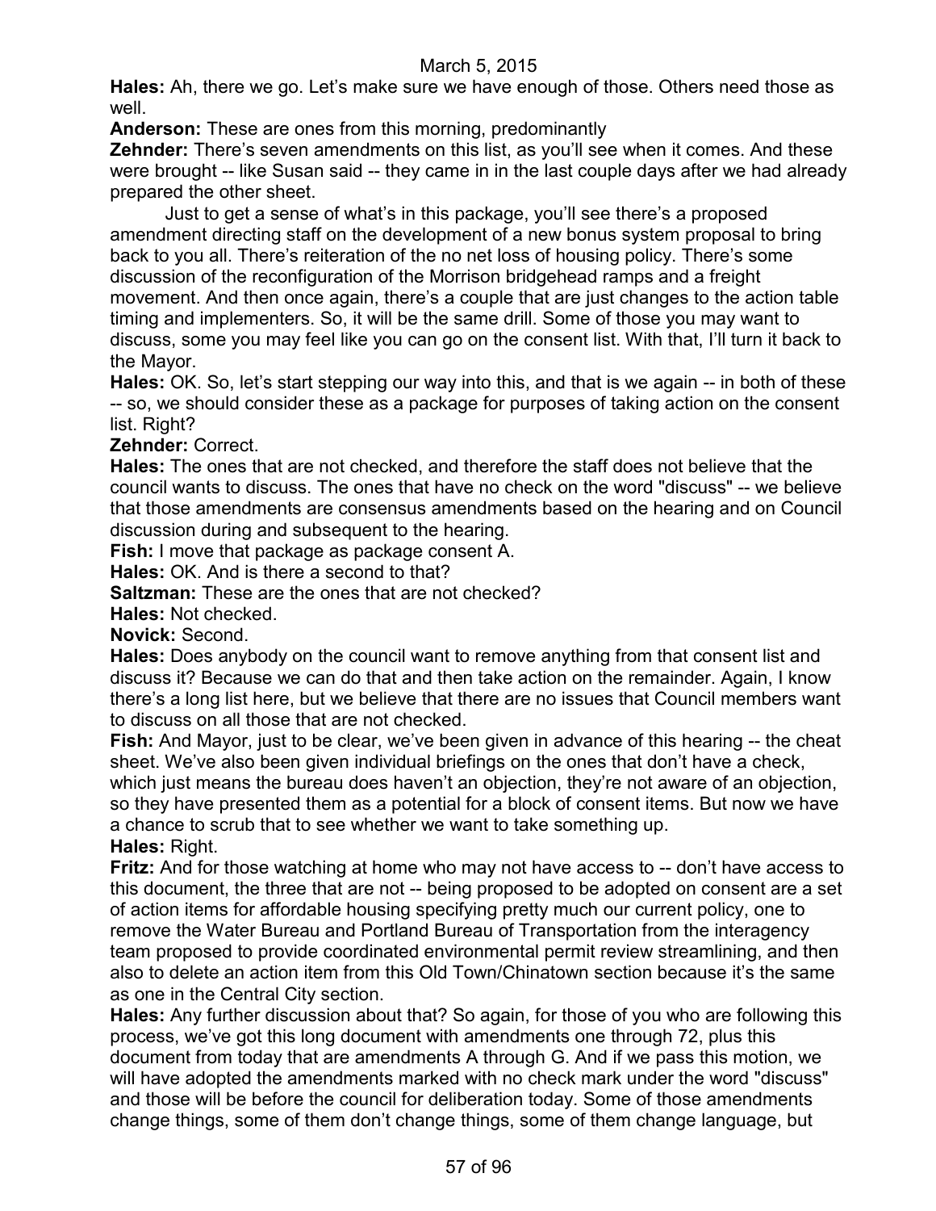**Hales:** Ah, there we go. Let's make sure we have enough of those. Others need those as well.

**Anderson:** These are ones from this morning, predominantly

**Zehnder:** There's seven amendments on this list, as you'll see when it comes. And these were brought -- like Susan said -- they came in in the last couple days after we had already prepared the other sheet.

Just to get a sense of what's in this package, you'll see there's a proposed amendment directing staff on the development of a new bonus system proposal to bring back to you all. There's reiteration of the no net loss of housing policy. There's some discussion of the reconfiguration of the Morrison bridgehead ramps and a freight movement. And then once again, there's a couple that are just changes to the action table timing and implementers. So, it will be the same drill. Some of those you may want to discuss, some you may feel like you can go on the consent list. With that, I'll turn it back to the Mayor.

**Hales:** OK. So, let's start stepping our way into this, and that is we again -- in both of these -- so, we should consider these as a package for purposes of taking action on the consent list. Right?

**Zehnder:** Correct.

**Hales:** The ones that are not checked, and therefore the staff does not believe that the council wants to discuss. The ones that have no check on the word "discuss" -- we believe that those amendments are consensus amendments based on the hearing and on Council discussion during and subsequent to the hearing.

**Fish:** I move that package as package consent A.

**Hales:** OK. And is there a second to that?

**Saltzman:** These are the ones that are not checked?

**Hales:** Not checked.

**Novick:** Second.

**Hales:** Does anybody on the council want to remove anything from that consent list and discuss it? Because we can do that and then take action on the remainder. Again, I know there's a long list here, but we believe that there are no issues that Council members want to discuss on all those that are not checked.

**Fish:** And Mayor, just to be clear, we've been given in advance of this hearing -- the cheat sheet. We've also been given individual briefings on the ones that don't have a check, which just means the bureau does haven't an objection, they're not aware of an objection, so they have presented them as a potential for a block of consent items. But now we have a chance to scrub that to see whether we want to take something up.

**Hales:** Right.

**Fritz:** And for those watching at home who may not have access to -- don't have access to this document, the three that are not -- being proposed to be adopted on consent are a set of action items for affordable housing specifying pretty much our current policy, one to remove the Water Bureau and Portland Bureau of Transportation from the interagency team proposed to provide coordinated environmental permit review streamlining, and then also to delete an action item from this Old Town/Chinatown section because it's the same as one in the Central City section.

**Hales:** Any further discussion about that? So again, for those of you who are following this process, we've got this long document with amendments one through 72, plus this document from today that are amendments A through G. And if we pass this motion, we will have adopted the amendments marked with no check mark under the word "discuss" and those will be before the council for deliberation today. Some of those amendments change things, some of them don't change things, some of them change language, but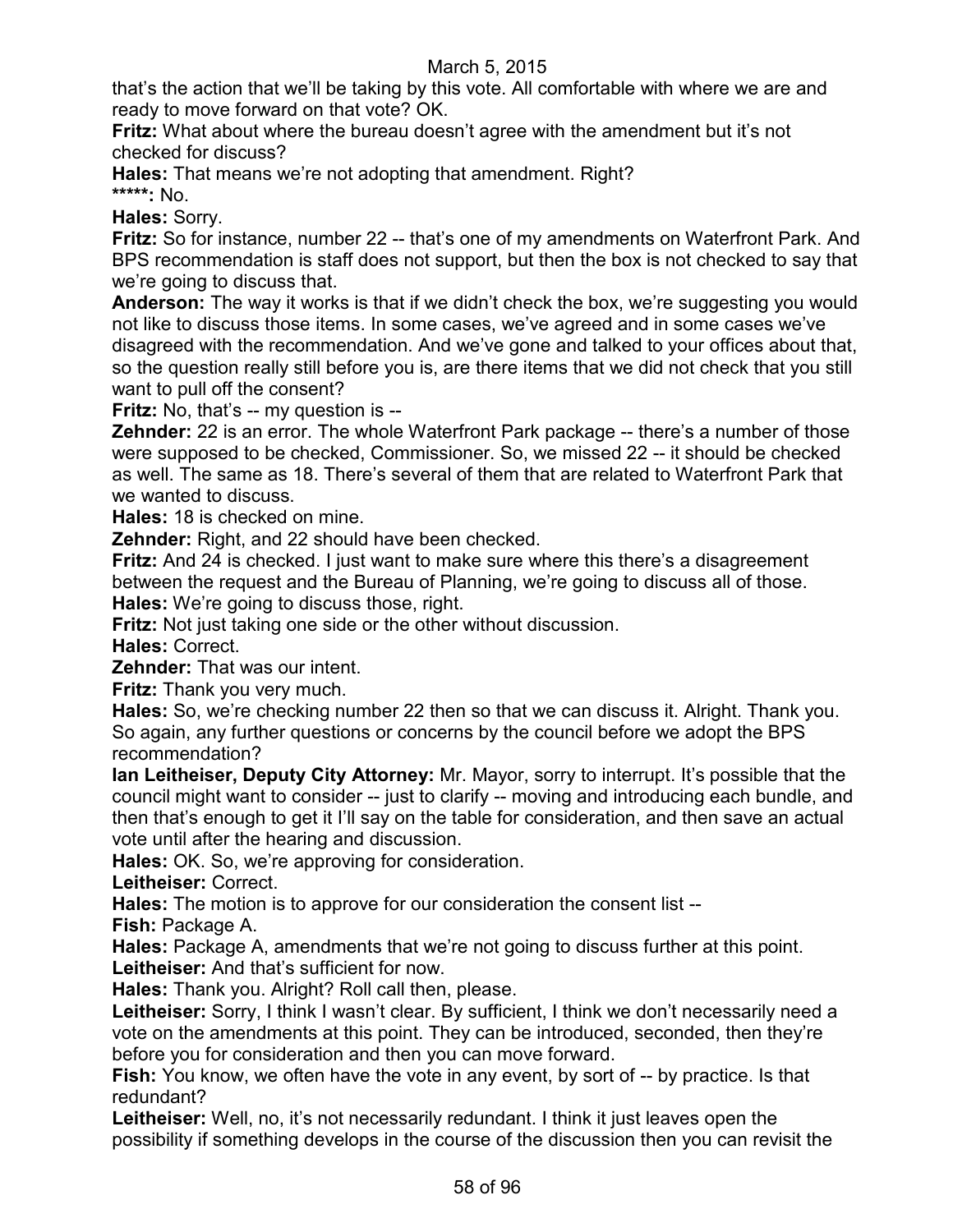that's the action that we'll be taking by this vote. All comfortable with where we are and ready to move forward on that vote? OK.

**Fritz:** What about where the bureau doesn't agree with the amendment but it's not checked for discuss?

**Hales:** That means we're not adopting that amendment. Right?

**\*\*\*\*\*:** No.

**Hales:** Sorry.

**Fritz:** So for instance, number 22 -- that's one of my amendments on Waterfront Park. And BPS recommendation is staff does not support, but then the box is not checked to say that we're going to discuss that.

**Anderson:** The way it works is that if we didn't check the box, we're suggesting you would not like to discuss those items. In some cases, we've agreed and in some cases we've disagreed with the recommendation. And we've gone and talked to your offices about that, so the question really still before you is, are there items that we did not check that you still want to pull off the consent?

**Fritz:** No, that's -- my question is --

**Zehnder:** 22 is an error. The whole Waterfront Park package -- there's a number of those were supposed to be checked, Commissioner. So, we missed 22 -- it should be checked as well. The same as 18. There's several of them that are related to Waterfront Park that we wanted to discuss.

**Hales:** 18 is checked on mine.

**Zehnder:** Right, and 22 should have been checked.

**Fritz:** And 24 is checked. I just want to make sure where this there's a disagreement between the request and the Bureau of Planning, we're going to discuss all of those.

**Hales:** We're going to discuss those, right.

**Fritz:** Not just taking one side or the other without discussion.

**Hales:** Correct.

**Zehnder:** That was our intent.

**Fritz:** Thank you very much.

**Hales:** So, we're checking number 22 then so that we can discuss it. Alright. Thank you. So again, any further questions or concerns by the council before we adopt the BPS recommendation?

**Ian Leitheiser, Deputy City Attorney:** Mr. Mayor, sorry to interrupt. It's possible that the council might want to consider -- just to clarify -- moving and introducing each bundle, and then that's enough to get it I'll say on the table for consideration, and then save an actual vote until after the hearing and discussion.

**Hales:** OK. So, we're approving for consideration.

**Leitheiser:** Correct.

**Hales:** The motion is to approve for our consideration the consent list --

**Fish:** Package A.

**Hales:** Package A, amendments that we're not going to discuss further at this point.

**Leitheiser:** And that's sufficient for now.

**Hales:** Thank you. Alright? Roll call then, please.

**Leitheiser:** Sorry, I think I wasn't clear. By sufficient, I think we don't necessarily need a vote on the amendments at this point. They can be introduced, seconded, then they're before you for consideration and then you can move forward.

**Fish:** You know, we often have the vote in any event, by sort of -- by practice. Is that redundant?

**Leitheiser:** Well, no, it's not necessarily redundant. I think it just leaves open the possibility if something develops in the course of the discussion then you can revisit the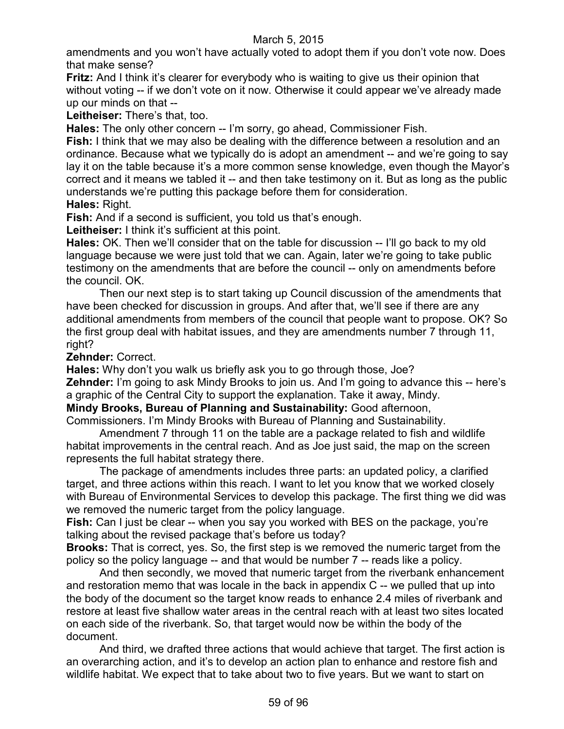amendments and you won't have actually voted to adopt them if you don't vote now. Does that make sense?

**Fritz:** And I think it's clearer for everybody who is waiting to give us their opinion that without voting -- if we don't vote on it now. Otherwise it could appear we've already made up our minds on that --

**Leitheiser:** There's that, too.

**Hales:** The only other concern -- I'm sorry, go ahead, Commissioner Fish.

**Fish:** I think that we may also be dealing with the difference between a resolution and an ordinance. Because what we typically do is adopt an amendment -- and we're going to say lay it on the table because it's a more common sense knowledge, even though the Mayor's correct and it means we tabled it -- and then take testimony on it. But as long as the public understands we're putting this package before them for consideration.

**Hales:** Right.

**Fish:** And if a second is sufficient, you told us that's enough.

**Leitheiser:** I think it's sufficient at this point.

**Hales:** OK. Then we'll consider that on the table for discussion -- I'll go back to my old language because we were just told that we can. Again, later we're going to take public testimony on the amendments that are before the council -- only on amendments before the council. OK.

Then our next step is to start taking up Council discussion of the amendments that have been checked for discussion in groups. And after that, we'll see if there are any additional amendments from members of the council that people want to propose. OK? So the first group deal with habitat issues, and they are amendments number 7 through 11, right?

**Zehnder:** Correct.

**Hales:** Why don't you walk us briefly ask you to go through those, Joe?

**Zehnder:** I'm going to ask Mindy Brooks to join us. And I'm going to advance this -- here's a graphic of the Central City to support the explanation. Take it away, Mindy.

**Mindy Brooks, Bureau of Planning and Sustainability:** Good afternoon, Commissioners. I'm Mindy Brooks with Bureau of Planning and Sustainability.

Amendment 7 through 11 on the table are a package related to fish and wildlife habitat improvements in the central reach. And as Joe just said, the map on the screen represents the full habitat strategy there.

The package of amendments includes three parts: an updated policy, a clarified target, and three actions within this reach. I want to let you know that we worked closely with Bureau of Environmental Services to develop this package. The first thing we did was we removed the numeric target from the policy language.

**Fish:** Can I just be clear -- when you say you worked with BES on the package, you're talking about the revised package that's before us today?

**Brooks:** That is correct, yes. So, the first step is we removed the numeric target from the policy so the policy language -- and that would be number 7 -- reads like a policy.

And then secondly, we moved that numeric target from the riverbank enhancement and restoration memo that was locale in the back in appendix C -- we pulled that up into the body of the document so the target know reads to enhance 2.4 miles of riverbank and restore at least five shallow water areas in the central reach with at least two sites located on each side of the riverbank. So, that target would now be within the body of the document.

And third, we drafted three actions that would achieve that target. The first action is an overarching action, and it's to develop an action plan to enhance and restore fish and wildlife habitat. We expect that to take about two to five years. But we want to start on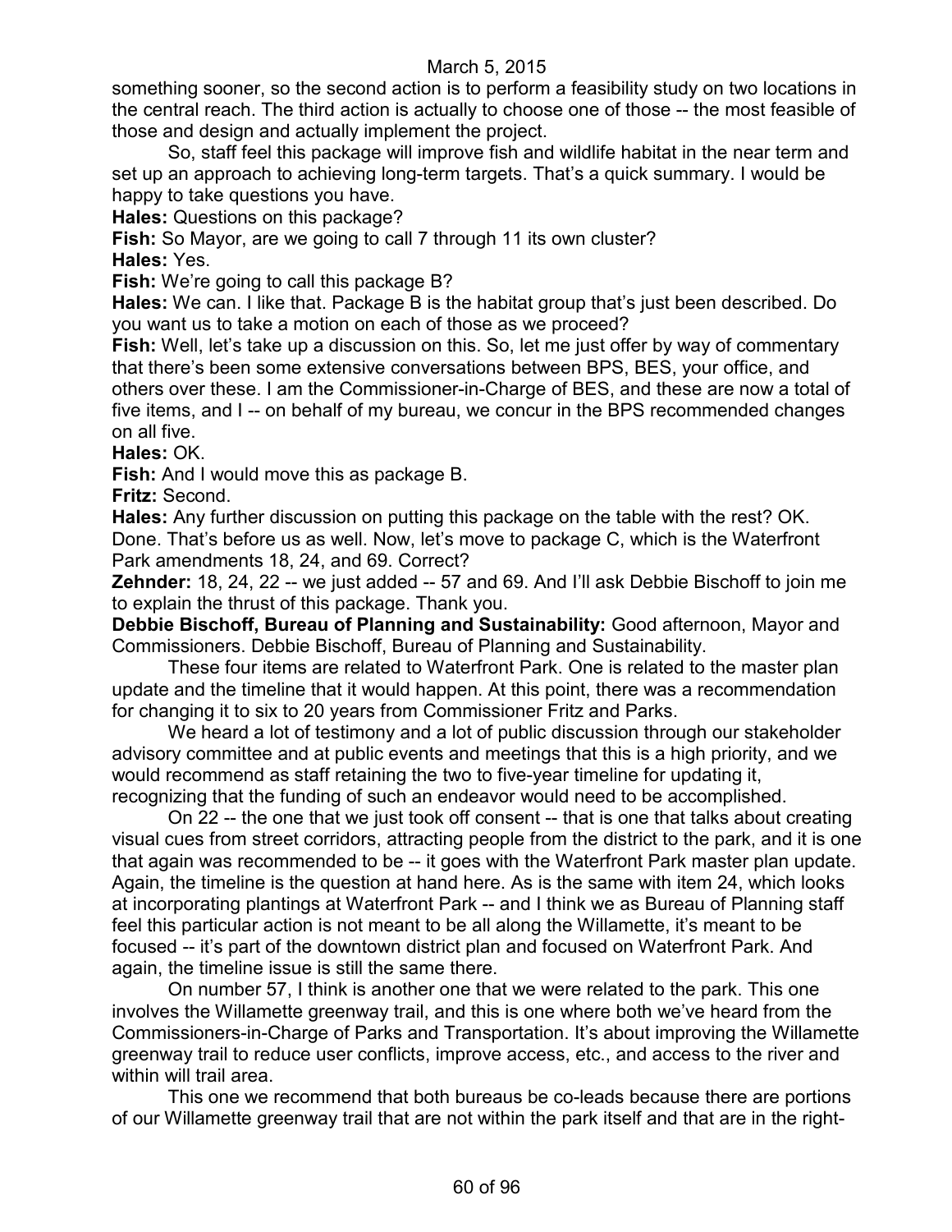something sooner, so the second action is to perform a feasibility study on two locations in the central reach. The third action is actually to choose one of those -- the most feasible of those and design and actually implement the project.

So, staff feel this package will improve fish and wildlife habitat in the near term and set up an approach to achieving long-term targets. That's a quick summary. I would be happy to take questions you have.

**Hales:** Questions on this package?

**Fish:** So Mayor, are we going to call 7 through 11 its own cluster?

**Hales:** Yes.

**Fish:** We're going to call this package B?

**Hales:** We can. I like that. Package B is the habitat group that's just been described. Do you want us to take a motion on each of those as we proceed?

**Fish:** Well, let's take up a discussion on this. So, let me just offer by way of commentary that there's been some extensive conversations between BPS, BES, your office, and others over these. I am the Commissioner-in-Charge of BES, and these are now a total of five items, and I -- on behalf of my bureau, we concur in the BPS recommended changes on all five.

**Hales:** OK.

**Fish:** And I would move this as package B.

**Fritz:** Second.

**Hales:** Any further discussion on putting this package on the table with the rest? OK. Done. That's before us as well. Now, let's move to package C, which is the Waterfront Park amendments 18, 24, and 69. Correct?

**Zehnder:** 18, 24, 22 -- we just added -- 57 and 69. And I'll ask Debbie Bischoff to join me to explain the thrust of this package. Thank you.

**Debbie Bischoff, Bureau of Planning and Sustainability:** Good afternoon, Mayor and Commissioners. Debbie Bischoff, Bureau of Planning and Sustainability.

These four items are related to Waterfront Park. One is related to the master plan update and the timeline that it would happen. At this point, there was a recommendation for changing it to six to 20 years from Commissioner Fritz and Parks.

We heard a lot of testimony and a lot of public discussion through our stakeholder advisory committee and at public events and meetings that this is a high priority, and we would recommend as staff retaining the two to five-year timeline for updating it, recognizing that the funding of such an endeavor would need to be accomplished.

On 22 -- the one that we just took off consent -- that is one that talks about creating visual cues from street corridors, attracting people from the district to the park, and it is one that again was recommended to be -- it goes with the Waterfront Park master plan update. Again, the timeline is the question at hand here. As is the same with item 24, which looks at incorporating plantings at Waterfront Park -- and I think we as Bureau of Planning staff feel this particular action is not meant to be all along the Willamette, it's meant to be focused -- it's part of the downtown district plan and focused on Waterfront Park. And again, the timeline issue is still the same there.

On number 57, I think is another one that we were related to the park. This one involves the Willamette greenway trail, and this is one where both we've heard from the Commissioners-in-Charge of Parks and Transportation. It's about improving the Willamette greenway trail to reduce user conflicts, improve access, etc., and access to the river and within will trail area.

This one we recommend that both bureaus be co-leads because there are portions of our Willamette greenway trail that are not within the park itself and that are in the right-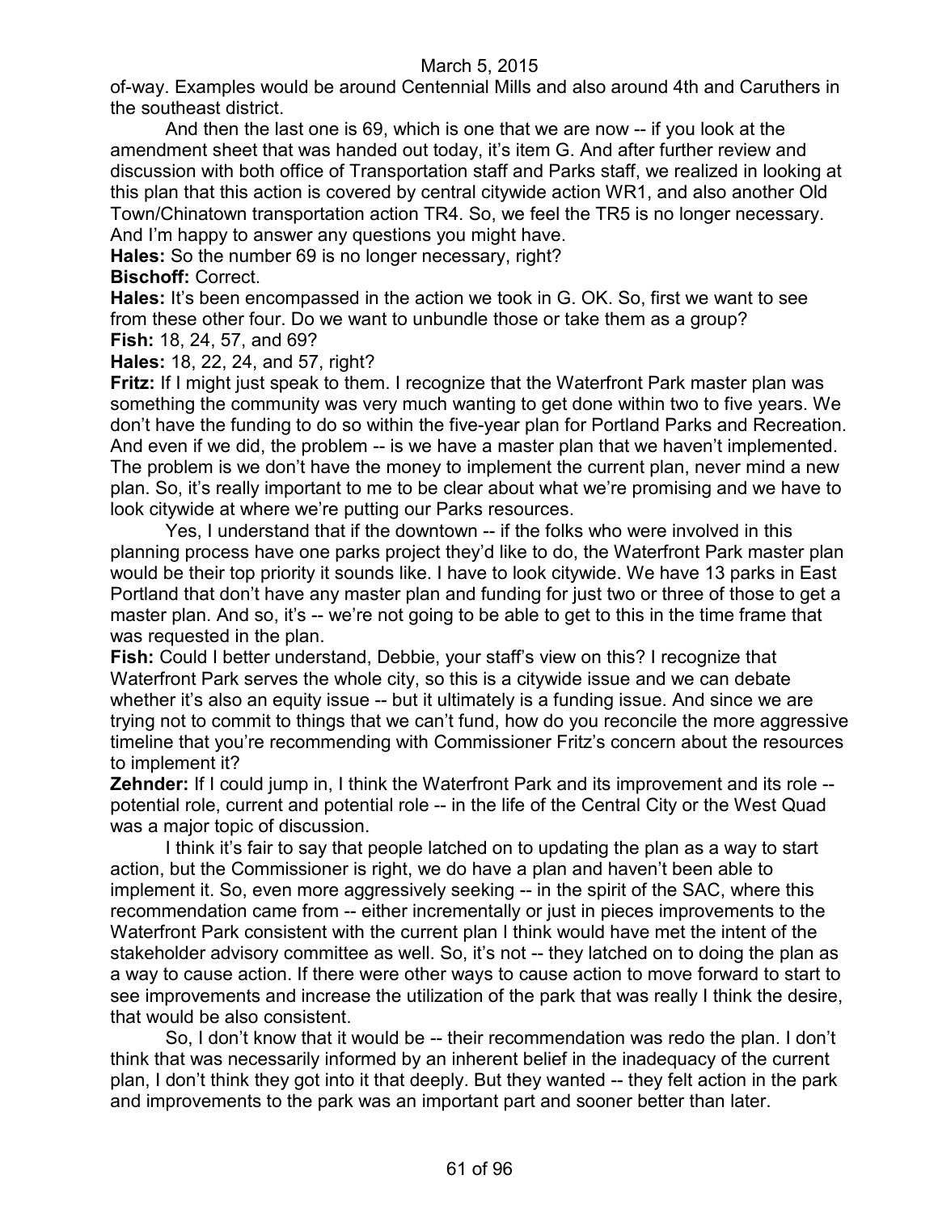of-way. Examples would be around Centennial Mills and also around 4th and Caruthers in the southeast district.

And then the last one is 69, which is one that we are now -- if you look at the amendment sheet that was handed out today, it's item G. And after further review and discussion with both office of Transportation staff and Parks staff, we realized in looking at this plan that this action is covered by central citywide action WR1, and also another Old Town/Chinatown transportation action TR4. So, we feel the TR5 is no longer necessary. And I'm happy to answer any questions you might have.

**Hales:** So the number 69 is no longer necessary, right?

**Bischoff:** Correct.

**Hales:** It's been encompassed in the action we took in G. OK. So, first we want to see from these other four. Do we want to unbundle those or take them as a group?

**Fish:** 18, 24, 57, and 69?

**Hales:** 18, 22, 24, and 57, right?

**Fritz:** If I might just speak to them. I recognize that the Waterfront Park master plan was something the community was very much wanting to get done within two to five years. We don't have the funding to do so within the five-year plan for Portland Parks and Recreation. And even if we did, the problem -- is we have a master plan that we haven't implemented. The problem is we don't have the money to implement the current plan, never mind a new plan. So, it's really important to me to be clear about what we're promising and we have to look citywide at where we're putting our Parks resources.

Yes, I understand that if the downtown -- if the folks who were involved in this planning process have one parks project they'd like to do, the Waterfront Park master plan would be their top priority it sounds like. I have to look citywide. We have 13 parks in East Portland that don't have any master plan and funding for just two or three of those to get a master plan. And so, it's -- we're not going to be able to get to this in the time frame that was requested in the plan.

**Fish:** Could I better understand, Debbie, your staff's view on this? I recognize that Waterfront Park serves the whole city, so this is a citywide issue and we can debate whether it's also an equity issue -- but it ultimately is a funding issue. And since we are trying not to commit to things that we can't fund, how do you reconcile the more aggressive timeline that you're recommending with Commissioner Fritz's concern about the resources to implement it?

**Zehnder:** If I could jump in, I think the Waterfront Park and its improvement and its role -- potential role, current and potential role -- in the life of the Central City or the West Quad was a major topic of discussion.

I think it's fair to say that people latched on to updating the plan as a way to start action, but the Commissioner is right, we do have a plan and haven't been able to implement it. So, even more aggressively seeking -- in the spirit of the SAC, where this recommendation came from -- either incrementally or just in pieces improvements to the Waterfront Park consistent with the current plan I think would have met the intent of the stakeholder advisory committee as well. So, it's not -- they latched on to doing the plan as a way to cause action. If there were other ways to cause action to move forward to start to see improvements and increase the utilization of the park that was really I think the desire, that would be also consistent.

So, I don't know that it would be -- their recommendation was redo the plan. I don't think that was necessarily informed by an inherent belief in the inadequacy of the current plan, I don't think they got into it that deeply. But they wanted -- they felt action in the park and improvements to the park was an important part and sooner better than later.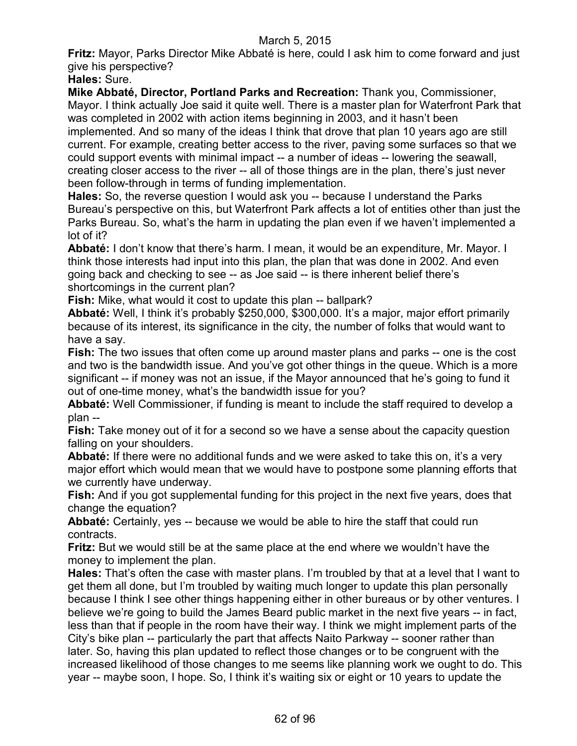**Fritz:** Mayor, Parks Director Mike Abbaté is here, could I ask him to come forward and just give his perspective?

**Hales:** Sure.

**Mike Abbaté, Director, Portland Parks and Recreation:** Thank you, Commissioner, Mayor. I think actually Joe said it quite well. There is a master plan for Waterfront Park that was completed in 2002 with action items beginning in 2003, and it hasn't been implemented. And so many of the ideas I think that drove that plan 10 years ago are still current. For example, creating better access to the river, paving some surfaces so that we could support events with minimal impact -- a number of ideas -- lowering the seawall, creating closer access to the river -- all of those things are in the plan, there's just never been follow-through in terms of funding implementation.

**Hales:** So, the reverse question I would ask you -- because I understand the Parks Bureau's perspective on this, but Waterfront Park affects a lot of entities other than just the Parks Bureau. So, what's the harm in updating the plan even if we haven't implemented a lot of it?

**Abbaté:** I don't know that there's harm. I mean, it would be an expenditure, Mr. Mayor. I think those interests had input into this plan, the plan that was done in 2002. And even going back and checking to see -- as Joe said -- is there inherent belief there's shortcomings in the current plan?

**Fish:** Mike, what would it cost to update this plan -- ballpark?

**Abbaté:** Well, I think it's probably $250,000, $300,000. It's a major, major effort primarily because of its interest, its significance in the city, the number of folks that would want to have a say.

**Fish:** The two issues that often come up around master plans and parks -- one is the cost and two is the bandwidth issue. And you've got other things in the queue. Which is a more significant -- if money was not an issue, if the Mayor announced that he's going to fund it out of one-time money, what's the bandwidth issue for you?

**Abbaté:** Well Commissioner, if funding is meant to include the staff required to develop a plan --

**Fish:** Take money out of it for a second so we have a sense about the capacity question falling on your shoulders.

**Abbaté:** If there were no additional funds and we were asked to take this on, it's a very major effort which would mean that we would have to postpone some planning efforts that we currently have underway.

**Fish:** And if you got supplemental funding for this project in the next five years, does that change the equation?

**Abbaté:** Certainly, yes -- because we would be able to hire the staff that could run contracts.

**Fritz:** But we would still be at the same place at the end where we wouldn't have the money to implement the plan.

**Hales:** That's often the case with master plans. I'm troubled by that at a level that I want to get them all done, but I'm troubled by waiting much longer to update this plan personally because I think I see other things happening either in other bureaus or by other ventures. I believe we're going to build the James Beard public market in the next five years -- in fact, less than that if people in the room have their way. I think we might implement parts of the City's bike plan -- particularly the part that affects Naito Parkway -- sooner rather than later. So, having this plan updated to reflect those changes or to be congruent with the increased likelihood of those changes to me seems like planning work we ought to do. This year -- maybe soon, I hope. So, I think it's waiting six or eight or 10 years to update the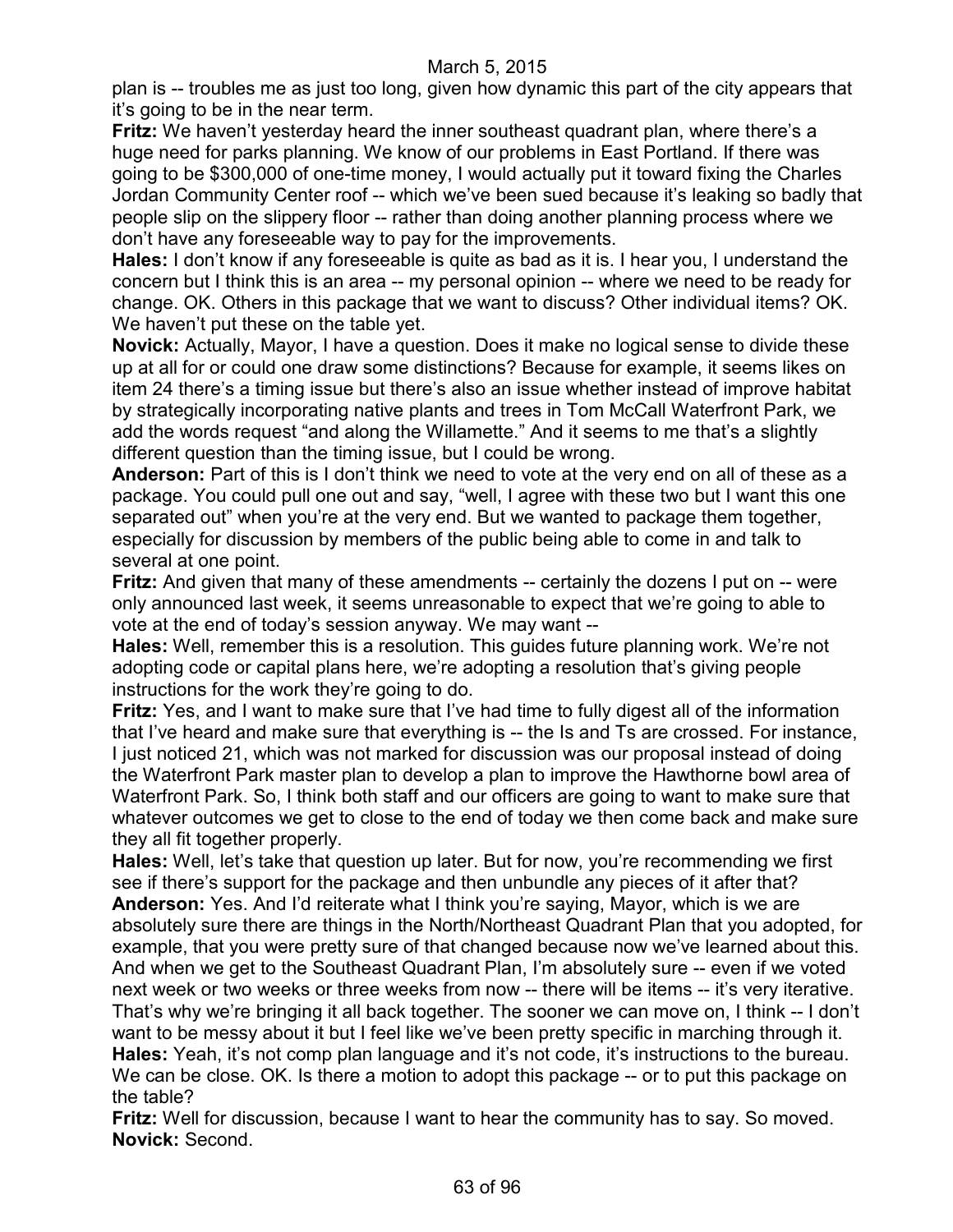plan is -- troubles me as just too long, given how dynamic this part of the city appears that it's going to be in the near term.

**Fritz:** We haven't yesterday heard the inner southeast quadrant plan, where there's a huge need for parks planning. We know of our problems in East Portland. If there was going to be $300,000 of one-time money, I would actually put it toward fixing the Charles Jordan Community Center roof -- which we've been sued because it's leaking so badly that people slip on the slippery floor -- rather than doing another planning process where we don't have any foreseeable way to pay for the improvements.

**Hales:** I don't know if any foreseeable is quite as bad as it is. I hear you, I understand the concern but I think this is an area -- my personal opinion -- where we need to be ready for change. OK. Others in this package that we want to discuss? Other individual items? OK. We haven't put these on the table yet.

**Novick:** Actually, Mayor, I have a question. Does it make no logical sense to divide these up at all for or could one draw some distinctions? Because for example, it seems likes on item 24 there's a timing issue but there's also an issue whether instead of improve habitat by strategically incorporating native plants and trees in Tom McCall Waterfront Park, we add the words request "and along the Willamette." And it seems to me that's a slightly different question than the timing issue, but I could be wrong.

**Anderson:** Part of this is I don't think we need to vote at the very end on all of these as a package. You could pull one out and say, "well, I agree with these two but I want this one separated out" when you're at the very end. But we wanted to package them together, especially for discussion by members of the public being able to come in and talk to several at one point.

**Fritz:** And given that many of these amendments -- certainly the dozens I put on -- were only announced last week, it seems unreasonable to expect that we're going to able to vote at the end of today's session anyway. We may want --

**Hales:** Well, remember this is a resolution. This guides future planning work. We're not adopting code or capital plans here, we're adopting a resolution that's giving people instructions for the work they're going to do.

**Fritz:** Yes, and I want to make sure that I've had time to fully digest all of the information that I've heard and make sure that everything is -- the Is and Ts are crossed. For instance, I just noticed 21, which was not marked for discussion was our proposal instead of doing the Waterfront Park master plan to develop a plan to improve the Hawthorne bowl area of Waterfront Park. So, I think both staff and our officers are going to want to make sure that whatever outcomes we get to close to the end of today we then come back and make sure they all fit together properly.

**Hales:** Well, let's take that question up later. But for now, you're recommending we first see if there's support for the package and then unbundle any pieces of it after that?

**Anderson:** Yes. And I'd reiterate what I think you're saying, Mayor, which is we are absolutely sure there are things in the North/Northeast Quadrant Plan that you adopted, for example, that you were pretty sure of that changed because now we've learned about this. And when we get to the Southeast Quadrant Plan, I'm absolutely sure -- even if we voted next week or two weeks or three weeks from now -- there will be items -- it's very iterative. That's why we're bringing it all back together. The sooner we can move on, I think -- I don't want to be messy about it but I feel like we've been pretty specific in marching through it.

**Hales:** Yeah, it's not comp plan language and it's not code, it's instructions to the bureau. We can be close. OK. Is there a motion to adopt this package -- or to put this package on the table?

**Fritz:** Well for discussion, because I want to hear the community has to say. So moved.

**Novick:** Second.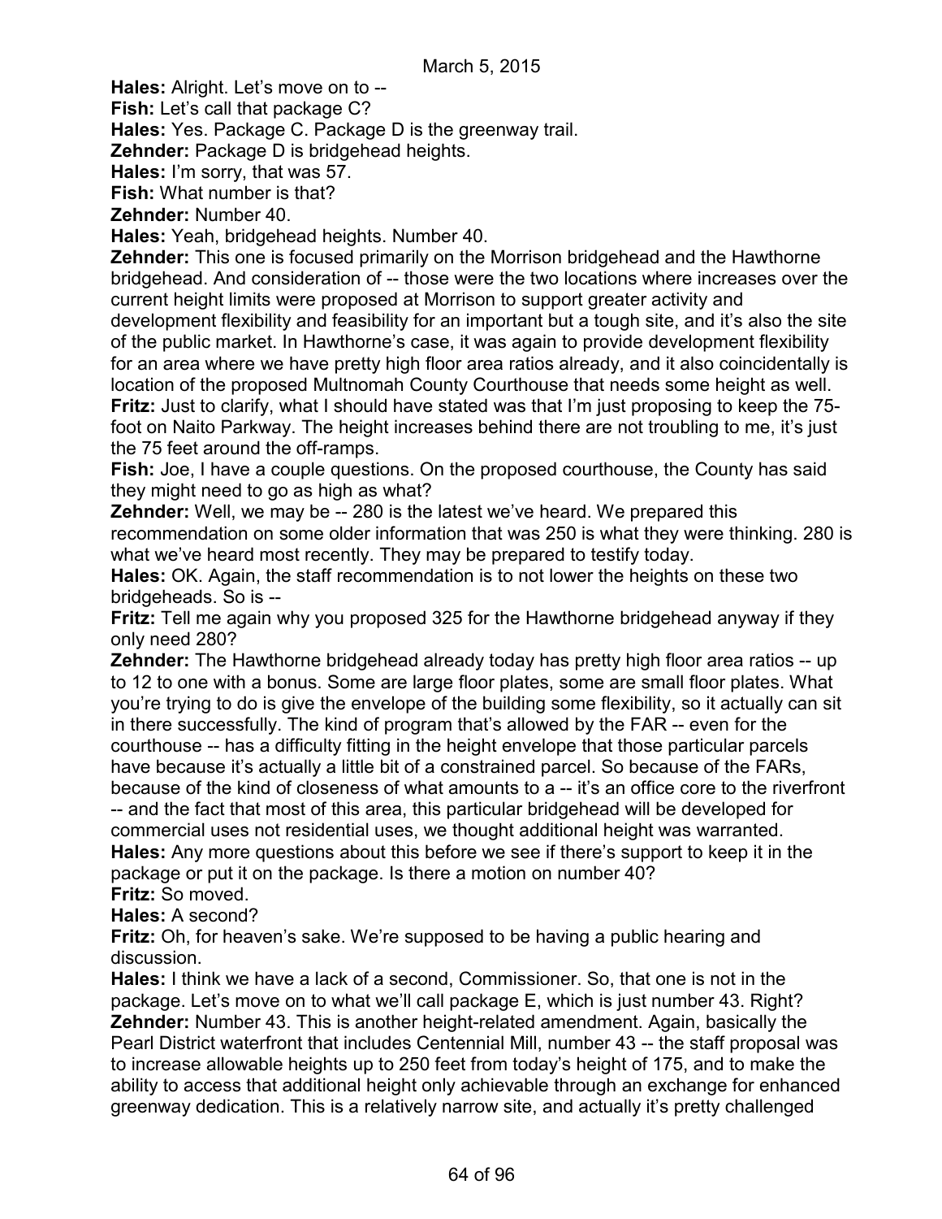**Hales:** Alright. Let's move on to --

**Fish:** Let's call that package C?

**Hales:** Yes. Package C. Package D is the greenway trail.

**Zehnder:** Package D is bridgehead heights.

**Hales:** I'm sorry, that was 57.

**Fish:** What number is that?

**Zehnder:** Number 40.

**Hales:** Yeah, bridgehead heights. Number 40.

**Zehnder:** This one is focused primarily on the Morrison bridgehead and the Hawthorne bridgehead. And consideration of -- those were the two locations where increases over the current height limits were proposed at Morrison to support greater activity and development flexibility and feasibility for an important but a tough site, and it's also the site of the public market. In Hawthorne's case, it was again to provide development flexibility for an area where we have pretty high floor area ratios already, and it also coincidentally is location of the proposed Multnomah County Courthouse that needs some height as well.

**Fritz:** Just to clarify, what I should have stated was that I'm just proposing to keep the 75-foot on Naito Parkway. The height increases behind there are not troubling to me, it's just the 75 feet around the off-ramps.

**Fish:** Joe, I have a couple questions. On the proposed courthouse, the County has said they might need to go as high as what?

**Zehnder:** Well, we may be -- 280 is the latest we've heard. We prepared this recommendation on some older information that was 250 is what they were thinking. 280 is what we've heard most recently. They may be prepared to testify today.

**Hales:** OK. Again, the staff recommendation is to not lower the heights on these two bridgeheads. So is --

**Fritz:** Tell me again why you proposed 325 for the Hawthorne bridgehead anyway if they only need 280?

**Zehnder:** The Hawthorne bridgehead already today has pretty high floor area ratios -- up to 12 to one with a bonus. Some are large floor plates, some are small floor plates. What you're trying to do is give the envelope of the building some flexibility, so it actually can sit in there successfully. The kind of program that's allowed by the FAR -- even for the courthouse -- has a difficulty fitting in the height envelope that those particular parcels have because it's actually a little bit of a constrained parcel. So because of the FARs, because of the kind of closeness of what amounts to a -- it's an office core to the riverfront -- and the fact that most of this area, this particular bridgehead will be developed for commercial uses not residential uses, we thought additional height was warranted.

**Hales:** Any more questions about this before we see if there's support to keep it in the package or put it on the package. Is there a motion on number 40?

**Fritz:** So moved.

**Hales:** A second?

**Fritz:** Oh, for heaven's sake. We're supposed to be having a public hearing and discussion.

**Hales:** I think we have a lack of a second, Commissioner. So, that one is not in the package. Let's move on to what we'll call package E, which is just number 43. Right?

**Zehnder:** Number 43. This is another height-related amendment. Again, basically the Pearl District waterfront that includes Centennial Mill, number 43 -- the staff proposal was to increase allowable heights up to 250 feet from today's height of 175, and to make the ability to access that additional height only achievable through an exchange for enhanced greenway dedication. This is a relatively narrow site, and actually it's pretty challenged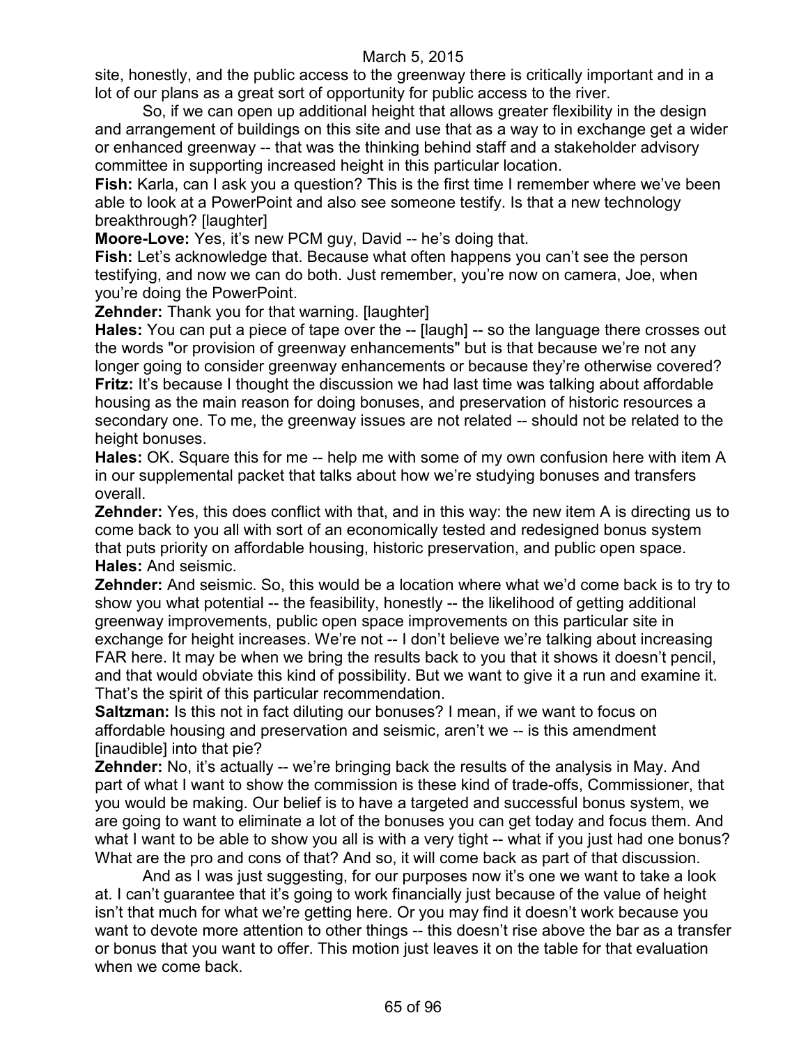site, honestly, and the public access to the greenway there is critically important and in a lot of our plans as a great sort of opportunity for public access to the river.

So, if we can open up additional height that allows greater flexibility in the design and arrangement of buildings on this site and use that as a way to in exchange get a wider or enhanced greenway -- that was the thinking behind staff and a stakeholder advisory committee in supporting increased height in this particular location.

**Fish:** Karla, can I ask you a question? This is the first time I remember where we've been able to look at a PowerPoint and also see someone testify. Is that a new technology breakthrough? [laughter]

**Moore-Love:** Yes, it's new PCM guy, David -- he's doing that.

**Fish:** Let's acknowledge that. Because what often happens you can't see the person testifying, and now we can do both. Just remember, you're now on camera, Joe, when you're doing the PowerPoint.

**Zehnder:** Thank you for that warning. [laughter]

**Hales:** You can put a piece of tape over the -- [laugh] -- so the language there crosses out the words "or provision of greenway enhancements" but is that because we're not any longer going to consider greenway enhancements or because they're otherwise covered?

**Fritz:** It's because I thought the discussion we had last time was talking about affordable housing as the main reason for doing bonuses, and preservation of historic resources a secondary one. To me, the greenway issues are not related -- should not be related to the height bonuses.

**Hales:** OK. Square this for me -- help me with some of my own confusion here with item A in our supplemental packet that talks about how we're studying bonuses and transfers overall.

**Zehnder:** Yes, this does conflict with that, and in this way: the new item A is directing us to come back to you all with sort of an economically tested and redesigned bonus system that puts priority on affordable housing, historic preservation, and public open space.

**Hales:** And seismic.

**Zehnder:** And seismic. So, this would be a location where what we'd come back is to try to show you what potential -- the feasibility, honestly -- the likelihood of getting additional greenway improvements, public open space improvements on this particular site in exchange for height increases. We're not -- I don't believe we're talking about increasing FAR here. It may be when we bring the results back to you that it shows it doesn't pencil, and that would obviate this kind of possibility. But we want to give it a run and examine it. That's the spirit of this particular recommendation.

**Saltzman:** Is this not in fact diluting our bonuses? I mean, if we want to focus on affordable housing and preservation and seismic, aren't we -- is this amendment [inaudible] into that pie?

**Zehnder:** No, it's actually -- we're bringing back the results of the analysis in May. And part of what I want to show the commission is these kind of trade-offs, Commissioner, that you would be making. Our belief is to have a targeted and successful bonus system, we are going to want to eliminate a lot of the bonuses you can get today and focus them. And what I want to be able to show you all is with a very tight -- what if you just had one bonus? What are the pro and cons of that? And so, it will come back as part of that discussion.

And as I was just suggesting, for our purposes now it's one we want to take a look at. I can't guarantee that it's going to work financially just because of the value of height isn't that much for what we're getting here. Or you may find it doesn't work because you want to devote more attention to other things -- this doesn't rise above the bar as a transfer or bonus that you want to offer. This motion just leaves it on the table for that evaluation when we come back.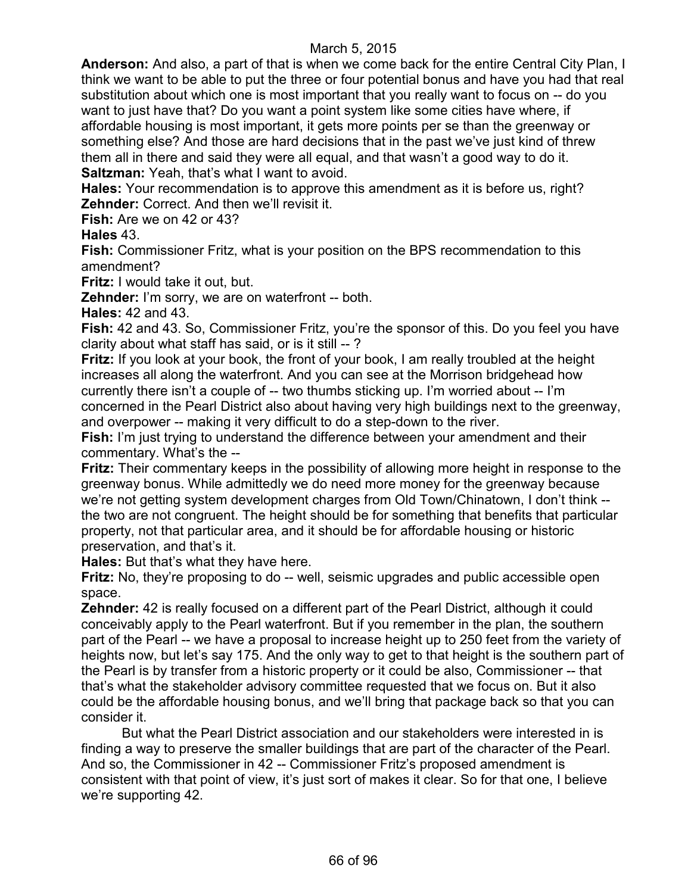**Anderson:** And also, a part of that is when we come back for the entire Central City Plan, I think we want to be able to put the three or four potential bonus and have you had that real substitution about which one is most important that you really want to focus on -- do you want to just have that? Do you want a point system like some cities have where, if affordable housing is most important, it gets more points per se than the greenway or something else? And those are hard decisions that in the past we've just kind of threw them all in there and said they were all equal, and that wasn't a good way to do it.

**Saltzman:** Yeah, that's what I want to avoid.

**Hales:** Your recommendation is to approve this amendment as it is before us, right?

**Zehnder:** Correct. And then we'll revisit it.

**Fish:** Are we on 42 or 43?

**Hales** 43.

**Fish:** Commissioner Fritz, what is your position on the BPS recommendation to this amendment?

**Fritz:** I would take it out, but.

**Zehnder:** I'm sorry, we are on waterfront -- both.

**Hales:** 42 and 43.

**Fish:** 42 and 43. So, Commissioner Fritz, you're the sponsor of this. Do you feel you have clarity about what staff has said, or is it still -- ?

**Fritz:** If you look at your book, the front of your book, I am really troubled at the height increases all along the waterfront. And you can see at the Morrison bridgehead how currently there isn't a couple of -- two thumbs sticking up. I'm worried about -- I'm concerned in the Pearl District also about having very high buildings next to the greenway, and overpower -- making it very difficult to do a step-down to the river.

**Fish:** I'm just trying to understand the difference between your amendment and their commentary. What's the --

**Fritz:** Their commentary keeps in the possibility of allowing more height in response to the greenway bonus. While admittedly we do need more money for the greenway because we're not getting system development charges from Old Town/Chinatown, I don't think -- the two are not congruent. The height should be for something that benefits that particular property, not that particular area, and it should be for affordable housing or historic preservation, and that's it.

**Hales:** But that's what they have here.

**Fritz:** No, they're proposing to do -- well, seismic upgrades and public accessible open space.

**Zehnder:** 42 is really focused on a different part of the Pearl District, although it could conceivably apply to the Pearl waterfront. But if you remember in the plan, the southern part of the Pearl -- we have a proposal to increase height up to 250 feet from the variety of heights now, but let's say 175. And the only way to get to that height is the southern part of the Pearl is by transfer from a historic property or it could be also, Commissioner -- that that's what the stakeholder advisory committee requested that we focus on. But it also could be the affordable housing bonus, and we'll bring that package back so that you can consider it.

But what the Pearl District association and our stakeholders were interested in is finding a way to preserve the smaller buildings that are part of the character of the Pearl. And so, the Commissioner in 42 -- Commissioner Fritz's proposed amendment is consistent with that point of view, it's just sort of makes it clear. So for that one, I believe we're supporting 42.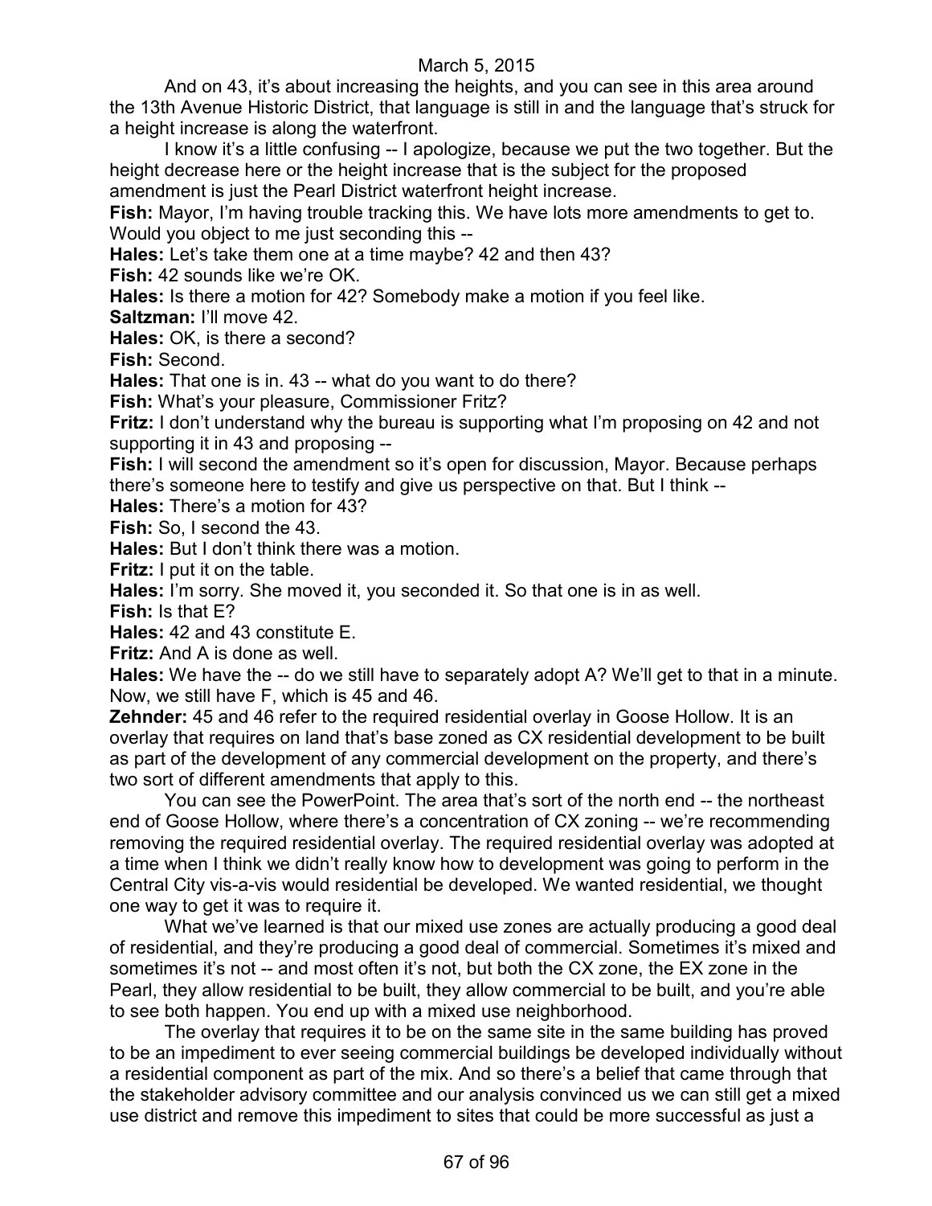And on 43, it's about increasing the heights, and you can see in this area around the 13th Avenue Historic District, that language is still in and the language that's struck for a height increase is along the waterfront.

I know it's a little confusing -- I apologize, because we put the two together. But the height decrease here or the height increase that is the subject for the proposed amendment is just the Pearl District waterfront height increase.

**Fish:** Mayor, I'm having trouble tracking this. We have lots more amendments to get to. Would you object to me just seconding this --

**Hales:** Let's take them one at a time maybe? 42 and then 43?

**Fish:** 42 sounds like we're OK.

**Hales:** Is there a motion for 42? Somebody make a motion if you feel like.

**Saltzman:** I'll move 42.

**Hales:** OK, is there a second?

**Fish:** Second.

**Hales:** That one is in. 43 -- what do you want to do there?

**Fish:** What's your pleasure, Commissioner Fritz?

**Fritz:** I don't understand why the bureau is supporting what I'm proposing on 42 and not supporting it in 43 and proposing --

**Fish:** I will second the amendment so it's open for discussion, Mayor. Because perhaps there's someone here to testify and give us perspective on that. But I think --

**Hales:** There's a motion for 43?

**Fish:** So, I second the 43.

**Hales:** But I don't think there was a motion.

**Fritz:** I put it on the table.

**Hales:** I'm sorry. She moved it, you seconded it. So that one is in as well.

**Fish:** Is that E?

**Hales:** 42 and 43 constitute E.

**Fritz:** And A is done as well.

**Hales:** We have the -- do we still have to separately adopt A? We'll get to that in a minute. Now, we still have F, which is 45 and 46.

**Zehnder:** 45 and 46 refer to the required residential overlay in Goose Hollow. It is an overlay that requires on land that's base zoned as CX residential development to be built as part of the development of any commercial development on the property, and there's two sort of different amendments that apply to this.

You can see the PowerPoint. The area that's sort of the north end -- the northeast end of Goose Hollow, where there's a concentration of CX zoning -- we're recommending removing the required residential overlay. The required residential overlay was adopted at a time when I think we didn't really know how to development was going to perform in the Central City vis-a-vis would residential be developed. We wanted residential, we thought one way to get it was to require it.

What we've learned is that our mixed use zones are actually producing a good deal of residential, and they're producing a good deal of commercial. Sometimes it's mixed and sometimes it's not -- and most often it's not, but both the CX zone, the EX zone in the Pearl, they allow residential to be built, they allow commercial to be built, and you're able to see both happen. You end up with a mixed use neighborhood.

The overlay that requires it to be on the same site in the same building has proved to be an impediment to ever seeing commercial buildings be developed individually without a residential component as part of the mix. And so there's a belief that came through that the stakeholder advisory committee and our analysis convinced us we can still get a mixed use district and remove this impediment to sites that could be more successful as just a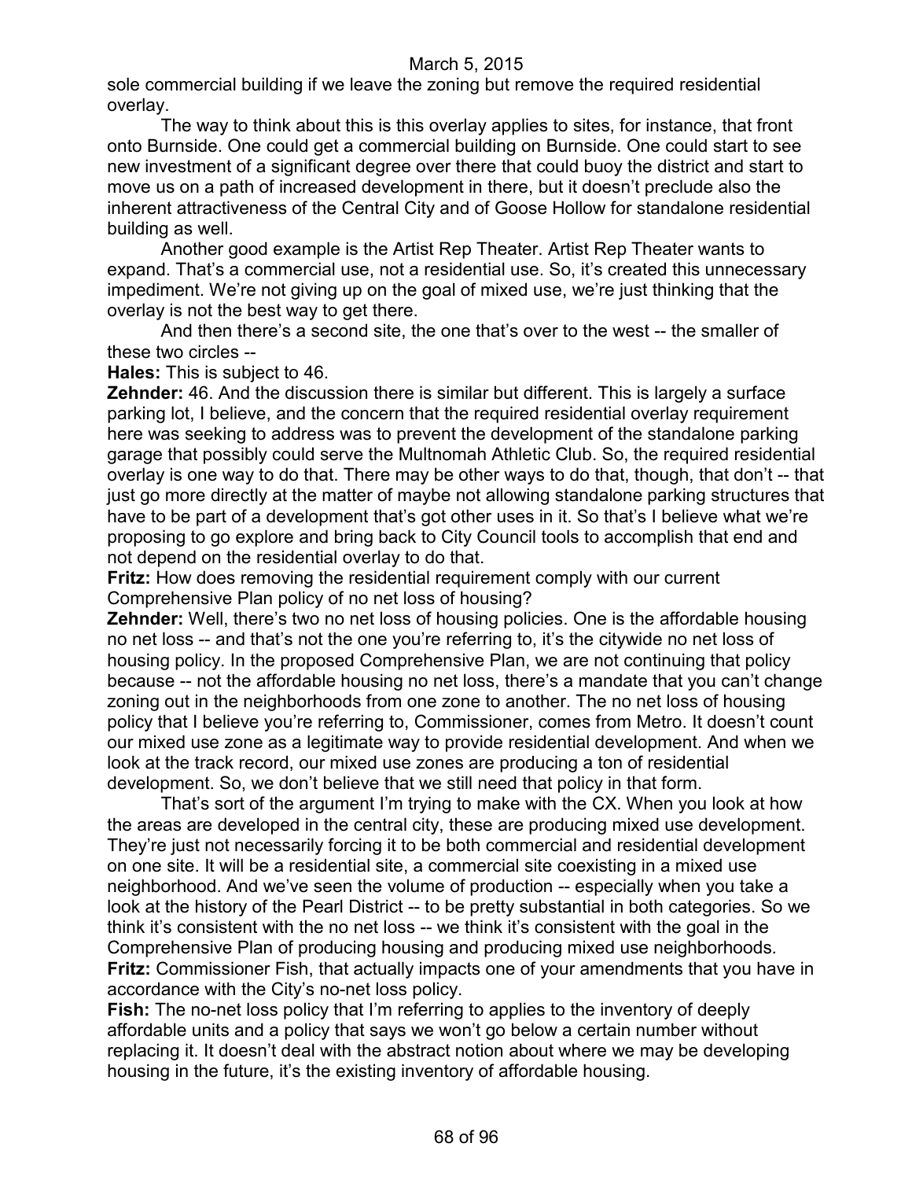sole commercial building if we leave the zoning but remove the required residential overlay.

The way to think about this is this overlay applies to sites, for instance, that front onto Burnside. One could get a commercial building on Burnside. One could start to see new investment of a significant degree over there that could buoy the district and start to move us on a path of increased development in there, but it doesn't preclude also the inherent attractiveness of the Central City and of Goose Hollow for standalone residential building as well.

Another good example is the Artist Rep Theater. Artist Rep Theater wants to expand. That's a commercial use, not a residential use. So, it's created this unnecessary impediment. We're not giving up on the goal of mixed use, we're just thinking that the overlay is not the best way to get there.

And then there's a second site, the one that's over to the west -- the smaller of these two circles --

**Hales:** This is subject to 46.

**Zehnder:** 46. And the discussion there is similar but different. This is largely a surface parking lot, I believe, and the concern that the required residential overlay requirement here was seeking to address was to prevent the development of the standalone parking garage that possibly could serve the Multnomah Athletic Club. So, the required residential overlay is one way to do that. There may be other ways to do that, though, that don't -- that just go more directly at the matter of maybe not allowing standalone parking structures that have to be part of a development that's got other uses in it. So that's I believe what we're proposing to go explore and bring back to City Council tools to accomplish that end and not depend on the residential overlay to do that.

**Fritz:** How does removing the residential requirement comply with our current Comprehensive Plan policy of no net loss of housing?

**Zehnder:** Well, there's two no net loss of housing policies. One is the affordable housing no net loss -- and that's not the one you're referring to, it's the citywide no net loss of housing policy. In the proposed Comprehensive Plan, we are not continuing that policy because -- not the affordable housing no net loss, there's a mandate that you can't change zoning out in the neighborhoods from one zone to another. The no net loss of housing policy that I believe you're referring to, Commissioner, comes from Metro. It doesn't count our mixed use zone as a legitimate way to provide residential development. And when we look at the track record, our mixed use zones are producing a ton of residential development. So, we don't believe that we still need that policy in that form.

That's sort of the argument I'm trying to make with the CX. When you look at how the areas are developed in the central city, these are producing mixed use development. They're just not necessarily forcing it to be both commercial and residential development on one site. It will be a residential site, a commercial site coexisting in a mixed use neighborhood. And we've seen the volume of production -- especially when you take a look at the history of the Pearl District -- to be pretty substantial in both categories. So we think it's consistent with the no net loss -- we think it's consistent with the goal in the Comprehensive Plan of producing housing and producing mixed use neighborhoods.

**Fritz:** Commissioner Fish, that actually impacts one of your amendments that you have in accordance with the City's no-net loss policy.

**Fish:** The no-net loss policy that I'm referring to applies to the inventory of deeply affordable units and a policy that says we won't go below a certain number without replacing it. It doesn't deal with the abstract notion about where we may be developing housing in the future, it's the existing inventory of affordable housing.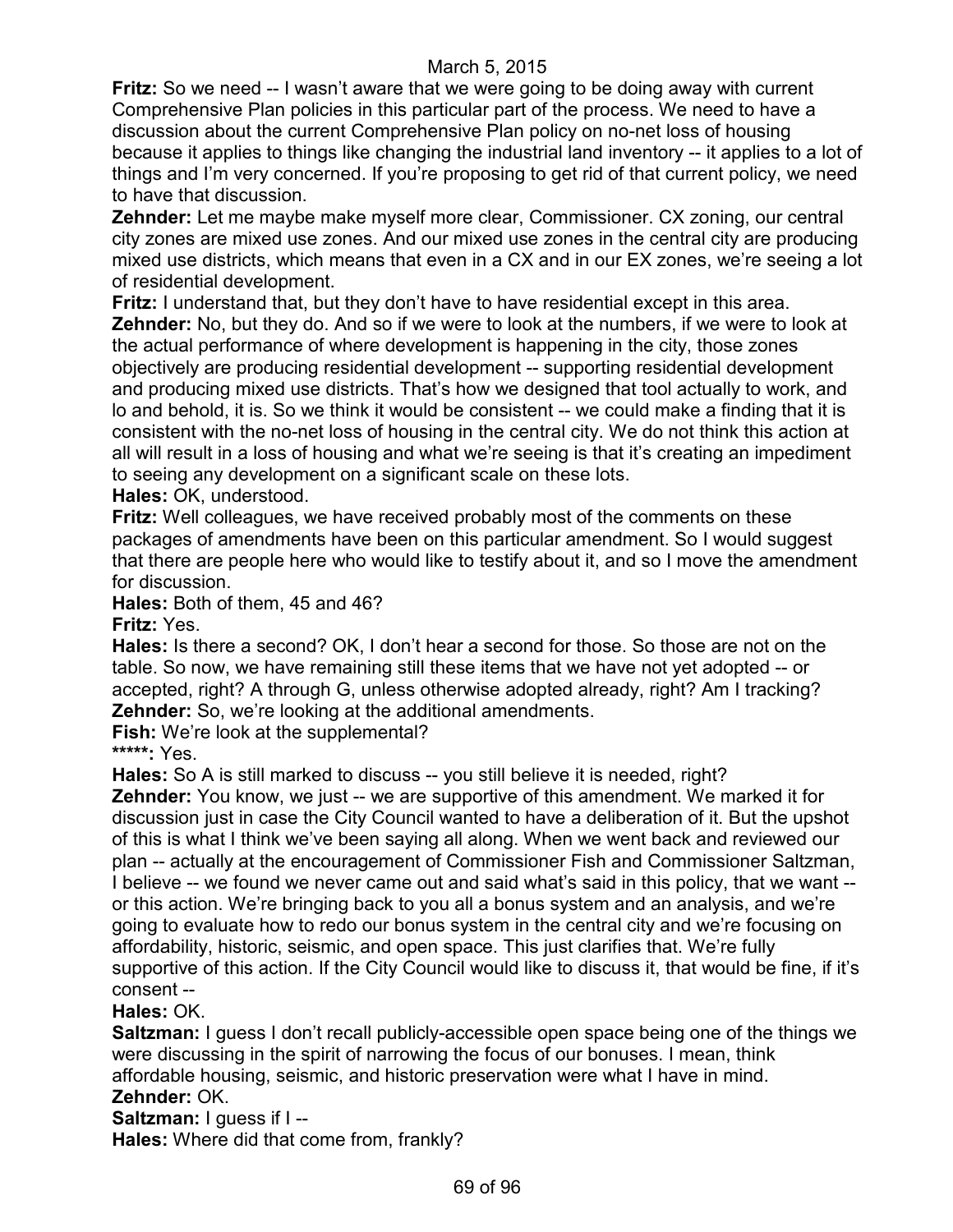**Fritz:** So we need -- I wasn't aware that we were going to be doing away with current Comprehensive Plan policies in this particular part of the process. We need to have a discussion about the current Comprehensive Plan policy on no-net loss of housing because it applies to things like changing the industrial land inventory -- it applies to a lot of things and I'm very concerned. If you're proposing to get rid of that current policy, we need to have that discussion.

**Zehnder:** Let me maybe make myself more clear, Commissioner. CX zoning, our central city zones are mixed use zones. And our mixed use zones in the central city are producing mixed use districts, which means that even in a CX and in our EX zones, we're seeing a lot of residential development.

**Fritz:** I understand that, but they don't have to have residential except in this area.

**Zehnder:** No, but they do. And so if we were to look at the numbers, if we were to look at the actual performance of where development is happening in the city, those zones objectively are producing residential development -- supporting residential development and producing mixed use districts. That's how we designed that tool actually to work, and lo and behold, it is. So we think it would be consistent -- we could make a finding that it is consistent with the no-net loss of housing in the central city. We do not think this action at all will result in a loss of housing and what we're seeing is that it's creating an impediment to seeing any development on a significant scale on these lots.

**Hales:** OK, understood.

**Fritz:** Well colleagues, we have received probably most of the comments on these packages of amendments have been on this particular amendment. So I would suggest that there are people here who would like to testify about it, and so I move the amendment for discussion.

**Hales:** Both of them, 45 and 46?

**Fritz:** Yes.

**Hales:** Is there a second? OK, I don't hear a second for those. So those are not on the table. So now, we have remaining still these items that we have not yet adopted -- or accepted, right? A through G, unless otherwise adopted already, right? Am I tracking?

**Zehnder:** So, we're looking at the additional amendments.

**Fish:** We're look at the supplemental?

*****: Yes.

**Hales:** So A is still marked to discuss -- you still believe it is needed, right?

**Zehnder:** You know, we just -- we are supportive of this amendment. We marked it for discussion just in case the City Council wanted to have a deliberation of it. But the upshot of this is what I think we've been saying all along. When we went back and reviewed our plan -- actually at the encouragement of Commissioner Fish and Commissioner Saltzman, I believe -- we found we never came out and said what's said in this policy, that we want -- or this action. We're bringing back to you all a bonus system and an analysis, and we're going to evaluate how to redo our bonus system in the central city and we're focusing on affordability, historic, seismic, and open space. This just clarifies that. We're fully supportive of this action. If the City Council would like to discuss it, that would be fine, if it's consent --

**Hales:** OK.

**Saltzman:** I guess I don't recall publicly-accessible open space being one of the things we were discussing in the spirit of narrowing the focus of our bonuses. I mean, think affordable housing, seismic, and historic preservation were what I have in mind.

**Zehnder:** OK.

**Saltzman:** I guess if I --

**Hales:** Where did that come from, frankly?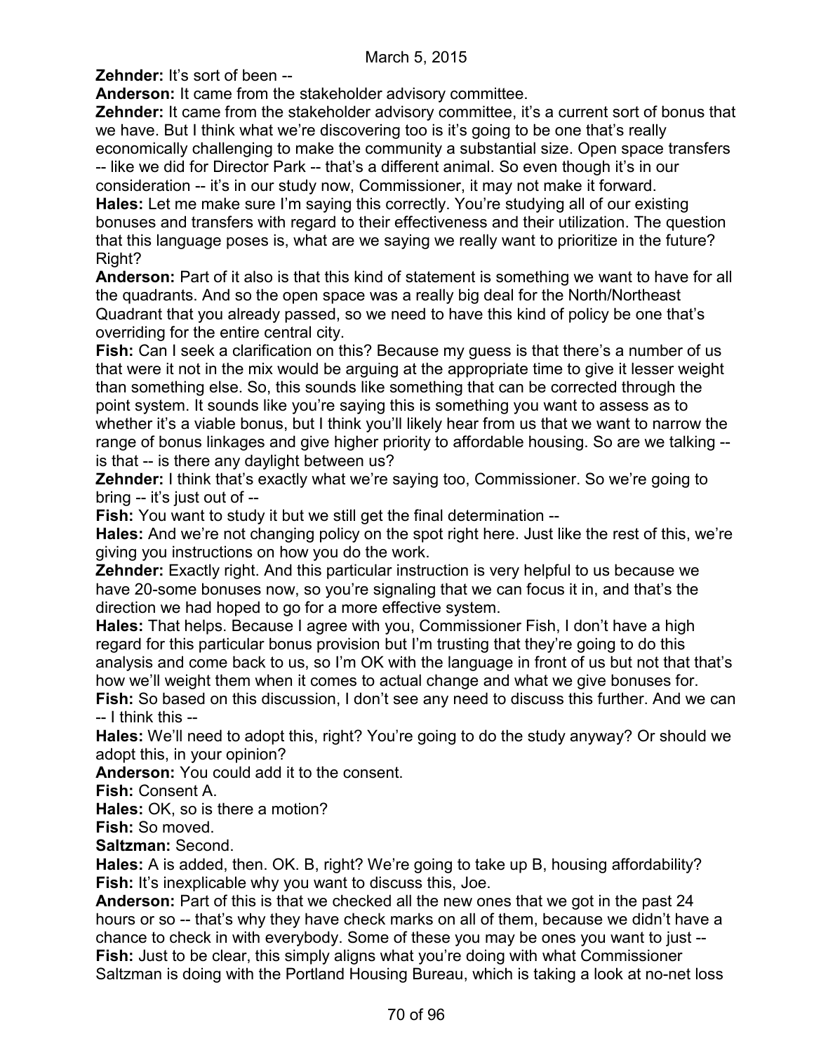**Zehnder:** It's sort of been --

**Anderson:** It came from the stakeholder advisory committee.

**Zehnder:** It came from the stakeholder advisory committee, it's a current sort of bonus that we have. But I think what we're discovering too is it's going to be one that's really economically challenging to make the community a substantial size. Open space transfers -- like we did for Director Park -- that's a different animal. So even though it's in our consideration -- it's in our study now, Commissioner, it may not make it forward.

**Hales:** Let me make sure I'm saying this correctly. You're studying all of our existing bonuses and transfers with regard to their effectiveness and their utilization. The question that this language poses is, what are we saying we really want to prioritize in the future? Right?

**Anderson:** Part of it also is that this kind of statement is something we want to have for all the quadrants. And so the open space was a really big deal for the North/Northeast Quadrant that you already passed, so we need to have this kind of policy be one that's overriding for the entire central city.

**Fish:** Can I seek a clarification on this? Because my guess is that there's a number of us that were it not in the mix would be arguing at the appropriate time to give it lesser weight than something else. So, this sounds like something that can be corrected through the point system. It sounds like you're saying this is something you want to assess as to whether it's a viable bonus, but I think you'll likely hear from us that we want to narrow the range of bonus linkages and give higher priority to affordable housing. So are we talking -- is that -- is there any daylight between us?

**Zehnder:** I think that's exactly what we're saying too, Commissioner. So we're going to bring -- it's just out of --

**Fish:** You want to study it but we still get the final determination --

**Hales:** And we're not changing policy on the spot right here. Just like the rest of this, we're giving you instructions on how you do the work.

**Zehnder:** Exactly right. And this particular instruction is very helpful to us because we have 20-some bonuses now, so you're signaling that we can focus it in, and that's the direction we had hoped to go for a more effective system.

**Hales:** That helps. Because I agree with you, Commissioner Fish, I don't have a high regard for this particular bonus provision but I'm trusting that they're going to do this analysis and come back to us, so I'm OK with the language in front of us but not that that's how we'll weight them when it comes to actual change and what we give bonuses for.

**Fish:** So based on this discussion, I don't see any need to discuss this further. And we can -- I think this --

**Hales:** We'll need to adopt this, right? You're going to do the study anyway? Or should we adopt this, in your opinion?

**Anderson:** You could add it to the consent.

**Fish:** Consent A.

**Hales:** OK, so is there a motion?

**Fish:** So moved.

**Saltzman:** Second.

**Hales:** A is added, then. OK. B, right? We're going to take up B, housing affordability?

**Fish:** It's inexplicable why you want to discuss this, Joe.

**Anderson:** Part of this is that we checked all the new ones that we got in the past 24 hours or so -- that's why they have check marks on all of them, because we didn't have a chance to check in with everybody. Some of these you may be ones you want to just --

**Fish:** Just to be clear, this simply aligns what you're doing with what Commissioner Saltzman is doing with the Portland Housing Bureau, which is taking a look at no-net loss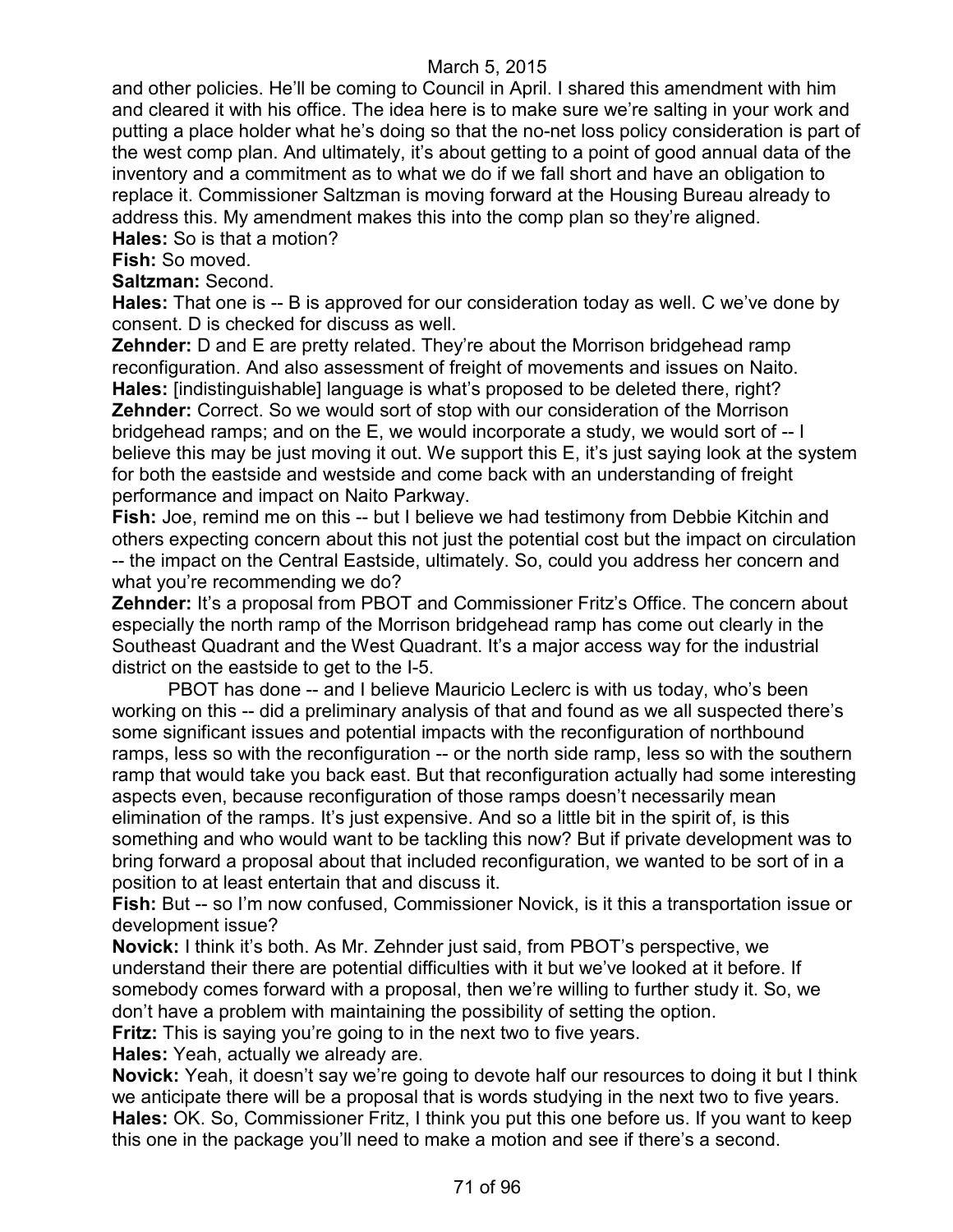and other policies. He'll be coming to Council in April. I shared this amendment with him and cleared it with his office. The idea here is to make sure we're salting in your work and putting a place holder what he's doing so that the no-net loss policy consideration is part of the west comp plan. And ultimately, it's about getting to a point of good annual data of the inventory and a commitment as to what we do if we fall short and have an obligation to replace it. Commissioner Saltzman is moving forward at the Housing Bureau already to address this. My amendment makes this into the comp plan so they're aligned.

**Hales:** So is that a motion?

**Fish:** So moved.

**Saltzman:** Second.

**Hales:** That one is -- B is approved for our consideration today as well. C we've done by consent. D is checked for discuss as well.

**Zehnder:** D and E are pretty related. They're about the Morrison bridgehead ramp reconfiguration. And also assessment of freight of movements and issues on Naito.

**Hales:** [indistinguishable] language is what's proposed to be deleted there, right?

**Zehnder:** Correct. So we would sort of stop with our consideration of the Morrison bridgehead ramps; and on the E, we would incorporate a study, we would sort of -- I believe this may be just moving it out. We support this E, it's just saying look at the system for both the eastside and westside and come back with an understanding of freight performance and impact on Naito Parkway.

**Fish:** Joe, remind me on this -- but I believe we had testimony from Debbie Kitchin and others expecting concern about this not just the potential cost but the impact on circulation -- the impact on the Central Eastside, ultimately. So, could you address her concern and what you're recommending we do?

**Zehnder:** It's a proposal from PBOT and Commissioner Fritz's Office. The concern about especially the north ramp of the Morrison bridgehead ramp has come out clearly in the Southeast Quadrant and the West Quadrant. It's a major access way for the industrial district on the eastside to get to the I-5.

PBOT has done -- and I believe Mauricio Leclerc is with us today, who's been working on this -- did a preliminary analysis of that and found as we all suspected there's some significant issues and potential impacts with the reconfiguration of northbound ramps, less so with the reconfiguration -- or the north side ramp, less so with the southern ramp that would take you back east. But that reconfiguration actually had some interesting aspects even, because reconfiguration of those ramps doesn't necessarily mean elimination of the ramps. It's just expensive. And so a little bit in the spirit of, is this something and who would want to be tackling this now? But if private development was to bring forward a proposal about that included reconfiguration, we wanted to be sort of in a position to at least entertain that and discuss it.

**Fish:** But -- so I'm now confused, Commissioner Novick, is it this a transportation issue or development issue?

**Novick:** I think it's both. As Mr. Zehnder just said, from PBOT's perspective, we understand their there are potential difficulties with it but we've looked at it before. If somebody comes forward with a proposal, then we're willing to further study it. So, we don't have a problem with maintaining the possibility of setting the option.

**Fritz:** This is saying you're going to in the next two to five years.

**Hales:** Yeah, actually we already are.

**Novick:** Yeah, it doesn't say we're going to devote half our resources to doing it but I think we anticipate there will be a proposal that is words studying in the next two to five years.

**Hales:** OK. So, Commissioner Fritz, I think you put this one before us. If you want to keep this one in the package you'll need to make a motion and see if there's a second.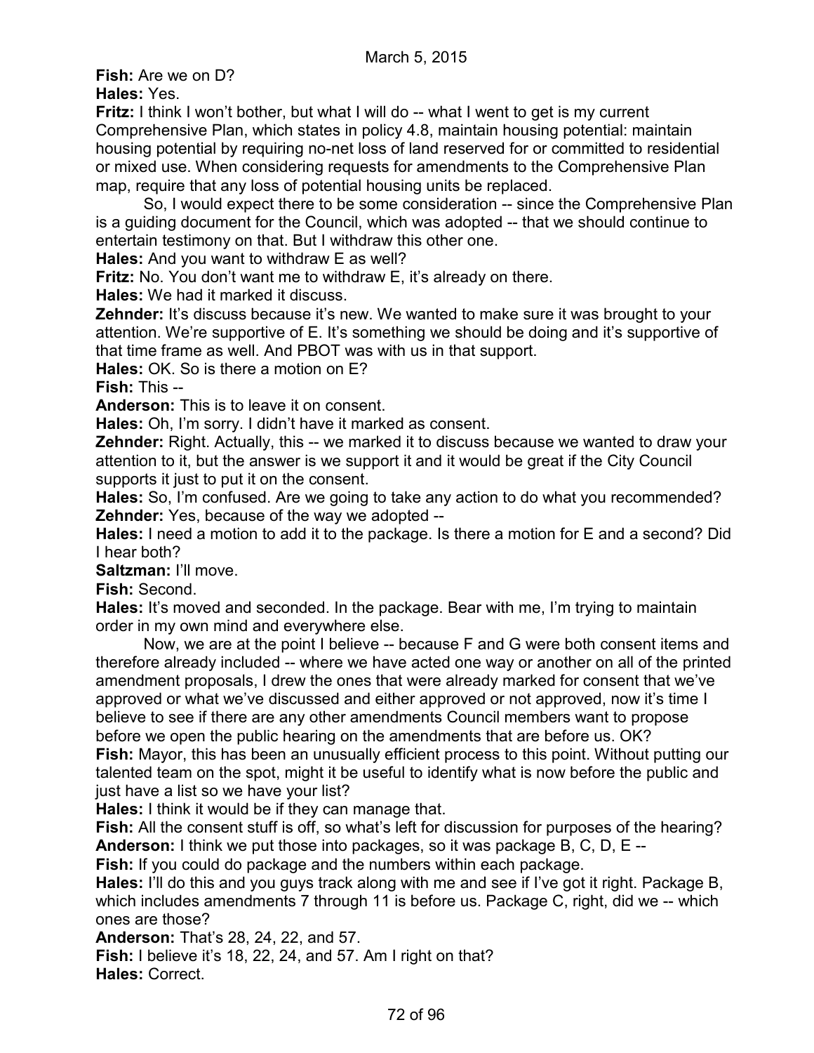**Fish:** Are we on D?

**Hales:** Yes.

**Fritz:** I think I won't bother, but what I will do -- what I went to get is my current Comprehensive Plan, which states in policy 4.8, maintain housing potential: maintain housing potential by requiring no-net loss of land reserved for or committed to residential or mixed use. When considering requests for amendments to the Comprehensive Plan map, require that any loss of potential housing units be replaced.

So, I would expect there to be some consideration -- since the Comprehensive Plan is a guiding document for the Council, which was adopted -- that we should continue to entertain testimony on that. But I withdraw this other one.

**Hales:** And you want to withdraw E as well?

**Fritz:** No. You don't want me to withdraw E, it's already on there.

**Hales:** We had it marked it discuss.

**Zehnder:** It's discuss because it's new. We wanted to make sure it was brought to your attention. We're supportive of E. It's something we should be doing and it's supportive of that time frame as well. And PBOT was with us in that support.

**Hales:** OK. So is there a motion on E?

**Fish:** This --

**Anderson:** This is to leave it on consent.

**Hales:** Oh, I'm sorry. I didn't have it marked as consent.

**Zehnder:** Right. Actually, this -- we marked it to discuss because we wanted to draw your attention to it, but the answer is we support it and it would be great if the City Council supports it just to put it on the consent.

**Hales:** So, I'm confused. Are we going to take any action to do what you recommended?

**Zehnder:** Yes, because of the way we adopted --

**Hales:** I need a motion to add it to the package. Is there a motion for E and a second? Did I hear both?

**Saltzman:** I'll move.

**Fish:** Second.

**Hales:** It's moved and seconded. In the package. Bear with me, I'm trying to maintain order in my own mind and everywhere else.

Now, we are at the point I believe -- because F and G were both consent items and therefore already included -- where we have acted one way or another on all of the printed amendment proposals, I drew the ones that were already marked for consent that we've approved or what we've discussed and either approved or not approved, now it's time I believe to see if there are any other amendments Council members want to propose before we open the public hearing on the amendments that are before us. OK?

**Fish:** Mayor, this has been an unusually efficient process to this point. Without putting our talented team on the spot, might it be useful to identify what is now before the public and just have a list so we have your list?

**Hales:** I think it would be if they can manage that.

**Fish:** All the consent stuff is off, so what's left for discussion for purposes of the hearing?

**Anderson:** I think we put those into packages, so it was package B, C, D, E --

**Fish:** If you could do package and the numbers within each package.

**Hales:** I'll do this and you guys track along with me and see if I've got it right. Package B, which includes amendments 7 through 11 is before us. Package C, right, did we -- which ones are those?

**Anderson:** That's 28, 24, 22, and 57.

**Fish:** I believe it's 18, 22, 24, and 57. Am I right on that?

**Hales:** Correct.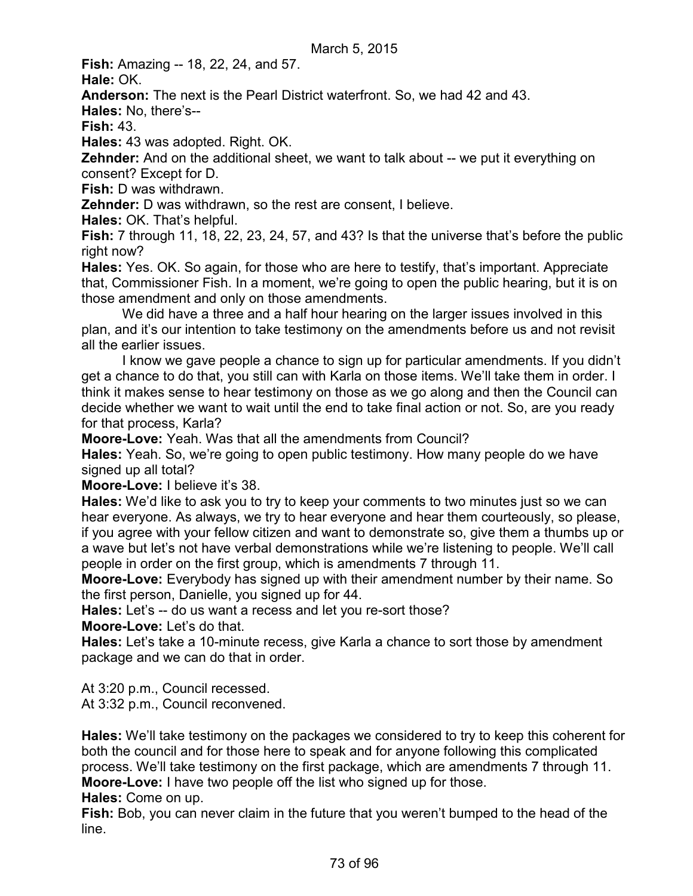**Fish:** Amazing -- 18, 22, 24, and 57.

**Hale:** OK.

**Anderson:** The next is the Pearl District waterfront. So, we had 42 and 43.

**Hales:** No, there's--

**Fish:** 43.

**Hales:** 43 was adopted. Right. OK.

**Zehnder:** And on the additional sheet, we want to talk about -- we put it everything on consent? Except for D.

**Fish:** D was withdrawn.

**Zehnder:** D was withdrawn, so the rest are consent, I believe.

**Hales:** OK. That's helpful.

**Fish:** 7 through 11, 18, 22, 23, 24, 57, and 43? Is that the universe that's before the public right now?

**Hales:** Yes. OK. So again, for those who are here to testify, that's important. Appreciate that, Commissioner Fish. In a moment, we're going to open the public hearing, but it is on those amendment and only on those amendments.

We did have a three and a half hour hearing on the larger issues involved in this plan, and it's our intention to take testimony on the amendments before us and not revisit all the earlier issues.

I know we gave people a chance to sign up for particular amendments. If you didn't get a chance to do that, you still can with Karla on those items. We'll take them in order. I think it makes sense to hear testimony on those as we go along and then the Council can decide whether we want to wait until the end to take final action or not. So, are you ready for that process, Karla?

**Moore-Love:** Yeah. Was that all the amendments from Council?

**Hales:** Yeah. So, we're going to open public testimony. How many people do we have signed up all total?

**Moore-Love:** I believe it's 38.

**Hales:** We'd like to ask you to try to keep your comments to two minutes just so we can hear everyone. As always, we try to hear everyone and hear them courteously, so please, if you agree with your fellow citizen and want to demonstrate so, give them a thumbs up or a wave but let's not have verbal demonstrations while we're listening to people. We'll call people in order on the first group, which is amendments 7 through 11.

**Moore-Love:** Everybody has signed up with their amendment number by their name. So the first person, Danielle, you signed up for 44.

**Hales:** Let's -- do us want a recess and let you re-sort those?

**Moore-Love:** Let's do that.

**Hales:** Let's take a 10-minute recess, give Karla a chance to sort those by amendment package and we can do that in order.

At 3:20 p.m., Council recessed.
At 3:32 p.m., Council reconvened.

**Hales:** We'll take testimony on the packages we considered to try to keep this coherent for both the council and for those here to speak and for anyone following this complicated process. We'll take testimony on the first package, which are amendments 7 through 11.

**Moore-Love:** I have two people off the list who signed up for those.

**Hales:** Come on up.

**Fish:** Bob, you can never claim in the future that you weren't bumped to the head of the line.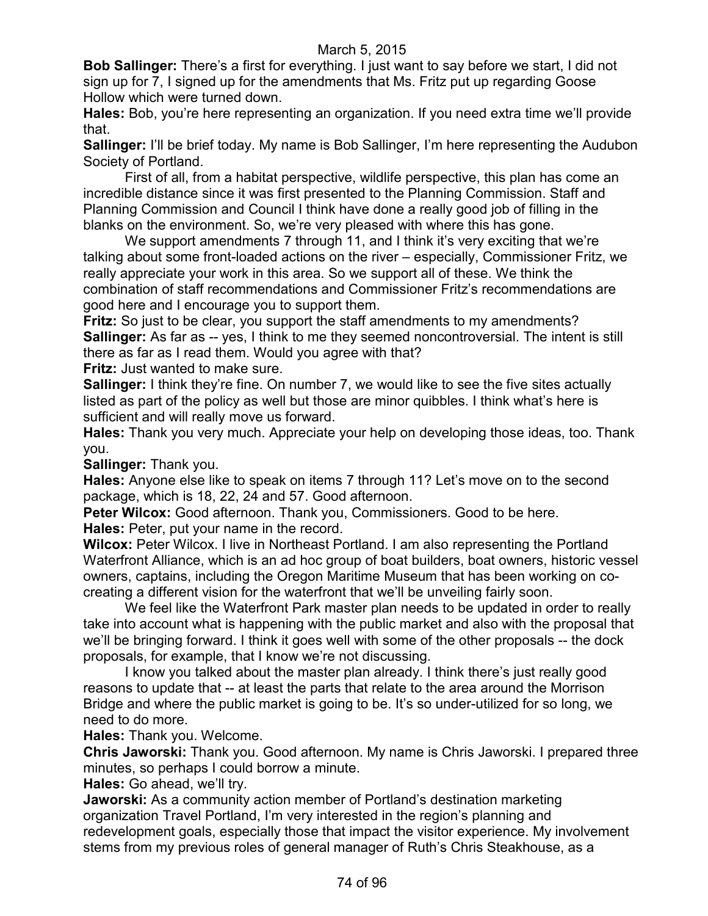**Bob Sallinger:** There's a first for everything. I just want to say before we start, I did not sign up for 7, I signed up for the amendments that Ms. Fritz put up regarding Goose Hollow which were turned down.

**Hales:** Bob, you're here representing an organization. If you need extra time we'll provide that.

**Sallinger:** I'll be brief today. My name is Bob Sallinger, I'm here representing the Audubon Society of Portland.

First of all, from a habitat perspective, wildlife perspective, this plan has come an incredible distance since it was first presented to the Planning Commission. Staff and Planning Commission and Council I think have done a really good job of filling in the blanks on the environment. So, we're very pleased with where this has gone.

We support amendments 7 through 11, and I think it's very exciting that we're talking about some front-loaded actions on the river – especially, Commissioner Fritz, we really appreciate your work in this area. So we support all of these. We think the combination of staff recommendations and Commissioner Fritz's recommendations are good here and I encourage you to support them.

**Fritz:** So just to be clear, you support the staff amendments to my amendments?

**Sallinger:** As far as -- yes, I think to me they seemed noncontroversial. The intent is still there as far as I read them. Would you agree with that?

**Fritz:** Just wanted to make sure.

**Sallinger:** I think they're fine. On number 7, we would like to see the five sites actually listed as part of the policy as well but those are minor quibbles. I think what's here is sufficient and will really move us forward.

**Hales:** Thank you very much. Appreciate your help on developing those ideas, too. Thank you.

**Sallinger:** Thank you.

**Hales:** Anyone else like to speak on items 7 through 11? Let's move on to the second package, which is 18, 22, 24 and 57. Good afternoon.

**Peter Wilcox:** Good afternoon. Thank you, Commissioners. Good to be here.

**Hales:** Peter, put your name in the record.

**Wilcox:** Peter Wilcox. I live in Northeast Portland. I am also representing the Portland Waterfront Alliance, which is an ad hoc group of boat builders, boat owners, historic vessel owners, captains, including the Oregon Maritime Museum that has been working on co-creating a different vision for the waterfront that we'll be unveiling fairly soon.

We feel like the Waterfront Park master plan needs to be updated in order to really take into account what is happening with the public market and also with the proposal that we'll be bringing forward. I think it goes well with some of the other proposals -- the dock proposals, for example, that I know we're not discussing.

I know you talked about the master plan already. I think there's just really good reasons to update that -- at least the parts that relate to the area around the Morrison Bridge and where the public market is going to be. It's so under-utilized for so long, we need to do more.

**Hales:** Thank you. Welcome.

**Chris Jaworski:** Thank you. Good afternoon. My name is Chris Jaworski. I prepared three minutes, so perhaps I could borrow a minute.

**Hales:** Go ahead, we'll try.

**Jaworski:** As a community action member of Portland's destination marketing organization Travel Portland, I'm very interested in the region's planning and redevelopment goals, especially those that impact the visitor experience. My involvement stems from my previous roles of general manager of Ruth's Chris Steakhouse, as a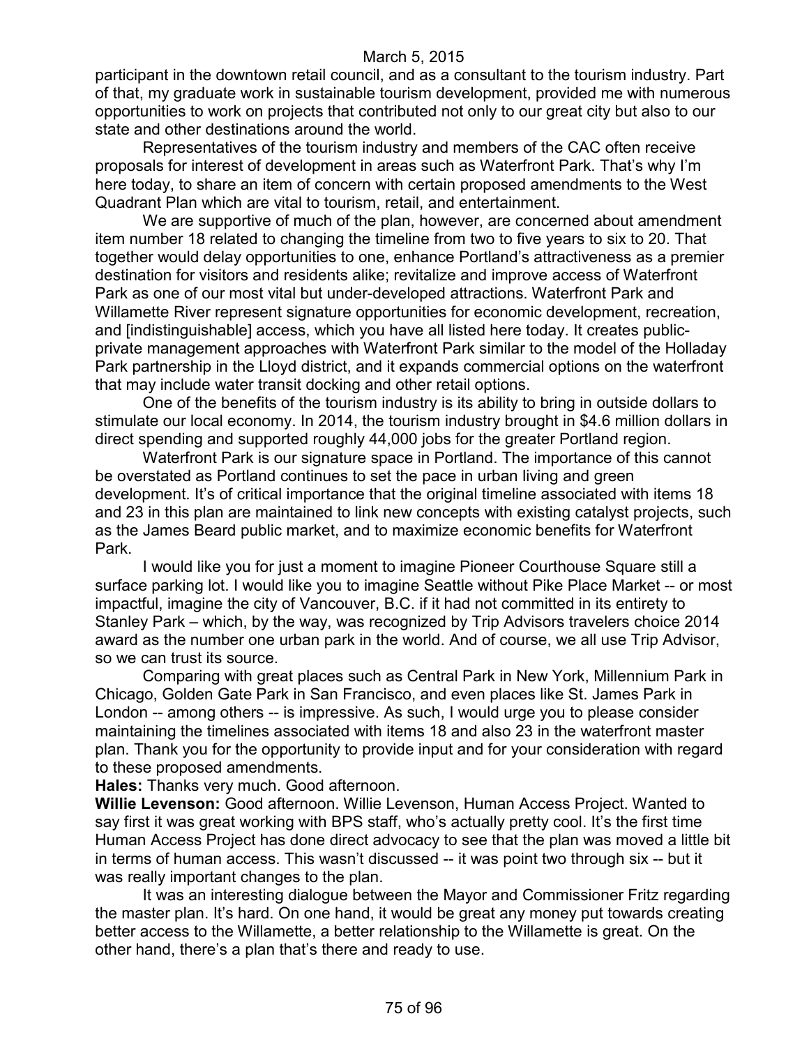participant in the downtown retail council, and as a consultant to the tourism industry. Part of that, my graduate work in sustainable tourism development, provided me with numerous opportunities to work on projects that contributed not only to our great city but also to our state and other destinations around the world.

Representatives of the tourism industry and members of the CAC often receive proposals for interest of development in areas such as Waterfront Park. That's why I'm here today, to share an item of concern with certain proposed amendments to the West Quadrant Plan which are vital to tourism, retail, and entertainment.

We are supportive of much of the plan, however, are concerned about amendment item number 18 related to changing the timeline from two to five years to six to 20. That together would delay opportunities to one, enhance Portland's attractiveness as a premier destination for visitors and residents alike; revitalize and improve access of Waterfront Park as one of our most vital but under-developed attractions. Waterfront Park and Willamette River represent signature opportunities for economic development, recreation, and [indistinguishable] access, which you have all listed here today. It creates public-private management approaches with Waterfront Park similar to the model of the Holladay Park partnership in the Lloyd district, and it expands commercial options on the waterfront that may include water transit docking and other retail options.

One of the benefits of the tourism industry is its ability to bring in outside dollars to stimulate our local economy. In 2014, the tourism industry brought in $4.6 million dollars in direct spending and supported roughly 44,000 jobs for the greater Portland region.

Waterfront Park is our signature space in Portland. The importance of this cannot be overstated as Portland continues to set the pace in urban living and green development. It's of critical importance that the original timeline associated with items 18 and 23 in this plan are maintained to link new concepts with existing catalyst projects, such as the James Beard public market, and to maximize economic benefits for Waterfront Park.

I would like you for just a moment to imagine Pioneer Courthouse Square still a surface parking lot. I would like you to imagine Seattle without Pike Place Market -- or most impactful, imagine the city of Vancouver, B.C. if it had not committed in its entirety to Stanley Park – which, by the way, was recognized by Trip Advisors travelers choice 2014 award as the number one urban park in the world. And of course, we all use Trip Advisor, so we can trust its source.

Comparing with great places such as Central Park in New York, Millennium Park in Chicago, Golden Gate Park in San Francisco, and even places like St. James Park in London -- among others -- is impressive. As such, I would urge you to please consider maintaining the timelines associated with items 18 and also 23 in the waterfront master plan. Thank you for the opportunity to provide input and for your consideration with regard to these proposed amendments.

**Hales:** Thanks very much. Good afternoon.

**Willie Levenson:** Good afternoon. Willie Levenson, Human Access Project. Wanted to say first it was great working with BPS staff, who's actually pretty cool. It's the first time Human Access Project has done direct advocacy to see that the plan was moved a little bit in terms of human access. This wasn't discussed -- it was point two through six -- but it was really important changes to the plan.

It was an interesting dialogue between the Mayor and Commissioner Fritz regarding the master plan. It's hard. On one hand, it would be great any money put towards creating better access to the Willamette, a better relationship to the Willamette is great. On the other hand, there's a plan that's there and ready to use.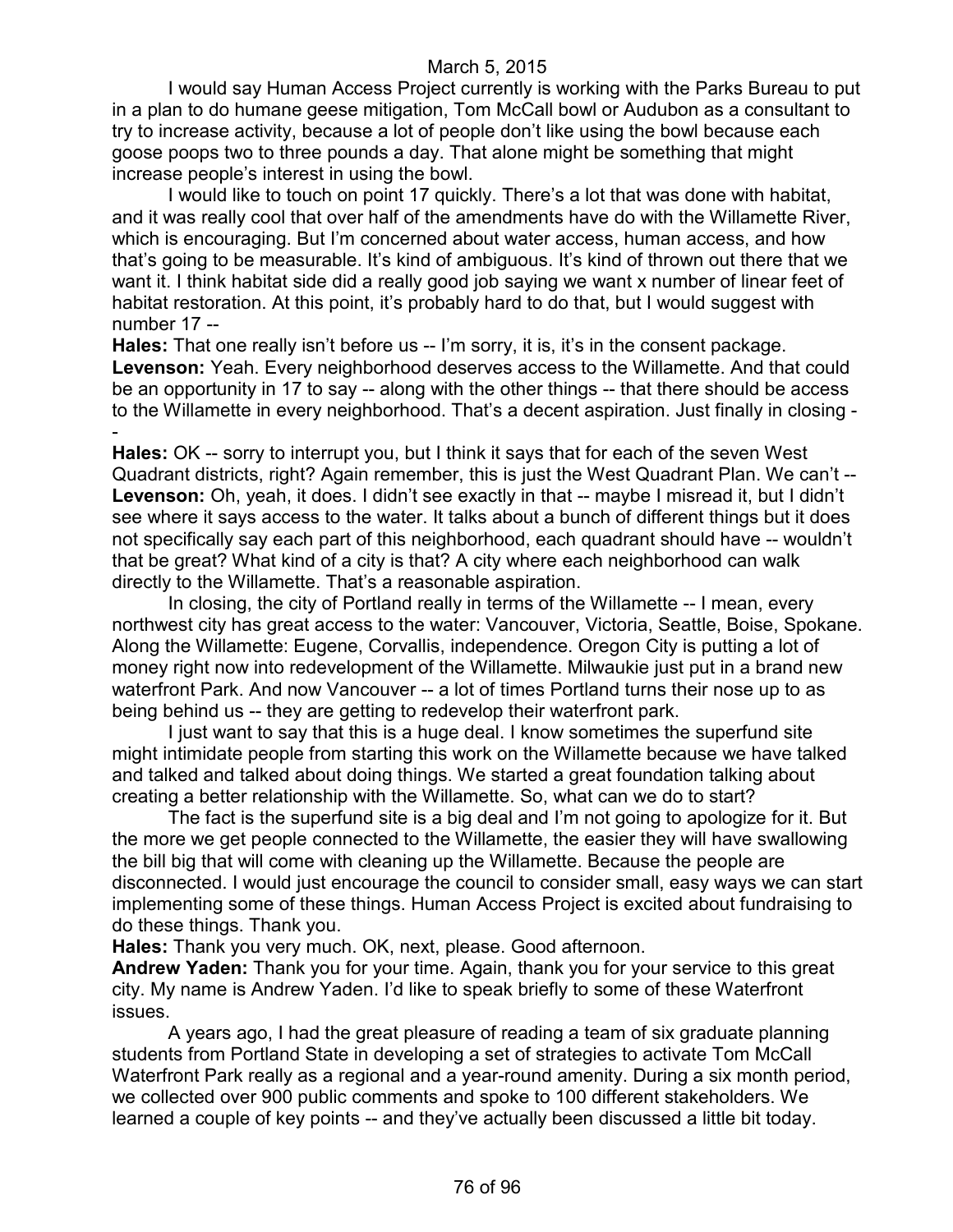I would say Human Access Project currently is working with the Parks Bureau to put in a plan to do humane geese mitigation, Tom McCall bowl or Audubon as a consultant to try to increase activity, because a lot of people don't like using the bowl because each goose poops two to three pounds a day. That alone might be something that might increase people's interest in using the bowl.

I would like to touch on point 17 quickly. There's a lot that was done with habitat, and it was really cool that over half of the amendments have do with the Willamette River, which is encouraging. But I'm concerned about water access, human access, and how that's going to be measurable. It's kind of ambiguous. It's kind of thrown out there that we want it. I think habitat side did a really good job saying we want x number of linear feet of habitat restoration. At this point, it's probably hard to do that, but I would suggest with number 17 --

**Hales:** That one really isn't before us -- I'm sorry, it is, it's in the consent package.

**Levenson:** Yeah. Every neighborhood deserves access to the Willamette. And that could be an opportunity in 17 to say -- along with the other things -- that there should be access to the Willamette in every neighborhood. That's a decent aspiration. Just finally in closing --

**Hales:** OK -- sorry to interrupt you, but I think it says that for each of the seven West Quadrant districts, right? Again remember, this is just the West Quadrant Plan. We can't --

**Levenson:** Oh, yeah, it does. I didn't see exactly in that -- maybe I misread it, but I didn't see where it says access to the water. It talks about a bunch of different things but it does not specifically say each part of this neighborhood, each quadrant should have -- wouldn't that be great? What kind of a city is that? A city where each neighborhood can walk directly to the Willamette. That's a reasonable aspiration.

In closing, the city of Portland really in terms of the Willamette -- I mean, every northwest city has great access to the water: Vancouver, Victoria, Seattle, Boise, Spokane. Along the Willamette: Eugene, Corvallis, independence. Oregon City is putting a lot of money right now into redevelopment of the Willamette. Milwaukie just put in a brand new waterfront Park. And now Vancouver -- a lot of times Portland turns their nose up to as being behind us -- they are getting to redevelop their waterfront park.

I just want to say that this is a huge deal. I know sometimes the superfund site might intimidate people from starting this work on the Willamette because we have talked and talked and talked about doing things. We started a great foundation talking about creating a better relationship with the Willamette. So, what can we do to start?

The fact is the superfund site is a big deal and I'm not going to apologize for it. But the more we get people connected to the Willamette, the easier they will have swallowing the bill big that will come with cleaning up the Willamette. Because the people are disconnected. I would just encourage the council to consider small, easy ways we can start implementing some of these things. Human Access Project is excited about fundraising to do these things. Thank you.

**Hales:** Thank you very much. OK, next, please. Good afternoon.

**Andrew Yaden:** Thank you for your time. Again, thank you for your service to this great city. My name is Andrew Yaden. I'd like to speak briefly to some of these Waterfront issues.

A years ago, I had the great pleasure of reading a team of six graduate planning students from Portland State in developing a set of strategies to activate Tom McCall Waterfront Park really as a regional and a year-round amenity. During a six month period, we collected over 900 public comments and spoke to 100 different stakeholders. We learned a couple of key points -- and they've actually been discussed a little bit today.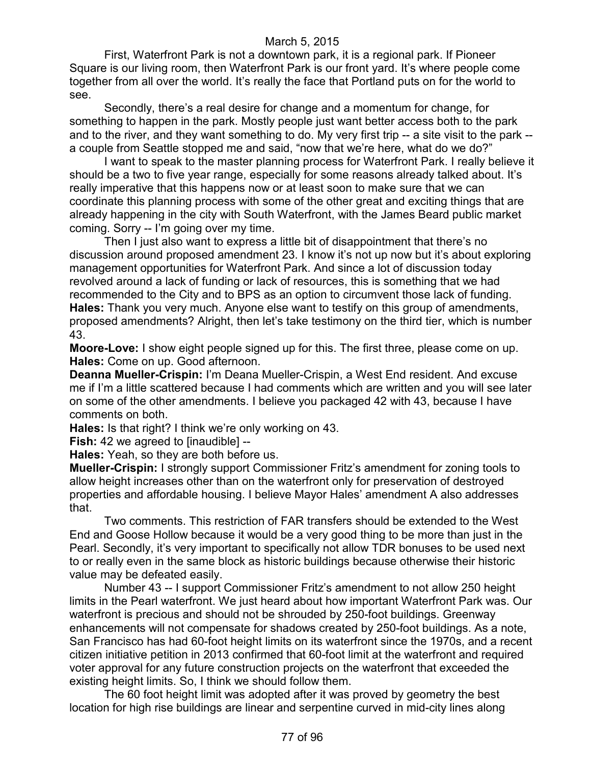First, Waterfront Park is not a downtown park, it is a regional park. If Pioneer Square is our living room, then Waterfront Park is our front yard. It's where people come together from all over the world. It's really the face that Portland puts on for the world to see.

Secondly, there's a real desire for change and a momentum for change, for something to happen in the park. Mostly people just want better access both to the park and to the river, and they want something to do. My very first trip -- a site visit to the park -- a couple from Seattle stopped me and said, "now that we're here, what do we do?"

I want to speak to the master planning process for Waterfront Park. I really believe it should be a two to five year range, especially for some reasons already talked about. It's really imperative that this happens now or at least soon to make sure that we can coordinate this planning process with some of the other great and exciting things that are already happening in the city with South Waterfront, with the James Beard public market coming. Sorry -- I'm going over my time.

Then I just also want to express a little bit of disappointment that there's no discussion around proposed amendment 23. I know it's not up now but it's about exploring management opportunities for Waterfront Park. And since a lot of discussion today revolved around a lack of funding or lack of resources, this is something that we had recommended to the City and to BPS as an option to circumvent those lack of funding.

**Hales:** Thank you very much. Anyone else want to testify on this group of amendments, proposed amendments? Alright, then let's take testimony on the third tier, which is number 43.

**Moore-Love:** I show eight people signed up for this. The first three, please come on up.

**Hales:** Come on up. Good afternoon.

**Deanna Mueller-Crispin:** I'm Deana Mueller-Crispin, a West End resident. And excuse me if I'm a little scattered because I had comments which are written and you will see later on some of the other amendments. I believe you packaged 42 with 43, because I have comments on both.

**Hales:** Is that right? I think we're only working on 43.

**Fish:** 42 we agreed to [inaudible] --

**Hales:** Yeah, so they are both before us.

**Mueller-Crispin:** I strongly support Commissioner Fritz's amendment for zoning tools to allow height increases other than on the waterfront only for preservation of destroyed properties and affordable housing. I believe Mayor Hales' amendment A also addresses that.

Two comments. This restriction of FAR transfers should be extended to the West End and Goose Hollow because it would be a very good thing to be more than just in the Pearl. Secondly, it's very important to specifically not allow TDR bonuses to be used next to or really even in the same block as historic buildings because otherwise their historic value may be defeated easily.

Number 43 -- I support Commissioner Fritz's amendment to not allow 250 height limits in the Pearl waterfront. We just heard about how important Waterfront Park was. Our waterfront is precious and should not be shrouded by 250-foot buildings. Greenway enhancements will not compensate for shadows created by 250-foot buildings. As a note, San Francisco has had 60-foot height limits on its waterfront since the 1970s, and a recent citizen initiative petition in 2013 confirmed that 60-foot limit at the waterfront and required voter approval for any future construction projects on the waterfront that exceeded the existing height limits. So, I think we should follow them.

The 60 foot height limit was adopted after it was proved by geometry the best location for high rise buildings are linear and serpentine curved in mid-city lines along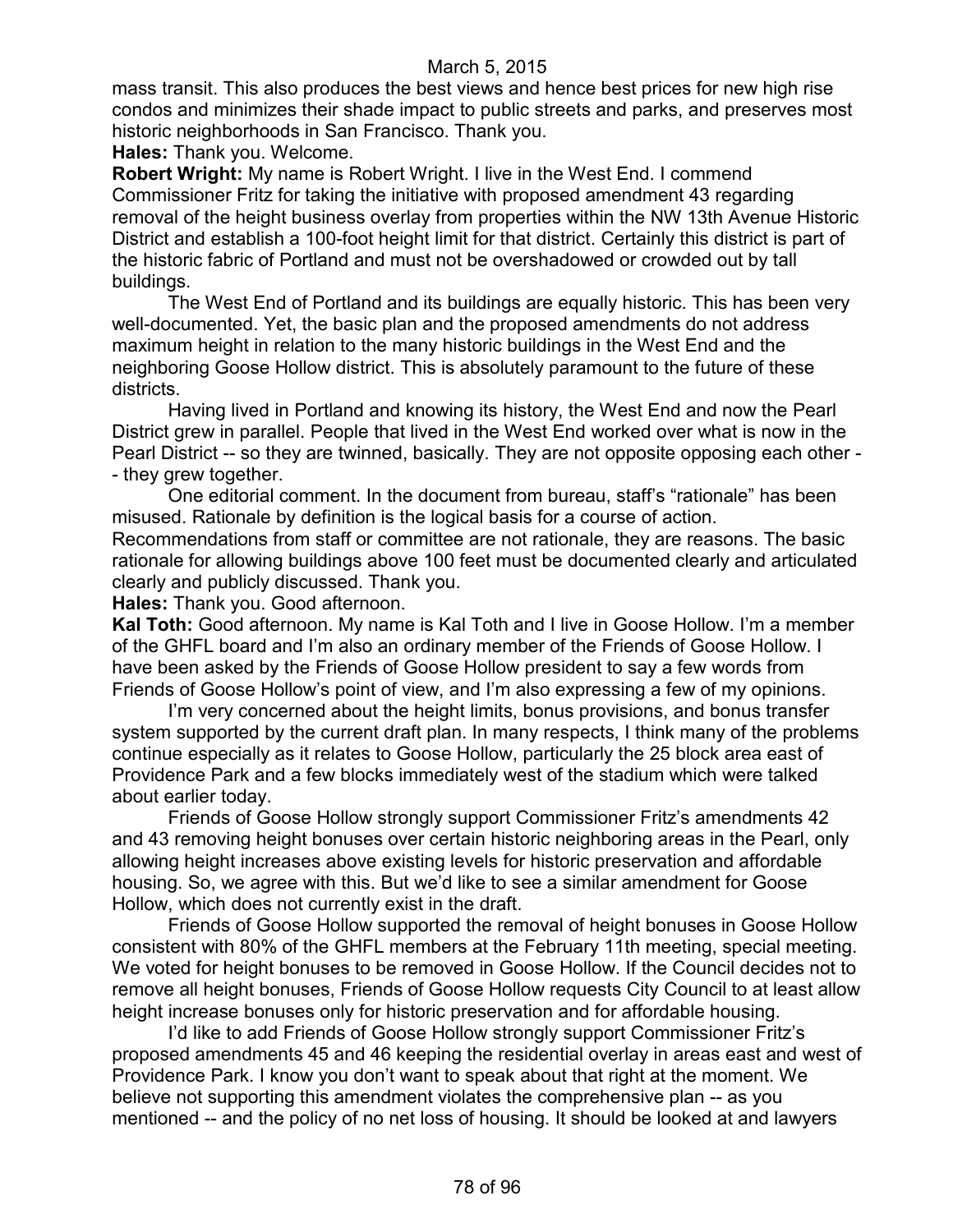mass transit. This also produces the best views and hence best prices for new high rise condos and minimizes their shade impact to public streets and parks, and preserves most historic neighborhoods in San Francisco. Thank you.

**Hales:** Thank you. Welcome.

**Robert Wright:** My name is Robert Wright. I live in the West End. I commend Commissioner Fritz for taking the initiative with proposed amendment 43 regarding removal of the height business overlay from properties within the NW 13th Avenue Historic District and establish a 100-foot height limit for that district. Certainly this district is part of the historic fabric of Portland and must not be overshadowed or crowded out by tall buildings.

The West End of Portland and its buildings are equally historic. This has been very well-documented. Yet, the basic plan and the proposed amendments do not address maximum height in relation to the many historic buildings in the West End and the neighboring Goose Hollow district. This is absolutely paramount to the future of these districts.

Having lived in Portland and knowing its history, the West End and now the Pearl District grew in parallel. People that lived in the West End worked over what is now in the Pearl District -- so they are twinned, basically. They are not opposite opposing each other -- they grew together.

One editorial comment. In the document from bureau, staff's "rationale" has been misused. Rationale by definition is the logical basis for a course of action. Recommendations from staff or committee are not rationale, they are reasons. The basic rationale for allowing buildings above 100 feet must be documented clearly and articulated clearly and publicly discussed. Thank you.

**Hales:** Thank you. Good afternoon.

**Kal Toth:** Good afternoon. My name is Kal Toth and I live in Goose Hollow. I'm a member of the GHFL board and I'm also an ordinary member of the Friends of Goose Hollow. I have been asked by the Friends of Goose Hollow president to say a few words from Friends of Goose Hollow's point of view, and I'm also expressing a few of my opinions.

I'm very concerned about the height limits, bonus provisions, and bonus transfer system supported by the current draft plan. In many respects, I think many of the problems continue especially as it relates to Goose Hollow, particularly the 25 block area east of Providence Park and a few blocks immediately west of the stadium which were talked about earlier today.

Friends of Goose Hollow strongly support Commissioner Fritz's amendments 42 and 43 removing height bonuses over certain historic neighboring areas in the Pearl, only allowing height increases above existing levels for historic preservation and affordable housing. So, we agree with this. But we'd like to see a similar amendment for Goose Hollow, which does not currently exist in the draft.

Friends of Goose Hollow supported the removal of height bonuses in Goose Hollow consistent with 80% of the GHFL members at the February 11th meeting, special meeting. We voted for height bonuses to be removed in Goose Hollow. If the Council decides not to remove all height bonuses, Friends of Goose Hollow requests City Council to at least allow height increase bonuses only for historic preservation and for affordable housing.

I'd like to add Friends of Goose Hollow strongly support Commissioner Fritz's proposed amendments 45 and 46 keeping the residential overlay in areas east and west of Providence Park. I know you don't want to speak about that right at the moment. We believe not supporting this amendment violates the comprehensive plan -- as you mentioned -- and the policy of no net loss of housing. It should be looked at and lawyers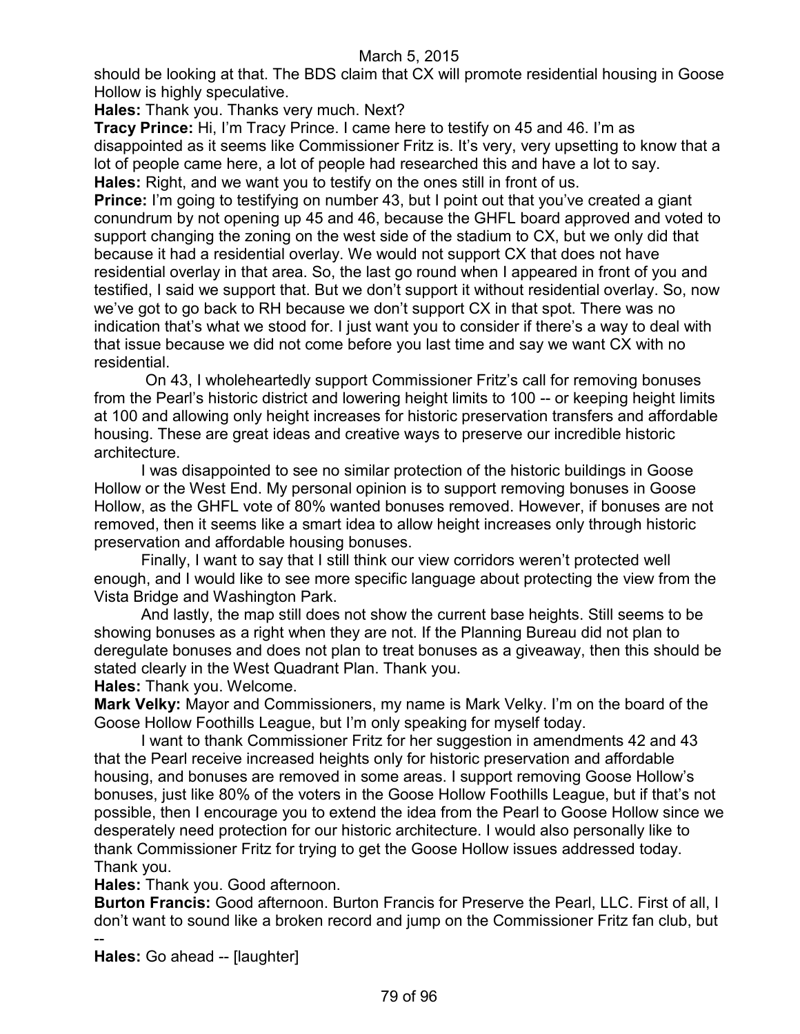should be looking at that. The BDS claim that CX will promote residential housing in Goose Hollow is highly speculative.

**Hales:** Thank you. Thanks very much. Next?

**Tracy Prince:** Hi, I'm Tracy Prince. I came here to testify on 45 and 46. I'm as disappointed as it seems like Commissioner Fritz is. It's very, very upsetting to know that a lot of people came here, a lot of people had researched this and have a lot to say.

**Hales:** Right, and we want you to testify on the ones still in front of us.

**Prince:** I'm going to testifying on number 43, but I point out that you've created a giant conundrum by not opening up 45 and 46, because the GHFL board approved and voted to support changing the zoning on the west side of the stadium to CX, but we only did that because it had a residential overlay. We would not support CX that does not have residential overlay in that area. So, the last go round when I appeared in front of you and testified, I said we support that. But we don't support it without residential overlay. So, now we've got to go back to RH because we don't support CX in that spot. There was no indication that's what we stood for. I just want you to consider if there's a way to deal with that issue because we did not come before you last time and say we want CX with no residential.

On 43, I wholeheartedly support Commissioner Fritz's call for removing bonuses from the Pearl's historic district and lowering height limits to 100 -- or keeping height limits at 100 and allowing only height increases for historic preservation transfers and affordable housing. These are great ideas and creative ways to preserve our incredible historic architecture.

I was disappointed to see no similar protection of the historic buildings in Goose Hollow or the West End. My personal opinion is to support removing bonuses in Goose Hollow, as the GHFL vote of 80% wanted bonuses removed. However, if bonuses are not removed, then it seems like a smart idea to allow height increases only through historic preservation and affordable housing bonuses.

Finally, I want to say that I still think our view corridors weren't protected well enough, and I would like to see more specific language about protecting the view from the Vista Bridge and Washington Park.

And lastly, the map still does not show the current base heights. Still seems to be showing bonuses as a right when they are not. If the Planning Bureau did not plan to deregulate bonuses and does not plan to treat bonuses as a giveaway, then this should be stated clearly in the West Quadrant Plan. Thank you.

**Hales:** Thank you. Welcome.

**Mark Velky:** Mayor and Commissioners, my name is Mark Velky. I'm on the board of the Goose Hollow Foothills League, but I'm only speaking for myself today.

I want to thank Commissioner Fritz for her suggestion in amendments 42 and 43 that the Pearl receive increased heights only for historic preservation and affordable housing, and bonuses are removed in some areas. I support removing Goose Hollow's bonuses, just like 80% of the voters in the Goose Hollow Foothills League, but if that's not possible, then I encourage you to extend the idea from the Pearl to Goose Hollow since we desperately need protection for our historic architecture. I would also personally like to thank Commissioner Fritz for trying to get the Goose Hollow issues addressed today. Thank you.

**Hales:** Thank you. Good afternoon.

**Burton Francis:** Good afternoon. Burton Francis for Preserve the Pearl, LLC. First of all, I don't want to sound like a broken record and jump on the Commissioner Fritz fan club, but --

**Hales:** Go ahead -- [laughter]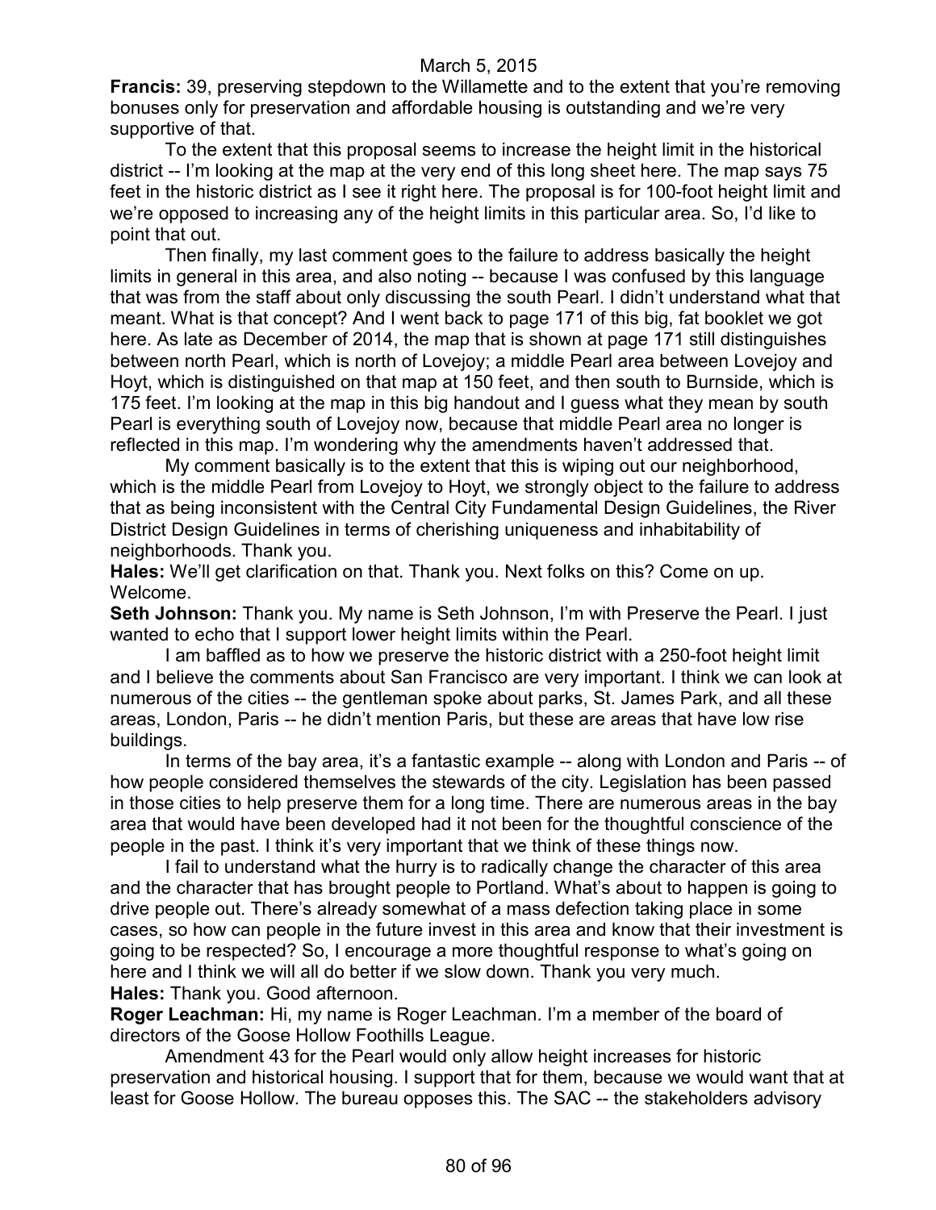**Francis:** 39, preserving stepdown to the Willamette and to the extent that you're removing bonuses only for preservation and affordable housing is outstanding and we're very supportive of that.

To the extent that this proposal seems to increase the height limit in the historical district -- I'm looking at the map at the very end of this long sheet here. The map says 75 feet in the historic district as I see it right here. The proposal is for 100-foot height limit and we're opposed to increasing any of the height limits in this particular area. So, I'd like to point that out.

Then finally, my last comment goes to the failure to address basically the height limits in general in this area, and also noting -- because I was confused by this language that was from the staff about only discussing the south Pearl. I didn't understand what that meant. What is that concept? And I went back to page 171 of this big, fat booklet we got here. As late as December of 2014, the map that is shown at page 171 still distinguishes between north Pearl, which is north of Lovejoy; a middle Pearl area between Lovejoy and Hoyt, which is distinguished on that map at 150 feet, and then south to Burnside, which is 175 feet. I'm looking at the map in this big handout and I guess what they mean by south Pearl is everything south of Lovejoy now, because that middle Pearl area no longer is reflected in this map. I'm wondering why the amendments haven't addressed that.

My comment basically is to the extent that this is wiping out our neighborhood, which is the middle Pearl from Lovejoy to Hoyt, we strongly object to the failure to address that as being inconsistent with the Central City Fundamental Design Guidelines, the River District Design Guidelines in terms of cherishing uniqueness and inhabitability of neighborhoods. Thank you.

**Hales:** We'll get clarification on that. Thank you. Next folks on this? Come on up. Welcome.

**Seth Johnson:** Thank you. My name is Seth Johnson, I'm with Preserve the Pearl. I just wanted to echo that I support lower height limits within the Pearl.

I am baffled as to how we preserve the historic district with a 250-foot height limit and I believe the comments about San Francisco are very important. I think we can look at numerous of the cities -- the gentleman spoke about parks, St. James Park, and all these areas, London, Paris -- he didn't mention Paris, but these are areas that have low rise buildings.

In terms of the bay area, it's a fantastic example -- along with London and Paris -- of how people considered themselves the stewards of the city. Legislation has been passed in those cities to help preserve them for a long time. There are numerous areas in the bay area that would have been developed had it not been for the thoughtful conscience of the people in the past. I think it's very important that we think of these things now.

I fail to understand what the hurry is to radically change the character of this area and the character that has brought people to Portland. What's about to happen is going to drive people out. There's already somewhat of a mass defection taking place in some cases, so how can people in the future invest in this area and know that their investment is going to be respected? So, I encourage a more thoughtful response to what's going on here and I think we will all do better if we slow down. Thank you very much.

**Hales:** Thank you. Good afternoon.

**Roger Leachman:** Hi, my name is Roger Leachman. I'm a member of the board of directors of the Goose Hollow Foothills League.

Amendment 43 for the Pearl would only allow height increases for historic preservation and historical housing. I support that for them, because we would want that at least for Goose Hollow. The bureau opposes this. The SAC -- the stakeholders advisory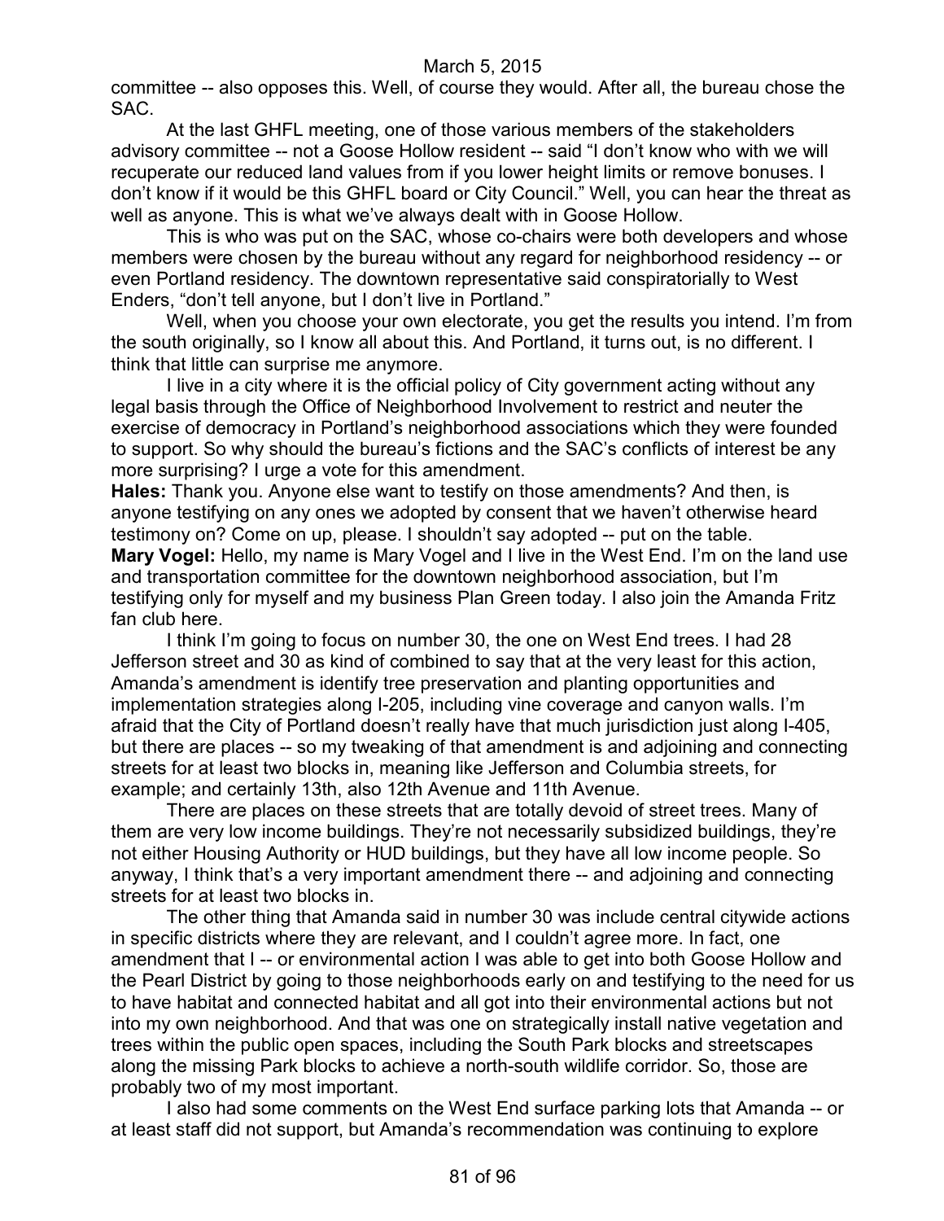committee -- also opposes this. Well, of course they would. After all, the bureau chose the SAC.

At the last GHFL meeting, one of those various members of the stakeholders advisory committee -- not a Goose Hollow resident -- said "I don't know who with we will recuperate our reduced land values from if you lower height limits or remove bonuses. I don't know if it would be this GHFL board or City Council." Well, you can hear the threat as well as anyone. This is what we've always dealt with in Goose Hollow.

This is who was put on the SAC, whose co-chairs were both developers and whose members were chosen by the bureau without any regard for neighborhood residency -- or even Portland residency. The downtown representative said conspiratorially to West Enders, "don't tell anyone, but I don't live in Portland."

Well, when you choose your own electorate, you get the results you intend. I'm from the south originally, so I know all about this. And Portland, it turns out, is no different. I think that little can surprise me anymore.

I live in a city where it is the official policy of City government acting without any legal basis through the Office of Neighborhood Involvement to restrict and neuter the exercise of democracy in Portland's neighborhood associations which they were founded to support. So why should the bureau's fictions and the SAC's conflicts of interest be any more surprising? I urge a vote for this amendment.

**Hales:** Thank you. Anyone else want to testify on those amendments? And then, is anyone testifying on any ones we adopted by consent that we haven't otherwise heard testimony on? Come on up, please. I shouldn't say adopted -- put on the table.

**Mary Vogel:** Hello, my name is Mary Vogel and I live in the West End. I'm on the land use and transportation committee for the downtown neighborhood association, but I'm testifying only for myself and my business Plan Green today. I also join the Amanda Fritz fan club here.

I think I'm going to focus on number 30, the one on West End trees. I had 28 Jefferson street and 30 as kind of combined to say that at the very least for this action, Amanda's amendment is identify tree preservation and planting opportunities and implementation strategies along I-205, including vine coverage and canyon walls. I'm afraid that the City of Portland doesn't really have that much jurisdiction just along I-405, but there are places -- so my tweaking of that amendment is and adjoining and connecting streets for at least two blocks in, meaning like Jefferson and Columbia streets, for example; and certainly 13th, also 12th Avenue and 11th Avenue.

There are places on these streets that are totally devoid of street trees. Many of them are very low income buildings. They're not necessarily subsidized buildings, they're not either Housing Authority or HUD buildings, but they have all low income people. So anyway, I think that's a very important amendment there -- and adjoining and connecting streets for at least two blocks in.

The other thing that Amanda said in number 30 was include central citywide actions in specific districts where they are relevant, and I couldn't agree more. In fact, one amendment that I -- or environmental action I was able to get into both Goose Hollow and the Pearl District by going to those neighborhoods early on and testifying to the need for us to have habitat and connected habitat and all got into their environmental actions but not into my own neighborhood. And that was one on strategically install native vegetation and trees within the public open spaces, including the South Park blocks and streetscapes along the missing Park blocks to achieve a north-south wildlife corridor. So, those are probably two of my most important.

I also had some comments on the West End surface parking lots that Amanda -- or at least staff did not support, but Amanda's recommendation was continuing to explore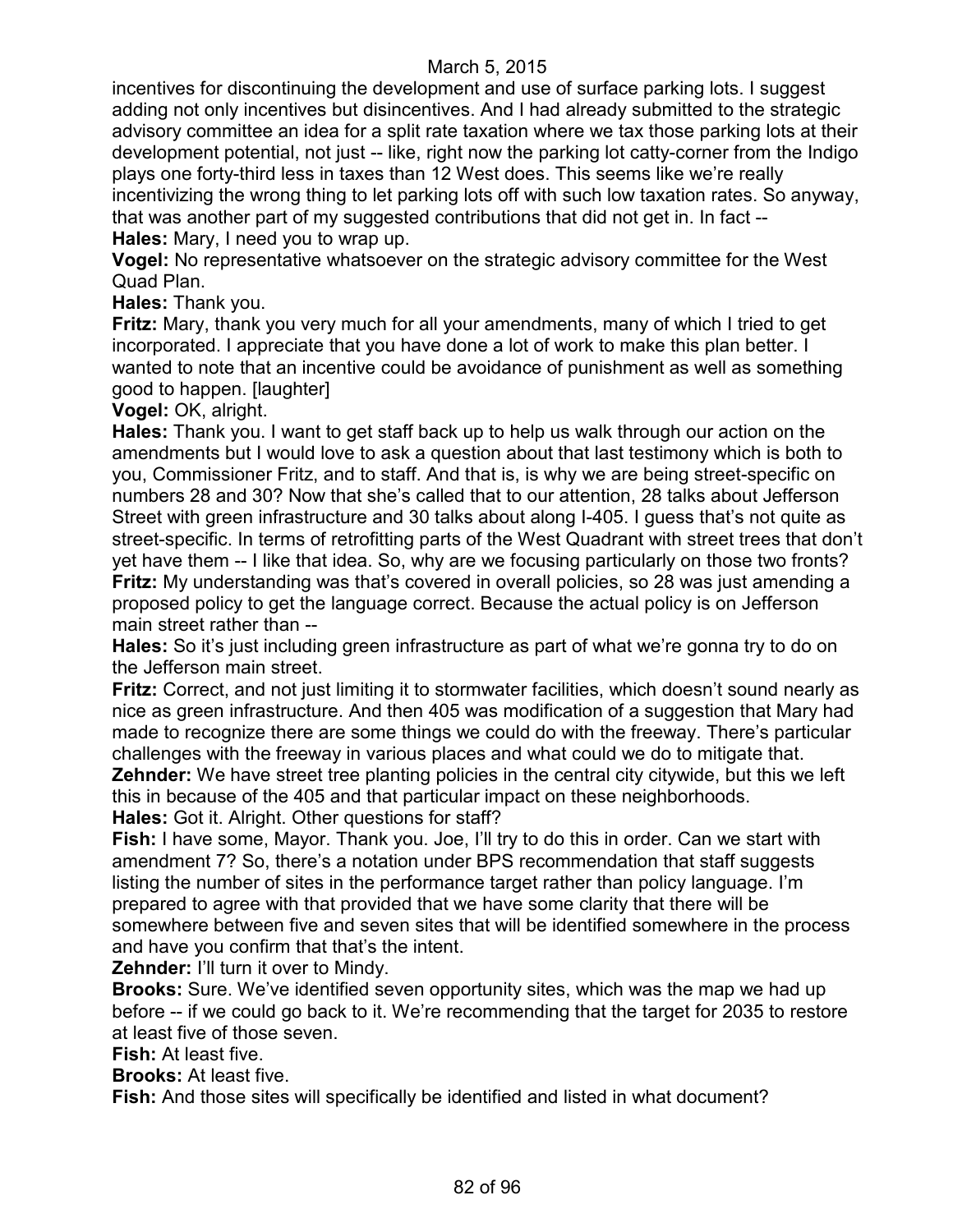incentives for discontinuing the development and use of surface parking lots. I suggest adding not only incentives but disincentives. And I had already submitted to the strategic advisory committee an idea for a split rate taxation where we tax those parking lots at their development potential, not just -- like, right now the parking lot catty-corner from the Indigo plays one forty-third less in taxes than 12 West does. This seems like we're really incentivizing the wrong thing to let parking lots off with such low taxation rates. So anyway, that was another part of my suggested contributions that did not get in. In fact --

**Hales:** Mary, I need you to wrap up.

**Vogel:** No representative whatsoever on the strategic advisory committee for the West Quad Plan.

**Hales:** Thank you.

**Fritz:** Mary, thank you very much for all your amendments, many of which I tried to get incorporated. I appreciate that you have done a lot of work to make this plan better. I wanted to note that an incentive could be avoidance of punishment as well as something good to happen. [laughter]

**Vogel:** OK, alright.

**Hales:** Thank you. I want to get staff back up to help us walk through our action on the amendments but I would love to ask a question about that last testimony which is both to you, Commissioner Fritz, and to staff. And that is, is why we are being street-specific on numbers 28 and 30? Now that she's called that to our attention, 28 talks about Jefferson Street with green infrastructure and 30 talks about along I-405. I guess that's not quite as street-specific. In terms of retrofitting parts of the West Quadrant with street trees that don't yet have them -- I like that idea. So, why are we focusing particularly on those two fronts?

**Fritz:** My understanding was that's covered in overall policies, so 28 was just amending a proposed policy to get the language correct. Because the actual policy is on Jefferson main street rather than --

**Hales:** So it's just including green infrastructure as part of what we're gonna try to do on the Jefferson main street.

**Fritz:** Correct, and not just limiting it to stormwater facilities, which doesn't sound nearly as nice as green infrastructure. And then 405 was modification of a suggestion that Mary had made to recognize there are some things we could do with the freeway. There's particular challenges with the freeway in various places and what could we do to mitigate that.

**Zehnder:** We have street tree planting policies in the central city citywide, but this we left this in because of the 405 and that particular impact on these neighborhoods.

**Hales:** Got it. Alright. Other questions for staff?

**Fish:** I have some, Mayor. Thank you. Joe, I'll try to do this in order. Can we start with amendment 7? So, there's a notation under BPS recommendation that staff suggests listing the number of sites in the performance target rather than policy language. I'm prepared to agree with that provided that we have some clarity that there will be somewhere between five and seven sites that will be identified somewhere in the process and have you confirm that that's the intent.

**Zehnder:** I'll turn it over to Mindy.

**Brooks:** Sure. We've identified seven opportunity sites, which was the map we had up before -- if we could go back to it. We're recommending that the target for 2035 to restore at least five of those seven.

**Fish:** At least five.

**Brooks:** At least five.

**Fish:** And those sites will specifically be identified and listed in what document?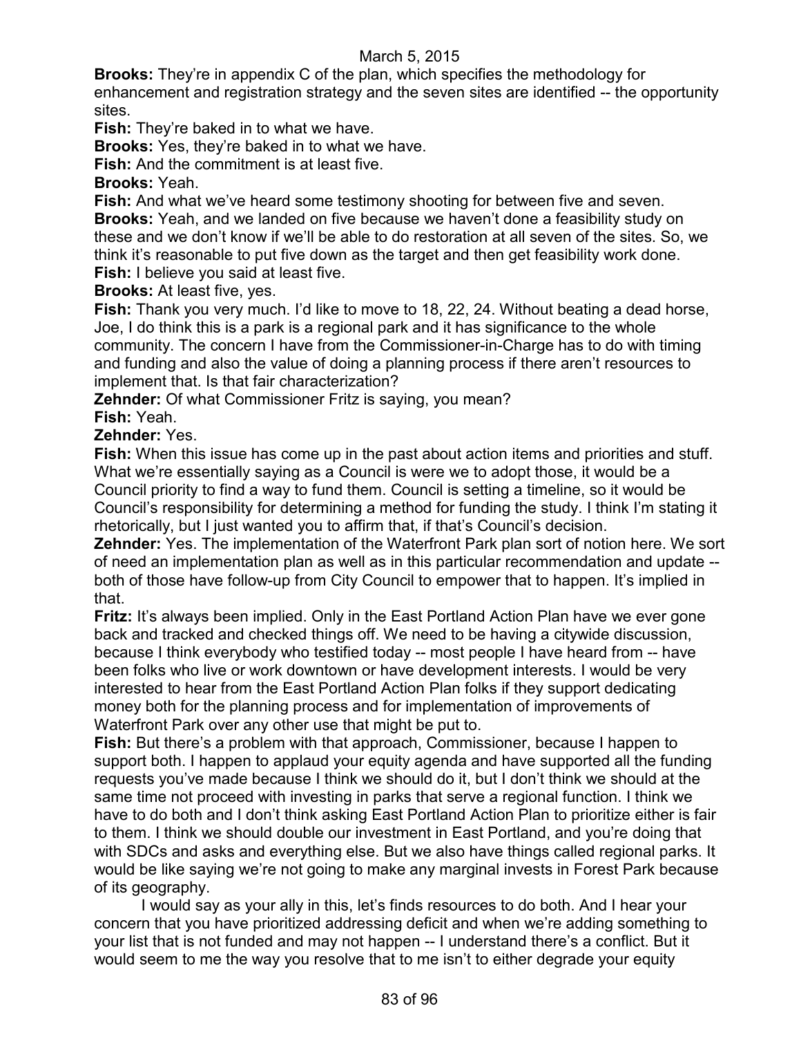**Brooks:** They're in appendix C of the plan, which specifies the methodology for enhancement and registration strategy and the seven sites are identified -- the opportunity sites.

**Fish:** They're baked in to what we have.

**Brooks:** Yes, they're baked in to what we have.

**Fish:** And the commitment is at least five.

**Brooks:** Yeah.

**Fish:** And what we've heard some testimony shooting for between five and seven.

**Brooks:** Yeah, and we landed on five because we haven't done a feasibility study on these and we don't know if we'll be able to do restoration at all seven of the sites. So, we think it's reasonable to put five down as the target and then get feasibility work done.

**Fish:** I believe you said at least five.

**Brooks:** At least five, yes.

**Fish:** Thank you very much. I'd like to move to 18, 22, 24. Without beating a dead horse, Joe, I do think this is a park is a regional park and it has significance to the whole community. The concern I have from the Commissioner-in-Charge has to do with timing and funding and also the value of doing a planning process if there aren't resources to implement that. Is that fair characterization?

**Zehnder:** Of what Commissioner Fritz is saying, you mean?

**Fish:** Yeah.

**Zehnder:** Yes.

**Fish:** When this issue has come up in the past about action items and priorities and stuff. What we're essentially saying as a Council is were we to adopt those, it would be a Council priority to find a way to fund them. Council is setting a timeline, so it would be Council's responsibility for determining a method for funding the study. I think I'm stating it rhetorically, but I just wanted you to affirm that, if that's Council's decision.

**Zehnder:** Yes. The implementation of the Waterfront Park plan sort of notion here. We sort of need an implementation plan as well as in this particular recommendation and update -- both of those have follow-up from City Council to empower that to happen. It's implied in that.

**Fritz:** It's always been implied. Only in the East Portland Action Plan have we ever gone back and tracked and checked things off. We need to be having a citywide discussion, because I think everybody who testified today -- most people I have heard from -- have been folks who live or work downtown or have development interests. I would be very interested to hear from the East Portland Action Plan folks if they support dedicating money both for the planning process and for implementation of improvements of Waterfront Park over any other use that might be put to.

**Fish:** But there's a problem with that approach, Commissioner, because I happen to support both. I happen to applaud your equity agenda and have supported all the funding requests you've made because I think we should do it, but I don't think we should at the same time not proceed with investing in parks that serve a regional function. I think we have to do both and I don't think asking East Portland Action Plan to prioritize either is fair to them. I think we should double our investment in East Portland, and you're doing that with SDCs and asks and everything else. But we also have things called regional parks. It would be like saying we're not going to make any marginal invests in Forest Park because of its geography.

I would say as your ally in this, let's finds resources to do both. And I hear your concern that you have prioritized addressing deficit and when we're adding something to your list that is not funded and may not happen -- I understand there's a conflict. But it would seem to me the way you resolve that to me isn't to either degrade your equity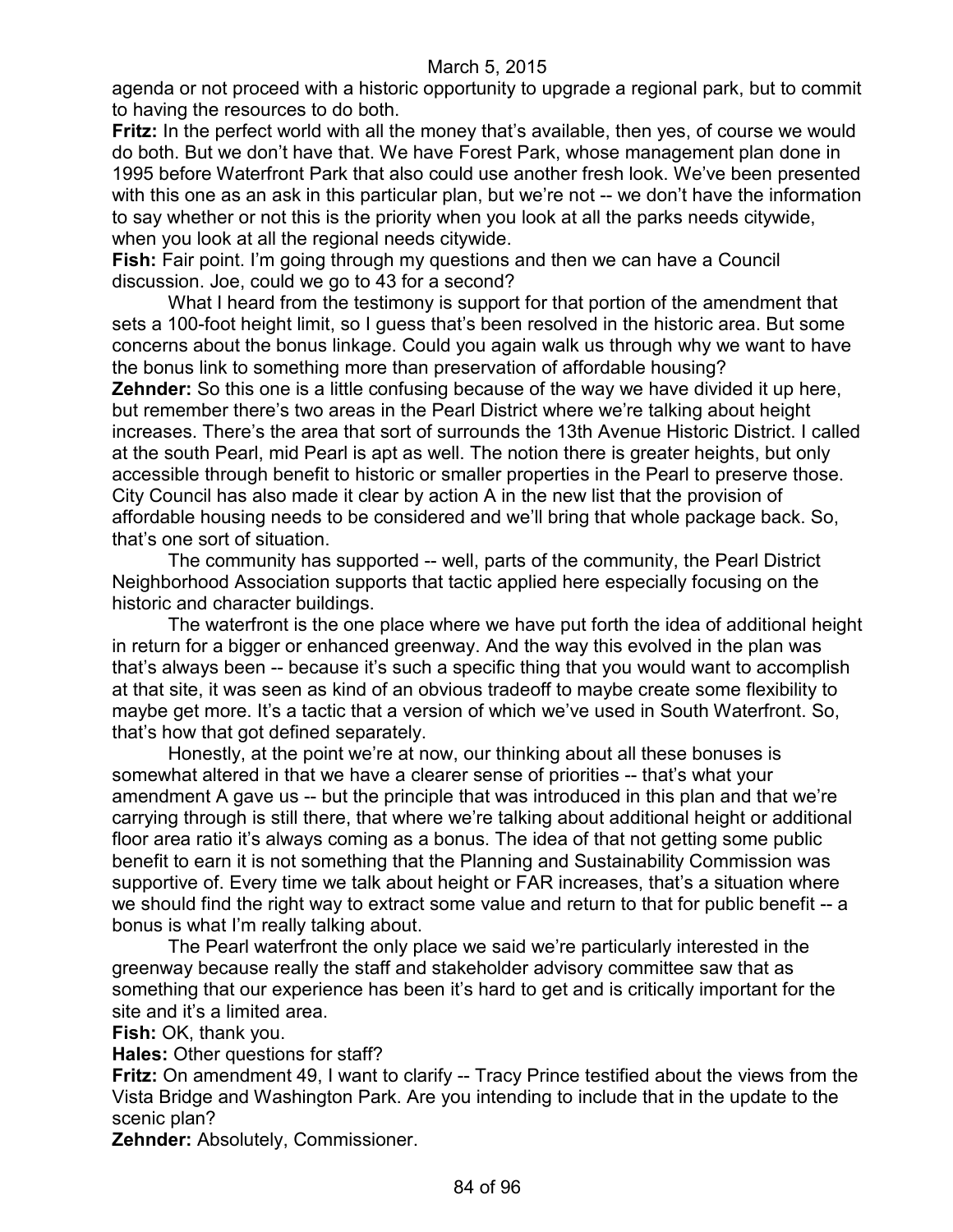agenda or not proceed with a historic opportunity to upgrade a regional park, but to commit to having the resources to do both.

**Fritz:** In the perfect world with all the money that's available, then yes, of course we would do both. But we don't have that. We have Forest Park, whose management plan done in 1995 before Waterfront Park that also could use another fresh look. We've been presented with this one as an ask in this particular plan, but we're not -- we don't have the information to say whether or not this is the priority when you look at all the parks needs citywide, when you look at all the regional needs citywide.

**Fish:** Fair point. I'm going through my questions and then we can have a Council discussion. Joe, could we go to 43 for a second?

What I heard from the testimony is support for that portion of the amendment that sets a 100-foot height limit, so I guess that's been resolved in the historic area. But some concerns about the bonus linkage. Could you again walk us through why we want to have the bonus link to something more than preservation of affordable housing?

**Zehnder:** So this one is a little confusing because of the way we have divided it up here, but remember there's two areas in the Pearl District where we're talking about height increases. There's the area that sort of surrounds the 13th Avenue Historic District. I called at the south Pearl, mid Pearl is apt as well. The notion there is greater heights, but only accessible through benefit to historic or smaller properties in the Pearl to preserve those. City Council has also made it clear by action A in the new list that the provision of affordable housing needs to be considered and we'll bring that whole package back. So, that's one sort of situation.

The community has supported -- well, parts of the community, the Pearl District Neighborhood Association supports that tactic applied here especially focusing on the historic and character buildings.

The waterfront is the one place where we have put forth the idea of additional height in return for a bigger or enhanced greenway. And the way this evolved in the plan was that's always been -- because it's such a specific thing that you would want to accomplish at that site, it was seen as kind of an obvious tradeoff to maybe create some flexibility to maybe get more. It's a tactic that a version of which we've used in South Waterfront. So, that's how that got defined separately.

Honestly, at the point we're at now, our thinking about all these bonuses is somewhat altered in that we have a clearer sense of priorities -- that's what your amendment A gave us -- but the principle that was introduced in this plan and that we're carrying through is still there, that where we're talking about additional height or additional floor area ratio it's always coming as a bonus. The idea of that not getting some public benefit to earn it is not something that the Planning and Sustainability Commission was supportive of. Every time we talk about height or FAR increases, that's a situation where we should find the right way to extract some value and return to that for public benefit -- a bonus is what I'm really talking about.

The Pearl waterfront the only place we said we're particularly interested in the greenway because really the staff and stakeholder advisory committee saw that as something that our experience has been it's hard to get and is critically important for the site and it's a limited area.

**Fish:** OK, thank you.

**Hales:** Other questions for staff?

**Fritz:** On amendment 49, I want to clarify -- Tracy Prince testified about the views from the Vista Bridge and Washington Park. Are you intending to include that in the update to the scenic plan?

**Zehnder:** Absolutely, Commissioner.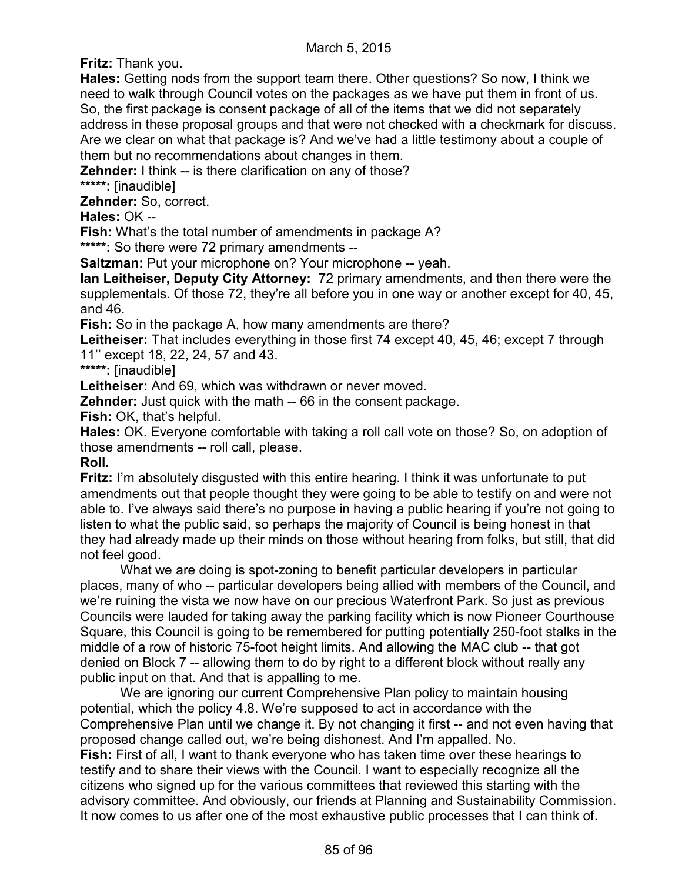**Fritz:** Thank you.

**Hales:** Getting nods from the support team there. Other questions? So now, I think we need to walk through Council votes on the packages as we have put them in front of us. So, the first package is consent package of all of the items that we did not separately address in these proposal groups and that were not checked with a checkmark for discuss. Are we clear on what that package is? And we've had a little testimony about a couple of them but no recommendations about changes in them.

**Zehnder:** I think -- is there clarification on any of those?

*****: [inaudible]

**Zehnder:** So, correct.

**Hales:** OK --

**Fish:** What's the total number of amendments in package A?

*****: So there were 72 primary amendments --

**Saltzman:** Put your microphone on? Your microphone -- yeah.

**Ian Leitheiser, Deputy City Attorney:** 72 primary amendments, and then there were the supplementals. Of those 72, they're all before you in one way or another except for 40, 45, and 46.

**Fish:** So in the package A, how many amendments are there?

**Leitheiser:** That includes everything in those first 74 except 40, 45, 46; except 7 through 11'' except 18, 22, 24, 57 and 43.

*****: [inaudible]

**Leitheiser:** And 69, which was withdrawn or never moved.

**Zehnder:** Just quick with the math -- 66 in the consent package.

**Fish:** OK, that's helpful.

**Hales:** OK. Everyone comfortable with taking a roll call vote on those? So, on adoption of those amendments -- roll call, please.

**Roll.**

**Fritz:** I'm absolutely disgusted with this entire hearing. I think it was unfortunate to put amendments out that people thought they were going to be able to testify on and were not able to. I've always said there's no purpose in having a public hearing if you're not going to listen to what the public said, so perhaps the majority of Council is being honest in that they had already made up their minds on those without hearing from folks, but still, that did not feel good.

What we are doing is spot-zoning to benefit particular developers in particular places, many of who -- particular developers being allied with members of the Council, and we're ruining the vista we now have on our precious Waterfront Park. So just as previous Councils were lauded for taking away the parking facility which is now Pioneer Courthouse Square, this Council is going to be remembered for putting potentially 250-foot stalks in the middle of a row of historic 75-foot height limits. And allowing the MAC club -- that got denied on Block 7 -- allowing them to do by right to a different block without really any public input on that. And that is appalling to me.

We are ignoring our current Comprehensive Plan policy to maintain housing potential, which the policy 4.8. We're supposed to act in accordance with the Comprehensive Plan until we change it. By not changing it first -- and not even having that proposed change called out, we're being dishonest. And I'm appalled. No.

**Fish:** First of all, I want to thank everyone who has taken time over these hearings to testify and to share their views with the Council. I want to especially recognize all the citizens who signed up for the various committees that reviewed this starting with the advisory committee. And obviously, our friends at Planning and Sustainability Commission. It now comes to us after one of the most exhaustive public processes that I can think of.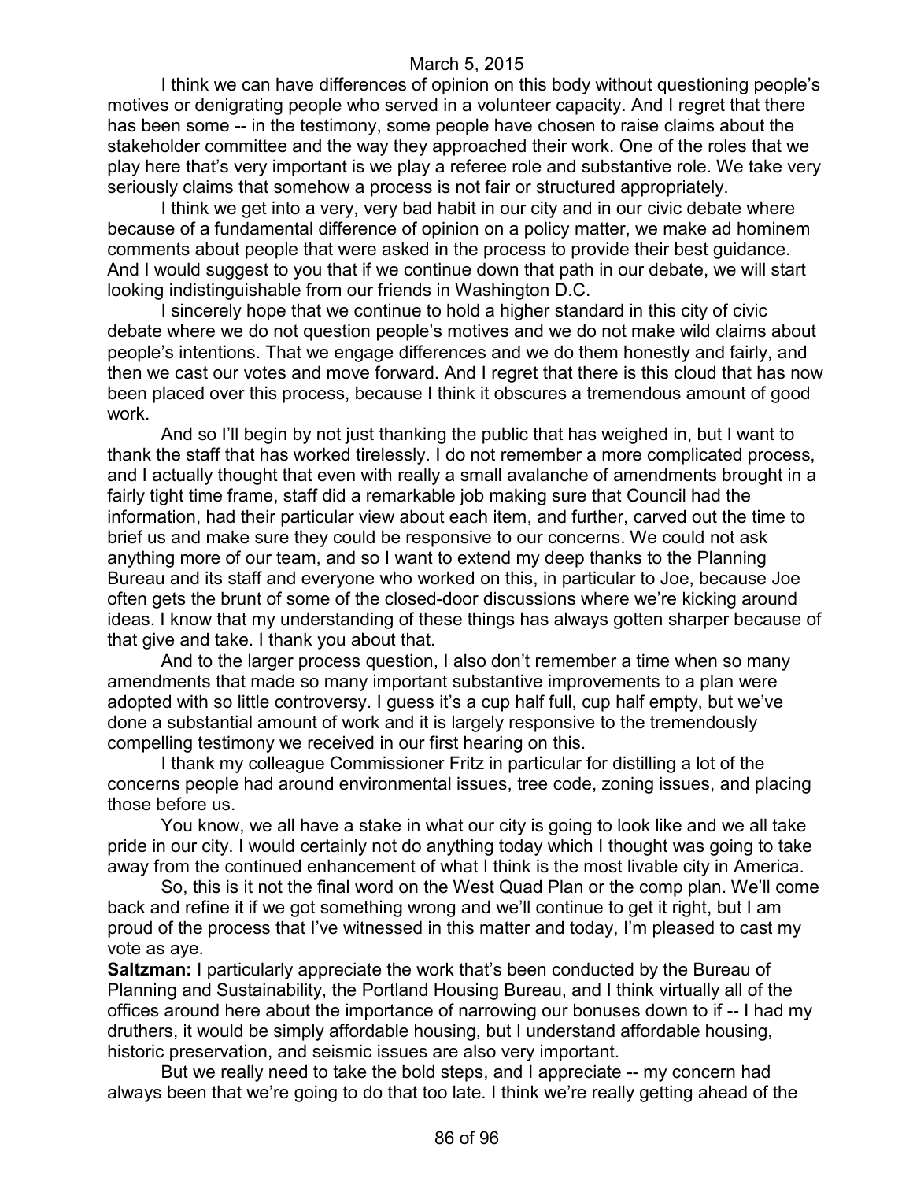I think we can have differences of opinion on this body without questioning people's motives or denigrating people who served in a volunteer capacity. And I regret that there has been some -- in the testimony, some people have chosen to raise claims about the stakeholder committee and the way they approached their work. One of the roles that we play here that's very important is we play a referee role and substantive role. We take very seriously claims that somehow a process is not fair or structured appropriately.

I think we get into a very, very bad habit in our city and in our civic debate where because of a fundamental difference of opinion on a policy matter, we make ad hominem comments about people that were asked in the process to provide their best guidance. And I would suggest to you that if we continue down that path in our debate, we will start looking indistinguishable from our friends in Washington D.C.

I sincerely hope that we continue to hold a higher standard in this city of civic debate where we do not question people's motives and we do not make wild claims about people's intentions. That we engage differences and we do them honestly and fairly, and then we cast our votes and move forward. And I regret that there is this cloud that has now been placed over this process, because I think it obscures a tremendous amount of good work.

And so I'll begin by not just thanking the public that has weighed in, but I want to thank the staff that has worked tirelessly. I do not remember a more complicated process, and I actually thought that even with really a small avalanche of amendments brought in a fairly tight time frame, staff did a remarkable job making sure that Council had the information, had their particular view about each item, and further, carved out the time to brief us and make sure they could be responsive to our concerns. We could not ask anything more of our team, and so I want to extend my deep thanks to the Planning Bureau and its staff and everyone who worked on this, in particular to Joe, because Joe often gets the brunt of some of the closed-door discussions where we're kicking around ideas. I know that my understanding of these things has always gotten sharper because of that give and take. I thank you about that.

And to the larger process question, I also don't remember a time when so many amendments that made so many important substantive improvements to a plan were adopted with so little controversy. I guess it's a cup half full, cup half empty, but we've done a substantial amount of work and it is largely responsive to the tremendously compelling testimony we received in our first hearing on this.

I thank my colleague Commissioner Fritz in particular for distilling a lot of the concerns people had around environmental issues, tree code, zoning issues, and placing those before us.

You know, we all have a stake in what our city is going to look like and we all take pride in our city. I would certainly not do anything today which I thought was going to take away from the continued enhancement of what I think is the most livable city in America.

So, this is it not the final word on the West Quad Plan or the comp plan. We'll come back and refine it if we got something wrong and we'll continue to get it right, but I am proud of the process that I've witnessed in this matter and today, I'm pleased to cast my vote as aye.

**Saltzman:** I particularly appreciate the work that's been conducted by the Bureau of Planning and Sustainability, the Portland Housing Bureau, and I think virtually all of the offices around here about the importance of narrowing our bonuses down to if -- I had my druthers, it would be simply affordable housing, but I understand affordable housing, historic preservation, and seismic issues are also very important.

But we really need to take the bold steps, and I appreciate -- my concern had always been that we're going to do that too late. I think we're really getting ahead of the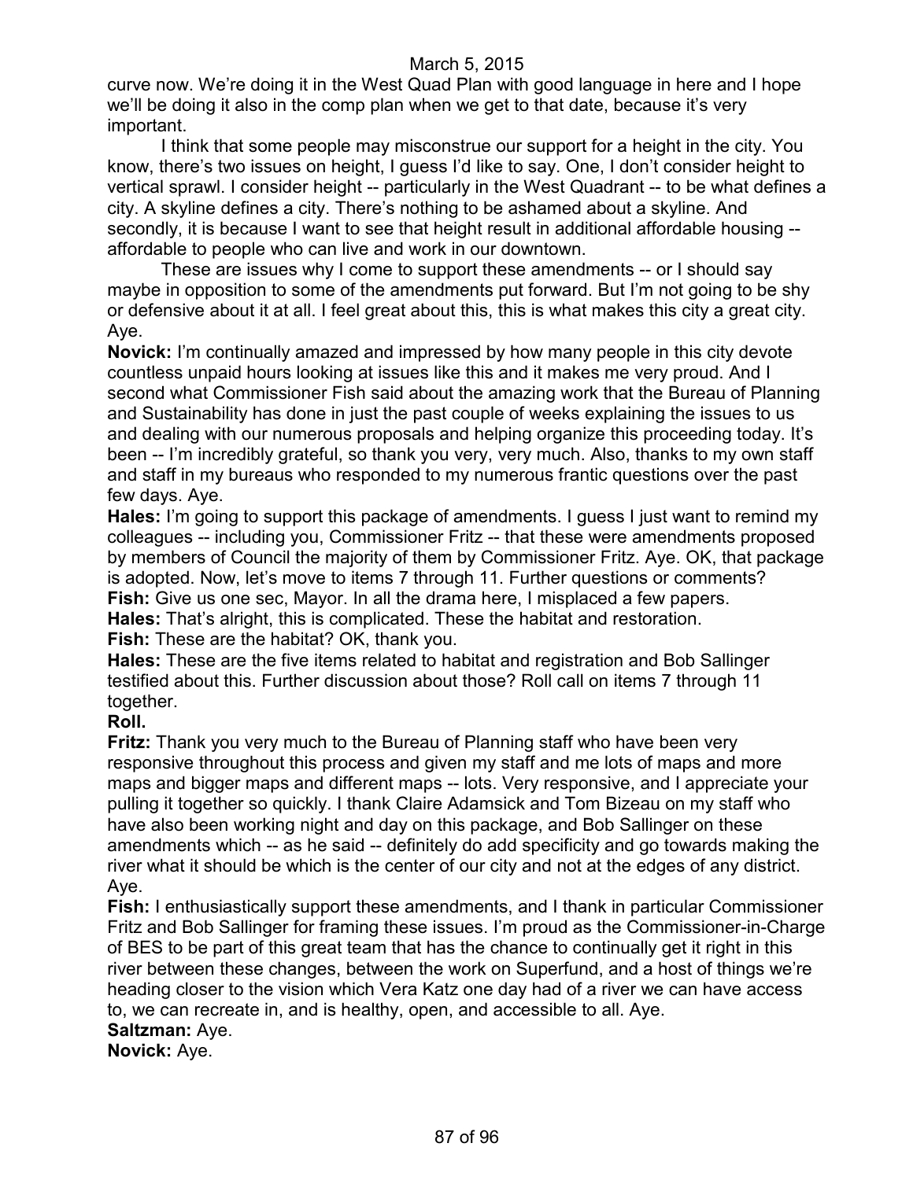curve now. We're doing it in the West Quad Plan with good language in here and I hope we'll be doing it also in the comp plan when we get to that date, because it's very important.

I think that some people may misconstrue our support for a height in the city. You know, there's two issues on height, I guess I'd like to say. One, I don't consider height to vertical sprawl. I consider height -- particularly in the West Quadrant -- to be what defines a city. A skyline defines a city. There's nothing to be ashamed about a skyline. And secondly, it is because I want to see that height result in additional affordable housing -- affordable to people who can live and work in our downtown.

These are issues why I come to support these amendments -- or I should say maybe in opposition to some of the amendments put forward. But I'm not going to be shy or defensive about it at all. I feel great about this, this is what makes this city a great city. Aye.

**Novick:** I'm continually amazed and impressed by how many people in this city devote countless unpaid hours looking at issues like this and it makes me very proud. And I second what Commissioner Fish said about the amazing work that the Bureau of Planning and Sustainability has done in just the past couple of weeks explaining the issues to us and dealing with our numerous proposals and helping organize this proceeding today. It's been -- I'm incredibly grateful, so thank you very, very much. Also, thanks to my own staff and staff in my bureaus who responded to my numerous frantic questions over the past few days. Aye.

**Hales:** I'm going to support this package of amendments. I guess I just want to remind my colleagues -- including you, Commissioner Fritz -- that these were amendments proposed by members of Council the majority of them by Commissioner Fritz. Aye. OK, that package is adopted. Now, let's move to items 7 through 11. Further questions or comments?

**Fish:** Give us one sec, Mayor. In all the drama here, I misplaced a few papers.

**Hales:** That's alright, this is complicated. These the habitat and restoration.

**Fish:** These are the habitat? OK, thank you.

**Hales:** These are the five items related to habitat and registration and Bob Sallinger testified about this. Further discussion about those? Roll call on items 7 through 11 together.

**Roll.**

**Fritz:** Thank you very much to the Bureau of Planning staff who have been very responsive throughout this process and given my staff and me lots of maps and more maps and bigger maps and different maps -- lots. Very responsive, and I appreciate your pulling it together so quickly. I thank Claire Adamsick and Tom Bizeau on my staff who have also been working night and day on this package, and Bob Sallinger on these amendments which -- as he said -- definitely do add specificity and go towards making the river what it should be which is the center of our city and not at the edges of any district. Aye.

**Fish:** I enthusiastically support these amendments, and I thank in particular Commissioner Fritz and Bob Sallinger for framing these issues. I'm proud as the Commissioner-in-Charge of BES to be part of this great team that has the chance to continually get it right in this river between these changes, between the work on Superfund, and a host of things we're heading closer to the vision which Vera Katz one day had of a river we can have access to, we can recreate in, and is healthy, open, and accessible to all. Aye.

**Saltzman:** Aye.

**Novick:** Aye.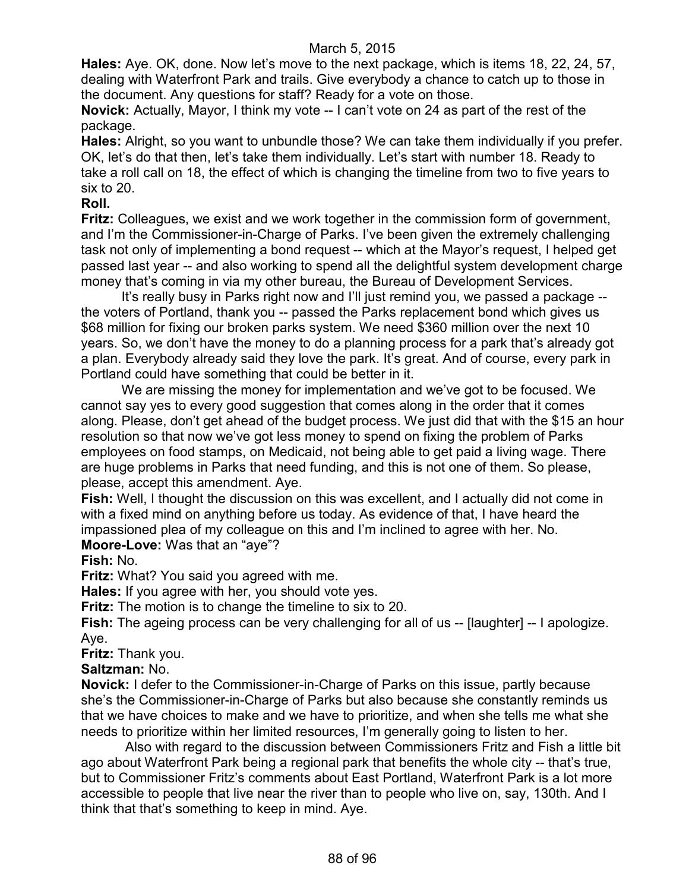**Hales:** Aye. OK, done. Now let's move to the next package, which is items 18, 22, 24, 57, dealing with Waterfront Park and trails. Give everybody a chance to catch up to those in the document. Any questions for staff? Ready for a vote on those.

**Novick:** Actually, Mayor, I think my vote -- I can't vote on 24 as part of the rest of the package.

**Hales:** Alright, so you want to unbundle those? We can take them individually if you prefer. OK, let's do that then, let's take them individually. Let's start with number 18. Ready to take a roll call on 18, the effect of which is changing the timeline from two to five years to six to 20.

**Roll.**

**Fritz:** Colleagues, we exist and we work together in the commission form of government, and I'm the Commissioner-in-Charge of Parks. I've been given the extremely challenging task not only of implementing a bond request -- which at the Mayor's request, I helped get passed last year -- and also working to spend all the delightful system development charge money that's coming in via my other bureau, the Bureau of Development Services.

It's really busy in Parks right now and I'll just remind you, we passed a package -- the voters of Portland, thank you -- passed the Parks replacement bond which gives us $68 million for fixing our broken parks system. We need $360 million over the next 10 years. So, we don't have the money to do a planning process for a park that's already got a plan. Everybody already said they love the park. It's great. And of course, every park in Portland could have something that could be better in it.

We are missing the money for implementation and we've got to be focused. We cannot say yes to every good suggestion that comes along in the order that it comes along. Please, don't get ahead of the budget process. We just did that with the $15 an hour resolution so that now we've got less money to spend on fixing the problem of Parks employees on food stamps, on Medicaid, not being able to get paid a living wage. There are huge problems in Parks that need funding, and this is not one of them. So please, please, accept this amendment. Aye.

**Fish:** Well, I thought the discussion on this was excellent, and I actually did not come in with a fixed mind on anything before us today. As evidence of that, I have heard the impassioned plea of my colleague on this and I'm inclined to agree with her. No.

**Moore-Love:** Was that an "aye"?

**Fish:** No.

**Fritz:** What? You said you agreed with me.

**Hales:** If you agree with her, you should vote yes.

**Fritz:** The motion is to change the timeline to six to 20.

**Fish:** The ageing process can be very challenging for all of us -- [laughter] -- I apologize. Aye.

**Fritz:** Thank you.

**Saltzman:** No.

**Novick:** I defer to the Commissioner-in-Charge of Parks on this issue, partly because she's the Commissioner-in-Charge of Parks but also because she constantly reminds us that we have choices to make and we have to prioritize, and when she tells me what she needs to prioritize within her limited resources, I'm generally going to listen to her.

Also with regard to the discussion between Commissioners Fritz and Fish a little bit ago about Waterfront Park being a regional park that benefits the whole city -- that's true, but to Commissioner Fritz's comments about East Portland, Waterfront Park is a lot more accessible to people that live near the river than to people who live on, say, 130th. And I think that that's something to keep in mind. Aye.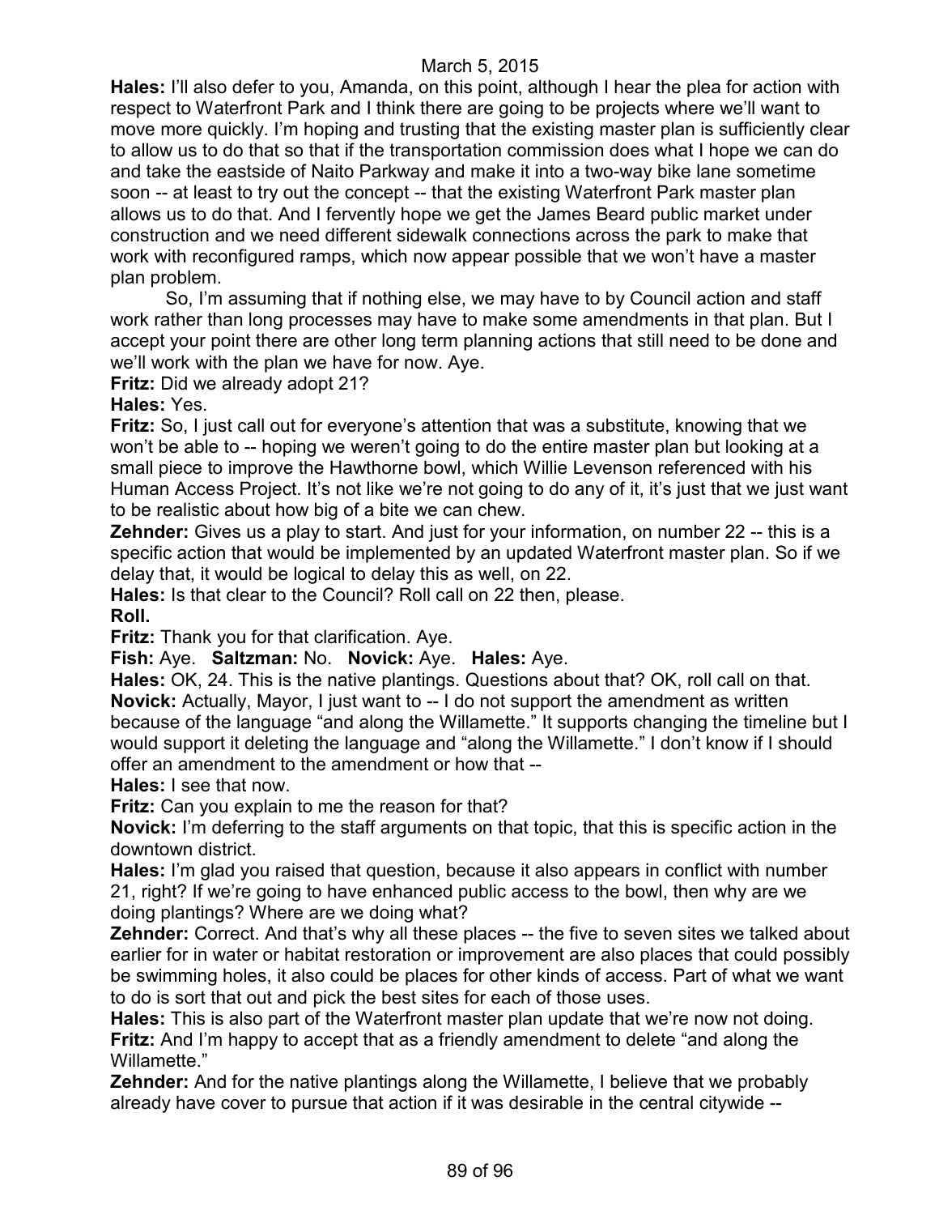**Hales:** I'll also defer to you, Amanda, on this point, although I hear the plea for action with respect to Waterfront Park and I think there are going to be projects where we'll want to move more quickly. I'm hoping and trusting that the existing master plan is sufficiently clear to allow us to do that so that if the transportation commission does what I hope we can do and take the eastside of Naito Parkway and make it into a two-way bike lane sometime soon -- at least to try out the concept -- that the existing Waterfront Park master plan allows us to do that. And I fervently hope we get the James Beard public market under construction and we need different sidewalk connections across the park to make that work with reconfigured ramps, which now appear possible that we won't have a master plan problem.

So, I'm assuming that if nothing else, we may have to by Council action and staff work rather than long processes may have to make some amendments in that plan. But I accept your point there are other long term planning actions that still need to be done and we'll work with the plan we have for now. Aye.

**Fritz:** Did we already adopt 21?

**Hales:** Yes.

**Fritz:** So, I just call out for everyone's attention that was a substitute, knowing that we won't be able to -- hoping we weren't going to do the entire master plan but looking at a small piece to improve the Hawthorne bowl, which Willie Levenson referenced with his Human Access Project. It's not like we're not going to do any of it, it's just that we just want to be realistic about how big of a bite we can chew.

**Zehnder:** Gives us a play to start. And just for your information, on number 22 -- this is a specific action that would be implemented by an updated Waterfront master plan. So if we delay that, it would be logical to delay this as well, on 22.

**Hales:** Is that clear to the Council? Roll call on 22 then, please.

**Roll.**

**Fritz:** Thank you for that clarification. Aye.

**Fish:** Aye. **Saltzman:** No. **Novick:** Aye. **Hales:** Aye.

**Hales:** OK, 24. This is the native plantings. Questions about that? OK, roll call on that.

**Novick:** Actually, Mayor, I just want to -- I do not support the amendment as written because of the language "and along the Willamette." It supports changing the timeline but I would support it deleting the language and "along the Willamette." I don't know if I should offer an amendment to the amendment or how that --

**Hales:** I see that now.

**Fritz:** Can you explain to me the reason for that?

**Novick:** I'm deferring to the staff arguments on that topic, that this is specific action in the downtown district.

**Hales:** I'm glad you raised that question, because it also appears in conflict with number 21, right? If we're going to have enhanced public access to the bowl, then why are we doing plantings? Where are we doing what?

**Zehnder:** Correct. And that's why all these places -- the five to seven sites we talked about earlier for in water or habitat restoration or improvement are also places that could possibly be swimming holes, it also could be places for other kinds of access. Part of what we want to do is sort that out and pick the best sites for each of those uses.

**Hales:** This is also part of the Waterfront master plan update that we're now not doing.

**Fritz:** And I'm happy to accept that as a friendly amendment to delete "and along the Willamette."

**Zehnder:** And for the native plantings along the Willamette, I believe that we probably already have cover to pursue that action if it was desirable in the central citywide --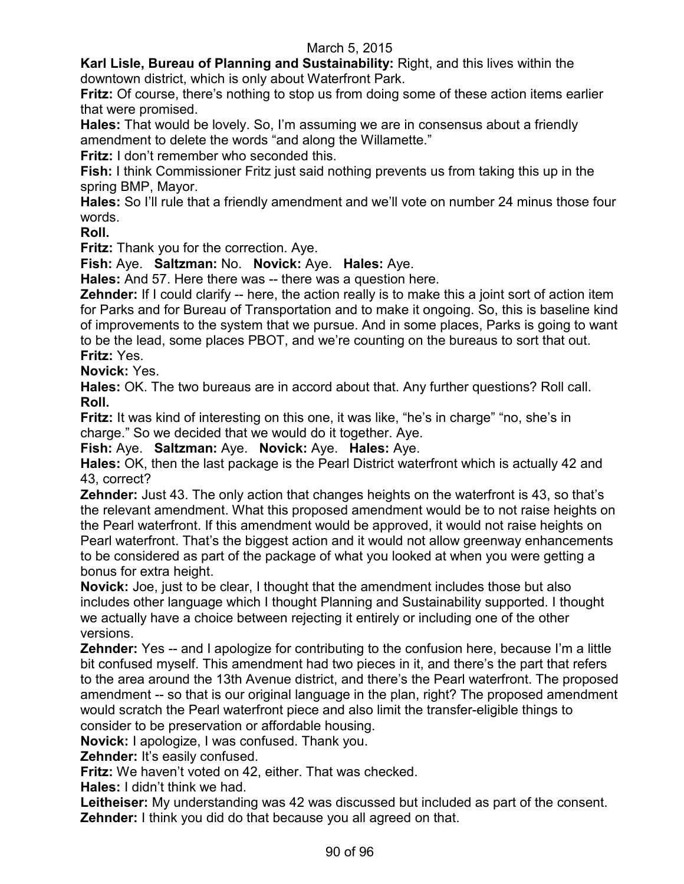**Karl Lisle, Bureau of Planning and Sustainability:** Right, and this lives within the downtown district, which is only about Waterfront Park.

**Fritz:** Of course, there's nothing to stop us from doing some of these action items earlier that were promised.

**Hales:** That would be lovely. So, I'm assuming we are in consensus about a friendly amendment to delete the words "and along the Willamette."

**Fritz:** I don't remember who seconded this.

**Fish:** I think Commissioner Fritz just said nothing prevents us from taking this up in the spring BMP, Mayor.

**Hales:** So I'll rule that a friendly amendment and we'll vote on number 24 minus those four words.

**Roll.**

**Fritz:** Thank you for the correction. Aye.

**Fish:** Aye. **Saltzman:** No. **Novick:** Aye. **Hales:** Aye.

**Hales:** And 57. Here there was -- there was a question here.

**Zehnder:** If I could clarify -- here, the action really is to make this a joint sort of action item for Parks and for Bureau of Transportation and to make it ongoing. So, this is baseline kind of improvements to the system that we pursue. And in some places, Parks is going to want to be the lead, some places PBOT, and we're counting on the bureaus to sort that out.

**Fritz:** Yes.

**Novick:** Yes.

**Hales:** OK. The two bureaus are in accord about that. Any further questions? Roll call.

**Roll.**

**Fritz:** It was kind of interesting on this one, it was like, "he's in charge" "no, she's in charge." So we decided that we would do it together. Aye.

**Fish:** Aye. **Saltzman:** Aye. **Novick:** Aye. **Hales:** Aye.

**Hales:** OK, then the last package is the Pearl District waterfront which is actually 42 and 43, correct?

**Zehnder:** Just 43. The only action that changes heights on the waterfront is 43, so that's the relevant amendment. What this proposed amendment would be to not raise heights on the Pearl waterfront. If this amendment would be approved, it would not raise heights on Pearl waterfront. That's the biggest action and it would not allow greenway enhancements to be considered as part of the package of what you looked at when you were getting a bonus for extra height.

**Novick:** Joe, just to be clear, I thought that the amendment includes those but also includes other language which I thought Planning and Sustainability supported. I thought we actually have a choice between rejecting it entirely or including one of the other versions.

**Zehnder:** Yes -- and I apologize for contributing to the confusion here, because I'm a little bit confused myself. This amendment had two pieces in it, and there's the part that refers to the area around the 13th Avenue district, and there's the Pearl waterfront. The proposed amendment -- so that is our original language in the plan, right? The proposed amendment would scratch the Pearl waterfront piece and also limit the transfer-eligible things to consider to be preservation or affordable housing.

**Novick:** I apologize, I was confused. Thank you.

**Zehnder:** It's easily confused.

**Fritz:** We haven't voted on 42, either. That was checked.

**Hales:** I didn't think we had.

**Leitheiser:** My understanding was 42 was discussed but included as part of the consent.

**Zehnder:** I think you did do that because you all agreed on that.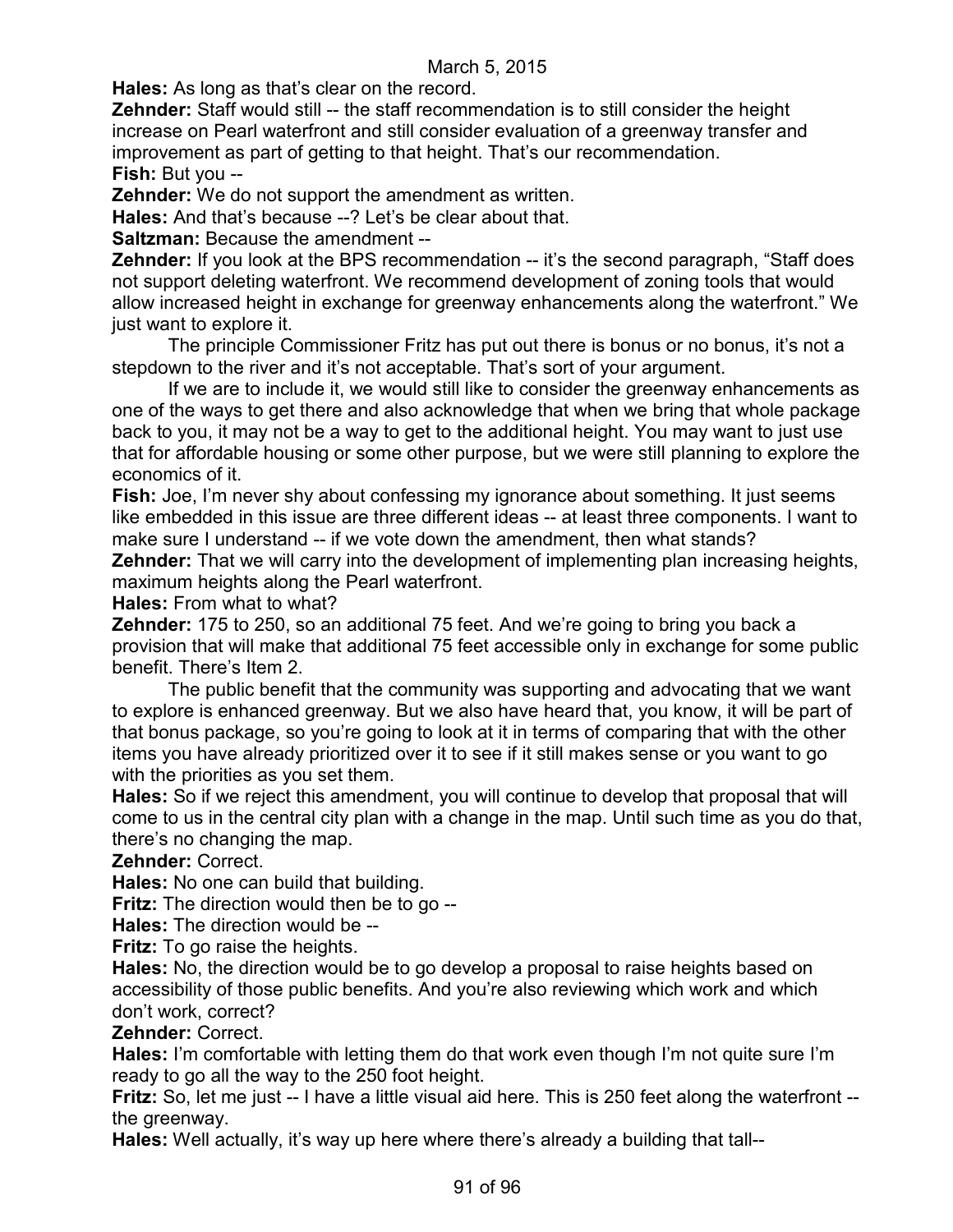**Hales:** As long as that's clear on the record.

**Zehnder:** Staff would still -- the staff recommendation is to still consider the height increase on Pearl waterfront and still consider evaluation of a greenway transfer and improvement as part of getting to that height. That's our recommendation.

**Fish:** But you --

**Zehnder:** We do not support the amendment as written.

**Hales:** And that's because --? Let's be clear about that.

**Saltzman:** Because the amendment --

**Zehnder:** If you look at the BPS recommendation -- it's the second paragraph, "Staff does not support deleting waterfront. We recommend development of zoning tools that would allow increased height in exchange for greenway enhancements along the waterfront." We just want to explore it.

The principle Commissioner Fritz has put out there is bonus or no bonus, it's not a stepdown to the river and it's not acceptable. That's sort of your argument.

If we are to include it, we would still like to consider the greenway enhancements as one of the ways to get there and also acknowledge that when we bring that whole package back to you, it may not be a way to get to the additional height. You may want to just use that for affordable housing or some other purpose, but we were still planning to explore the economics of it.

**Fish:** Joe, I'm never shy about confessing my ignorance about something. It just seems like embedded in this issue are three different ideas -- at least three components. I want to make sure I understand -- if we vote down the amendment, then what stands?

**Zehnder:** That we will carry into the development of implementing plan increasing heights, maximum heights along the Pearl waterfront.

**Hales:** From what to what?

**Zehnder:** 175 to 250, so an additional 75 feet. And we're going to bring you back a provision that will make that additional 75 feet accessible only in exchange for some public benefit. There's Item 2.

The public benefit that the community was supporting and advocating that we want to explore is enhanced greenway. But we also have heard that, you know, it will be part of that bonus package, so you're going to look at it in terms of comparing that with the other items you have already prioritized over it to see if it still makes sense or you want to go with the priorities as you set them.

**Hales:** So if we reject this amendment, you will continue to develop that proposal that will come to us in the central city plan with a change in the map. Until such time as you do that, there's no changing the map.

**Zehnder:** Correct.

**Hales:** No one can build that building.

**Fritz:** The direction would then be to go --

**Hales:** The direction would be --

**Fritz:** To go raise the heights.

**Hales:** No, the direction would be to go develop a proposal to raise heights based on accessibility of those public benefits. And you're also reviewing which work and which don't work, correct?

**Zehnder:** Correct.

**Hales:** I'm comfortable with letting them do that work even though I'm not quite sure I'm ready to go all the way to the 250 foot height.

**Fritz:** So, let me just -- I have a little visual aid here. This is 250 feet along the waterfront -- the greenway.

**Hales:** Well actually, it's way up here where there's already a building that tall--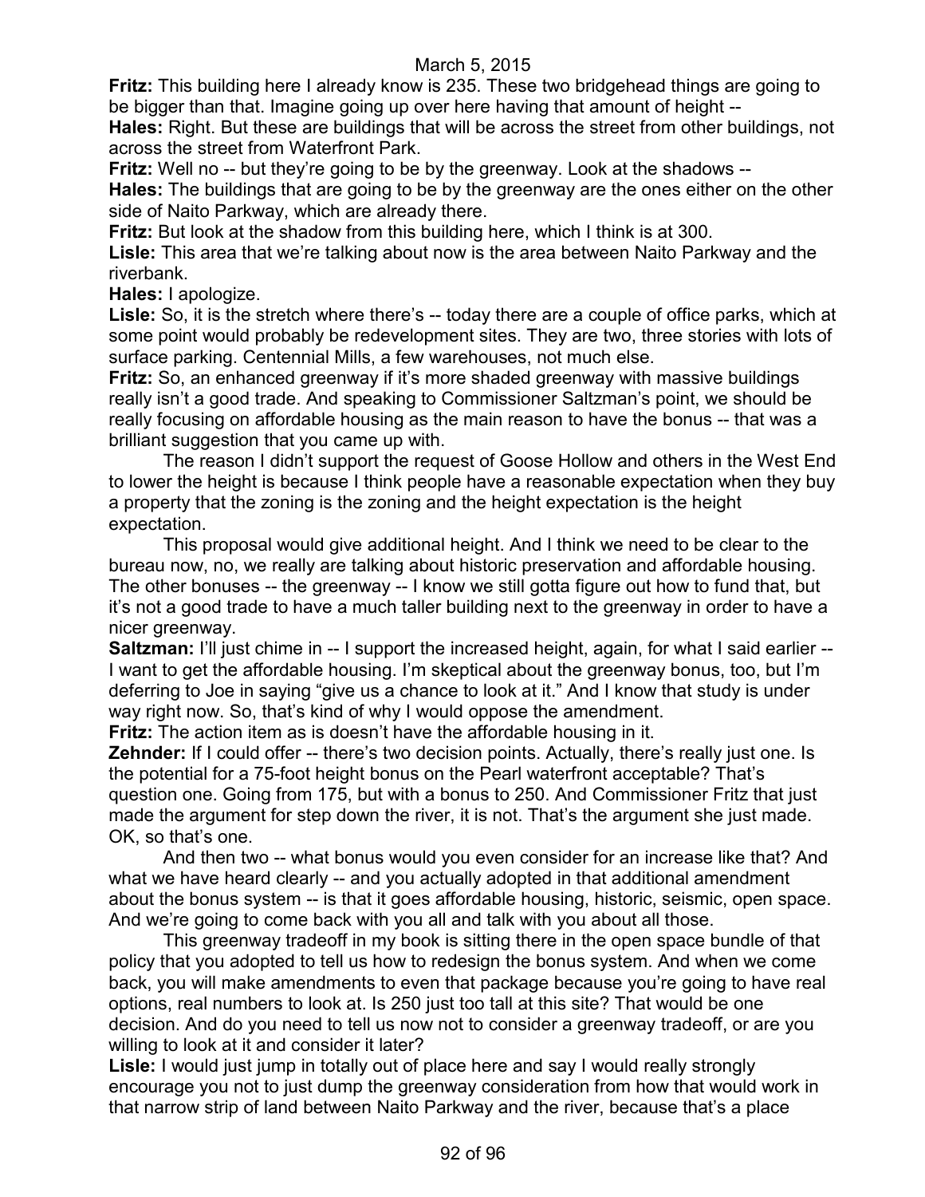**Fritz:** This building here I already know is 235. These two bridgehead things are going to be bigger than that. Imagine going up over here having that amount of height --

**Hales:** Right. But these are buildings that will be across the street from other buildings, not across the street from Waterfront Park.

**Fritz:** Well no -- but they're going to be by the greenway. Look at the shadows --

**Hales:** The buildings that are going to be by the greenway are the ones either on the other side of Naito Parkway, which are already there.

**Fritz:** But look at the shadow from this building here, which I think is at 300.

**Lisle:** This area that we're talking about now is the area between Naito Parkway and the riverbank.

**Hales:** I apologize.

**Lisle:** So, it is the stretch where there's -- today there are a couple of office parks, which at some point would probably be redevelopment sites. They are two, three stories with lots of surface parking. Centennial Mills, a few warehouses, not much else.

**Fritz:** So, an enhanced greenway if it's more shaded greenway with massive buildings really isn't a good trade. And speaking to Commissioner Saltzman's point, we should be really focusing on affordable housing as the main reason to have the bonus -- that was a brilliant suggestion that you came up with.

The reason I didn't support the request of Goose Hollow and others in the West End to lower the height is because I think people have a reasonable expectation when they buy a property that the zoning is the zoning and the height expectation is the height expectation.

This proposal would give additional height. And I think we need to be clear to the bureau now, no, we really are talking about historic preservation and affordable housing. The other bonuses -- the greenway -- I know we still gotta figure out how to fund that, but it's not a good trade to have a much taller building next to the greenway in order to have a nicer greenway.

**Saltzman:** I'll just chime in -- I support the increased height, again, for what I said earlier -- I want to get the affordable housing. I'm skeptical about the greenway bonus, too, but I'm deferring to Joe in saying "give us a chance to look at it." And I know that study is under way right now. So, that's kind of why I would oppose the amendment.

**Fritz:** The action item as is doesn't have the affordable housing in it.

**Zehnder:** If I could offer -- there's two decision points. Actually, there's really just one. Is the potential for a 75-foot height bonus on the Pearl waterfront acceptable? That's question one. Going from 175, but with a bonus to 250. And Commissioner Fritz that just made the argument for step down the river, it is not. That's the argument she just made. OK, so that's one.

And then two -- what bonus would you even consider for an increase like that? And what we have heard clearly -- and you actually adopted in that additional amendment about the bonus system -- is that it goes affordable housing, historic, seismic, open space. And we're going to come back with you all and talk with you about all those.

This greenway tradeoff in my book is sitting there in the open space bundle of that policy that you adopted to tell us how to redesign the bonus system. And when we come back, you will make amendments to even that package because you're going to have real options, real numbers to look at. Is 250 just too tall at this site? That would be one decision. And do you need to tell us now not to consider a greenway tradeoff, or are you willing to look at it and consider it later?

**Lisle:** I would just jump in totally out of place here and say I would really strongly encourage you not to just dump the greenway consideration from how that would work in that narrow strip of land between Naito Parkway and the river, because that's a place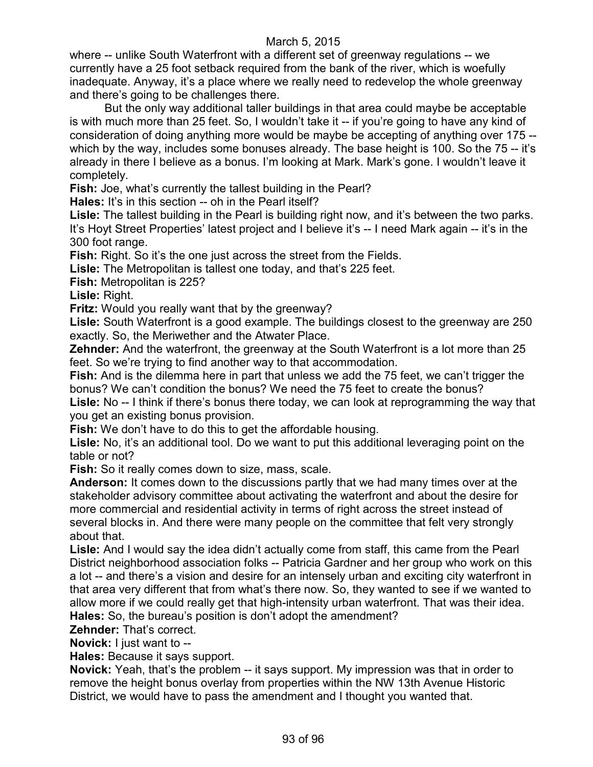where -- unlike South Waterfront with a different set of greenway regulations -- we currently have a 25 foot setback required from the bank of the river, which is woefully inadequate. Anyway, it's a place where we really need to redevelop the whole greenway and there's going to be challenges there.

But the only way additional taller buildings in that area could maybe be acceptable is with much more than 25 feet. So, I wouldn't take it -- if you're going to have any kind of consideration of doing anything more would be maybe be accepting of anything over 175 -- which by the way, includes some bonuses already. The base height is 100. So the 75 -- it's already in there I believe as a bonus. I'm looking at Mark. Mark's gone. I wouldn't leave it completely.

**Fish:** Joe, what's currently the tallest building in the Pearl?

**Hales:** It's in this section -- oh in the Pearl itself?

**Lisle:** The tallest building in the Pearl is building right now, and it's between the two parks. It's Hoyt Street Properties' latest project and I believe it's -- I need Mark again -- it's in the 300 foot range.

**Fish:** Right. So it's the one just across the street from the Fields.

**Lisle:** The Metropolitan is tallest one today, and that's 225 feet.

**Fish:** Metropolitan is 225?

**Lisle:** Right.

**Fritz:** Would you really want that by the greenway?

**Lisle:** South Waterfront is a good example. The buildings closest to the greenway are 250 exactly. So, the Meriwether and the Atwater Place.

**Zehnder:** And the waterfront, the greenway at the South Waterfront is a lot more than 25 feet. So we're trying to find another way to that accommodation.

**Fish:** And is the dilemma here in part that unless we add the 75 feet, we can't trigger the bonus? We can't condition the bonus? We need the 75 feet to create the bonus?

**Lisle:** No -- I think if there's bonus there today, we can look at reprogramming the way that you get an existing bonus provision.

**Fish:** We don't have to do this to get the affordable housing.

**Lisle:** No, it's an additional tool. Do we want to put this additional leveraging point on the table or not?

**Fish:** So it really comes down to size, mass, scale.

**Anderson:** It comes down to the discussions partly that we had many times over at the stakeholder advisory committee about activating the waterfront and about the desire for more commercial and residential activity in terms of right across the street instead of several blocks in. And there were many people on the committee that felt very strongly about that.

**Lisle:** And I would say the idea didn't actually come from staff, this came from the Pearl District neighborhood association folks -- Patricia Gardner and her group who work on this a lot -- and there's a vision and desire for an intensely urban and exciting city waterfront in that area very different that from what's there now. So, they wanted to see if we wanted to allow more if we could really get that high-intensity urban waterfront. That was their idea.

**Hales:** So, the bureau's position is don't adopt the amendment?

**Zehnder:** That's correct.

**Novick:** I just want to --

**Hales:** Because it says support.

**Novick:** Yeah, that's the problem -- it says support. My impression was that in order to remove the height bonus overlay from properties within the NW 13th Avenue Historic District, we would have to pass the amendment and I thought you wanted that.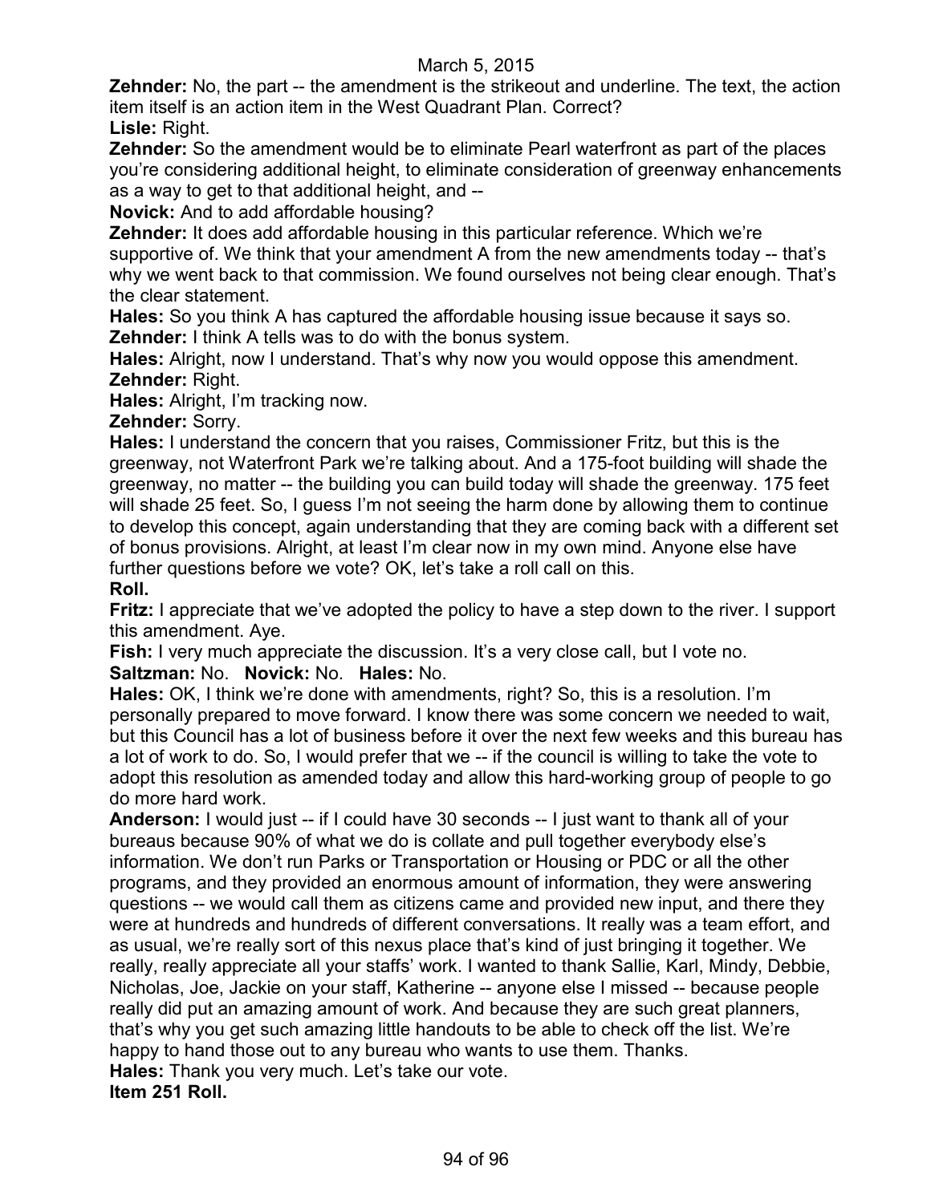**Zehnder:** No, the part -- the amendment is the strikeout and underline. The text, the action item itself is an action item in the West Quadrant Plan. Correct?

**Lisle:** Right.

**Zehnder:** So the amendment would be to eliminate Pearl waterfront as part of the places you're considering additional height, to eliminate consideration of greenway enhancements as a way to get to that additional height, and --

**Novick:** And to add affordable housing?

**Zehnder:** It does add affordable housing in this particular reference. Which we're supportive of. We think that your amendment A from the new amendments today -- that's why we went back to that commission. We found ourselves not being clear enough. That's the clear statement.

**Hales:** So you think A has captured the affordable housing issue because it says so.

**Zehnder:** I think A tells was to do with the bonus system.

**Hales:** Alright, now I understand. That's why now you would oppose this amendment.

**Zehnder:** Right.

**Hales:** Alright, I'm tracking now.

**Zehnder:** Sorry.

**Hales:** I understand the concern that you raises, Commissioner Fritz, but this is the greenway, not Waterfront Park we're talking about. And a 175-foot building will shade the greenway, no matter -- the building you can build today will shade the greenway. 175 feet will shade 25 feet. So, I guess I'm not seeing the harm done by allowing them to continue to develop this concept, again understanding that they are coming back with a different set of bonus provisions. Alright, at least I'm clear now in my own mind. Anyone else have further questions before we vote? OK, let's take a roll call on this.

**Roll.**

**Fritz:** I appreciate that we've adopted the policy to have a step down to the river. I support this amendment. Aye.

**Fish:** I very much appreciate the discussion. It's a very close call, but I vote no.

**Saltzman:** No. **Novick:** No. **Hales:** No.

**Hales:** OK, I think we're done with amendments, right? So, this is a resolution. I'm personally prepared to move forward. I know there was some concern we needed to wait, but this Council has a lot of business before it over the next few weeks and this bureau has a lot of work to do. So, I would prefer that we -- if the council is willing to take the vote to adopt this resolution as amended today and allow this hard-working group of people to go do more hard work.

**Anderson:** I would just -- if I could have 30 seconds -- I just want to thank all of your bureaus because 90% of what we do is collate and pull together everybody else's information. We don't run Parks or Transportation or Housing or PDC or all the other programs, and they provided an enormous amount of information, they were answering questions -- we would call them as citizens came and provided new input, and there they were at hundreds and hundreds of different conversations. It really was a team effort, and as usual, we're really sort of this nexus place that's kind of just bringing it together. We really, really appreciate all your staffs' work. I wanted to thank Sallie, Karl, Mindy, Debbie, Nicholas, Joe, Jackie on your staff, Katherine -- anyone else I missed -- because people really did put an amazing amount of work. And because they are such great planners, that's why you get such amazing little handouts to be able to check off the list. We're happy to hand those out to any bureau who wants to use them. Thanks.

**Hales:** Thank you very much. Let's take our vote.

**Item 251 Roll.**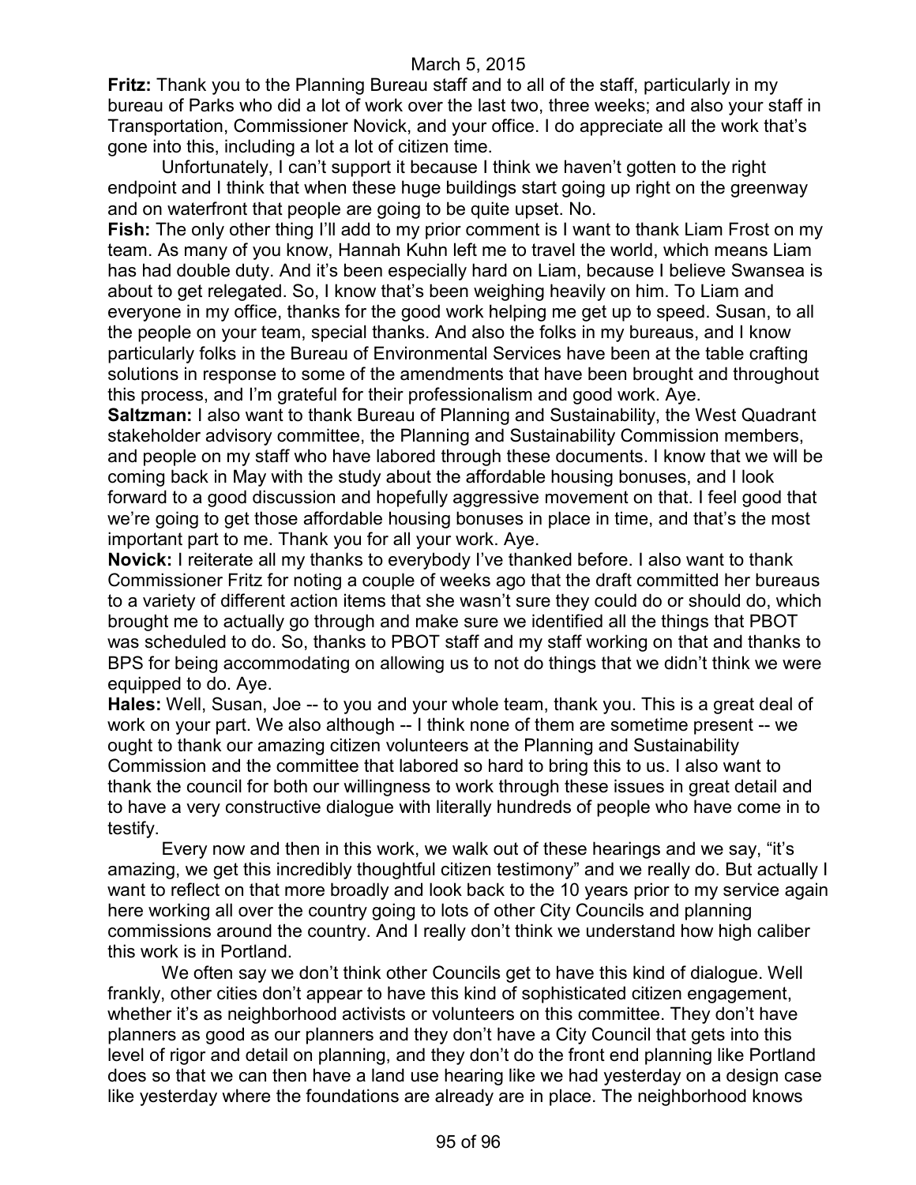**Fritz:** Thank you to the Planning Bureau staff and to all of the staff, particularly in my bureau of Parks who did a lot of work over the last two, three weeks; and also your staff in Transportation, Commissioner Novick, and your office. I do appreciate all the work that's gone into this, including a lot a lot of citizen time.

Unfortunately, I can't support it because I think we haven't gotten to the right endpoint and I think that when these huge buildings start going up right on the greenway and on waterfront that people are going to be quite upset. No.

**Fish:** The only other thing I'll add to my prior comment is I want to thank Liam Frost on my team. As many of you know, Hannah Kuhn left me to travel the world, which means Liam has had double duty. And it's been especially hard on Liam, because I believe Swansea is about to get relegated. So, I know that's been weighing heavily on him. To Liam and everyone in my office, thanks for the good work helping me get up to speed. Susan, to all the people on your team, special thanks. And also the folks in my bureaus, and I know particularly folks in the Bureau of Environmental Services have been at the table crafting solutions in response to some of the amendments that have been brought and throughout this process, and I'm grateful for their professionalism and good work. Aye.

**Saltzman:** I also want to thank Bureau of Planning and Sustainability, the West Quadrant stakeholder advisory committee, the Planning and Sustainability Commission members, and people on my staff who have labored through these documents. I know that we will be coming back in May with the study about the affordable housing bonuses, and I look forward to a good discussion and hopefully aggressive movement on that. I feel good that we're going to get those affordable housing bonuses in place in time, and that's the most important part to me. Thank you for all your work. Aye.

**Novick:** I reiterate all my thanks to everybody I've thanked before. I also want to thank Commissioner Fritz for noting a couple of weeks ago that the draft committed her bureaus to a variety of different action items that she wasn't sure they could do or should do, which brought me to actually go through and make sure we identified all the things that PBOT was scheduled to do. So, thanks to PBOT staff and my staff working on that and thanks to BPS for being accommodating on allowing us to not do things that we didn't think we were equipped to do. Aye.

**Hales:** Well, Susan, Joe -- to you and your whole team, thank you. This is a great deal of work on your part. We also although -- I think none of them are sometime present -- we ought to thank our amazing citizen volunteers at the Planning and Sustainability Commission and the committee that labored so hard to bring this to us. I also want to thank the council for both our willingness to work through these issues in great detail and to have a very constructive dialogue with literally hundreds of people who have come in to testify.

Every now and then in this work, we walk out of these hearings and we say, "it's amazing, we get this incredibly thoughtful citizen testimony" and we really do. But actually I want to reflect on that more broadly and look back to the 10 years prior to my service again here working all over the country going to lots of other City Councils and planning commissions around the country. And I really don't think we understand how high caliber this work is in Portland.

We often say we don't think other Councils get to have this kind of dialogue. Well frankly, other cities don't appear to have this kind of sophisticated citizen engagement, whether it's as neighborhood activists or volunteers on this committee. They don't have planners as good as our planners and they don't have a City Council that gets into this level of rigor and detail on planning, and they don't do the front end planning like Portland does so that we can then have a land use hearing like we had yesterday on a design case like yesterday where the foundations are already are in place. The neighborhood knows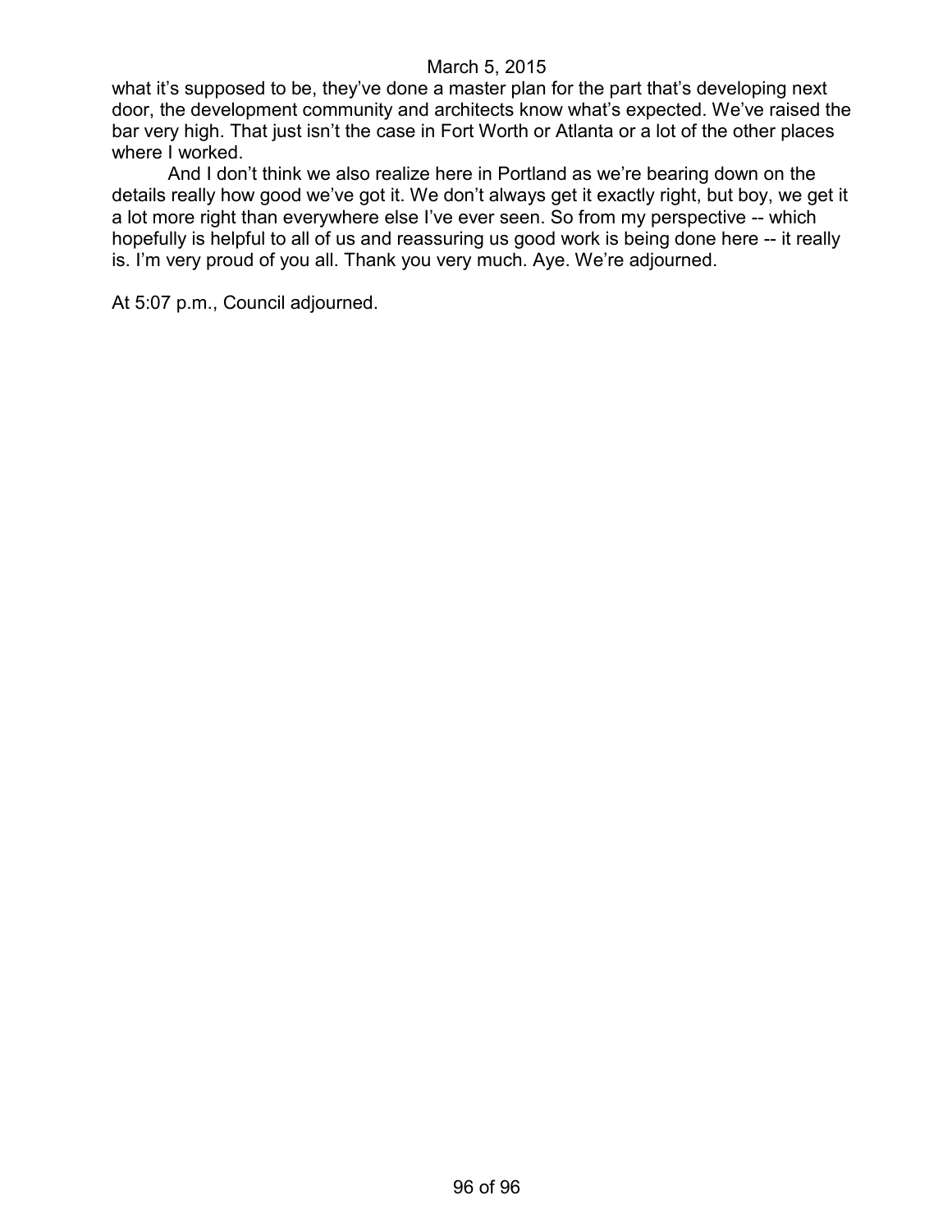what it's supposed to be, they've done a master plan for the part that's developing next door, the development community and architects know what's expected. We've raised the bar very high. That just isn't the case in Fort Worth or Atlanta or a lot of the other places where I worked.

And I don't think we also realize here in Portland as we're bearing down on the details really how good we've got it. We don't always get it exactly right, but boy, we get it a lot more right than everywhere else I've ever seen. So from my perspective -- which hopefully is helpful to all of us and reassuring us good work is being done here -- it really is. I'm very proud of you all. Thank you very much. Aye. We're adjourned.

At 5:07 p.m., Council adjourned.